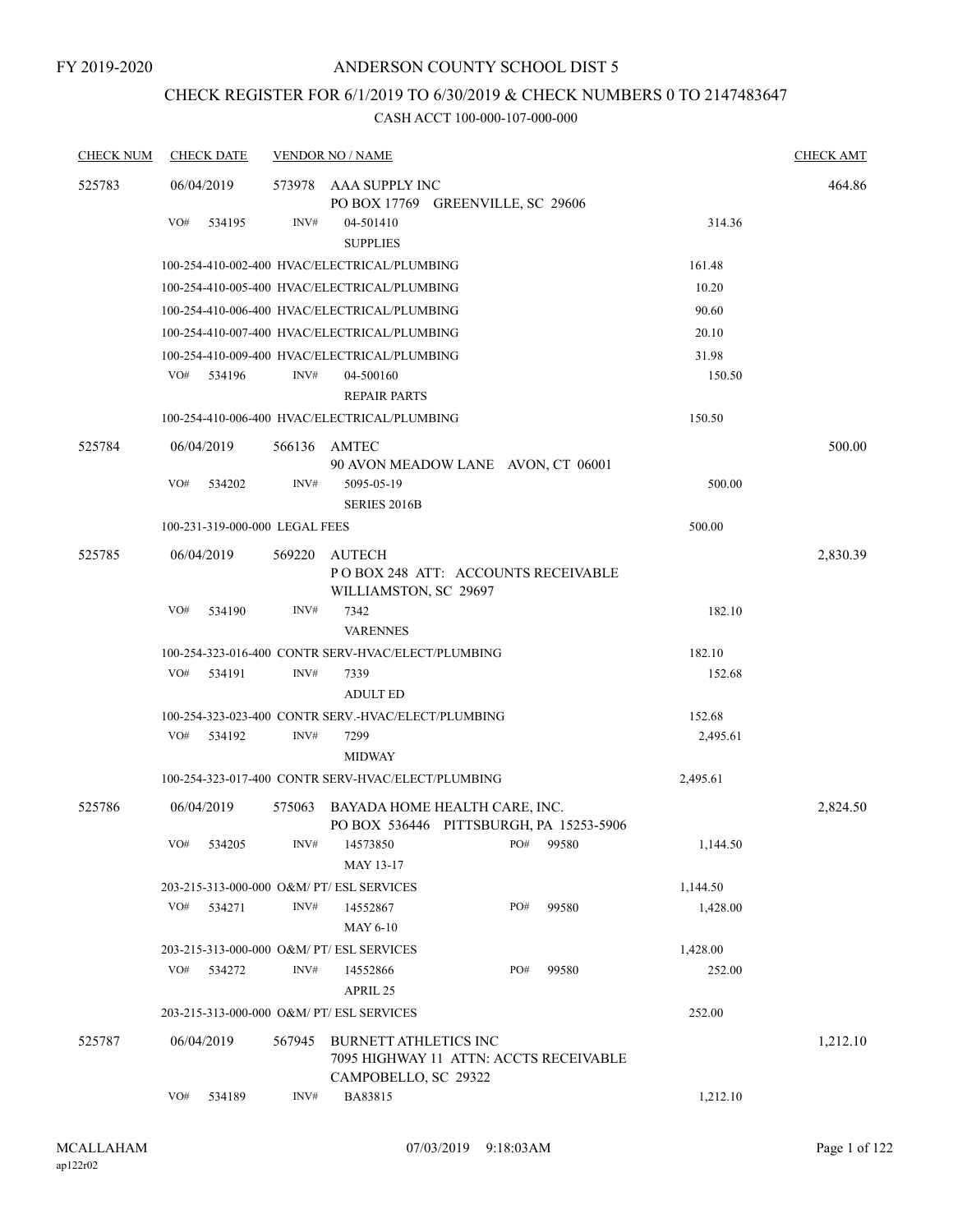FY 2019-2020

# ANDERSON COUNTY SCHOOL DIST 5

## CHECK REGISTER FOR 6/1/2019 TO 6/30/2019 & CHECK NUMBERS 0 TO 2147483647

### CASH ACCT 100-000-107-000-000

| CHECK NUM | CHECK DATE | VENDOR NO / NAME | | CHECK AMT |
|---|---|---|---|---|
| 525783 | 06/04/2019 | 573978 AAA SUPPLY INC<br>PO BOX 17769 GREENVILLE, SC 29606 | | 464.86 |
| | VO# 534195 | INV# 04-501410<br>SUPPLIES | 314.36 | |
| | 100-254-410-002-400 HVAC/ELECTRICAL/PLUMBING | | 161.48 | |
| | 100-254-410-005-400 HVAC/ELECTRICAL/PLUMBING | | 10.20 | |
| | 100-254-410-006-400 HVAC/ELECTRICAL/PLUMBING | | 90.60 | |
| | 100-254-410-007-400 HVAC/ELECTRICAL/PLUMBING | | 20.10 | |
| | 100-254-410-009-400 HVAC/ELECTRICAL/PLUMBING | | 31.98 | |
| | VO# 534196 | INV# 04-500160<br>REPAIR PARTS | 150.50 | |
| | 100-254-410-006-400 HVAC/ELECTRICAL/PLUMBING | | 150.50 | |
| 525784 | 06/04/2019 | 566136 AMTEC<br>90 AVON MEADOW LANE AVON, CT 06001 | | 500.00 |
| | VO# 534202 | INV# 5095-05-19<br>SERIES 2016B | 500.00 | |
| | 100-231-319-000-000 LEGAL FEES | | 500.00 | |
| 525785 | 06/04/2019 | 569220 AUTECH<br>P O BOX 248 ATT: ACCOUNTS RECEIVABLE<br>WILLIAMSTON, SC 29697 | | 2,830.39 |
| | VO# 534190 | INV# 7342<br>VARENNES | 182.10 | |
| | 100-254-323-016-400 CONTR SERV-HVAC/ELECT/PLUMBING | | 182.10 | |
| | VO# 534191 | INV# 7339<br>ADULT ED | 152.68 | |
| | 100-254-323-023-400 CONTR SERV.-HVAC/ELECT/PLUMBING | | 152.68 | |
| | VO# 534192 | INV# 7299<br>MIDWAY | 2,495.61 | |
| | 100-254-323-017-400 CONTR SERV-HVAC/ELECT/PLUMBING | | 2,495.61 | |
| 525786 | 06/04/2019 | 575063 BAYADA HOME HEALTH CARE, INC.<br>PO BOX 536446 PITTSBURGH, PA 15253-5906 | | 2,824.50 |
| | VO# 534205 | INV# 14573850 PO# 99580<br>MAY 13-17 | 1,144.50 | |
| | 203-215-313-000-000 O&M/ PT/ ESL SERVICES | | 1,144.50 | |
| | VO# 534271 | INV# 14552867 PO# 99580<br>MAY 6-10 | 1,428.00 | |
| | 203-215-313-000-000 O&M/ PT/ ESL SERVICES | | 1,428.00 | |
| | VO# 534272 | INV# 14552866 PO# 99580<br>APRIL 25 | 252.00 | |
| | 203-215-313-000-000 O&M/ PT/ ESL SERVICES | | 252.00 | |
| 525787 | 06/04/2019 | 567945 BURNETT ATHLETICS INC<br>7095 HIGHWAY 11 ATTN: ACCTS RECEIVABLE<br>CAMPOBELLO, SC 29322 | | 1,212.10 |
| | VO# 534189 | INV# BA83815 | 1,212.10 | |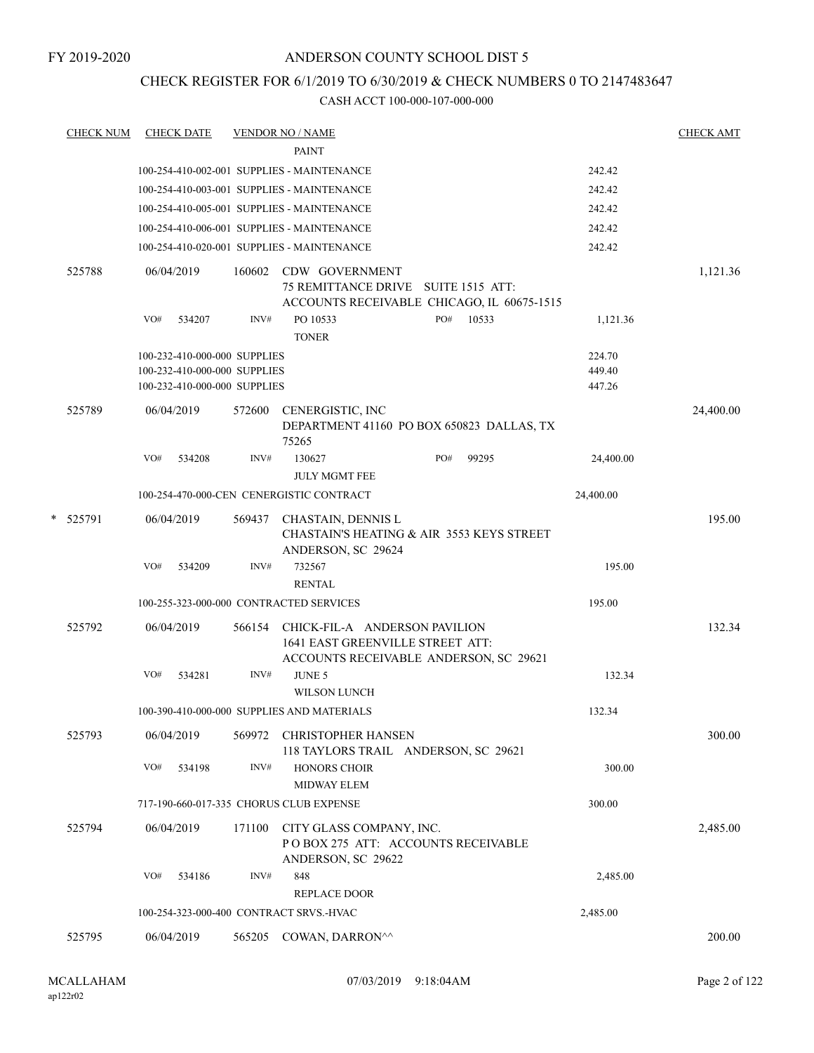FY 2019-2020

# ANDERSON COUNTY SCHOOL DIST 5

## CHECK REGISTER FOR 6/1/2019 TO 6/30/2019 & CHECK NUMBERS 0 TO 2147483647

CASH ACCT 100-000-107-000-000

| CHECK NUM | CHECK DATE | VENDOR NO / NAME | | CHECK AMT |
|---|---|---|---|---|
| | | PAINT | | |
| | 100-254-410-002-001 SUPPLIES - MAINTENANCE | | 242.42 | |
| | 100-254-410-003-001 SUPPLIES - MAINTENANCE | | 242.42 | |
| | 100-254-410-005-001 SUPPLIES - MAINTENANCE | | 242.42 | |
| | 100-254-410-006-001 SUPPLIES - MAINTENANCE | | 242.42 | |
| | 100-254-410-020-001 SUPPLIES - MAINTENANCE | | 242.42 | |
| 525788 | 06/04/2019 | 160602 CDW GOVERNMENT 75 REMITTANCE DRIVE SUITE 1515 ATT: ACCOUNTS RECEIVABLE CHICAGO, IL 60675-1515 | | 1,121.36 |
| | VO# 534207 | INV# PO 10533 PO# 10533 TONER | 1,121.36 | |
| | 100-232-410-000-000 SUPPLIES | | 224.70 | |
| | 100-232-410-000-000 SUPPLIES | | 449.40 | |
| | 100-232-410-000-000 SUPPLIES | | 447.26 | |
| 525789 | 06/04/2019 | 572600 CENERGISTIC, INC DEPARTMENT 41160 PO BOX 650823 DALLAS, TX 75265 | | 24,400.00 |
| | VO# 534208 | INV# 130627 PO# 99295 JULY MGMT FEE | 24,400.00 | |
| | 100-254-470-000-CEN CENERGISTIC CONTRACT | | 24,400.00 | |
| * 525791 | 06/04/2019 | 569437 CHASTAIN, DENNIS L CHASTAIN'S HEATING & AIR 3553 KEYS STREET ANDERSON, SC 29624 | | 195.00 |
| | VO# 534209 | INV# 732567 RENTAL | 195.00 | |
| | 100-255-323-000-000 CONTRACTED SERVICES | | 195.00 | |
| 525792 | 06/04/2019 | 566154 CHICK-FIL-A ANDERSON PAVILION 1641 EAST GREENVILLE STREET ATT: ACCOUNTS RECEIVABLE ANDERSON, SC 29621 | | 132.34 |
| | VO# 534281 | INV# JUNE 5 WILSON LUNCH | 132.34 | |
| | 100-390-410-000-000 SUPPLIES AND MATERIALS | | 132.34 | |
| 525793 | 06/04/2019 | 569972 CHRISTOPHER HANSEN 118 TAYLORS TRAIL ANDERSON, SC 29621 | | 300.00 |
| | VO# 534198 | INV# HONORS CHOIR MIDWAY ELEM | 300.00 | |
| | 717-190-660-017-335 CHORUS CLUB EXPENSE | | 300.00 | |
| 525794 | 06/04/2019 | 171100 CITY GLASS COMPANY, INC. P O BOX 275 ATT: ACCOUNTS RECEIVABLE ANDERSON, SC 29622 | | 2,485.00 |
| | VO# 534186 | INV# 848 REPLACE DOOR | 2,485.00 | |
| | 100-254-323-000-400 CONTRACT SRVS.-HVAC | | 2,485.00 | |
| 525795 | 06/04/2019 | 565205 COWAN, DARRON^^ | | 200.00 |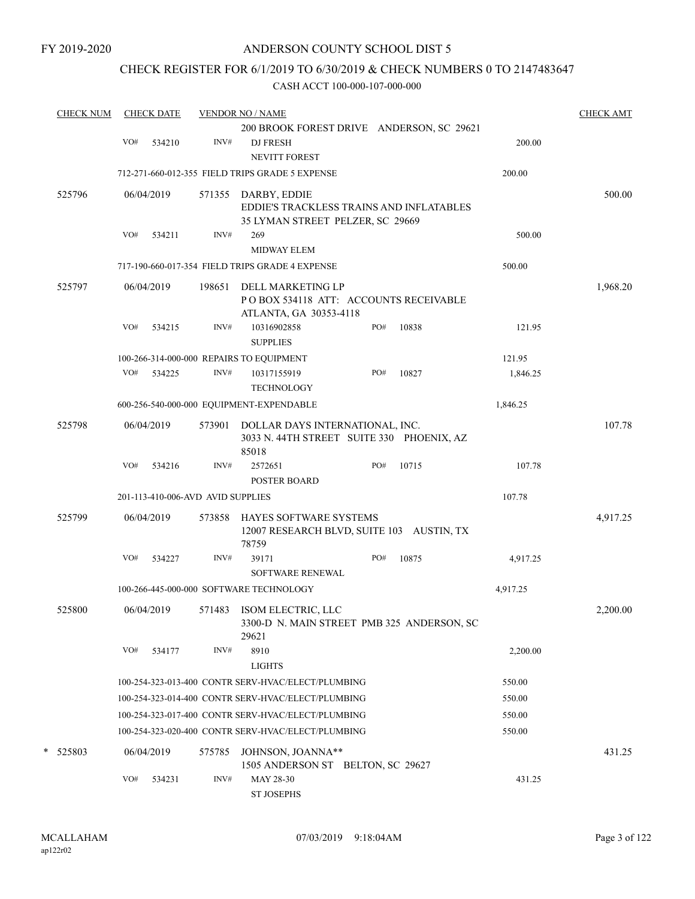FY 2019-2020

# ANDERSON COUNTY SCHOOL DIST 5

## CHECK REGISTER FOR 6/1/2019 TO 6/30/2019 & CHECK NUMBERS 0 TO 2147483647

CASH ACCT 100-000-107-000-000

| CHECK NUM | CHECK DATE | VENDOR NO / NAME | | | CHECK AMT |
|---|---|---|---|---|---|
| | | | 200 BROOK FOREST DRIVE ANDERSON, SC 29621 | | |
| | VO# 534210 | INV# | DJ FRESH<br>NEVITT FOREST | 200.00 | |
| | 712-271-660-012-355 FIELD TRIPS GRADE 5 EXPENSE | | | 200.00 | |
| 525796 | 06/04/2019 | 571355 | DARBY, EDDIE<br>EDDIE'S TRACKLESS TRAINS AND INFLATABLES<br>35 LYMAN STREET PELZER, SC 29669 | | 500.00 |
| | VO# 534211 | INV# | 269<br>MIDWAY ELEM | 500.00 | |
| | 717-190-660-017-354 FIELD TRIPS GRADE 4 EXPENSE | | | 500.00 | |
| 525797 | 06/04/2019 | 198651 | DELL MARKETING LP<br>P O BOX 534118 ATT: ACCOUNTS RECEIVABLE<br>ATLANTA, GA 30353-4118 | | 1,968.20 |
| | VO# 534215 | INV# | 10316902858 PO# 10838<br>SUPPLIES | 121.95 | |
| | 100-266-314-000-000 REPAIRS TO EQUIPMENT | | | 121.95 | |
| | VO# 534225 | INV# | 10317155919 PO# 10827<br>TECHNOLOGY | 1,846.25 | |
| | 600-256-540-000-000 EQUIPMENT-EXPENDABLE | | | 1,846.25 | |
| 525798 | 06/04/2019 | 573901 | DOLLAR DAYS INTERNATIONAL, INC.<br>3033 N. 44TH STREET SUITE 330 PHOENIX, AZ 85018 | | 107.78 |
| | VO# 534216 | INV# | 2572651 PO# 10715<br>POSTER BOARD | 107.78 | |
| | 201-113-410-006-AVD AVID SUPPLIES | | | 107.78 | |
| 525799 | 06/04/2019 | 573858 | HAYES SOFTWARE SYSTEMS<br>12007 RESEARCH BLVD, SUITE 103 AUSTIN, TX 78759 | | 4,917.25 |
| | VO# 534227 | INV# | 39171 PO# 10875<br>SOFTWARE RENEWAL | 4,917.25 | |
| | 100-266-445-000-000 SOFTWARE TECHNOLOGY | | | 4,917.25 | |
| 525800 | 06/04/2019 | 571483 | ISOM ELECTRIC, LLC<br>3300-D N. MAIN STREET PMB 325 ANDERSON, SC 29621 | | 2,200.00 |
| | VO# 534177 | INV# | 8910<br>LIGHTS | 2,200.00 | |
| | 100-254-323-013-400 CONTR SERV-HVAC/ELECT/PLUMBING | | | 550.00 | |
| | 100-254-323-014-400 CONTR SERV-HVAC/ELECT/PLUMBING | | | 550.00 | |
| | 100-254-323-017-400 CONTR SERV-HVAC/ELECT/PLUMBING | | | 550.00 | |
| | 100-254-323-020-400 CONTR SERV-HVAC/ELECT/PLUMBING | | | 550.00 | |
| * 525803 | 06/04/2019 | 575785 | JOHNSON, JOANNA**<br>1505 ANDERSON ST BELTON, SC 29627 | | 431.25 |
| | VO# 534231 | INV# | MAY 28-30<br>ST JOSEPHS | 431.25 | |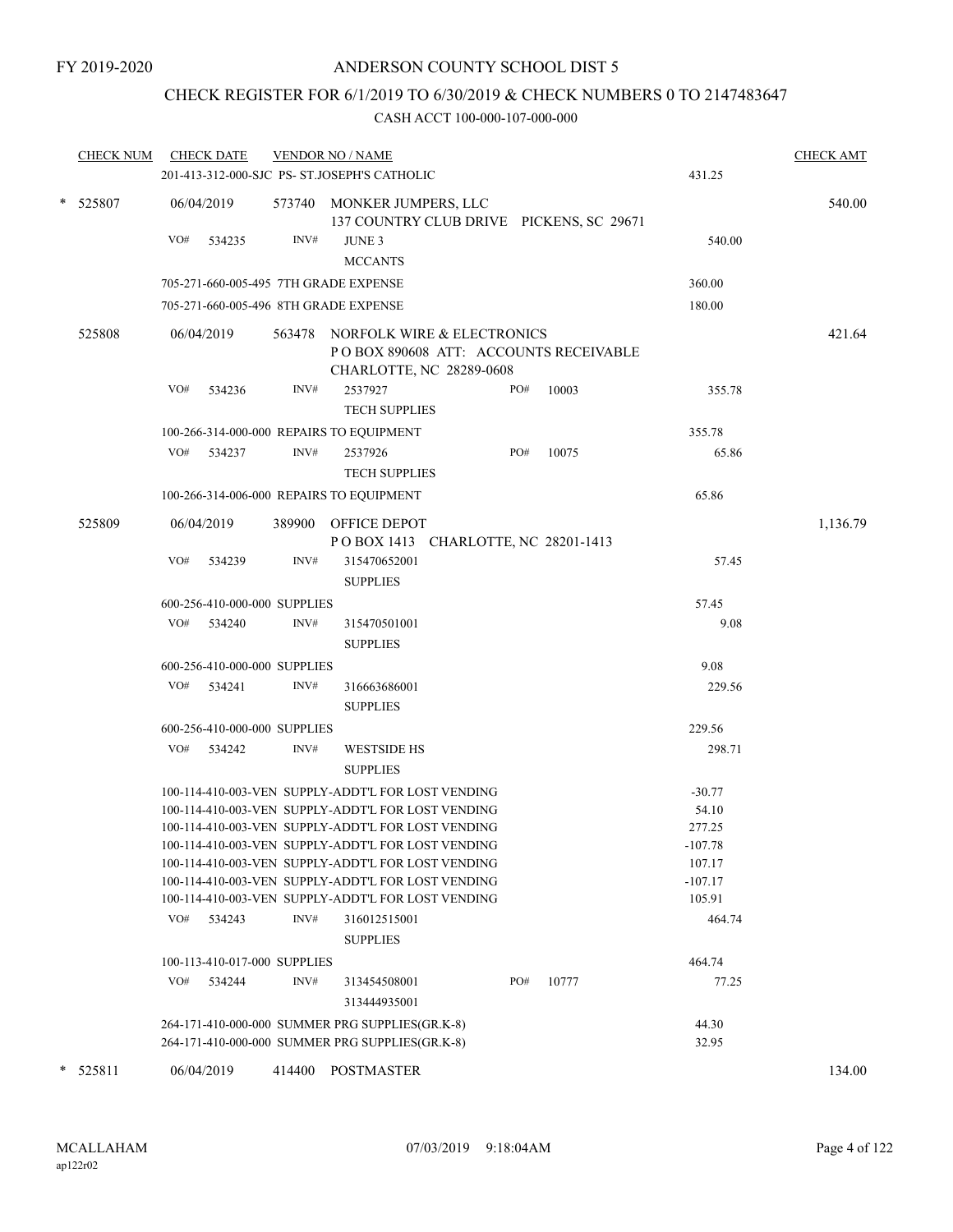FY 2019-2020

# ANDERSON COUNTY SCHOOL DIST 5

## CHECK REGISTER FOR 6/1/2019 TO 6/30/2019 & CHECK NUMBERS 0 TO 2147483647

### CASH ACCT 100-000-107-000-000

| CHECK NUM | CHECK DATE | VENDOR NO / NAME | | CHECK AMT |
|---|---|---|---|---|
| | 201-413-312-000-SJC PS- ST.JOSEPH'S CATHOLIC | | 431.25 | |
| * 525807 | 06/04/2019 | 573740 MONKER JUMPERS, LLC<br>137 COUNTRY CLUB DRIVE PICKENS, SC 29671 | | 540.00 |
| | VO# 534235 | INV# JUNE 3<br>MCCANTS | 540.00 | |
| | 705-271-660-005-495 7TH GRADE EXPENSE | | 360.00 | |
| | 705-271-660-005-496 8TH GRADE EXPENSE | | 180.00 | |
| 525808 | 06/04/2019 | 563478 NORFOLK WIRE & ELECTRONICS<br>P O BOX 890608 ATT: ACCOUNTS RECEIVABLE<br>CHARLOTTE, NC 28289-0608 | | 421.64 |
| | VO# 534236 | INV# 2537927 PO# 10003<br>TECH SUPPLIES | 355.78 | |
| | 100-266-314-000-000 REPAIRS TO EQUIPMENT | | 355.78 | |
| | VO# 534237 | INV# 2537926 PO# 10075<br>TECH SUPPLIES | 65.86 | |
| | 100-266-314-006-000 REPAIRS TO EQUIPMENT | | 65.86 | |
| 525809 | 06/04/2019 | 389900 OFFICE DEPOT<br>P O BOX 1413 CHARLOTTE, NC 28201-1413 | | 1,136.79 |
| | VO# 534239 | INV# 315470652001<br>SUPPLIES | 57.45 | |
| | 600-256-410-000-000 SUPPLIES | | 57.45 | |
| | VO# 534240 | INV# 315470501001<br>SUPPLIES | 9.08 | |
| | 600-256-410-000-000 SUPPLIES | | 9.08 | |
| | VO# 534241 | INV# 316663686001<br>SUPPLIES | 229.56 | |
| | 600-256-410-000-000 SUPPLIES | | 229.56 | |
| | VO# 534242 | INV# WESTSIDE HS<br>SUPPLIES | 298.71 | |
| | 100-114-410-003-VEN SUPPLY-ADDT'L FOR LOST VENDING | | -30.77 | |
| | 100-114-410-003-VEN SUPPLY-ADDT'L FOR LOST VENDING | | 54.10 | |
| | 100-114-410-003-VEN SUPPLY-ADDT'L FOR LOST VENDING | | 277.25 | |
| | 100-114-410-003-VEN SUPPLY-ADDT'L FOR LOST VENDING | | -107.78 | |
| | 100-114-410-003-VEN SUPPLY-ADDT'L FOR LOST VENDING | | 107.17 | |
| | 100-114-410-003-VEN SUPPLY-ADDT'L FOR LOST VENDING | | -107.17 | |
| | 100-114-410-003-VEN SUPPLY-ADDT'L FOR LOST VENDING | | 105.91 | |
| | VO# 534243 | INV# 316012515001<br>SUPPLIES | 464.74 | |
| | 100-113-410-017-000 SUPPLIES | | 464.74 | |
| | VO# 534244 | INV# 313454508001 PO# 10777<br>313444935001 | 77.25 | |
| | 264-171-410-000-000 SUMMER PRG SUPPLIES(GR.K-8) | | 44.30 | |
| | 264-171-410-000-000 SUMMER PRG SUPPLIES(GR.K-8) | | 32.95 | |
| * 525811 | 06/04/2019 | 414400 POSTMASTER | | 134.00 |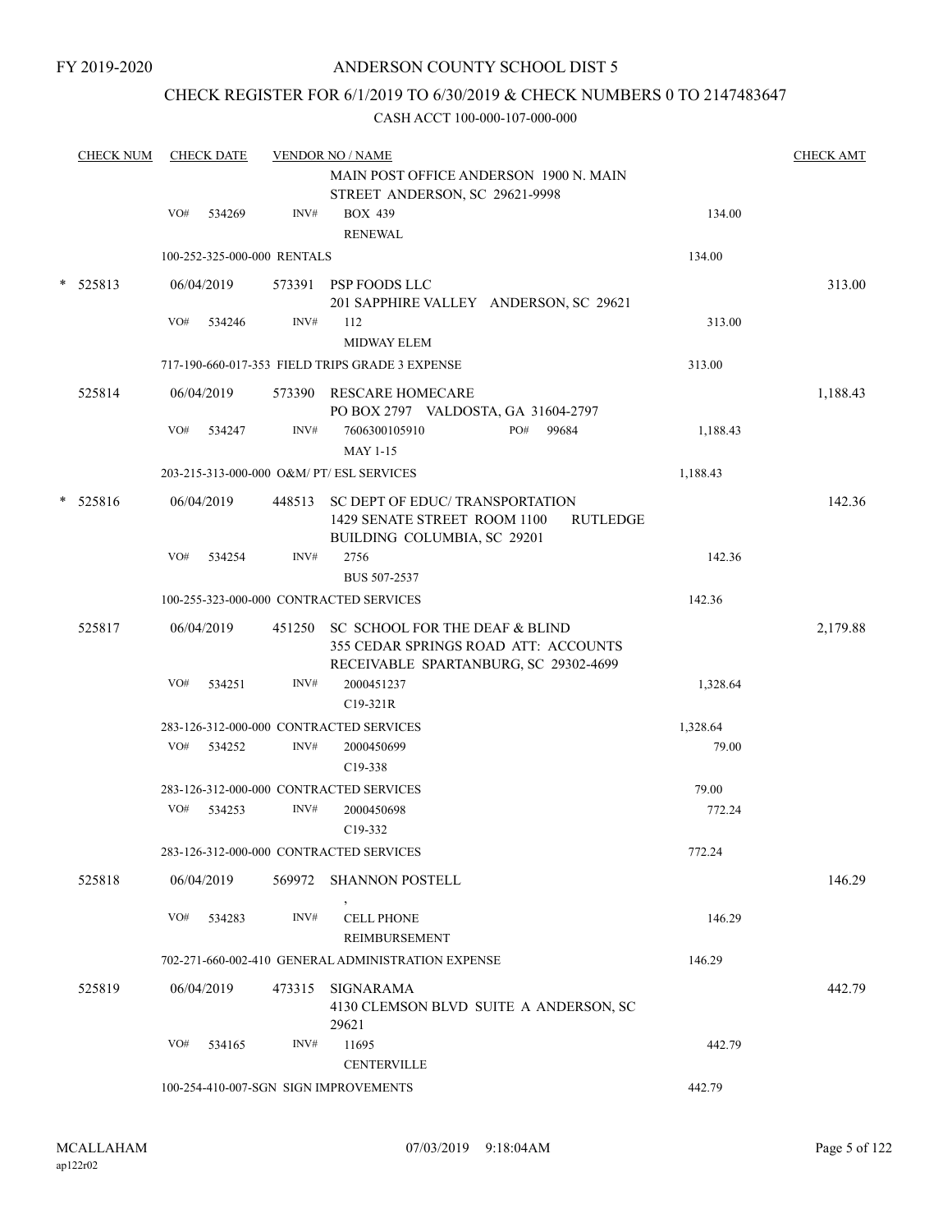FY 2019-2020

# ANDERSON COUNTY SCHOOL DIST 5

## CHECK REGISTER FOR 6/1/2019 TO 6/30/2019 & CHECK NUMBERS 0 TO 2147483647

CASH ACCT 100-000-107-000-000

| CHECK NUM | CHECK DATE | VENDOR NO / NAME | | CHECK AMT |
|---|---|---|---|---|
| | | MAIN POST OFFICE ANDERSON 1900 N. MAIN STREET ANDERSON, SC 29621-9998 | | |
| | VO# 534269 | INV# BOX 439 RENEWAL | 134.00 | |
| | 100-252-325-000-000 RENTALS | | 134.00 | |
| * 525813 | 06/04/2019 | 573391 PSP FOODS LLC 201 SAPPHIRE VALLEY ANDERSON, SC 29621 | | 313.00 |
| | VO# 534246 | INV# 112 MIDWAY ELEM | 313.00 | |
| | 717-190-660-017-353 FIELD TRIPS GRADE 3 EXPENSE | | 313.00 | |
| 525814 | 06/04/2019 | 573390 RESCARE HOMECARE PO BOX 2797 VALDOSTA, GA 31604-2797 | | 1,188.43 |
| | VO# 534247 | INV# 7606300105910 PO# 99684 MAY 1-15 | 1,188.43 | |
| | 203-215-313-000-000 O&M/ PT/ ESL SERVICES | | 1,188.43 | |
| * 525816 | 06/04/2019 | 448513 SC DEPT OF EDUC/ TRANSPORTATION 1429 SENATE STREET ROOM 1100 RUTLEDGE BUILDING COLUMBIA, SC 29201 | | 142.36 |
| | VO# 534254 | INV# 2756 BUS 507-2537 | 142.36 | |
| | 100-255-323-000-000 CONTRACTED SERVICES | | 142.36 | |
| 525817 | 06/04/2019 | 451250 SC SCHOOL FOR THE DEAF & BLIND 355 CEDAR SPRINGS ROAD ATT: ACCOUNTS RECEIVABLE SPARTANBURG, SC 29302-4699 | | 2,179.88 |
| | VO# 534251 | INV# 2000451237 C19-321R | 1,328.64 | |
| | 283-126-312-000-000 CONTRACTED SERVICES | | 1,328.64 | |
| | VO# 534252 | INV# 2000450699 C19-338 | 79.00 | |
| | 283-126-312-000-000 CONTRACTED SERVICES | | 79.00 | |
| | VO# 534253 | INV# 2000450698 C19-332 | 772.24 | |
| | 283-126-312-000-000 CONTRACTED SERVICES | | 772.24 | |
| 525818 | 06/04/2019 | 569972 SHANNON POSTELL , | | 146.29 |
| | VO# 534283 | INV# CELL PHONE REIMBURSEMENT | 146.29 | |
| | 702-271-660-002-410 GENERAL ADMINISTRATION EXPENSE | | 146.29 | |
| 525819 | 06/04/2019 | 473315 SIGNARAMA 4130 CLEMSON BLVD SUITE A ANDERSON, SC 29621 | | 442.79 |
| | VO# 534165 | INV# 11695 CENTERVILLE | 442.79 | |
| | 100-254-410-007-SGN SIGN IMPROVEMENTS | | 442.79 | |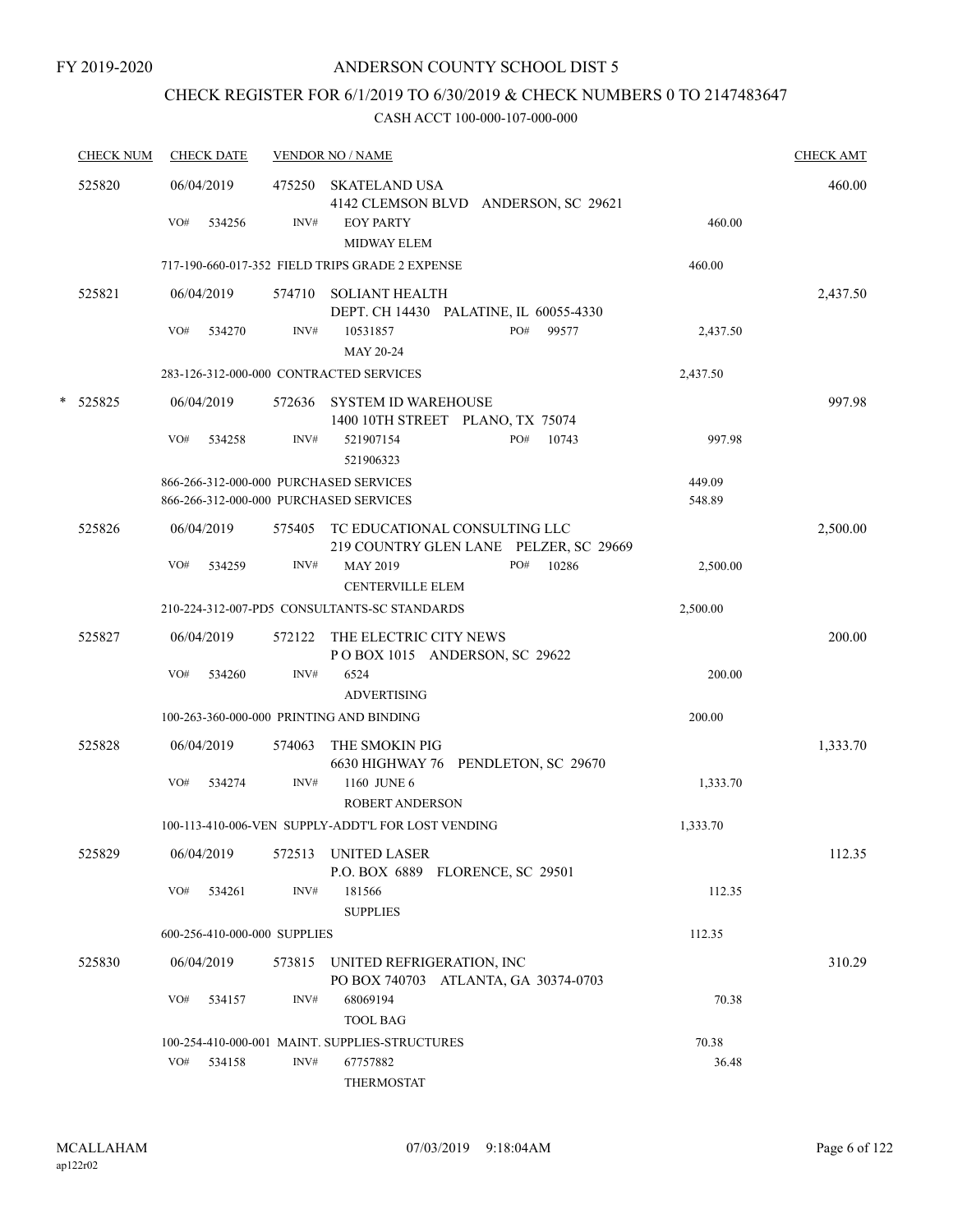FY 2019-2020

# ANDERSON COUNTY SCHOOL DIST 5

## CHECK REGISTER FOR 6/1/2019 TO 6/30/2019 & CHECK NUMBERS 0 TO 2147483647

### CASH ACCT 100-000-107-000-000

| CHECK NUM | CHECK DATE | VENDOR NO / NAME | | | CHECK AMT |
|---|---|---|---|---|---|
| 525820 | 06/04/2019 | 475250 SKATELAND USA<br>4142 CLEMSON BLVD ANDERSON, SC 29621 | | | 460.00 |
| | VO# 534256 | INV# EOY PARTY<br>MIDWAY ELEM | | 460.00 | |
| | 717-190-660-017-352 FIELD TRIPS GRADE 2 EXPENSE | | | 460.00 | |
| 525821 | 06/04/2019 | 574710 SOLIANT HEALTH<br>DEPT. CH 14430 PALATINE, IL 60055-4330 | | | 2,437.50 |
| | VO# 534270 | INV# 10531857<br>MAY 20-24 | PO# 99577 | 2,437.50 | |
| | 283-126-312-000-000 CONTRACTED SERVICES | | | 2,437.50 | |
| * 525825 | 06/04/2019 | 572636 SYSTEM ID WAREHOUSE<br>1400 10TH STREET PLANO, TX 75074 | | | 997.98 |
| | VO# 534258 | INV# 521907154<br>521906323 | PO# 10743 | 997.98 | |
| | 866-266-312-000-000 PURCHASED SERVICES | | | 449.09 | |
| | 866-266-312-000-000 PURCHASED SERVICES | | | 548.89 | |
| 525826 | 06/04/2019 | 575405 TC EDUCATIONAL CONSULTING LLC<br>219 COUNTRY GLEN LANE PELZER, SC 29669 | | | 2,500.00 |
| | VO# 534259 | INV# MAY 2019<br>CENTERVILLE ELEM | PO# 10286 | 2,500.00 | |
| | 210-224-312-007-PD5 CONSULTANTS-SC STANDARDS | | | 2,500.00 | |
| 525827 | 06/04/2019 | 572122 THE ELECTRIC CITY NEWS<br>P O BOX 1015 ANDERSON, SC 29622 | | | 200.00 |
| | VO# 534260 | INV# 6524<br>ADVERTISING | | 200.00 | |
| | 100-263-360-000-000 PRINTING AND BINDING | | | 200.00 | |
| 525828 | 06/04/2019 | 574063 THE SMOKIN PIG<br>6630 HIGHWAY 76 PENDLETON, SC 29670 | | | 1,333.70 |
| | VO# 534274 | INV# 1160 JUNE 6<br>ROBERT ANDERSON | | 1,333.70 | |
| | 100-113-410-006-VEN SUPPLY-ADDT'L FOR LOST VENDING | | | 1,333.70 | |
| 525829 | 06/04/2019 | 572513 UNITED LASER<br>P.O. BOX 6889 FLORENCE, SC 29501 | | | 112.35 |
| | VO# 534261 | INV# 181566<br>SUPPLIES | | 112.35 | |
| | 600-256-410-000-000 SUPPLIES | | | 112.35 | |
| 525830 | 06/04/2019 | 573815 UNITED REFRIGERATION, INC<br>PO BOX 740703 ATLANTA, GA 30374-0703 | | | 310.29 |
| | VO# 534157 | INV# 68069194<br>TOOL BAG | | 70.38 | |
| | 100-254-410-000-001 MAINT. SUPPLIES-STRUCTURES | | | 70.38 | |
| | VO# 534158 | INV# 67757882<br>THERMOSTAT | | 36.48 | |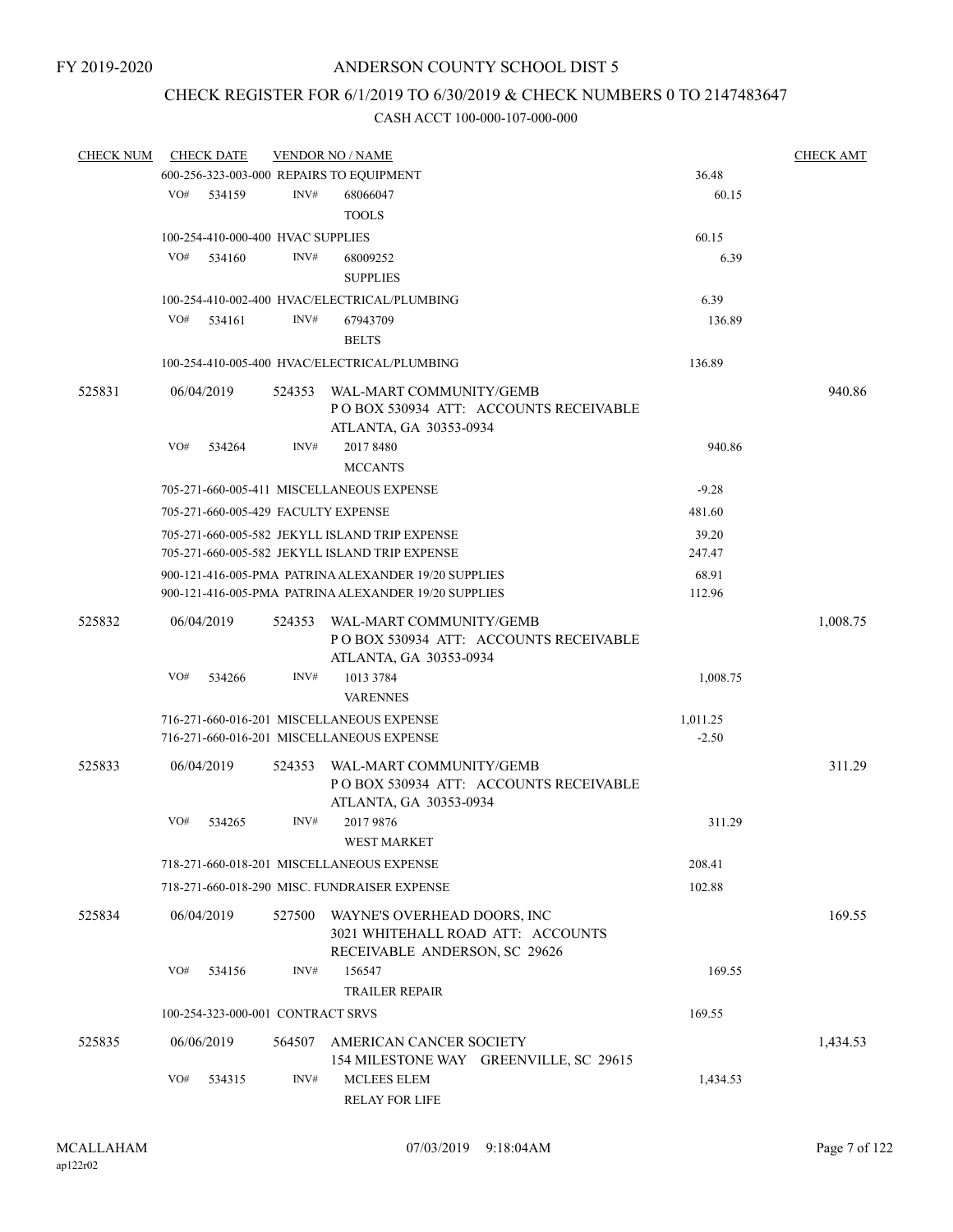FY 2019-2020

# ANDERSON COUNTY SCHOOL DIST 5

## CHECK REGISTER FOR 6/1/2019 TO 6/30/2019 & CHECK NUMBERS 0 TO 2147483647

### CASH ACCT 100-000-107-000-000

| CHECK NUM | CHECK DATE | VENDOR NO / NAME | | CHECK AMT |
|---|---|---|---|---|
| | 600-256-323-003-000 REPAIRS TO EQUIPMENT | | 36.48 | |
| | VO# 534159 | INV# 68066047 TOOLS | 60.15 | |
| | 100-254-410-000-400 HVAC SUPPLIES | | 60.15 | |
| | VO# 534160 | INV# 68009252 SUPPLIES | 6.39 | |
| | 100-254-410-002-400 HVAC/ELECTRICAL/PLUMBING | | 6.39 | |
| | VO# 534161 | INV# 67943709 BELTS | 136.89 | |
| | 100-254-410-005-400 HVAC/ELECTRICAL/PLUMBING | | 136.89 | |
| 525831 | 06/04/2019 | 524353 WAL-MART COMMUNITY/GEMB P O BOX 530934 ATT: ACCOUNTS RECEIVABLE ATLANTA, GA 30353-0934 | | 940.86 |
| | VO# 534264 | INV# 2017 8480 MCCANTS | 940.86 | |
| | 705-271-660-005-411 MISCELLANEOUS EXPENSE | | -9.28 | |
| | 705-271-660-005-429 FACULTY EXPENSE | | 481.60 | |
| | 705-271-660-005-582 JEKYLL ISLAND TRIP EXPENSE | | 39.20 | |
| | 705-271-660-005-582 JEKYLL ISLAND TRIP EXPENSE | | 247.47 | |
| | 900-121-416-005-PMA PATRINA ALEXANDER 19/20 SUPPLIES | | 68.91 | |
| | 900-121-416-005-PMA PATRINA ALEXANDER 19/20 SUPPLIES | | 112.96 | |
| 525832 | 06/04/2019 | 524353 WAL-MART COMMUNITY/GEMB P O BOX 530934 ATT: ACCOUNTS RECEIVABLE ATLANTA, GA 30353-0934 | | 1,008.75 |
| | VO# 534266 | INV# 1013 3784 VARENNES | 1,008.75 | |
| | 716-271-660-016-201 MISCELLANEOUS EXPENSE | | 1,011.25 | |
| | 716-271-660-016-201 MISCELLANEOUS EXPENSE | | -2.50 | |
| 525833 | 06/04/2019 | 524353 WAL-MART COMMUNITY/GEMB P O BOX 530934 ATT: ACCOUNTS RECEIVABLE ATLANTA, GA 30353-0934 | | 311.29 |
| | VO# 534265 | INV# 2017 9876 WEST MARKET | 311.29 | |
| | 718-271-660-018-201 MISCELLANEOUS EXPENSE | | 208.41 | |
| | 718-271-660-018-290 MISC. FUNDRAISER EXPENSE | | 102.88 | |
| 525834 | 06/04/2019 | 527500 WAYNE'S OVERHEAD DOORS, INC 3021 WHITEHALL ROAD ATT: ACCOUNTS RECEIVABLE ANDERSON, SC 29626 | | 169.55 |
| | VO# 534156 | INV# 156547 TRAILER REPAIR | 169.55 | |
| | 100-254-323-000-001 CONTRACT SRVS | | 169.55 | |
| 525835 | 06/06/2019 | 564507 AMERICAN CANCER SOCIETY 154 MILESTONE WAY GREENVILLE, SC 29615 | | 1,434.53 |
| | VO# 534315 | INV# MCLEES ELEM RELAY FOR LIFE | 1,434.53 | |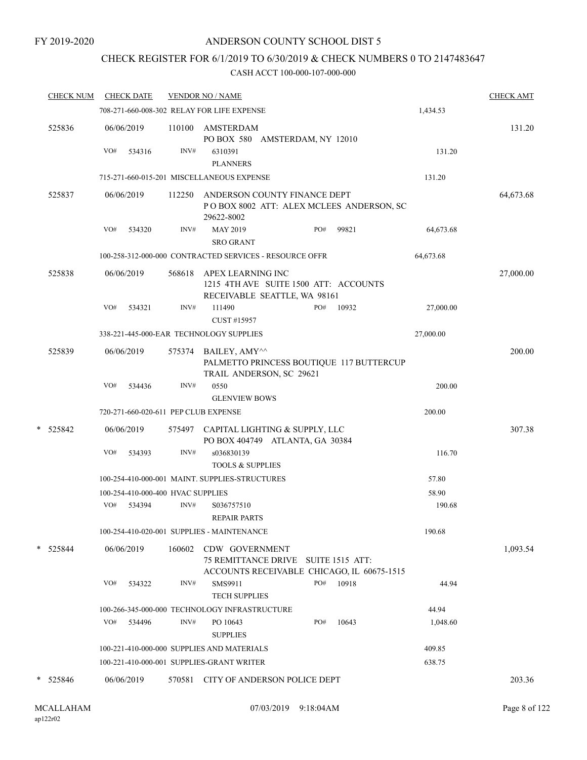FY 2019-2020

ANDERSON COUNTY SCHOOL DIST 5

CHECK REGISTER FOR 6/1/2019 TO 6/30/2019 & CHECK NUMBERS 0 TO 2147483647

CASH ACCT 100-000-107-000-000

| CHECK NUM | CHECK DATE | VENDOR NO / NAME | | CHECK AMT |
|---|---|---|---|---|
| | 708-271-660-008-302 RELAY FOR LIFE EXPENSE | | 1,434.53 | |
| 525836 | 06/06/2019 | 110100 AMSTERDAM<br>PO BOX 580 AMSTERDAM, NY 12010 | | 131.20 |
| | VO# 534316 | INV# 6310391<br>PLANNERS | 131.20 | |
| | 715-271-660-015-201 MISCELLANEOUS EXPENSE | | 131.20 | |
| 525837 | 06/06/2019 | 112250 ANDERSON COUNTY FINANCE DEPT<br>P O BOX 8002 ATT: ALEX MCLEES ANDERSON, SC 29622-8002 | | 64,673.68 |
| | VO# 534320 | INV# MAY 2019 PO# 99821<br>SRO GRANT | 64,673.68 | |
| | 100-258-312-000-000 CONTRACTED SERVICES - RESOURCE OFFR | | 64,673.68 | |
| 525838 | 06/06/2019 | 568618 APEX LEARNING INC<br>1215 4TH AVE SUITE 1500 ATT: ACCOUNTS RECEIVABLE SEATTLE, WA 98161 | | 27,000.00 |
| | VO# 534321 | INV# 111490 PO# 10932<br>CUST #15957 | 27,000.00 | |
| | 338-221-445-000-EAR TECHNOLOGY SUPPLIES | | 27,000.00 | |
| 525839 | 06/06/2019 | 575374 BAILEY, AMY^^<br>PALMETTO PRINCESS BOUTIQUE 117 BUTTERCUP TRAIL ANDERSON, SC 29621 | | 200.00 |
| | VO# 534436 | INV# 0550<br>GLENVIEW BOWS | 200.00 | |
| | 720-271-660-020-611 PEP CLUB EXPENSE | | 200.00 | |
| * 525842 | 06/06/2019 | 575497 CAPITAL LIGHTING & SUPPLY, LLC<br>PO BOX 404749 ATLANTA, GA 30384 | | 307.38 |
| | VO# 534393 | INV# s036830139<br>TOOLS & SUPPLIES | 116.70 | |
| | 100-254-410-000-001 MAINT. SUPPLIES-STRUCTURES | | 57.80 | |
| | 100-254-410-000-400 HVAC SUPPLIES | | 58.90 | |
| | VO# 534394 | INV# S036757510<br>REPAIR PARTS | 190.68 | |
| | 100-254-410-020-001 SUPPLIES - MAINTENANCE | | 190.68 | |
| * 525844 | 06/06/2019 | 160602 CDW GOVERNMENT<br>75 REMITTANCE DRIVE SUITE 1515 ATT: ACCOUNTS RECEIVABLE CHICAGO, IL 60675-1515 | | 1,093.54 |
| | VO# 534322 | INV# SMS9911 PO# 10918<br>TECH SUPPLIES | 44.94 | |
| | 100-266-345-000-000 TECHNOLOGY INFRASTRUCTURE | | 44.94 | |
| | VO# 534496 | INV# PO 10643 PO# 10643<br>SUPPLIES | 1,048.60 | |
| | 100-221-410-000-000 SUPPLIES AND MATERIALS | | 409.85 | |
| | 100-221-410-000-001 SUPPLIES-GRANT WRITER | | 638.75 | |
| * 525846 | 06/06/2019 | 570581 CITY OF ANDERSON POLICE DEPT | | 203.36 |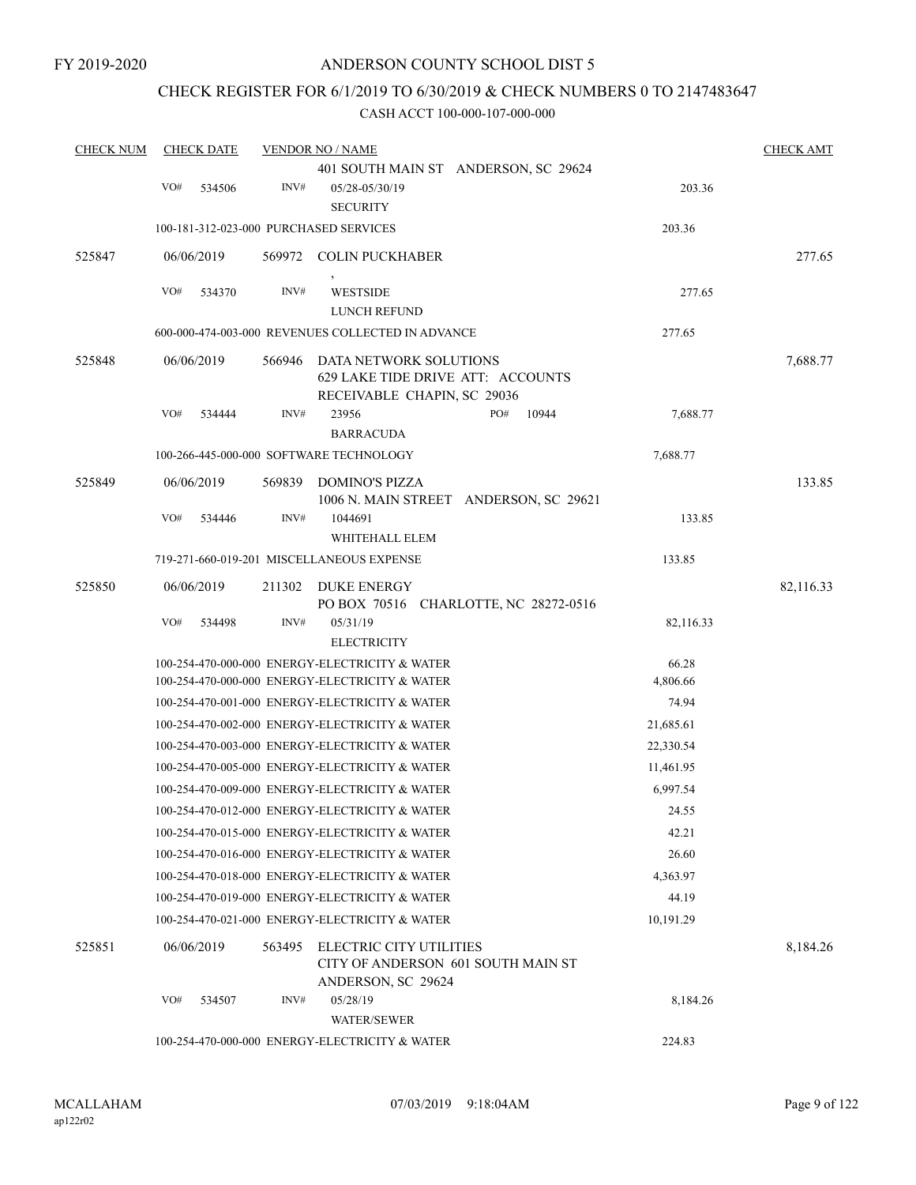FY 2019-2020

# ANDERSON COUNTY SCHOOL DIST 5

## CHECK REGISTER FOR 6/1/2019 TO 6/30/2019 & CHECK NUMBERS 0 TO 2147483647

CASH ACCT 100-000-107-000-000

| CHECK NUM | CHECK DATE | VENDOR NO / NAME | | CHECK AMT |
|---|---|---|---|---|
| | | 401 SOUTH MAIN ST ANDERSON, SC 29624 | | |
| | VO# 534506 | INV# 05/28-05/30/19 SECURITY | 203.36 | |
| | | 100-181-312-023-000 PURCHASED SERVICES | 203.36 | |
| 525847 | 06/06/2019 | 569972 COLIN PUCKHABER , | | 277.65 |
| | VO# 534370 | INV# WESTSIDE LUNCH REFUND | 277.65 | |
| | | 600-000-474-003-000 REVENUES COLLECTED IN ADVANCE | 277.65 | |
| 525848 | 06/06/2019 | 566946 DATA NETWORK SOLUTIONS 629 LAKE TIDE DRIVE ATT: ACCOUNTS RECEIVABLE CHAPIN, SC 29036 | | 7,688.77 |
| | VO# 534444 | INV# 23956 PO# 10944 BARRACUDA | 7,688.77 | |
| | | 100-266-445-000-000 SOFTWARE TECHNOLOGY | 7,688.77 | |
| 525849 | 06/06/2019 | 569839 DOMINO'S PIZZA 1006 N. MAIN STREET ANDERSON, SC 29621 | | 133.85 |
| | VO# 534446 | INV# 1044691 WHITEHALL ELEM | 133.85 | |
| | | 719-271-660-019-201 MISCELLANEOUS EXPENSE | 133.85 | |
| 525850 | 06/06/2019 | 211302 DUKE ENERGY PO BOX 70516 CHARLOTTE, NC 28272-0516 | | 82,116.33 |
| | VO# 534498 | INV# 05/31/19 ELECTRICITY | 82,116.33 | |
| | | 100-254-470-000-000 ENERGY-ELECTRICITY & WATER | 66.28 | |
| | | 100-254-470-000-000 ENERGY-ELECTRICITY & WATER | 4,806.66 | |
| | | 100-254-470-001-000 ENERGY-ELECTRICITY & WATER | 74.94 | |
| | | 100-254-470-002-000 ENERGY-ELECTRICITY & WATER | 21,685.61 | |
| | | 100-254-470-003-000 ENERGY-ELECTRICITY & WATER | 22,330.54 | |
| | | 100-254-470-005-000 ENERGY-ELECTRICITY & WATER | 11,461.95 | |
| | | 100-254-470-009-000 ENERGY-ELECTRICITY & WATER | 6,997.54 | |
| | | 100-254-470-012-000 ENERGY-ELECTRICITY & WATER | 24.55 | |
| | | 100-254-470-015-000 ENERGY-ELECTRICITY & WATER | 42.21 | |
| | | 100-254-470-016-000 ENERGY-ELECTRICITY & WATER | 26.60 | |
| | | 100-254-470-018-000 ENERGY-ELECTRICITY & WATER | 4,363.97 | |
| | | 100-254-470-019-000 ENERGY-ELECTRICITY & WATER | 44.19 | |
| | | 100-254-470-021-000 ENERGY-ELECTRICITY & WATER | 10,191.29 | |
| 525851 | 06/06/2019 | 563495 ELECTRIC CITY UTILITIES CITY OF ANDERSON 601 SOUTH MAIN ST ANDERSON, SC 29624 | | 8,184.26 |
| | VO# 534507 | INV# 05/28/19 WATER/SEWER | 8,184.26 | |
| | | 100-254-470-000-000 ENERGY-ELECTRICITY & WATER | 224.83 | |

MCALLAHAM ap122r02 07/03/2019 9:18:04AM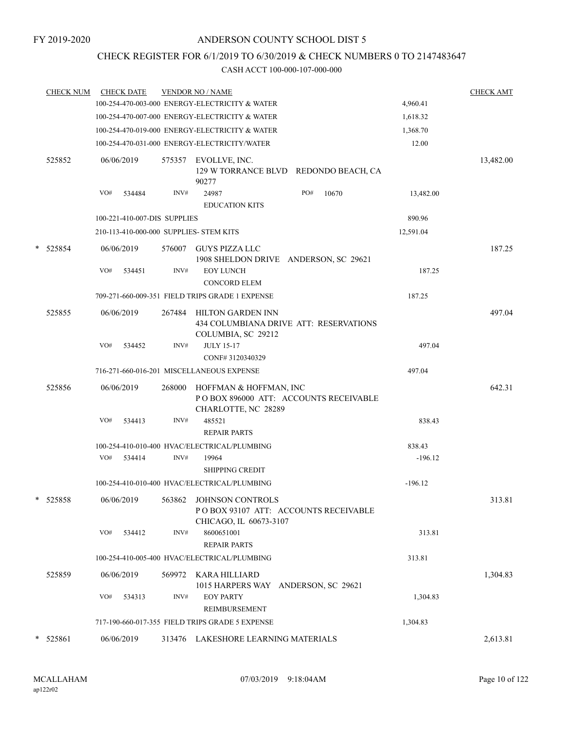FY 2019-2020

# ANDERSON COUNTY SCHOOL DIST 5

## CHECK REGISTER FOR 6/1/2019 TO 6/30/2019 & CHECK NUMBERS 0 TO 2147483647

### CASH ACCT 100-000-107-000-000

| CHECK NUM | CHECK DATE | VENDOR NO / NAME | | CHECK AMT |
|---|---|---|---|---|
| | 100-254-470-003-000 ENERGY-ELECTRICITY & WATER | | 4,960.41 | |
| | 100-254-470-007-000 ENERGY-ELECTRICITY & WATER | | 1,618.32 | |
| | 100-254-470-019-000 ENERGY-ELECTRICITY & WATER | | 1,368.70 | |
| | 100-254-470-031-000 ENERGY-ELECTRICITY/WATER | | 12.00 | |
| 525852 | 06/06/2019 | 575357 EVOLLVE, INC.<br>129 W TORRANCE BLVD REDONDO BEACH, CA 90277 | | 13,482.00 |
| | VO# 534484 | INV# 24987 PO# 10670<br>EDUCATION KITS | 13,482.00 | |
| | 100-221-410-007-DIS SUPPLIES | | 890.96 | |
| | 210-113-410-000-000 SUPPLIES- STEM KITS | | 12,591.04 | |
| * 525854 | 06/06/2019 | 576007 GUYS PIZZA LLC<br>1908 SHELDON DRIVE ANDERSON, SC 29621 | | 187.25 |
| | VO# 534451 | INV# EOY LUNCH<br>CONCORD ELEM | 187.25 | |
| | 709-271-660-009-351 FIELD TRIPS GRADE 1 EXPENSE | | 187.25 | |
| 525855 | 06/06/2019 | 267484 HILTON GARDEN INN<br>434 COLUMBIANA DRIVE ATT: RESERVATIONS<br>COLUMBIA, SC 29212 | | 497.04 |
| | VO# 534452 | INV# JULY 15-17<br>CONF# 3120340329 | 497.04 | |
| | 716-271-660-016-201 MISCELLANEOUS EXPENSE | | 497.04 | |
| 525856 | 06/06/2019 | 268000 HOFFMAN & HOFFMAN, INC<br>P O BOX 896000 ATT: ACCOUNTS RECEIVABLE<br>CHARLOTTE, NC 28289 | | 642.31 |
| | VO# 534413 | INV# 485521<br>REPAIR PARTS | 838.43 | |
| | 100-254-410-010-400 HVAC/ELECTRICAL/PLUMBING | | 838.43 | |
| | VO# 534414 | INV# 19964<br>SHIPPING CREDIT | -196.12 | |
| | 100-254-410-010-400 HVAC/ELECTRICAL/PLUMBING | | -196.12 | |
| * 525858 | 06/06/2019 | 563862 JOHNSON CONTROLS<br>P O BOX 93107 ATT: ACCOUNTS RECEIVABLE<br>CHICAGO, IL 60673-3107 | | 313.81 |
| | VO# 534412 | INV# 8600651001<br>REPAIR PARTS | 313.81 | |
| | 100-254-410-005-400 HVAC/ELECTRICAL/PLUMBING | | 313.81 | |
| 525859 | 06/06/2019 | 569972 KARA HILLIARD<br>1015 HARPERS WAY ANDERSON, SC 29621 | | 1,304.83 |
| | VO# 534313 | INV# EOY PARTY<br>REIMBURSEMENT | 1,304.83 | |
| | 717-190-660-017-355 FIELD TRIPS GRADE 5 EXPENSE | | 1,304.83 | |
| * 525861 | 06/06/2019 | 313476 LAKESHORE LEARNING MATERIALS | | 2,613.81 |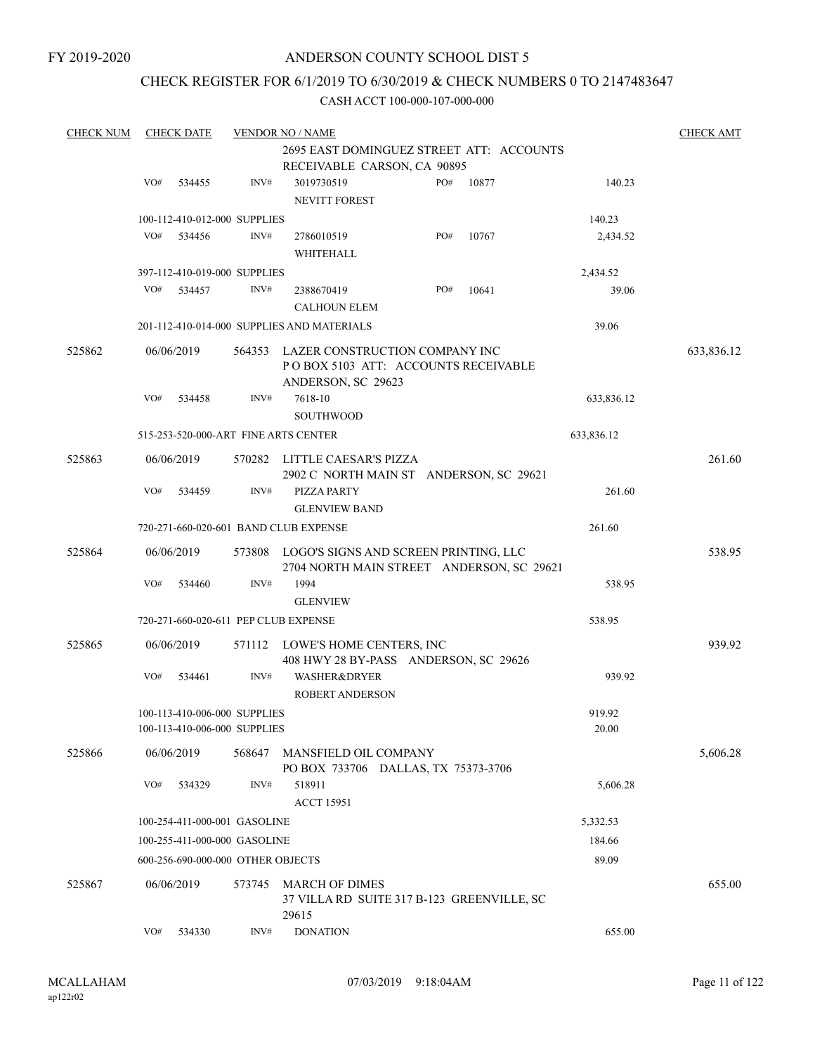FY 2019-2020

# ANDERSON COUNTY SCHOOL DIST 5

## CHECK REGISTER FOR 6/1/2019 TO 6/30/2019 & CHECK NUMBERS 0 TO 2147483647

### CASH ACCT 100-000-107-000-000

| CHECK NUM | CHECK DATE | VENDOR NO / NAME | | | | CHECK AMT |
|---|---|---|---|---|---|---|
| | | 2695 EAST DOMINGUEZ STREET ATT: ACCOUNTS RECEIVABLE CARSON, CA 90895 | | | | |
| | VO# 534455 | INV# 3019730519 NEVITT FOREST | PO# 10877 | | 140.23 | |
| | 100-112-410-012-000 SUPPLIES | | | | 140.23 | |
| | VO# 534456 | INV# 2786010519 WHITEHALL | PO# 10767 | | 2,434.52 | |
| | 397-112-410-019-000 SUPPLIES | | | | 2,434.52 | |
| | VO# 534457 | INV# 2388670419 CALHOUN ELEM | PO# 10641 | | 39.06 | |
| | 201-112-410-014-000 SUPPLIES AND MATERIALS | | | | 39.06 | |
| 525862 | 06/06/2019 | 564353 LAZER CONSTRUCTION COMPANY INC P O BOX 5103 ATT: ACCOUNTS RECEIVABLE ANDERSON, SC 29623 | | | | 633,836.12 |
| | VO# 534458 | INV# 7618-10 SOUTHWOOD | | | 633,836.12 | |
| | 515-253-520-000-ART FINE ARTS CENTER | | | | 633,836.12 | |
| 525863 | 06/06/2019 | 570282 LITTLE CAESAR'S PIZZA 2902 C NORTH MAIN ST ANDERSON, SC 29621 | | | | 261.60 |
| | VO# 534459 | INV# PIZZA PARTY GLENVIEW BAND | | | 261.60 | |
| | 720-271-660-020-601 BAND CLUB EXPENSE | | | | 261.60 | |
| 525864 | 06/06/2019 | 573808 LOGO'S SIGNS AND SCREEN PRINTING, LLC 2704 NORTH MAIN STREET ANDERSON, SC 29621 | | | | 538.95 |
| | VO# 534460 | INV# 1994 GLENVIEW | | | 538.95 | |
| | 720-271-660-020-611 PEP CLUB EXPENSE | | | | 538.95 | |
| 525865 | 06/06/2019 | 571112 LOWE'S HOME CENTERS, INC 408 HWY 28 BY-PASS ANDERSON, SC 29626 | | | | 939.92 |
| | VO# 534461 | INV# WASHER&DRYER ROBERT ANDERSON | | | 939.92 | |
| | 100-113-410-006-000 SUPPLIES | | | | 919.92 | |
| | 100-113-410-006-000 SUPPLIES | | | | 20.00 | |
| 525866 | 06/06/2019 | 568647 MANSFIELD OIL COMPANY PO BOX 733706 DALLAS, TX 75373-3706 | | | | 5,606.28 |
| | VO# 534329 | INV# 518911 ACCT 15951 | | | 5,606.28 | |
| | 100-254-411-000-001 GASOLINE | | | | 5,332.53 | |
| | 100-255-411-000-000 GASOLINE | | | | 184.66 | |
| | 600-256-690-000-000 OTHER OBJECTS | | | | 89.09 | |
| 525867 | 06/06/2019 | 573745 MARCH OF DIMES 37 VILLA RD SUITE 317 B-123 GREENVILLE, SC 29615 | | | | 655.00 |
| | VO# 534330 | INV# DONATION | | | 655.00 | |

MCALLAHAM
ap122r02

07/03/2019 9:18:04AM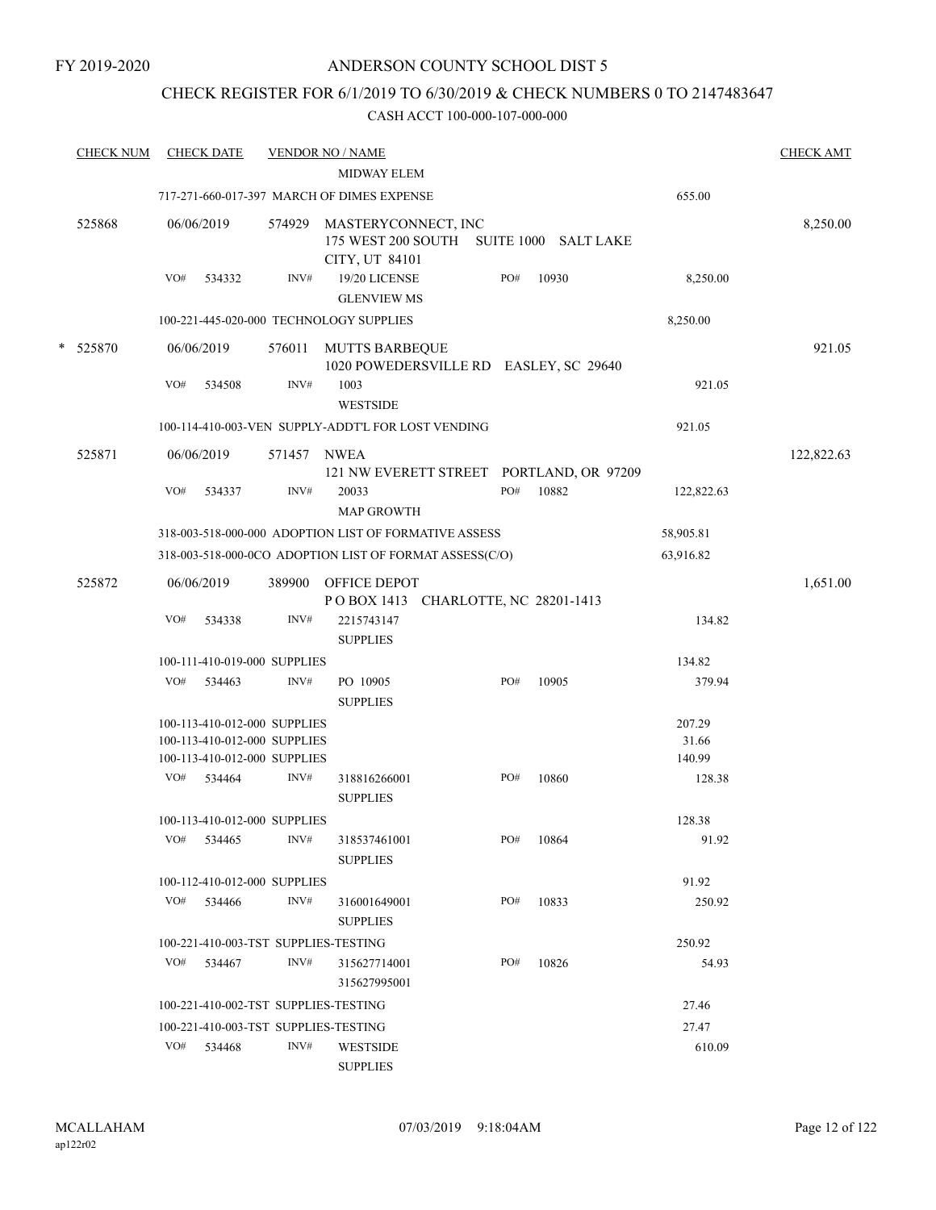FY 2019-2020

# ANDERSON COUNTY SCHOOL DIST 5

## CHECK REGISTER FOR 6/1/2019 TO 6/30/2019 & CHECK NUMBERS 0 TO 2147483647

CASH ACCT 100-000-107-000-000

| CHECK NUM | CHECK DATE | VENDOR NO / NAME | | | | CHECK AMT |
|---|---|---|---|---|---|---|
| | | MIDWAY ELEM | | | | |
| | | 717-271-660-017-397 MARCH OF DIMES EXPENSE | | | 655.00 | |
| 525868 | 06/06/2019 | 574929 MASTERYCONNECT, INC<br>175 WEST 200 SOUTH SUITE 1000 SALT LAKE CITY, UT 84101 | | | | 8,250.00 |
| | VO# 534332 | INV# 19/20 LICENSE<br>GLENVIEW MS | PO# 10930 | | 8,250.00 | |
| | | 100-221-445-020-000 TECHNOLOGY SUPPLIES | | | 8,250.00 | |
| * 525870 | 06/06/2019 | 576011 MUTTS BARBEQUE<br>1020 POWEDERSVILLE RD EASLEY, SC 29640 | | | | 921.05 |
| | VO# 534508 | INV# 1003<br>WESTSIDE | | | 921.05 | |
| | | 100-114-410-003-VEN SUPPLY-ADDT'L FOR LOST VENDING | | | 921.05 | |
| 525871 | 06/06/2019 | 571457 NWEA<br>121 NW EVERETT STREET PORTLAND, OR 97209 | | | | 122,822.63 |
| | VO# 534337 | INV# 20033<br>MAP GROWTH | PO# 10882 | | 122,822.63 | |
| | | 318-003-518-000-000 ADOPTION LIST OF FORMATIVE ASSESS | | | 58,905.81 | |
| | | 318-003-518-000-0CO ADOPTION LIST OF FORMAT ASSESS(C/O) | | | 63,916.82 | |
| 525872 | 06/06/2019 | 389900 OFFICE DEPOT<br>P O BOX 1413 CHARLOTTE, NC 28201-1413 | | | | 1,651.00 |
| | VO# 534338 | INV# 2215743147<br>SUPPLIES | | | 134.82 | |
| | | 100-111-410-019-000 SUPPLIES | | | 134.82 | |
| | VO# 534463 | INV# PO 10905<br>SUPPLIES | PO# 10905 | | 379.94 | |
| | | 100-113-410-012-000 SUPPLIES | | | 207.29 | |
| | | 100-113-410-012-000 SUPPLIES | | | 31.66 | |
| | | 100-113-410-012-000 SUPPLIES | | | 140.99 | |
| | VO# 534464 | INV# 318816266001<br>SUPPLIES | PO# 10860 | | 128.38 | |
| | | 100-113-410-012-000 SUPPLIES | | | 128.38 | |
| | VO# 534465 | INV# 318537461001<br>SUPPLIES | PO# 10864 | | 91.92 | |
| | | 100-112-410-012-000 SUPPLIES | | | 91.92 | |
| | VO# 534466 | INV# 316001649001<br>SUPPLIES | PO# 10833 | | 250.92 | |
| | | 100-221-410-003-TST SUPPLIES-TESTING | | | 250.92 | |
| | VO# 534467 | INV# 315627714001<br>315627995001 | PO# 10826 | | 54.93 | |
| | | 100-221-410-002-TST SUPPLIES-TESTING | | | 27.46 | |
| | | 100-221-410-003-TST SUPPLIES-TESTING | | | 27.47 | |
| | VO# 534468 | INV# WESTSIDE<br>SUPPLIES | | | 610.09 | |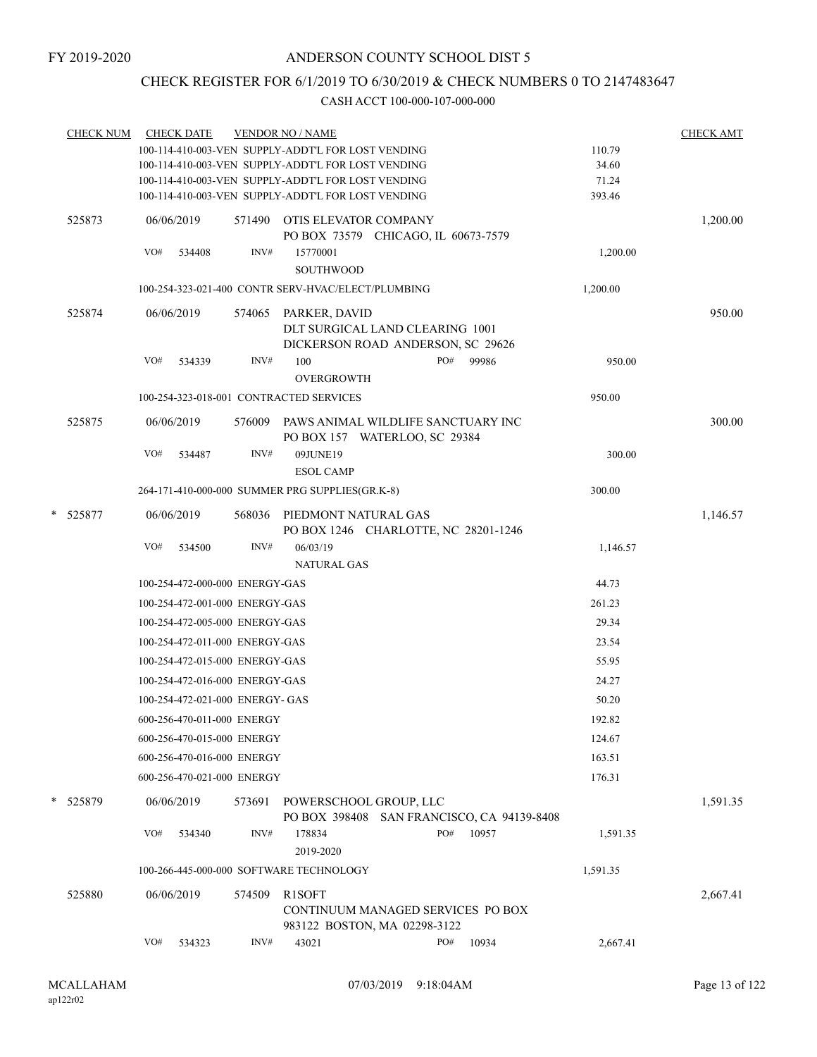FY 2019-2020

# ANDERSON COUNTY SCHOOL DIST 5

## CHECK REGISTER FOR 6/1/2019 TO 6/30/2019 & CHECK NUMBERS 0 TO 2147483647

### CASH ACCT 100-000-107-000-000

| CHECK NUM | CHECK DATE | VENDOR NO / NAME | | CHECK AMT |
|---|---|---|---|---|
| | 100-114-410-003-VEN SUPPLY-ADDT'L FOR LOST VENDING | | 110.79 | |
| | 100-114-410-003-VEN SUPPLY-ADDT'L FOR LOST VENDING | | 34.60 | |
| | 100-114-410-003-VEN SUPPLY-ADDT'L FOR LOST VENDING | | 71.24 | |
| | 100-114-410-003-VEN SUPPLY-ADDT'L FOR LOST VENDING | | 393.46 | |
| 525873 | 06/06/2019 | 571490 OTIS ELEVATOR COMPANY<br>PO BOX 73579 CHICAGO, IL 60673-7579 | | 1,200.00 |
| | VO# 534408 | INV# 15770001<br>SOUTHWOOD | 1,200.00 | |
| | 100-254-323-021-400 CONTR SERV-HVAC/ELECT/PLUMBING | | 1,200.00 | |
| 525874 | 06/06/2019 | 574065 PARKER, DAVID<br>DLT SURGICAL LAND CLEARING 1001<br>DICKERSON ROAD ANDERSON, SC 29626 | | 950.00 |
| | VO# 534339 | INV# 100 PO# 99986<br>OVERGROWTH | 950.00 | |
| | 100-254-323-018-001 CONTRACTED SERVICES | | 950.00 | |
| 525875 | 06/06/2019 | 576009 PAWS ANIMAL WILDLIFE SANCTUARY INC<br>PO BOX 157 WATERLOO, SC 29384 | | 300.00 |
| | VO# 534487 | INV# 09JUNE19<br>ESOL CAMP | 300.00 | |
| | 264-171-410-000-000 SUMMER PRG SUPPLIES(GR.K-8) | | 300.00 | |
| * 525877 | 06/06/2019 | 568036 PIEDMONT NATURAL GAS<br>PO BOX 1246 CHARLOTTE, NC 28201-1246 | | 1,146.57 |
| | VO# 534500 | INV# 06/03/19<br>NATURAL GAS | 1,146.57 | |
| | 100-254-472-000-000 ENERGY-GAS | | 44.73 | |
| | 100-254-472-001-000 ENERGY-GAS | | 261.23 | |
| | 100-254-472-005-000 ENERGY-GAS | | 29.34 | |
| | 100-254-472-011-000 ENERGY-GAS | | 23.54 | |
| | 100-254-472-015-000 ENERGY-GAS | | 55.95 | |
| | 100-254-472-016-000 ENERGY-GAS | | 24.27 | |
| | 100-254-472-021-000 ENERGY- GAS | | 50.20 | |
| | 600-256-470-011-000 ENERGY | | 192.82 | |
| | 600-256-470-015-000 ENERGY | | 124.67 | |
| | 600-256-470-016-000 ENERGY | | 163.51 | |
| | 600-256-470-021-000 ENERGY | | 176.31 | |
| * 525879 | 06/06/2019 | 573691 POWERSCHOOL GROUP, LLC<br>PO BOX 398408 SAN FRANCISCO, CA 94139-8408 | | 1,591.35 |
| | VO# 534340 | INV# 178834 PO# 10957<br>2019-2020 | 1,591.35 | |
| | 100-266-445-000-000 SOFTWARE TECHNOLOGY | | 1,591.35 | |
| 525880 | 06/06/2019 | 574509 R1SOFT<br>CONTINUUM MANAGED SERVICES PO BOX<br>983122 BOSTON, MA 02298-3122 | | 2,667.41 |
| | VO# 534323 | INV# 43021 PO# 10934 | 2,667.41 | |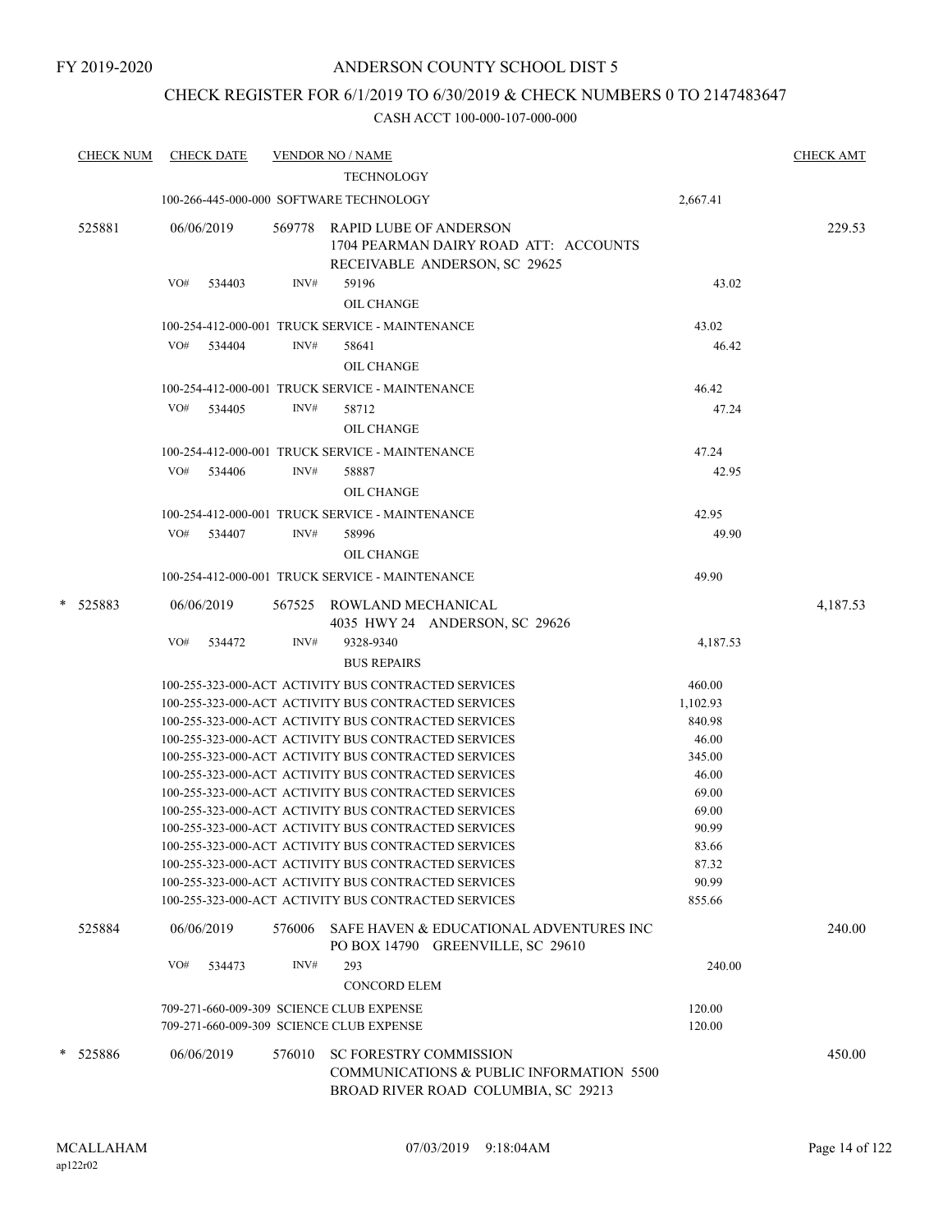FY 2019-2020

# ANDERSON COUNTY SCHOOL DIST 5

## CHECK REGISTER FOR 6/1/2019 TO 6/30/2019 & CHECK NUMBERS 0 TO 2147483647

CASH ACCT 100-000-107-000-000

| CHECK NUM | CHECK DATE | VENDOR NO / NAME | | CHECK AMT |
|---|---|---|---|---|
| | | TECHNOLOGY | | |
| | | 100-266-445-000-000 SOFTWARE TECHNOLOGY | 2,667.41 | |
| 525881 | 06/06/2019 | 569778 RAPID LUBE OF ANDERSON 1704 PEARMAN DAIRY ROAD ATT: ACCOUNTS RECEIVABLE ANDERSON, SC 29625 | | 229.53 |
| | VO# 534403 | INV# 59196 OIL CHANGE | 43.02 | |
| | | 100-254-412-000-001 TRUCK SERVICE - MAINTENANCE | 43.02 | |
| | VO# 534404 | INV# 58641 OIL CHANGE | 46.42 | |
| | | 100-254-412-000-001 TRUCK SERVICE - MAINTENANCE | 46.42 | |
| | VO# 534405 | INV# 58712 OIL CHANGE | 47.24 | |
| | | 100-254-412-000-001 TRUCK SERVICE - MAINTENANCE | 47.24 | |
| | VO# 534406 | INV# 58887 OIL CHANGE | 42.95 | |
| | | 100-254-412-000-001 TRUCK SERVICE - MAINTENANCE | 42.95 | |
| | VO# 534407 | INV# 58996 OIL CHANGE | 49.90 | |
| | | 100-254-412-000-001 TRUCK SERVICE - MAINTENANCE | 49.90 | |
| * 525883 | 06/06/2019 | 567525 ROWLAND MECHANICAL 4035 HWY 24 ANDERSON, SC 29626 | | 4,187.53 |
| | VO# 534472 | INV# 9328-9340 BUS REPAIRS | 4,187.53 | |
| | | 100-255-323-000-ACT ACTIVITY BUS CONTRACTED SERVICES | 460.00 | |
| | | 100-255-323-000-ACT ACTIVITY BUS CONTRACTED SERVICES | 1,102.93 | |
| | | 100-255-323-000-ACT ACTIVITY BUS CONTRACTED SERVICES | 840.98 | |
| | | 100-255-323-000-ACT ACTIVITY BUS CONTRACTED SERVICES | 46.00 | |
| | | 100-255-323-000-ACT ACTIVITY BUS CONTRACTED SERVICES | 345.00 | |
| | | 100-255-323-000-ACT ACTIVITY BUS CONTRACTED SERVICES | 46.00 | |
| | | 100-255-323-000-ACT ACTIVITY BUS CONTRACTED SERVICES | 69.00 | |
| | | 100-255-323-000-ACT ACTIVITY BUS CONTRACTED SERVICES | 69.00 | |
| | | 100-255-323-000-ACT ACTIVITY BUS CONTRACTED SERVICES | 90.99 | |
| | | 100-255-323-000-ACT ACTIVITY BUS CONTRACTED SERVICES | 83.66 | |
| | | 100-255-323-000-ACT ACTIVITY BUS CONTRACTED SERVICES | 87.32 | |
| | | 100-255-323-000-ACT ACTIVITY BUS CONTRACTED SERVICES | 90.99 | |
| | | 100-255-323-000-ACT ACTIVITY BUS CONTRACTED SERVICES | 855.66 | |
| 525884 | 06/06/2019 | 576006 SAFE HAVEN & EDUCATIONAL ADVENTURES INC PO BOX 14790 GREENVILLE, SC 29610 | | 240.00 |
| | VO# 534473 | INV# 293 CONCORD ELEM | 240.00 | |
| | | 709-271-660-009-309 SCIENCE CLUB EXPENSE | 120.00 | |
| | | 709-271-660-009-309 SCIENCE CLUB EXPENSE | 120.00 | |
| * 525886 | 06/06/2019 | 576010 SC FORESTRY COMMISSION COMMUNICATIONS & PUBLIC INFORMATION 5500 BROAD RIVER ROAD COLUMBIA, SC 29213 | | 450.00 |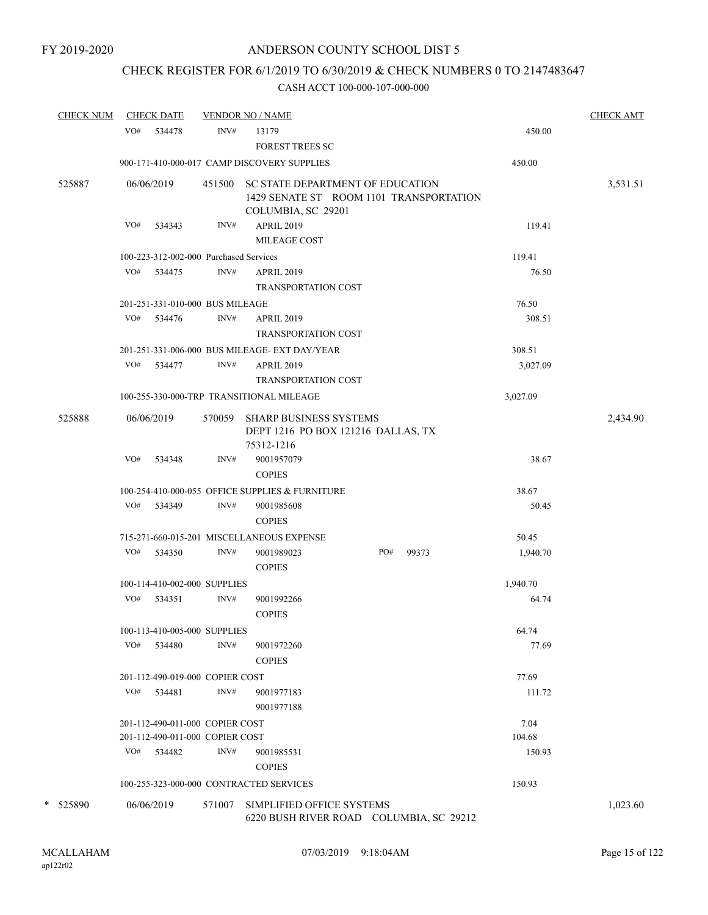FY 2019-2020

# ANDERSON COUNTY SCHOOL DIST 5

## CHECK REGISTER FOR 6/1/2019 TO 6/30/2019 & CHECK NUMBERS 0 TO 2147483647

### CASH ACCT 100-000-107-000-000

| CHECK NUM | CHECK DATE | VENDOR NO / NAME | | | CHECK AMT |
|---|---|---|---|---|---|
| | VO# 534478 | INV# | 13179 FOREST TREES SC | 450.00 | |
| | 900-171-410-000-017 CAMP DISCOVERY SUPPLIES | | | 450.00 | |
| 525887 | 06/06/2019 | 451500 | SC STATE DEPARTMENT OF EDUCATION 1429 SENATE ST ROOM 1101 TRANSPORTATION COLUMBIA, SC 29201 | | 3,531.51 |
| | VO# 534343 | INV# | APRIL 2019 MILEAGE COST | 119.41 | |
| | 100-223-312-002-000 Purchased Services | | | 119.41 | |
| | VO# 534475 | INV# | APRIL 2019 TRANSPORTATION COST | 76.50 | |
| | 201-251-331-010-000 BUS MILEAGE | | | 76.50 | |
| | VO# 534476 | INV# | APRIL 2019 TRANSPORTATION COST | 308.51 | |
| | 201-251-331-006-000 BUS MILEAGE- EXT DAY/YEAR | | | 308.51 | |
| | VO# 534477 | INV# | APRIL 2019 TRANSPORTATION COST | 3,027.09 | |
| | 100-255-330-000-TRP TRANSITIONAL MILEAGE | | | 3,027.09 | |
| 525888 | 06/06/2019 | 570059 | SHARP BUSINESS SYSTEMS DEPT 1216 PO BOX 121216 DALLAS, TX 75312-1216 | | 2,434.90 |
| | VO# 534348 | INV# | 9001957079 COPIES | 38.67 | |
| | 100-254-410-000-055 OFFICE SUPPLIES & FURNITURE | | | 38.67 | |
| | VO# 534349 | INV# | 9001985608 COPIES | 50.45 | |
| | 715-271-660-015-201 MISCELLANEOUS EXPENSE | | | 50.45 | |
| | VO# 534350 | INV# | 9001989023 COPIES PO# 99373 | 1,940.70 | |
| | 100-114-410-002-000 SUPPLIES | | | 1,940.70 | |
| | VO# 534351 | INV# | 9001992266 COPIES | 64.74 | |
| | 100-113-410-005-000 SUPPLIES | | | 64.74 | |
| | VO# 534480 | INV# | 9001972260 COPIES | 77.69 | |
| | 201-112-490-019-000 COPIER COST | | | 77.69 | |
| | VO# 534481 | INV# | 9001977183 9001977188 | 111.72 | |
| | 201-112-490-011-000 COPIER COST | | | 7.04 | |
| | 201-112-490-011-000 COPIER COST | | | 104.68 | |
| | VO# 534482 | INV# | 9001985531 COPIES | 150.93 | |
| | 100-255-323-000-000 CONTRACTED SERVICES | | | 150.93 | |
| * 525890 | 06/06/2019 | 571007 | SIMPLIFIED OFFICE SYSTEMS 6220 BUSH RIVER ROAD COLUMBIA, SC 29212 | | 1,023.60 |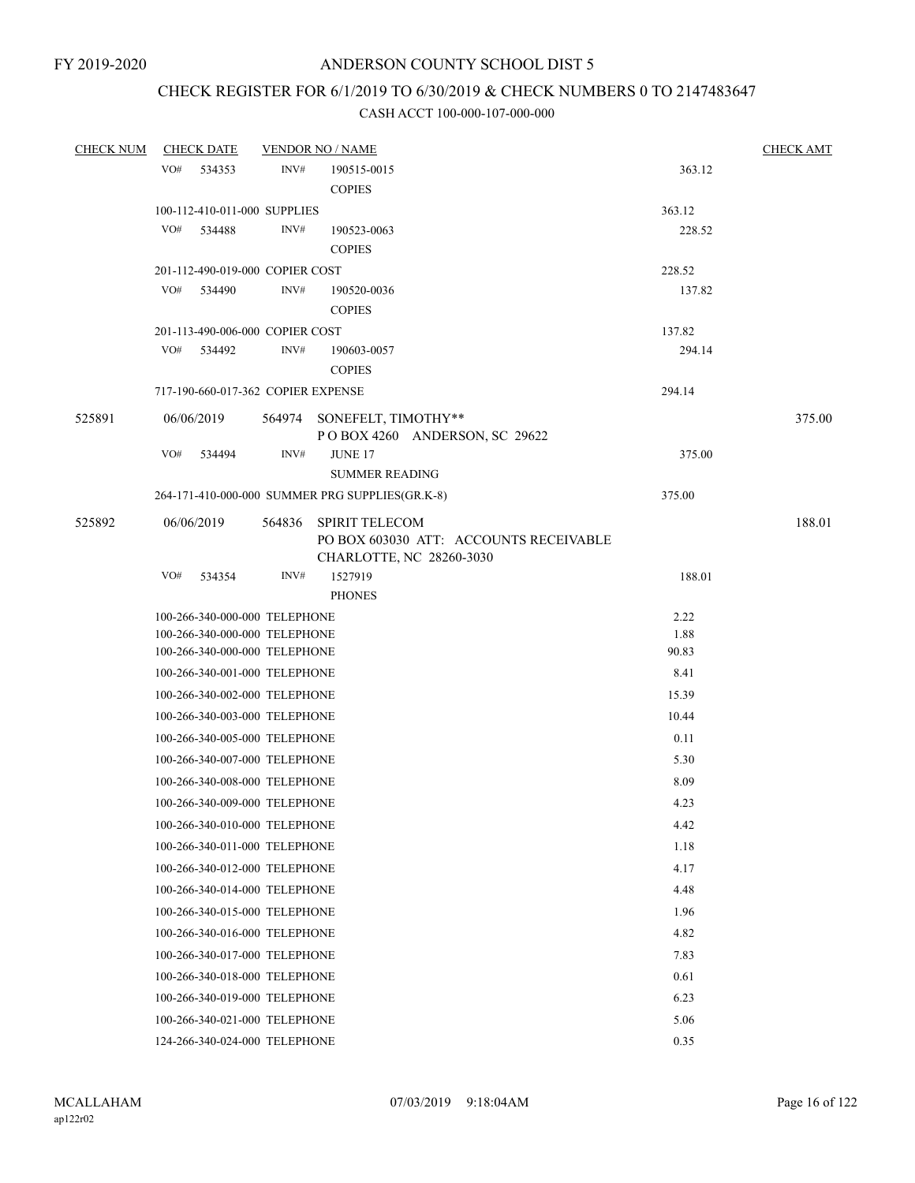FY 2019-2020

# ANDERSON COUNTY SCHOOL DIST 5

## CHECK REGISTER FOR 6/1/2019 TO 6/30/2019 & CHECK NUMBERS 0 TO 2147483647

CASH ACCT 100-000-107-000-000

| CHECK NUM | CHECK DATE | VENDOR NO / NAME | | CHECK AMT |
|---|---|---|---|---|
| | VO# 534353 | INV# 190515-0015 COPIES | 363.12 | |
| | 100-112-410-011-000 SUPPLIES | | 363.12 | |
| | VO# 534488 | INV# 190523-0063 COPIES | 228.52 | |
| | 201-112-490-019-000 COPIER COST | | 228.52 | |
| | VO# 534490 | INV# 190520-0036 COPIES | 137.82 | |
| | 201-113-490-006-000 COPIER COST | | 137.82 | |
| | VO# 534492 | INV# 190603-0057 COPIES | 294.14 | |
| | 717-190-660-017-362 COPIER EXPENSE | | 294.14 | |
| 525891 | 06/06/2019 | 564974 SONEFELT, TIMOTHY** P O BOX 4260 ANDERSON, SC 29622 | | 375.00 |
| | VO# 534494 | INV# JUNE 17 SUMMER READING | 375.00 | |
| | 264-171-410-000-000 SUMMER PRG SUPPLIES(GR.K-8) | | 375.00 | |
| 525892 | 06/06/2019 | 564836 SPIRIT TELECOM PO BOX 603030 ATT: ACCOUNTS RECEIVABLE CHARLOTTE, NC 28260-3030 | | 188.01 |
| | VO# 534354 | INV# 1527919 PHONES | 188.01 | |
| | 100-266-340-000-000 TELEPHONE | | 2.22 | |
| | 100-266-340-000-000 TELEPHONE | | 1.88 | |
| | 100-266-340-000-000 TELEPHONE | | 90.83 | |
| | 100-266-340-001-000 TELEPHONE | | 8.41 | |
| | 100-266-340-002-000 TELEPHONE | | 15.39 | |
| | 100-266-340-003-000 TELEPHONE | | 10.44 | |
| | 100-266-340-005-000 TELEPHONE | | 0.11 | |
| | 100-266-340-007-000 TELEPHONE | | 5.30 | |
| | 100-266-340-008-000 TELEPHONE | | 8.09 | |
| | 100-266-340-009-000 TELEPHONE | | 4.23 | |
| | 100-266-340-010-000 TELEPHONE | | 4.42 | |
| | 100-266-340-011-000 TELEPHONE | | 1.18 | |
| | 100-266-340-012-000 TELEPHONE | | 4.17 | |
| | 100-266-340-014-000 TELEPHONE | | 4.48 | |
| | 100-266-340-015-000 TELEPHONE | | 1.96 | |
| | 100-266-340-016-000 TELEPHONE | | 4.82 | |
| | 100-266-340-017-000 TELEPHONE | | 7.83 | |
| | 100-266-340-018-000 TELEPHONE | | 0.61 | |
| | 100-266-340-019-000 TELEPHONE | | 6.23 | |
| | 100-266-340-021-000 TELEPHONE | | 5.06 | |
| | 124-266-340-024-000 TELEPHONE | | 0.35 | |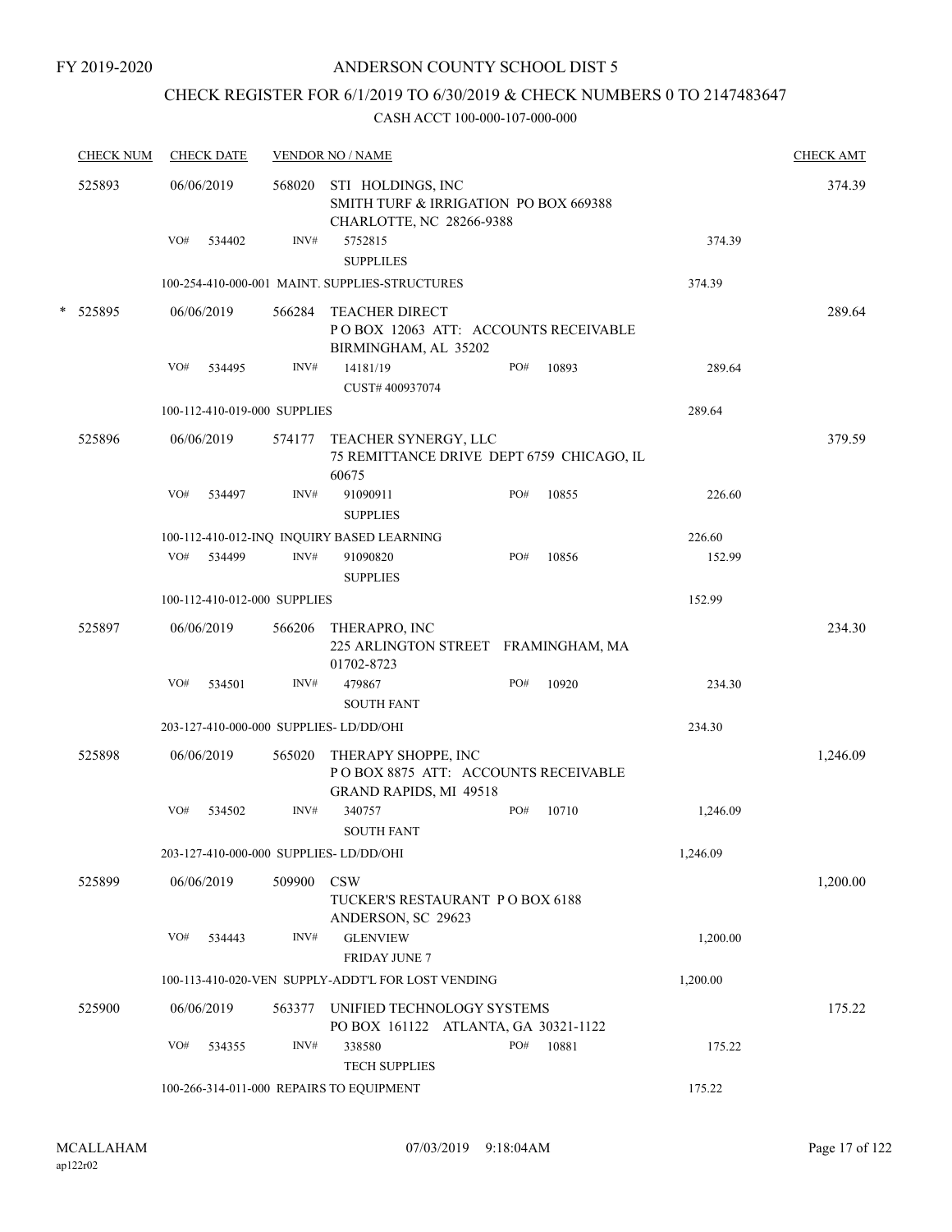FY 2019-2020

# ANDERSON COUNTY SCHOOL DIST 5

## CHECK REGISTER FOR 6/1/2019 TO 6/30/2019 & CHECK NUMBERS 0 TO 2147483647

CASH ACCT 100-000-107-000-000

| CHECK NUM | CHECK DATE | VENDOR NO / NAME | | | | CHECK AMT |
|---|---|---|---|---|---|---|
| 525893 | 06/06/2019 | 568020 | STI HOLDINGS, INC<br>SMITH TURF & IRRIGATION PO BOX 669388<br>CHARLOTTE, NC 28266-9388 | | | 374.39 |
| | VO# 534402 | INV# | 5752815<br>SUPPLILES | | 374.39 | |
| | 100-254-410-000-001 MAINT. SUPPLIES-STRUCTURES | | | | 374.39 | |
| * 525895 | 06/06/2019 | 566284 | TEACHER DIRECT<br>P O BOX 12063 ATT: ACCOUNTS RECEIVABLE<br>BIRMINGHAM, AL 35202 | | | 289.64 |
| | VO# 534495 | INV# | 14181/19<br>CUST# 400937074 | PO# 10893 | 289.64 | |
| | 100-112-410-019-000 SUPPLIES | | | | 289.64 | |
| 525896 | 06/06/2019 | 574177 | TEACHER SYNERGY, LLC<br>75 REMITTANCE DRIVE DEPT 6759 CHICAGO, IL<br>60675 | | | 379.59 |
| | VO# 534497 | INV# | 91090911<br>SUPPLIES | PO# 10855 | 226.60 | |
| | 100-112-410-012-INQ INQUIRY BASED LEARNING | | | | 226.60 | |
| | VO# 534499 | INV# | 91090820<br>SUPPLIES | PO# 10856 | 152.99 | |
| | 100-112-410-012-000 SUPPLIES | | | | 152.99 | |
| 525897 | 06/06/2019 | 566206 | THERAPRO, INC<br>225 ARLINGTON STREET FRAMINGHAM, MA<br>01702-8723 | | | 234.30 |
| | VO# 534501 | INV# | 479867<br>SOUTH FANT | PO# 10920 | 234.30 | |
| | 203-127-410-000-000 SUPPLIES- LD/DD/OHI | | | | 234.30 | |
| 525898 | 06/06/2019 | 565020 | THERAPY SHOPPE, INC<br>P O BOX 8875 ATT: ACCOUNTS RECEIVABLE<br>GRAND RAPIDS, MI 49518 | | | 1,246.09 |
| | VO# 534502 | INV# | 340757<br>SOUTH FANT | PO# 10710 | 1,246.09 | |
| | 203-127-410-000-000 SUPPLIES- LD/DD/OHI | | | | 1,246.09 | |
| 525899 | 06/06/2019 | 509900 | CSW<br>TUCKER'S RESTAURANT P O BOX 6188<br>ANDERSON, SC 29623 | | | 1,200.00 |
| | VO# 534443 | INV# | GLENVIEW<br>FRIDAY JUNE 7 | | 1,200.00 | |
| | 100-113-410-020-VEN SUPPLY-ADDT'L FOR LOST VENDING | | | | 1,200.00 | |
| 525900 | 06/06/2019 | 563377 | UNIFIED TECHNOLOGY SYSTEMS<br>PO BOX 161122 ATLANTA, GA 30321-1122 | | | 175.22 |
| | VO# 534355 | INV# | 338580<br>TECH SUPPLIES | PO# 10881 | 175.22 | |
| | 100-266-314-011-000 REPAIRS TO EQUIPMENT | | | | 175.22 | |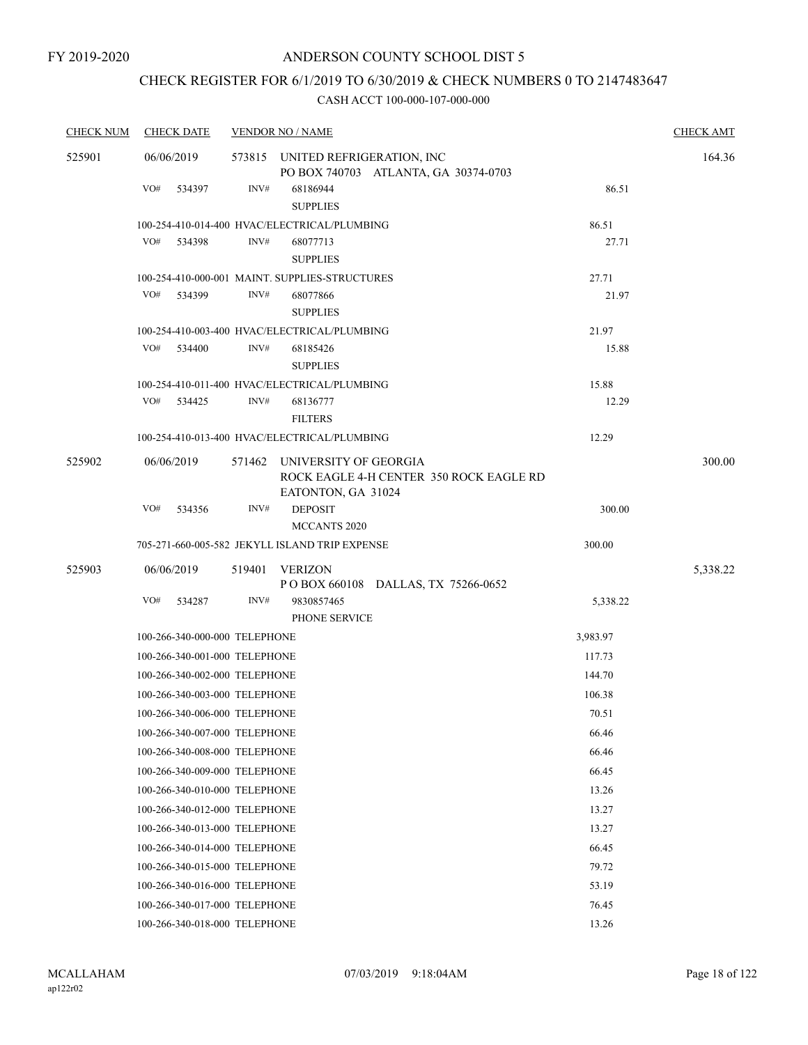FY 2019-2020

ANDERSON COUNTY SCHOOL DIST 5

CHECK REGISTER FOR 6/1/2019 TO 6/30/2019 & CHECK NUMBERS 0 TO 2147483647

CASH ACCT 100-000-107-000-000

| CHECK NUM | CHECK DATE | VENDOR NO / NAME | | CHECK AMT |
|---|---|---|---|---|
| 525901 | 06/06/2019 | 573815 UNITED REFRIGERATION, INC<br>PO BOX 740703 ATLANTA, GA 30374-0703 | | 164.36 |
| | VO# 534397 | INV# 68186944<br>SUPPLIES | 86.51 | |
| | 100-254-410-014-400 HVAC/ELECTRICAL/PLUMBING | | 86.51 | |
| | VO# 534398 | INV# 68077713<br>SUPPLIES | 27.71 | |
| | 100-254-410-000-001 MAINT. SUPPLIES-STRUCTURES | | 27.71 | |
| | VO# 534399 | INV# 68077866<br>SUPPLIES | 21.97 | |
| | 100-254-410-003-400 HVAC/ELECTRICAL/PLUMBING | | 21.97 | |
| | VO# 534400 | INV# 68185426<br>SUPPLIES | 15.88 | |
| | 100-254-410-011-400 HVAC/ELECTRICAL/PLUMBING | | 15.88 | |
| | VO# 534425 | INV# 68136777<br>FILTERS | 12.29 | |
| | 100-254-410-013-400 HVAC/ELECTRICAL/PLUMBING | | 12.29 | |
| 525902 | 06/06/2019 | 571462 UNIVERSITY OF GEORGIA<br>ROCK EAGLE 4-H CENTER 350 ROCK EAGLE RD<br>EATONTON, GA 31024 | | 300.00 |
| | VO# 534356 | INV# DEPOSIT<br>MCCANTS 2020 | 300.00 | |
| | 705-271-660-005-582 JEKYLL ISLAND TRIP EXPENSE | | 300.00 | |
| 525903 | 06/06/2019 | 519401 VERIZON<br>P O BOX 660108 DALLAS, TX 75266-0652 | | 5,338.22 |
| | VO# 534287 | INV# 9830857465<br>PHONE SERVICE | 5,338.22 | |
| | 100-266-340-000-000 TELEPHONE | | 3,983.97 | |
| | 100-266-340-001-000 TELEPHONE | | 117.73 | |
| | 100-266-340-002-000 TELEPHONE | | 144.70 | |
| | 100-266-340-003-000 TELEPHONE | | 106.38 | |
| | 100-266-340-006-000 TELEPHONE | | 70.51 | |
| | 100-266-340-007-000 TELEPHONE | | 66.46 | |
| | 100-266-340-008-000 TELEPHONE | | 66.46 | |
| | 100-266-340-009-000 TELEPHONE | | 66.45 | |
| | 100-266-340-010-000 TELEPHONE | | 13.26 | |
| | 100-266-340-012-000 TELEPHONE | | 13.27 | |
| | 100-266-340-013-000 TELEPHONE | | 13.27 | |
| | 100-266-340-014-000 TELEPHONE | | 66.45 | |
| | 100-266-340-015-000 TELEPHONE | | 79.72 | |
| | 100-266-340-016-000 TELEPHONE | | 53.19 | |
| | 100-266-340-017-000 TELEPHONE | | 76.45 | |
| | 100-266-340-018-000 TELEPHONE | | 13.26 | |

MCALLAHAM
ap122r02

07/03/2019 9:18:04AM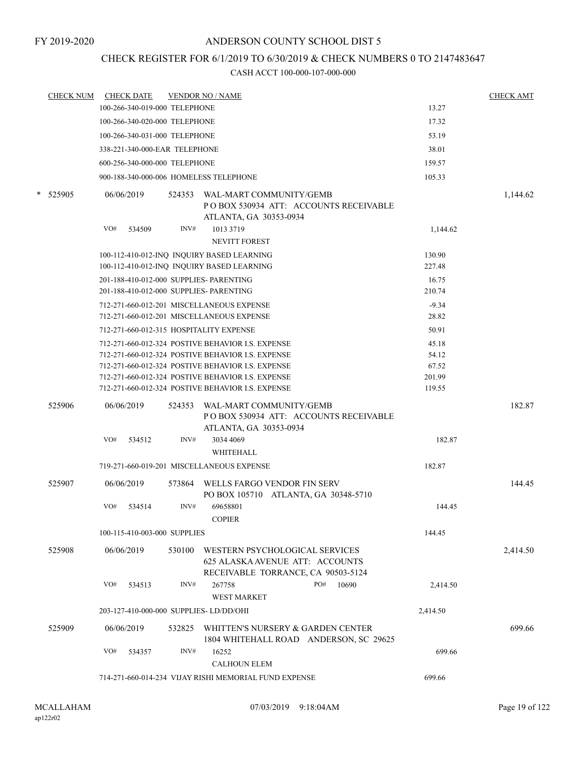FY 2019-2020

# ANDERSON COUNTY SCHOOL DIST 5

## CHECK REGISTER FOR 6/1/2019 TO 6/30/2019 & CHECK NUMBERS 0 TO 2147483647

### CASH ACCT 100-000-107-000-000

| CHECK NUM | CHECK DATE | VENDOR NO / NAME | | CHECK AMT |
|---|---|---|---|---|
| | 100-266-340-019-000 TELEPHONE | | 13.27 | |
| | 100-266-340-020-000 TELEPHONE | | 17.32 | |
| | 100-266-340-031-000 TELEPHONE | | 53.19 | |
| | 338-221-340-000-EAR TELEPHONE | | 38.01 | |
| | 600-256-340-000-000 TELEPHONE | | 159.57 | |
| | 900-188-340-000-006 HOMELESS TELEPHONE | | 105.33 | |
| * 525905 | 06/06/2019 | 524353 WAL-MART COMMUNITY/GEMB P O BOX 530934 ATT: ACCOUNTS RECEIVABLE ATLANTA, GA 30353-0934 | | 1,144.62 |
| | VO# 534509 | INV# 1013 3719 NEVITT FOREST | 1,144.62 | |
| | 100-112-410-012-INQ INQUIRY BASED LEARNING | | 130.90 | |
| | 100-112-410-012-INQ INQUIRY BASED LEARNING | | 227.48 | |
| | 201-188-410-012-000 SUPPLIES- PARENTING | | 16.75 | |
| | 201-188-410-012-000 SUPPLIES- PARENTING | | 210.74 | |
| | 712-271-660-012-201 MISCELLANEOUS EXPENSE | | -9.34 | |
| | 712-271-660-012-201 MISCELLANEOUS EXPENSE | | 28.82 | |
| | 712-271-660-012-315 HOSPITALITY EXPENSE | | 50.91 | |
| | 712-271-660-012-324 POSTIVE BEHAVIOR I.S. EXPENSE | | 45.18 | |
| | 712-271-660-012-324 POSTIVE BEHAVIOR I.S. EXPENSE | | 54.12 | |
| | 712-271-660-012-324 POSTIVE BEHAVIOR I.S. EXPENSE | | 67.52 | |
| | 712-271-660-012-324 POSTIVE BEHAVIOR I.S. EXPENSE | | 201.99 | |
| | 712-271-660-012-324 POSTIVE BEHAVIOR I.S. EXPENSE | | 119.55 | |
| 525906 | 06/06/2019 | 524353 WAL-MART COMMUNITY/GEMB P O BOX 530934 ATT: ACCOUNTS RECEIVABLE ATLANTA, GA 30353-0934 | | 182.87 |
| | VO# 534512 | INV# 3034 4069 WHITEHALL | 182.87 | |
| | 719-271-660-019-201 MISCELLANEOUS EXPENSE | | 182.87 | |
| 525907 | 06/06/2019 | 573864 WELLS FARGO VENDOR FIN SERV PO BOX 105710 ATLANTA, GA 30348-5710 | | 144.45 |
| | VO# 534514 | INV# 69658801 COPIER | 144.45 | |
| | 100-115-410-003-000 SUPPLIES | | 144.45 | |
| 525908 | 06/06/2019 | 530100 WESTERN PSYCHOLOGICAL SERVICES 625 ALASKA AVENUE ATT: ACCOUNTS RECEIVABLE TORRANCE, CA 90503-5124 | | 2,414.50 |
| | VO# 534513 | INV# 267758 PO# 10690 WEST MARKET | 2,414.50 | |
| | 203-127-410-000-000 SUPPLIES- LD/DD/OHI | | 2,414.50 | |
| 525909 | 06/06/2019 | 532825 WHITTEN'S NURSERY & GARDEN CENTER 1804 WHITEHALL ROAD ANDERSON, SC 29625 | | 699.66 |
| | VO# 534357 | INV# 16252 CALHOUN ELEM | 699.66 | |
| | 714-271-660-014-234 VIJAY RISHI MEMORIAL FUND EXPENSE | | 699.66 | |

MCALLAHAM
ap122r02

07/03/2019 9:18:04AM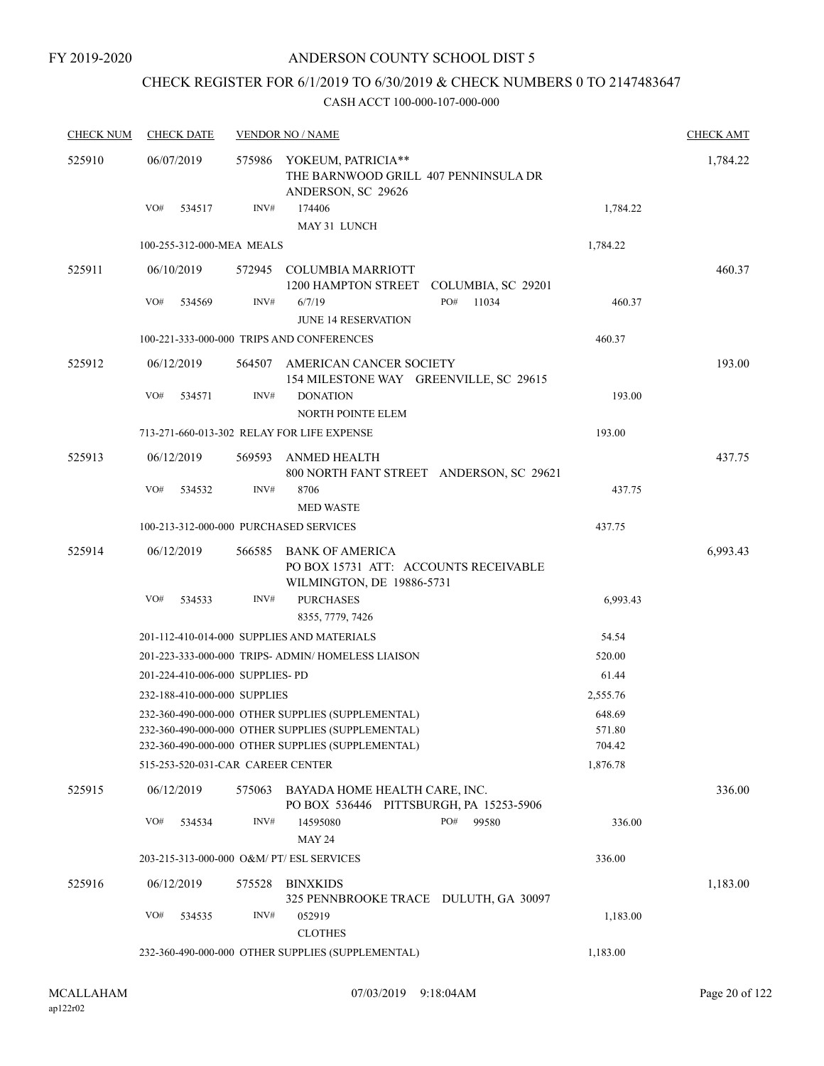FY 2019-2020

# ANDERSON COUNTY SCHOOL DIST 5

## CHECK REGISTER FOR 6/1/2019 TO 6/30/2019 & CHECK NUMBERS 0 TO 2147483647

### CASH ACCT 100-000-107-000-000

| CHECK NUM | CHECK DATE | VENDOR NO / NAME | | CHECK AMT |
|---|---|---|---|---|
| 525910 | 06/07/2019 | 575986 YOKEUM, PATRICIA** THE BARNWOOD GRILL 407 PENNINSULA DR ANDERSON, SC 29626 | | 1,784.22 |
| | VO# 534517 | INV# 174406 MAY 31 LUNCH | 1,784.22 | |
| | 100-255-312-000-MEA MEALS | | 1,784.22 | |
| 525911 | 06/10/2019 | 572945 COLUMBIA MARRIOTT 1200 HAMPTON STREET COLUMBIA, SC 29201 | | 460.37 |
| | VO# 534569 | INV# 6/7/19 PO# 11034 JUNE 14 RESERVATION | 460.37 | |
| | 100-221-333-000-000 TRIPS AND CONFERENCES | | 460.37 | |
| 525912 | 06/12/2019 | 564507 AMERICAN CANCER SOCIETY 154 MILESTONE WAY GREENVILLE, SC 29615 | | 193.00 |
| | VO# 534571 | INV# DONATION NORTH POINTE ELEM | 193.00 | |
| | 713-271-660-013-302 RELAY FOR LIFE EXPENSE | | 193.00 | |
| 525913 | 06/12/2019 | 569593 ANMED HEALTH 800 NORTH FANT STREET ANDERSON, SC 29621 | | 437.75 |
| | VO# 534532 | INV# 8706 MED WASTE | 437.75 | |
| | 100-213-312-000-000 PURCHASED SERVICES | | 437.75 | |
| 525914 | 06/12/2019 | 566585 BANK OF AMERICA PO BOX 15731 ATT: ACCOUNTS RECEIVABLE WILMINGTON, DE 19886-5731 | | 6,993.43 |
| | VO# 534533 | INV# PURCHASES 8355, 7779, 7426 | 6,993.43 | |
| | 201-112-410-014-000 SUPPLIES AND MATERIALS | | 54.54 | |
| | 201-223-333-000-000 TRIPS- ADMIN/ HOMELESS LIAISON | | 520.00 | |
| | 201-224-410-006-000 SUPPLIES- PD | | 61.44 | |
| | 232-188-410-000-000 SUPPLIES | | 2,555.76 | |
| | 232-360-490-000-000 OTHER SUPPLIES (SUPPLEMENTAL) | | 648.69 | |
| | 232-360-490-000-000 OTHER SUPPLIES (SUPPLEMENTAL) | | 571.80 | |
| | 232-360-490-000-000 OTHER SUPPLIES (SUPPLEMENTAL) | | 704.42 | |
| | 515-253-520-031-CAR CAREER CENTER | | 1,876.78 | |
| 525915 | 06/12/2019 | 575063 BAYADA HOME HEALTH CARE, INC. PO BOX 536446 PITTSBURGH, PA 15253-5906 | | 336.00 |
| | VO# 534534 | INV# 14595080 PO# 99580 MAY 24 | 336.00 | |
| | 203-215-313-000-000 O&M/ PT/ ESL SERVICES | | 336.00 | |
| 525916 | 06/12/2019 | 575528 BINXKIDS 325 PENNBROOKE TRACE DULUTH, GA 30097 | | 1,183.00 |
| | VO# 534535 | INV# 052919 CLOTHES | 1,183.00 | |
| | 232-360-490-000-000 OTHER SUPPLIES (SUPPLEMENTAL) | | 1,183.00 | |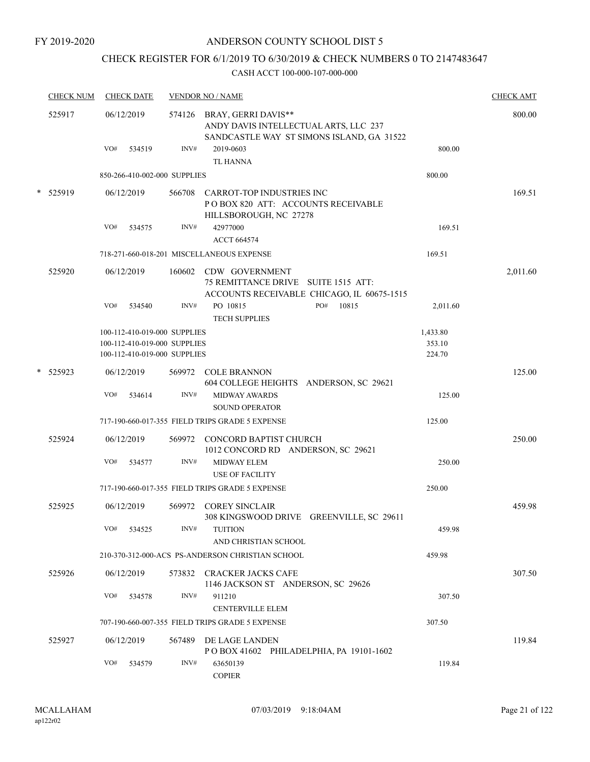FY 2019-2020

# ANDERSON COUNTY SCHOOL DIST 5

## CHECK REGISTER FOR 6/1/2019 TO 6/30/2019 & CHECK NUMBERS 0 TO 2147483647

CASH ACCT 100-000-107-000-000

| CHECK NUM | CHECK DATE | VENDOR NO / NAME | | CHECK AMT |
|---|---|---|---|---|
| 525917 | 06/12/2019 | 574126 BRAY, GERRI DAVIS** ANDY DAVIS INTELLECTUAL ARTS, LLC 237 SANDCASTLE WAY ST SIMONS ISLAND, GA 31522 | | 800.00 |
| | VO# 534519 | INV# 2019-0603 TL HANNA | 800.00 | |
| | 850-266-410-002-000 SUPPLIES | | 800.00 | |
| * 525919 | 06/12/2019 | 566708 CARROT-TOP INDUSTRIES INC P O BOX 820 ATT: ACCOUNTS RECEIVABLE HILLSBOROUGH, NC 27278 | | 169.51 |
| | VO# 534575 | INV# 42977000 ACCT 664574 | 169.51 | |
| | 718-271-660-018-201 MISCELLANEOUS EXPENSE | | 169.51 | |
| 525920 | 06/12/2019 | 160602 CDW GOVERNMENT 75 REMITTANCE DRIVE SUITE 1515 ATT: ACCOUNTS RECEIVABLE CHICAGO, IL 60675-1515 | | 2,011.60 |
| | VO# 534540 | INV# PO 10815 PO# 10815 TECH SUPPLIES | 2,011.60 | |
| | 100-112-410-019-000 SUPPLIES | | 1,433.80 | |
| | 100-112-410-019-000 SUPPLIES | | 353.10 | |
| | 100-112-410-019-000 SUPPLIES | | 224.70 | |
| * 525923 | 06/12/2019 | 569972 COLE BRANNON 604 COLLEGE HEIGHTS ANDERSON, SC 29621 | | 125.00 |
| | VO# 534614 | INV# MIDWAY AWARDS SOUND OPERATOR | 125.00 | |
| | 717-190-660-017-355 FIELD TRIPS GRADE 5 EXPENSE | | 125.00 | |
| 525924 | 06/12/2019 | 569972 CONCORD BAPTIST CHURCH 1012 CONCORD RD ANDERSON, SC 29621 | | 250.00 |
| | VO# 534577 | INV# MIDWAY ELEM USE OF FACILITY | 250.00 | |
| | 717-190-660-017-355 FIELD TRIPS GRADE 5 EXPENSE | | 250.00 | |
| 525925 | 06/12/2019 | 569972 COREY SINCLAIR 308 KINGSWOOD DRIVE GREENVILLE, SC 29611 | | 459.98 |
| | VO# 534525 | INV# TUITION AND CHRISTIAN SCHOOL | 459.98 | |
| | 210-370-312-000-ACS PS-ANDERSON CHRISTIAN SCHOOL | | 459.98 | |
| 525926 | 06/12/2019 | 573832 CRACKER JACKS CAFE 1146 JACKSON ST ANDERSON, SC 29626 | | 307.50 |
| | VO# 534578 | INV# 911210 CENTERVILLE ELEM | 307.50 | |
| | 707-190-660-007-355 FIELD TRIPS GRADE 5 EXPENSE | | 307.50 | |
| 525927 | 06/12/2019 | 567489 DE LAGE LANDEN P O BOX 41602 PHILADELPHIA, PA 19101-1602 | | 119.84 |
| | VO# 534579 | INV# 63650139 COPIER | 119.84 | |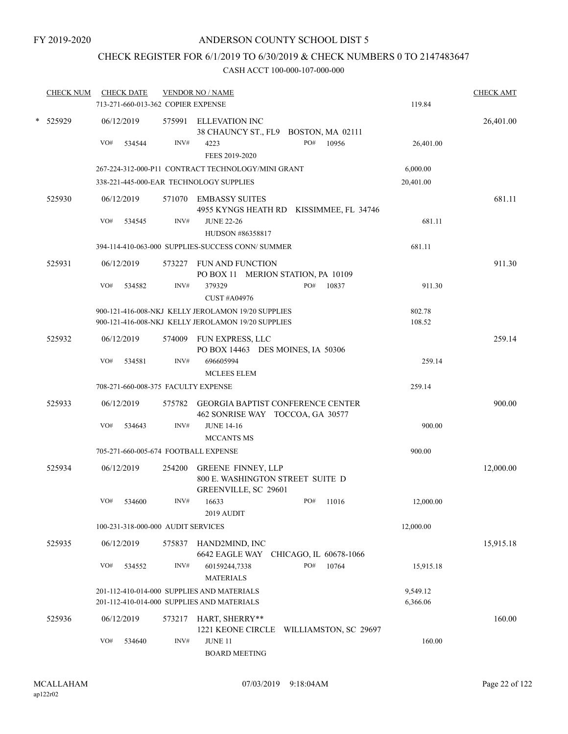FY 2019-2020

# ANDERSON COUNTY SCHOOL DIST 5

## CHECK REGISTER FOR 6/1/2019 TO 6/30/2019 & CHECK NUMBERS 0 TO 2147483647

### CASH ACCT 100-000-107-000-000

| CHECK NUM | CHECK DATE | VENDOR NO / NAME | | CHECK AMT |
|---|---|---|---|---|
| | 713-271-660-013-362 COPIER EXPENSE | | 119.84 | |
| * 525929 | 06/12/2019 | 575991 ELLEVATION INC<br>38 CHAUNCY ST., FL9 BOSTON, MA 02111 | | 26,401.00 |
| | VO# 534544 | INV# 4223 PO# 10956<br>FEES 2019-2020 | 26,401.00 | |
| | 267-224-312-000-P11 CONTRACT TECHNOLOGY/MINI GRANT | | 6,000.00 | |
| | 338-221-445-000-EAR TECHNOLOGY SUPPLIES | | 20,401.00 | |
| 525930 | 06/12/2019 | 571070 EMBASSY SUITES<br>4955 KYNGS HEATH RD KISSIMMEE, FL 34746 | | 681.11 |
| | VO# 534545 | INV# JUNE 22-26<br>HUDSON #86358817 | 681.11 | |
| | 394-114-410-063-000 SUPPLIES-SUCCESS CONN/ SUMMER | | 681.11 | |
| 525931 | 06/12/2019 | 573227 FUN AND FUNCTION<br>PO BOX 11 MERION STATION, PA 10109 | | 911.30 |
| | VO# 534582 | INV# 379329 PO# 10837<br>CUST #A04976 | 911.30 | |
| | 900-121-416-008-NKJ KELLY JEROLAMON 19/20 SUPPLIES | | 802.78 | |
| | 900-121-416-008-NKJ KELLY JEROLAMON 19/20 SUPPLIES | | 108.52 | |
| 525932 | 06/12/2019 | 574009 FUN EXPRESS, LLC<br>PO BOX 14463 DES MOINES, IA 50306 | | 259.14 |
| | VO# 534581 | INV# 696605994<br>MCLEES ELEM | 259.14 | |
| | 708-271-660-008-375 FACULTY EXPENSE | | 259.14 | |
| 525933 | 06/12/2019 | 575782 GEORGIA BAPTIST CONFERENCE CENTER<br>462 SONRISE WAY TOCCOA, GA 30577 | | 900.00 |
| | VO# 534643 | INV# JUNE 14-16<br>MCCANTS MS | 900.00 | |
| | 705-271-660-005-674 FOOTBALL EXPENSE | | 900.00 | |
| 525934 | 06/12/2019 | 254200 GREENE FINNEY, LLP<br>800 E. WASHINGTON STREET SUITE D<br>GREENVILLE, SC 29601 | | 12,000.00 |
| | VO# 534600 | INV# 16633 PO# 11016<br>2019 AUDIT | 12,000.00 | |
| | 100-231-318-000-000 AUDIT SERVICES | | 12,000.00 | |
| 525935 | 06/12/2019 | 575837 HAND2MIND, INC<br>6642 EAGLE WAY CHICAGO, IL 60678-1066 | | 15,915.18 |
| | VO# 534552 | INV# 60159244,7338 PO# 10764<br>MATERIALS | 15,915.18 | |
| | 201-112-410-014-000 SUPPLIES AND MATERIALS | | 9,549.12 | |
| | 201-112-410-014-000 SUPPLIES AND MATERIALS | | 6,366.06 | |
| 525936 | 06/12/2019 | 573217 HART, SHERRY**<br>1221 KEONE CIRCLE WILLIAMSTON, SC 29697 | | 160.00 |
| | VO# 534640 | INV# JUNE 11<br>BOARD MEETING | 160.00 | |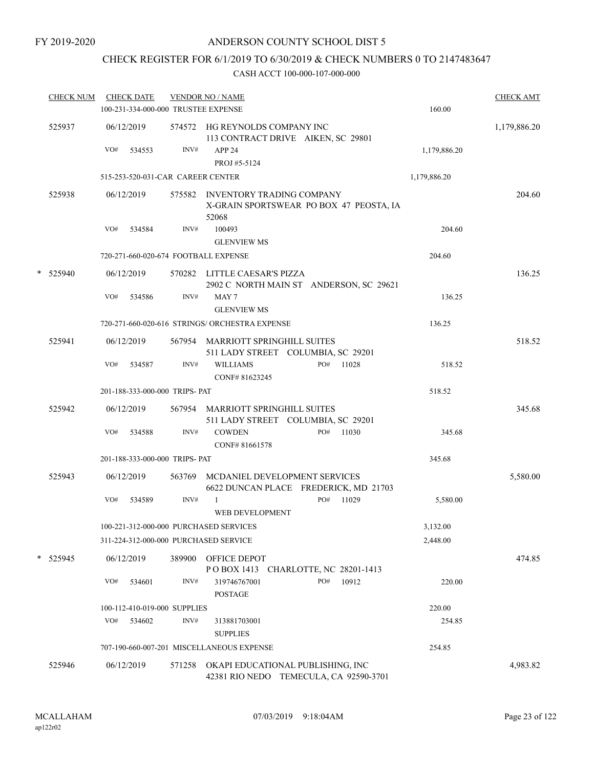FY 2019-2020

# ANDERSON COUNTY SCHOOL DIST 5

## CHECK REGISTER FOR 6/1/2019 TO 6/30/2019 & CHECK NUMBERS 0 TO 2147483647

### CASH ACCT 100-000-107-000-000

| CHECK NUM | CHECK DATE | VENDOR NO / NAME | | CHECK AMT |
|---|---|---|---|---|
| | 100-231-334-000-000 TRUSTEE EXPENSE | | 160.00 | |
| 525937 | 06/12/2019 | 574572 HG REYNOLDS COMPANY INC<br>113 CONTRACT DRIVE AIKEN, SC 29801 | | 1,179,886.20 |
| | VO# 534553 | INV# APP 24<br>PROJ #5-5124 | 1,179,886.20 | |
| | 515-253-520-031-CAR CAREER CENTER | | 1,179,886.20 | |
| 525938 | 06/12/2019 | 575582 INVENTORY TRADING COMPANY<br>X-GRAIN SPORTSWEAR PO BOX 47 PEOSTA, IA 52068 | | 204.60 |
| | VO# 534584 | INV# 100493<br>GLENVIEW MS | 204.60 | |
| | 720-271-660-020-674 FOOTBALL EXPENSE | | 204.60 | |
| * 525940 | 06/12/2019 | 570282 LITTLE CAESAR'S PIZZA<br>2902 C NORTH MAIN ST ANDERSON, SC 29621 | | 136.25 |
| | VO# 534586 | INV# MAY 7<br>GLENVIEW MS | 136.25 | |
| | 720-271-660-020-616 STRINGS/ ORCHESTRA EXPENSE | | 136.25 | |
| 525941 | 06/12/2019 | 567954 MARRIOTT SPRINGHILL SUITES<br>511 LADY STREET COLUMBIA, SC 29201 | | 518.52 |
| | VO# 534587 | INV# WILLIAMS PO# 11028<br>CONF# 81623245 | 518.52 | |
| | 201-188-333-000-000 TRIPS- PAT | | 518.52 | |
| 525942 | 06/12/2019 | 567954 MARRIOTT SPRINGHILL SUITES<br>511 LADY STREET COLUMBIA, SC 29201 | | 345.68 |
| | VO# 534588 | INV# COWDEN PO# 11030<br>CONF# 81661578 | 345.68 | |
| | 201-188-333-000-000 TRIPS- PAT | | 345.68 | |
| 525943 | 06/12/2019 | 563769 MCDANIEL DEVELOPMENT SERVICES<br>6622 DUNCAN PLACE FREDERICK, MD 21703 | | 5,580.00 |
| | VO# 534589 | INV# 1 PO# 11029<br>WEB DEVELOPMENT | 5,580.00 | |
| | 100-221-312-000-000 PURCHASED SERVICES | | 3,132.00 | |
| | 311-224-312-000-000 PURCHASED SERVICE | | 2,448.00 | |
| * 525945 | 06/12/2019 | 389900 OFFICE DEPOT<br>P O BOX 1413 CHARLOTTE, NC 28201-1413 | | 474.85 |
| | VO# 534601 | INV# 319746767001 PO# 10912<br>POSTAGE | 220.00 | |
| | 100-112-410-019-000 SUPPLIES | | 220.00 | |
| | VO# 534602 | INV# 313881703001<br>SUPPLIES | 254.85 | |
| | 707-190-660-007-201 MISCELLANEOUS EXPENSE | | 254.85 | |
| 525946 | 06/12/2019 | 571258 OKAPI EDUCATIONAL PUBLISHING, INC<br>42381 RIO NEDO TEMECULA, CA 92590-3701 | | 4,983.82 |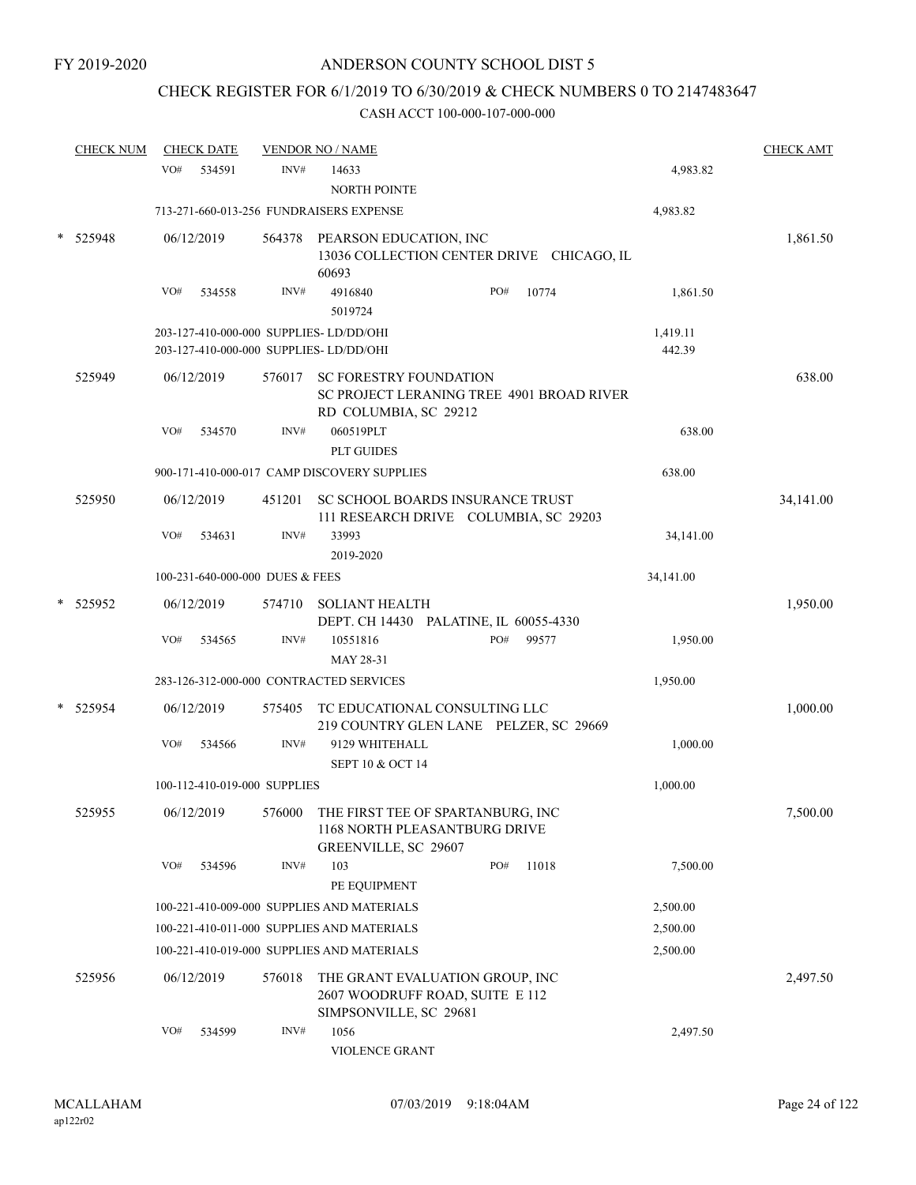FY 2019-2020

ANDERSON COUNTY SCHOOL DIST 5

CHECK REGISTER FOR 6/1/2019 TO 6/30/2019 & CHECK NUMBERS 0 TO 2147483647

CASH ACCT 100-000-107-000-000

| CHECK NUM | CHECK DATE | VENDOR NO / NAME | | CHECK AMT |
|---|---|---|---|---|
| | VO# 534591 | INV# 14633<br>NORTH POINTE | 4,983.82 | |
| | 713-271-660-013-256 FUNDRAISERS EXPENSE | | 4,983.82 | |
| * 525948 | 06/12/2019 | 564378 PEARSON EDUCATION, INC<br>13036 COLLECTION CENTER DRIVE CHICAGO, IL 60693 | | 1,861.50 |
| | VO# 534558 | INV# 4916840 PO# 10774<br>5019724 | 1,861.50 | |
| | 203-127-410-000-000 SUPPLIES- LD/DD/OHI | | 1,419.11 | |
| | 203-127-410-000-000 SUPPLIES- LD/DD/OHI | | 442.39 | |
| 525949 | 06/12/2019 | 576017 SC FORESTRY FOUNDATION<br>SC PROJECT LERANING TREE 4901 BROAD RIVER RD COLUMBIA, SC 29212 | | 638.00 |
| | VO# 534570 | INV# 060519PLT<br>PLT GUIDES | 638.00 | |
| | 900-171-410-000-017 CAMP DISCOVERY SUPPLIES | | 638.00 | |
| 525950 | 06/12/2019 | 451201 SC SCHOOL BOARDS INSURANCE TRUST<br>111 RESEARCH DRIVE COLUMBIA, SC 29203 | | 34,141.00 |
| | VO# 534631 | INV# 33993<br>2019-2020 | 34,141.00 | |
| | 100-231-640-000-000 DUES & FEES | | 34,141.00 | |
| * 525952 | 06/12/2019 | 574710 SOLIANT HEALTH<br>DEPT. CH 14430 PALATINE, IL 60055-4330 | | 1,950.00 |
| | VO# 534565 | INV# 10551816 PO# 99577<br>MAY 28-31 | 1,950.00 | |
| | 283-126-312-000-000 CONTRACTED SERVICES | | 1,950.00 | |
| * 525954 | 06/12/2019 | 575405 TC EDUCATIONAL CONSULTING LLC<br>219 COUNTRY GLEN LANE PELZER, SC 29669 | | 1,000.00 |
| | VO# 534566 | INV# 9129 WHITEHALL<br>SEPT 10 & OCT 14 | 1,000.00 | |
| | 100-112-410-019-000 SUPPLIES | | 1,000.00 | |
| 525955 | 06/12/2019 | 576000 THE FIRST TEE OF SPARTANBURG, INC<br>1168 NORTH PLEASANTBURG DRIVE<br>GREENVILLE, SC 29607 | | 7,500.00 |
| | VO# 534596 | INV# 103 PO# 11018<br>PE EQUIPMENT | 7,500.00 | |
| | 100-221-410-009-000 SUPPLIES AND MATERIALS | | 2,500.00 | |
| | 100-221-410-011-000 SUPPLIES AND MATERIALS | | 2,500.00 | |
| | 100-221-410-019-000 SUPPLIES AND MATERIALS | | 2,500.00 | |
| 525956 | 06/12/2019 | 576018 THE GRANT EVALUATION GROUP, INC<br>2607 WOODRUFF ROAD, SUITE E 112<br>SIMPSONVILLE, SC 29681 | | 2,497.50 |
| | VO# 534599 | INV# 1056<br>VIOLENCE GRANT | 2,497.50 | |

MCALLAHAM 07/03/2019 9:18:04AM
ap122r02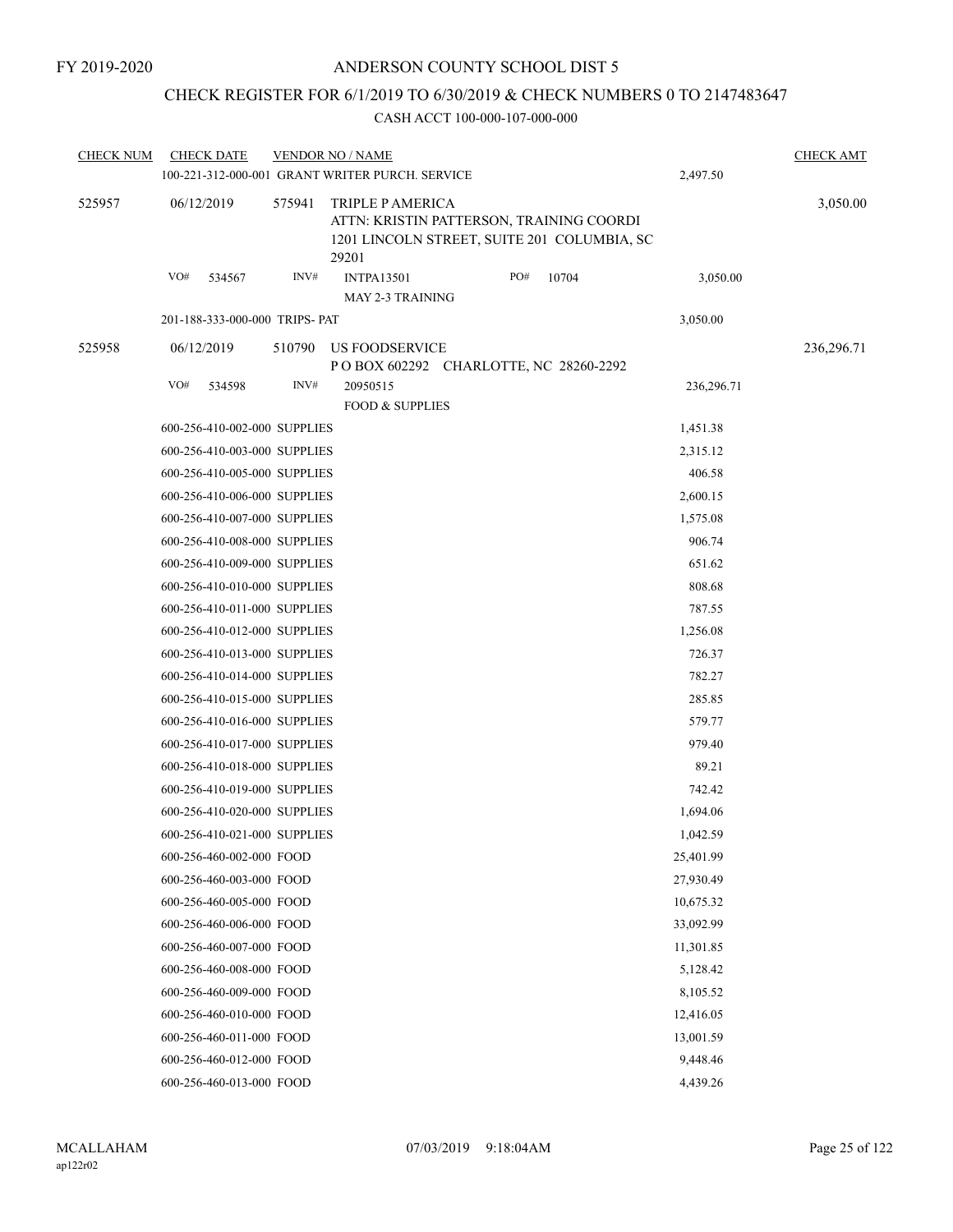FY 2019-2020

ANDERSON COUNTY SCHOOL DIST 5

CHECK REGISTER FOR 6/1/2019 TO 6/30/2019 & CHECK NUMBERS 0 TO 2147483647

CASH ACCT 100-000-107-000-000

| CHECK NUM | CHECK DATE | VENDOR NO / NAME | | CHECK AMT |
|---|---|---|---|---|
| | 100-221-312-000-001 GRANT WRITER PURCH. SERVICE | | 2,497.50 | |
| 525957 | 06/12/2019 | 575941 TRIPLE P AMERICA<br>ATTN: KRISTIN PATTERSON, TRAINING COORDI<br>1201 LINCOLN STREET, SUITE 201 COLUMBIA, SC 29201 | | 3,050.00 |
| | VO# 534567 | INV# INTPA13501 PO# 10704<br>MAY 2-3 TRAINING | 3,050.00 | |
| | 201-188-333-000-000 TRIPS- PAT | | 3,050.00 | |
| 525958 | 06/12/2019 | 510790 US FOODSERVICE<br>P O BOX 602292 CHARLOTTE, NC 28260-2292 | | 236,296.71 |
| | VO# 534598 | INV# 20950515<br>FOOD & SUPPLIES | 236,296.71 | |
| | 600-256-410-002-000 SUPPLIES | | 1,451.38 | |
| | 600-256-410-003-000 SUPPLIES | | 2,315.12 | |
| | 600-256-410-005-000 SUPPLIES | | 406.58 | |
| | 600-256-410-006-000 SUPPLIES | | 2,600.15 | |
| | 600-256-410-007-000 SUPPLIES | | 1,575.08 | |
| | 600-256-410-008-000 SUPPLIES | | 906.74 | |
| | 600-256-410-009-000 SUPPLIES | | 651.62 | |
| | 600-256-410-010-000 SUPPLIES | | 808.68 | |
| | 600-256-410-011-000 SUPPLIES | | 787.55 | |
| | 600-256-410-012-000 SUPPLIES | | 1,256.08 | |
| | 600-256-410-013-000 SUPPLIES | | 726.37 | |
| | 600-256-410-014-000 SUPPLIES | | 782.27 | |
| | 600-256-410-015-000 SUPPLIES | | 285.85 | |
| | 600-256-410-016-000 SUPPLIES | | 579.77 | |
| | 600-256-410-017-000 SUPPLIES | | 979.40 | |
| | 600-256-410-018-000 SUPPLIES | | 89.21 | |
| | 600-256-410-019-000 SUPPLIES | | 742.42 | |
| | 600-256-410-020-000 SUPPLIES | | 1,694.06 | |
| | 600-256-410-021-000 SUPPLIES | | 1,042.59 | |
| | 600-256-460-002-000 FOOD | | 25,401.99 | |
| | 600-256-460-003-000 FOOD | | 27,930.49 | |
| | 600-256-460-005-000 FOOD | | 10,675.32 | |
| | 600-256-460-006-000 FOOD | | 33,092.99 | |
| | 600-256-460-007-000 FOOD | | 11,301.85 | |
| | 600-256-460-008-000 FOOD | | 5,128.42 | |
| | 600-256-460-009-000 FOOD | | 8,105.52 | |
| | 600-256-460-010-000 FOOD | | 12,416.05 | |
| | 600-256-460-011-000 FOOD | | 13,001.59 | |
| | 600-256-460-012-000 FOOD | | 9,448.46 | |
| | 600-256-460-013-000 FOOD | | 4,439.26 | |

MCALLAHAM
ap122r02

07/03/2019 9:18:04AM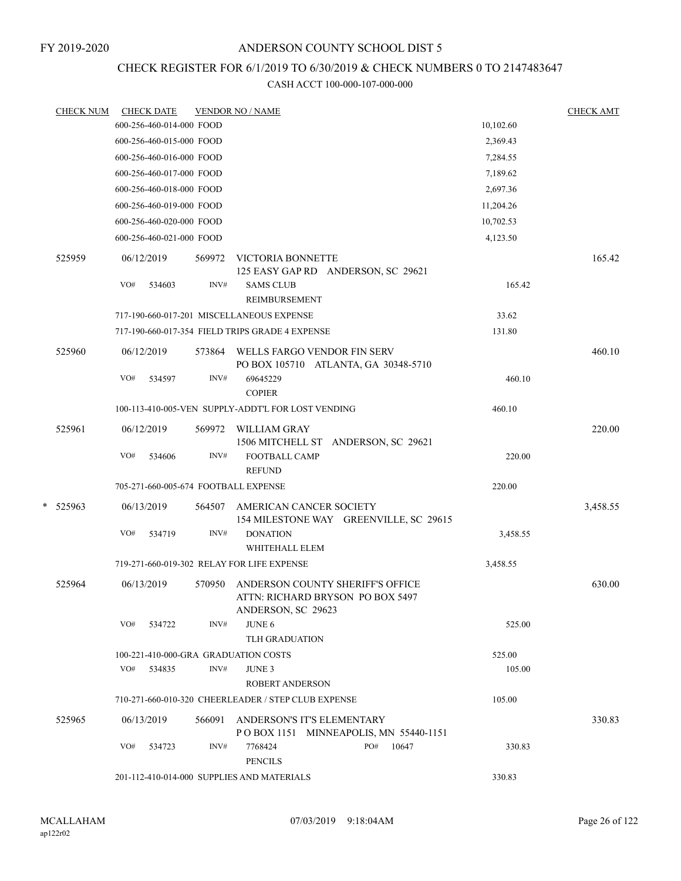FY 2019-2020

# ANDERSON COUNTY SCHOOL DIST 5

## CHECK REGISTER FOR 6/1/2019 TO 6/30/2019 & CHECK NUMBERS 0 TO 2147483647

CASH ACCT 100-000-107-000-000

| CHECK NUM | CHECK DATE | VENDOR NO / NAME | | CHECK AMT |
|---|---|---|---|---|
| | 600-256-460-014-000 FOOD | | 10,102.60 | |
| | 600-256-460-015-000 FOOD | | 2,369.43 | |
| | 600-256-460-016-000 FOOD | | 7,284.55 | |
| | 600-256-460-017-000 FOOD | | 7,189.62 | |
| | 600-256-460-018-000 FOOD | | 2,697.36 | |
| | 600-256-460-019-000 FOOD | | 11,204.26 | |
| | 600-256-460-020-000 FOOD | | 10,702.53 | |
| | 600-256-460-021-000 FOOD | | 4,123.50 | |
| 525959 | 06/12/2019 | 569972 VICTORIA BONNETTE<br>125 EASY GAP RD ANDERSON, SC 29621 | | 165.42 |
| | VO# 534603 | INV# SAMS CLUB<br>REIMBURSEMENT | 165.42 | |
| | 717-190-660-017-201 MISCELLANEOUS EXPENSE | | 33.62 | |
| | 717-190-660-017-354 FIELD TRIPS GRADE 4 EXPENSE | | 131.80 | |
| 525960 | 06/12/2019 | 573864 WELLS FARGO VENDOR FIN SERV<br>PO BOX 105710 ATLANTA, GA 30348-5710 | | 460.10 |
| | VO# 534597 | INV# 69645229<br>COPIER | 460.10 | |
| | 100-113-410-005-VEN SUPPLY-ADDT'L FOR LOST VENDING | | 460.10 | |
| 525961 | 06/12/2019 | 569972 WILLIAM GRAY<br>1506 MITCHELL ST ANDERSON, SC 29621 | | 220.00 |
| | VO# 534606 | INV# FOOTBALL CAMP<br>REFUND | 220.00 | |
| | 705-271-660-005-674 FOOTBALL EXPENSE | | 220.00 | |
| * 525963 | 06/13/2019 | 564507 AMERICAN CANCER SOCIETY<br>154 MILESTONE WAY GREENVILLE, SC 29615 | | 3,458.55 |
| | VO# 534719 | INV# DONATION<br>WHITEHALL ELEM | 3,458.55 | |
| | 719-271-660-019-302 RELAY FOR LIFE EXPENSE | | 3,458.55 | |
| 525964 | 06/13/2019 | 570950 ANDERSON COUNTY SHERIFF'S OFFICE<br>ATTN: RICHARD BRYSON PO BOX 5497<br>ANDERSON, SC 29623 | | 630.00 |
| | VO# 534722 | INV# JUNE 6<br>TLH GRADUATION | 525.00 | |
| | 100-221-410-000-GRA GRADUATION COSTS | | 525.00 | |
| | VO# 534835 | INV# JUNE 3<br>ROBERT ANDERSON | 105.00 | |
| | 710-271-660-010-320 CHEERLEADER / STEP CLUB EXPENSE | | 105.00 | |
| 525965 | 06/13/2019 | 566091 ANDERSON'S IT'S ELEMENTARY<br>P O BOX 1151 MINNEAPOLIS, MN 55440-1151 | | 330.83 |
| | VO# 534723 | INV# 7768424 PO# 10647<br>PENCILS | 330.83 | |
| | 201-112-410-014-000 SUPPLIES AND MATERIALS | | 330.83 | |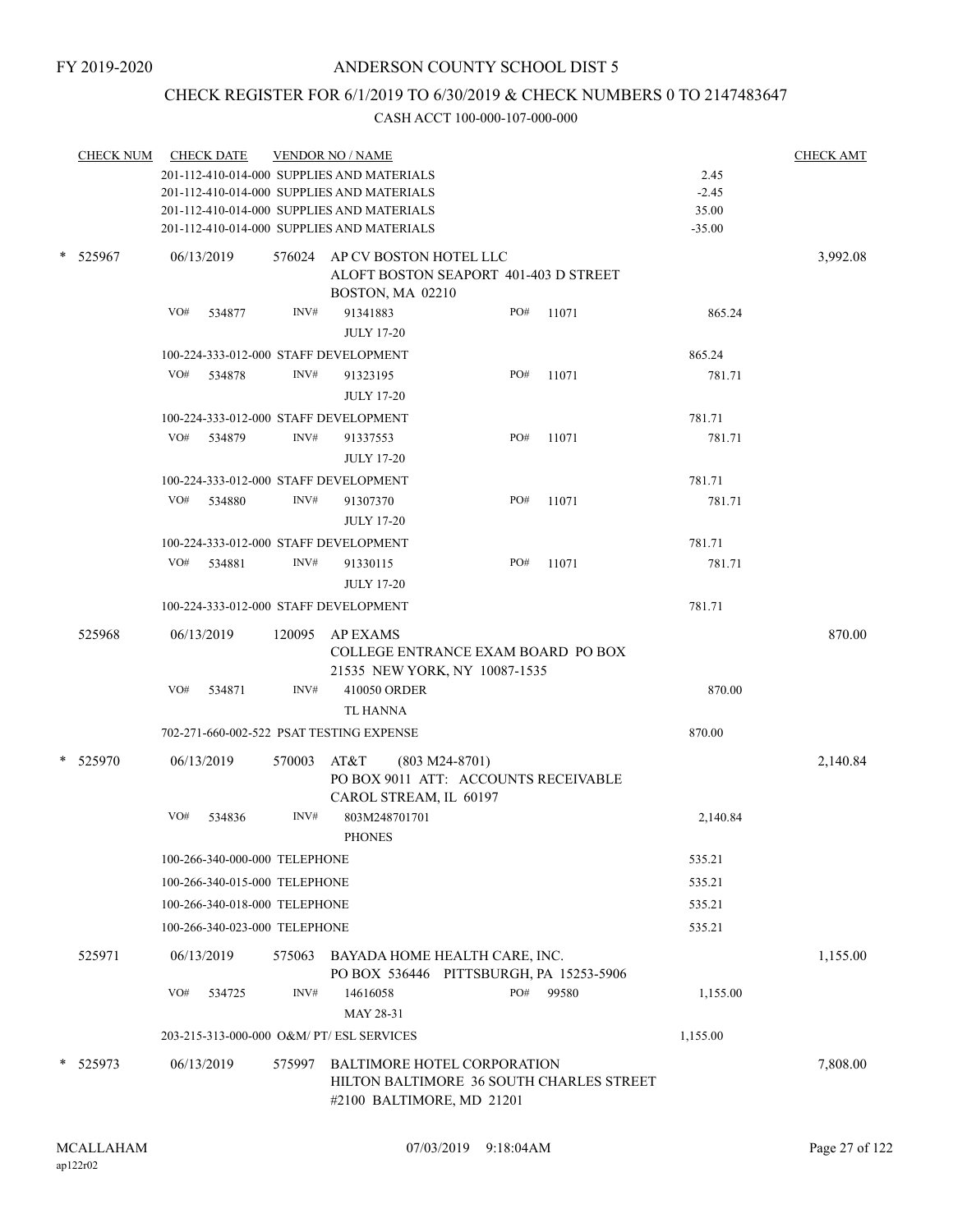FY 2019-2020

ANDERSON COUNTY SCHOOL DIST 5

CHECK REGISTER FOR 6/1/2019 TO 6/30/2019 & CHECK NUMBERS 0 TO 2147483647

CASH ACCT 100-000-107-000-000

| CHECK NUM | CHECK DATE | VENDOR NO / NAME | | CHECK AMT |
|---|---|---|---|---|
| | 201-112-410-014-000 SUPPLIES AND MATERIALS | | 2.45 | |
| | 201-112-410-014-000 SUPPLIES AND MATERIALS | | -2.45 | |
| | 201-112-410-014-000 SUPPLIES AND MATERIALS | | 35.00 | |
| | 201-112-410-014-000 SUPPLIES AND MATERIALS | | -35.00 | |
| * 525967 | 06/13/2019 | 576024 AP CV BOSTON HOTEL LLC<br>ALOFT BOSTON SEAPORT 401-403 D STREET<br>BOSTON, MA 02210 | | 3,992.08 |
| | VO# 534877 | INV# 91341883 PO# 11071<br>JULY 17-20 | 865.24 | |
| | 100-224-333-012-000 STAFF DEVELOPMENT | | 865.24 | |
| | VO# 534878 | INV# 91323195 PO# 11071<br>JULY 17-20 | 781.71 | |
| | 100-224-333-012-000 STAFF DEVELOPMENT | | 781.71 | |
| | VO# 534879 | INV# 91337553 PO# 11071<br>JULY 17-20 | 781.71 | |
| | 100-224-333-012-000 STAFF DEVELOPMENT | | 781.71 | |
| | VO# 534880 | INV# 91307370 PO# 11071<br>JULY 17-20 | 781.71 | |
| | 100-224-333-012-000 STAFF DEVELOPMENT | | 781.71 | |
| | VO# 534881 | INV# 91330115 PO# 11071<br>JULY 17-20 | 781.71 | |
| | 100-224-333-012-000 STAFF DEVELOPMENT | | 781.71 | |
| 525968 | 06/13/2019 | 120095 AP EXAMS<br>COLLEGE ENTRANCE EXAM BOARD PO BOX<br>21535 NEW YORK, NY 10087-1535 | | 870.00 |
| | VO# 534871 | INV# 410050 ORDER<br>TL HANNA | 870.00 | |
| | 702-271-660-002-522 PSAT TESTING EXPENSE | | 870.00 | |
| * 525970 | 06/13/2019 | 570003 AT&T (803 M24-8701)<br>PO BOX 9011 ATT: ACCOUNTS RECEIVABLE<br>CAROL STREAM, IL 60197 | | 2,140.84 |
| | VO# 534836 | INV# 803M248701701<br>PHONES | 2,140.84 | |
| | 100-266-340-000-000 TELEPHONE | | 535.21 | |
| | 100-266-340-015-000 TELEPHONE | | 535.21 | |
| | 100-266-340-018-000 TELEPHONE | | 535.21 | |
| | 100-266-340-023-000 TELEPHONE | | 535.21 | |
| 525971 | 06/13/2019 | 575063 BAYADA HOME HEALTH CARE, INC.<br>PO BOX 536446 PITTSBURGH, PA 15253-5906 | | 1,155.00 |
| | VO# 534725 | INV# 14616058 PO# 99580<br>MAY 28-31 | 1,155.00 | |
| | 203-215-313-000-000 O&M/ PT/ ESL SERVICES | | 1,155.00 | |
| * 525973 | 06/13/2019 | 575997 BALTIMORE HOTEL CORPORATION<br>HILTON BALTIMORE 36 SOUTH CHARLES STREET<br>#2100 BALTIMORE, MD 21201 | | 7,808.00 |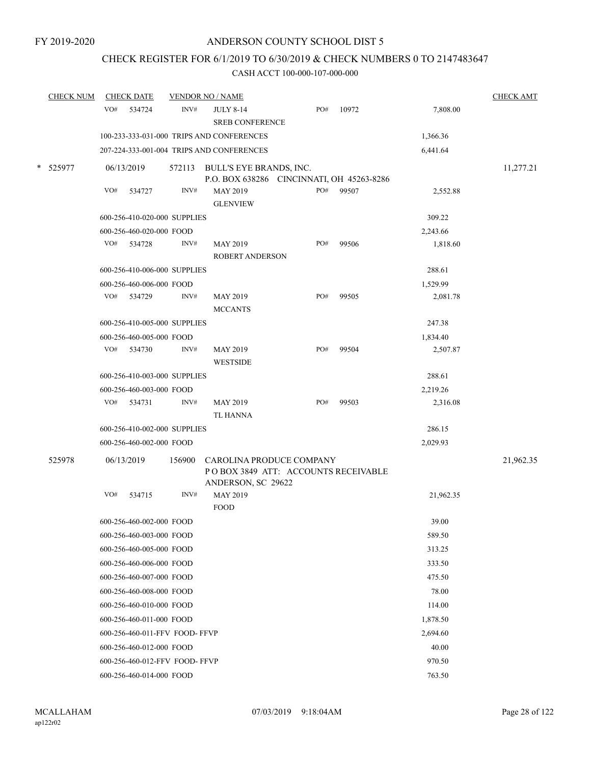FY 2019-2020

# ANDERSON COUNTY SCHOOL DIST 5

## CHECK REGISTER FOR 6/1/2019 TO 6/30/2019 & CHECK NUMBERS 0 TO 2147483647

### CASH ACCT 100-000-107-000-000

| CHECK NUM | CHECK DATE | VENDOR NO / NAME | | | | CHECK AMT |
|---|---|---|---|---|---|---|
| | VO# 534724 | INV# | JULY 8-14<br>SREB CONFERENCE | PO# 10972 | 7,808.00 | |
| | 100-233-333-031-000 TRIPS AND CONFERENCES | | | | 1,366.36 | |
| | 207-224-333-001-004 TRIPS AND CONFERENCES | | | | 6,441.64 | |
| * 525977 | 06/13/2019 | 572113 | BULL'S EYE BRANDS, INC.<br>P.O. BOX 638286 CINCINNATI, OH 45263-8286 | | | 11,277.21 |
| | VO# 534727 | INV# | MAY 2019<br>GLENVIEW | PO# 99507 | 2,552.88 | |
| | 600-256-410-020-000 SUPPLIES | | | | 309.22 | |
| | 600-256-460-020-000 FOOD | | | | 2,243.66 | |
| | VO# 534728 | INV# | MAY 2019<br>ROBERT ANDERSON | PO# 99506 | 1,818.60 | |
| | 600-256-410-006-000 SUPPLIES | | | | 288.61 | |
| | 600-256-460-006-000 FOOD | | | | 1,529.99 | |
| | VO# 534729 | INV# | MAY 2019<br>MCCANTS | PO# 99505 | 2,081.78 | |
| | 600-256-410-005-000 SUPPLIES | | | | 247.38 | |
| | 600-256-460-005-000 FOOD | | | | 1,834.40 | |
| | VO# 534730 | INV# | MAY 2019<br>WESTSIDE | PO# 99504 | 2,507.87 | |
| | 600-256-410-003-000 SUPPLIES | | | | 288.61 | |
| | 600-256-460-003-000 FOOD | | | | 2,219.26 | |
| | VO# 534731 | INV# | MAY 2019<br>TL HANNA | PO# 99503 | 2,316.08 | |
| | 600-256-410-002-000 SUPPLIES | | | | 286.15 | |
| | 600-256-460-002-000 FOOD | | | | 2,029.93 | |
| 525978 | 06/13/2019 | 156900 | CAROLINA PRODUCE COMPANY<br>P O BOX 3849 ATT: ACCOUNTS RECEIVABLE<br>ANDERSON, SC 29622 | | | 21,962.35 |
| | VO# 534715 | INV# | MAY 2019<br>FOOD | | 21,962.35 | |
| | 600-256-460-002-000 FOOD | | | | 39.00 | |
| | 600-256-460-003-000 FOOD | | | | 589.50 | |
| | 600-256-460-005-000 FOOD | | | | 313.25 | |
| | 600-256-460-006-000 FOOD | | | | 333.50 | |
| | 600-256-460-007-000 FOOD | | | | 475.50 | |
| | 600-256-460-008-000 FOOD | | | | 78.00 | |
| | 600-256-460-010-000 FOOD | | | | 114.00 | |
| | 600-256-460-011-000 FOOD | | | | 1,878.50 | |
| | 600-256-460-011-FFV FOOD- FFVP | | | | 2,694.60 | |
| | 600-256-460-012-000 FOOD | | | | 40.00 | |
| | 600-256-460-012-FFV FOOD- FFVP | | | | 970.50 | |
| | 600-256-460-014-000 FOOD | | | | 763.50 | |

MCALLAHAM
ap122r02

07/03/2019 9:18:04AM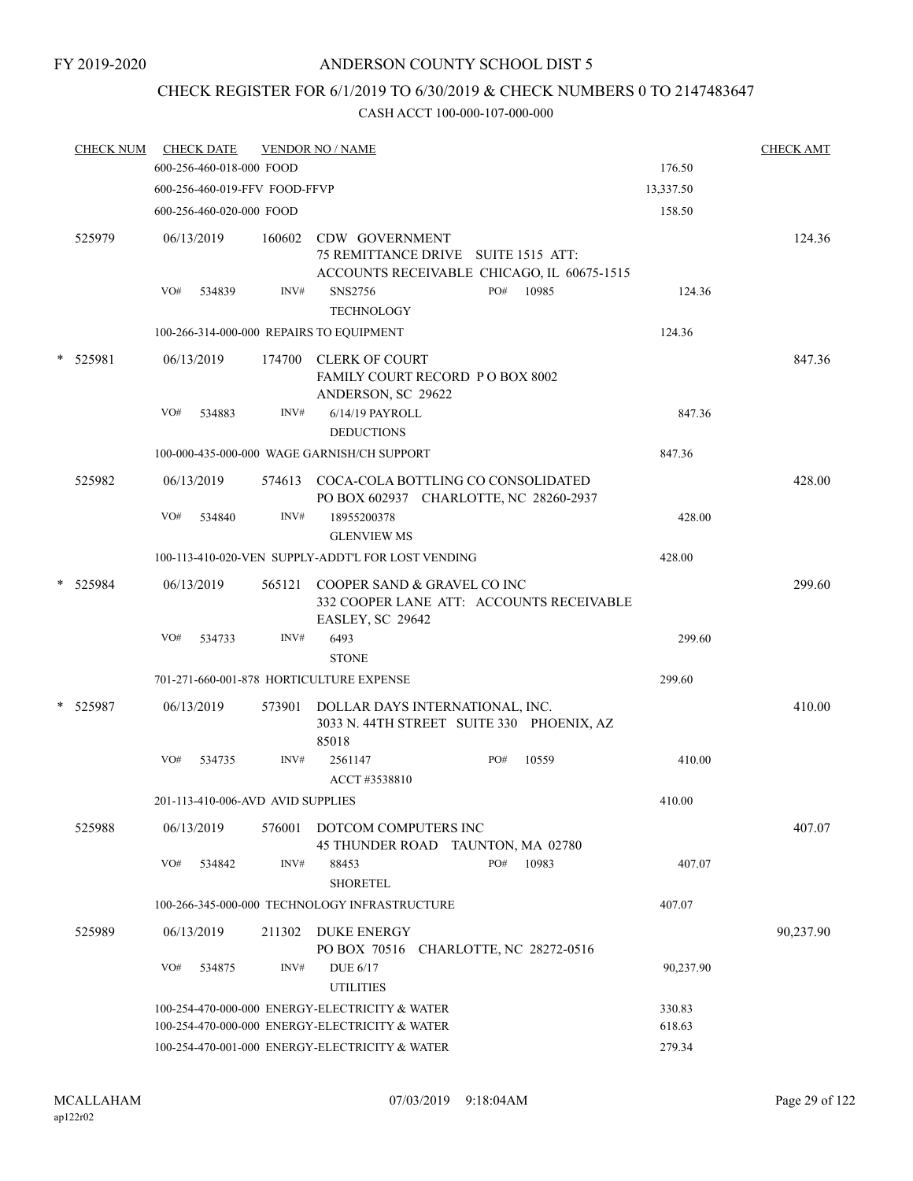FY 2019-2020

ANDERSON COUNTY SCHOOL DIST 5

CHECK REGISTER FOR 6/1/2019 TO 6/30/2019 & CHECK NUMBERS 0 TO 2147483647

CASH ACCT 100-000-107-000-000

| CHECK NUM | CHECK DATE | VENDOR NO / NAME | | | CHECK AMT |
|---|---|---|---|---|---|
| | 600-256-460-018-000 FOOD | | | 176.50 | |
| | 600-256-460-019-FFV FOOD-FFVP | | | 13,337.50 | |
| | 600-256-460-020-000 FOOD | | | 158.50 | |
| 525979 | 06/13/2019 | 160602 | CDW GOVERNMENT<br>75 REMITTANCE DRIVE SUITE 1515 ATT:<br>ACCOUNTS RECEIVABLE CHICAGO, IL 60675-1515 | | 124.36 |
| | VO# 534839 | INV# | SNS2756 PO# 10985<br>TECHNOLOGY | 124.36 | |
| | 100-266-314-000-000 REPAIRS TO EQUIPMENT | | | 124.36 | |
| * 525981 | 06/13/2019 | 174700 | CLERK OF COURT<br>FAMILY COURT RECORD P O BOX 8002<br>ANDERSON, SC 29622 | | 847.36 |
| | VO# 534883 | INV# | 6/14/19 PAYROLL<br>DEDUCTIONS | 847.36 | |
| | 100-000-435-000-000 WAGE GARNISH/CH SUPPORT | | | 847.36 | |
| 525982 | 06/13/2019 | 574613 | COCA-COLA BOTTLING CO CONSOLIDATED<br>PO BOX 602937 CHARLOTTE, NC 28260-2937 | | 428.00 |
| | VO# 534840 | INV# | 18955200378<br>GLENVIEW MS | 428.00 | |
| | 100-113-410-020-VEN SUPPLY-ADDT'L FOR LOST VENDING | | | 428.00 | |
| * 525984 | 06/13/2019 | 565121 | COOPER SAND & GRAVEL CO INC<br>332 COOPER LANE ATT: ACCOUNTS RECEIVABLE<br>EASLEY, SC 29642 | | 299.60 |
| | VO# 534733 | INV# | 6493<br>STONE | 299.60 | |
| | 701-271-660-001-878 HORTICULTURE EXPENSE | | | 299.60 | |
| * 525987 | 06/13/2019 | 573901 | DOLLAR DAYS INTERNATIONAL, INC.<br>3033 N. 44TH STREET SUITE 330 PHOENIX, AZ<br>85018 | | 410.00 |
| | VO# 534735 | INV# | 2561147 PO# 10559<br>ACCT #3538810 | 410.00 | |
| | 201-113-410-006-AVD AVID SUPPLIES | | | 410.00 | |
| 525988 | 06/13/2019 | 576001 | DOTCOM COMPUTERS INC<br>45 THUNDER ROAD TAUNTON, MA 02780 | | 407.07 |
| | VO# 534842 | INV# | 88453 PO# 10983<br>SHORETEL | 407.07 | |
| | 100-266-345-000-000 TECHNOLOGY INFRASTRUCTURE | | | 407.07 | |
| 525989 | 06/13/2019 | 211302 | DUKE ENERGY<br>PO BOX 70516 CHARLOTTE, NC 28272-0516 | | 90,237.90 |
| | VO# 534875 | INV# | DUE 6/17<br>UTILITIES | 90,237.90 | |
| | 100-254-470-000-000 ENERGY-ELECTRICITY & WATER | | | 330.83 | |
| | 100-254-470-000-000 ENERGY-ELECTRICITY & WATER | | | 618.63 | |
| | 100-254-470-001-000 ENERGY-ELECTRICITY & WATER | | | 279.34 | |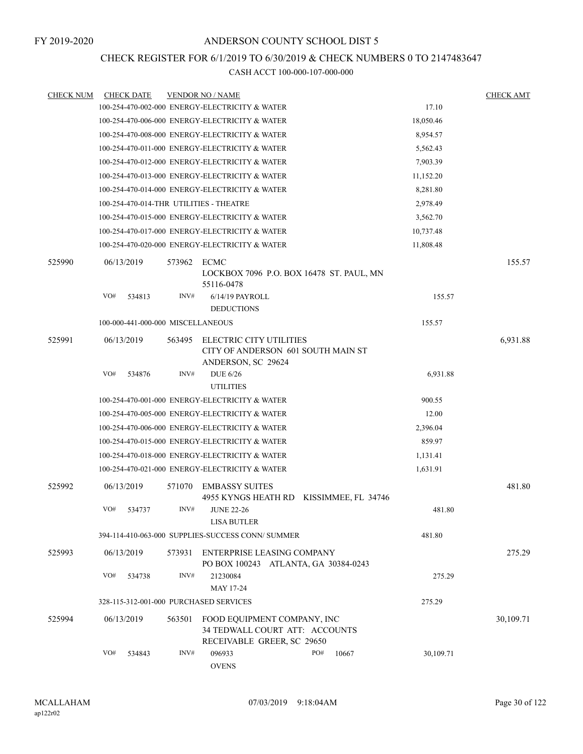FY 2019-2020

# ANDERSON COUNTY SCHOOL DIST 5

## CHECK REGISTER FOR 6/1/2019 TO 6/30/2019 & CHECK NUMBERS 0 TO 2147483647

### CASH ACCT 100-000-107-000-000

| CHECK NUM | CHECK DATE | VENDOR NO / NAME | | CHECK AMT |
|---|---|---|---|---|
| | 100-254-470-002-000 ENERGY-ELECTRICITY & WATER | | 17.10 | |
| | 100-254-470-006-000 ENERGY-ELECTRICITY & WATER | | 18,050.46 | |
| | 100-254-470-008-000 ENERGY-ELECTRICITY & WATER | | 8,954.57 | |
| | 100-254-470-011-000 ENERGY-ELECTRICITY & WATER | | 5,562.43 | |
| | 100-254-470-012-000 ENERGY-ELECTRICITY & WATER | | 7,903.39 | |
| | 100-254-470-013-000 ENERGY-ELECTRICITY & WATER | | 11,152.20 | |
| | 100-254-470-014-000 ENERGY-ELECTRICITY & WATER | | 8,281.80 | |
| | 100-254-470-014-THR UTILITIES - THEATRE | | 2,978.49 | |
| | 100-254-470-015-000 ENERGY-ELECTRICITY & WATER | | 3,562.70 | |
| | 100-254-470-017-000 ENERGY-ELECTRICITY & WATER | | 10,737.48 | |
| | 100-254-470-020-000 ENERGY-ELECTRICITY & WATER | | 11,808.48 | |
| 525990 | 06/13/2019 | 573962 ECMC LOCKBOX 7096 P.O. BOX 16478 ST. PAUL, MN 55116-0478 | | 155.57 |
| | VO# 534813 | INV# 6/14/19 PAYROLL DEDUCTIONS | 155.57 | |
| | 100-000-441-000-000 MISCELLANEOUS | | 155.57 | |
| 525991 | 06/13/2019 | 563495 ELECTRIC CITY UTILITIES CITY OF ANDERSON 601 SOUTH MAIN ST ANDERSON, SC 29624 | | 6,931.88 |
| | VO# 534876 | INV# DUE 6/26 UTILITIES | 6,931.88 | |
| | 100-254-470-001-000 ENERGY-ELECTRICITY & WATER | | 900.55 | |
| | 100-254-470-005-000 ENERGY-ELECTRICITY & WATER | | 12.00 | |
| | 100-254-470-006-000 ENERGY-ELECTRICITY & WATER | | 2,396.04 | |
| | 100-254-470-015-000 ENERGY-ELECTRICITY & WATER | | 859.97 | |
| | 100-254-470-018-000 ENERGY-ELECTRICITY & WATER | | 1,131.41 | |
| | 100-254-470-021-000 ENERGY-ELECTRICITY & WATER | | 1,631.91 | |
| 525992 | 06/13/2019 | 571070 EMBASSY SUITES 4955 KYNGS HEATH RD KISSIMMEE, FL 34746 | | 481.80 |
| | VO# 534737 | INV# JUNE 22-26 LISA BUTLER | 481.80 | |
| | 394-114-410-063-000 SUPPLIES-SUCCESS CONN/ SUMMER | | 481.80 | |
| 525993 | 06/13/2019 | 573931 ENTERPRISE LEASING COMPANY PO BOX 100243 ATLANTA, GA 30384-0243 | | 275.29 |
| | VO# 534738 | INV# 21230084 MAY 17-24 | 275.29 | |
| | 328-115-312-001-000 PURCHASED SERVICES | | 275.29 | |
| 525994 | 06/13/2019 | 563501 FOOD EQUIPMENT COMPANY, INC 34 TEDWALL COURT ATT: ACCOUNTS RECEIVABLE GREER, SC 29650 | | 30,109.71 |
| | VO# 534843 | INV# 096933 OVENS PO# 10667 | 30,109.71 | |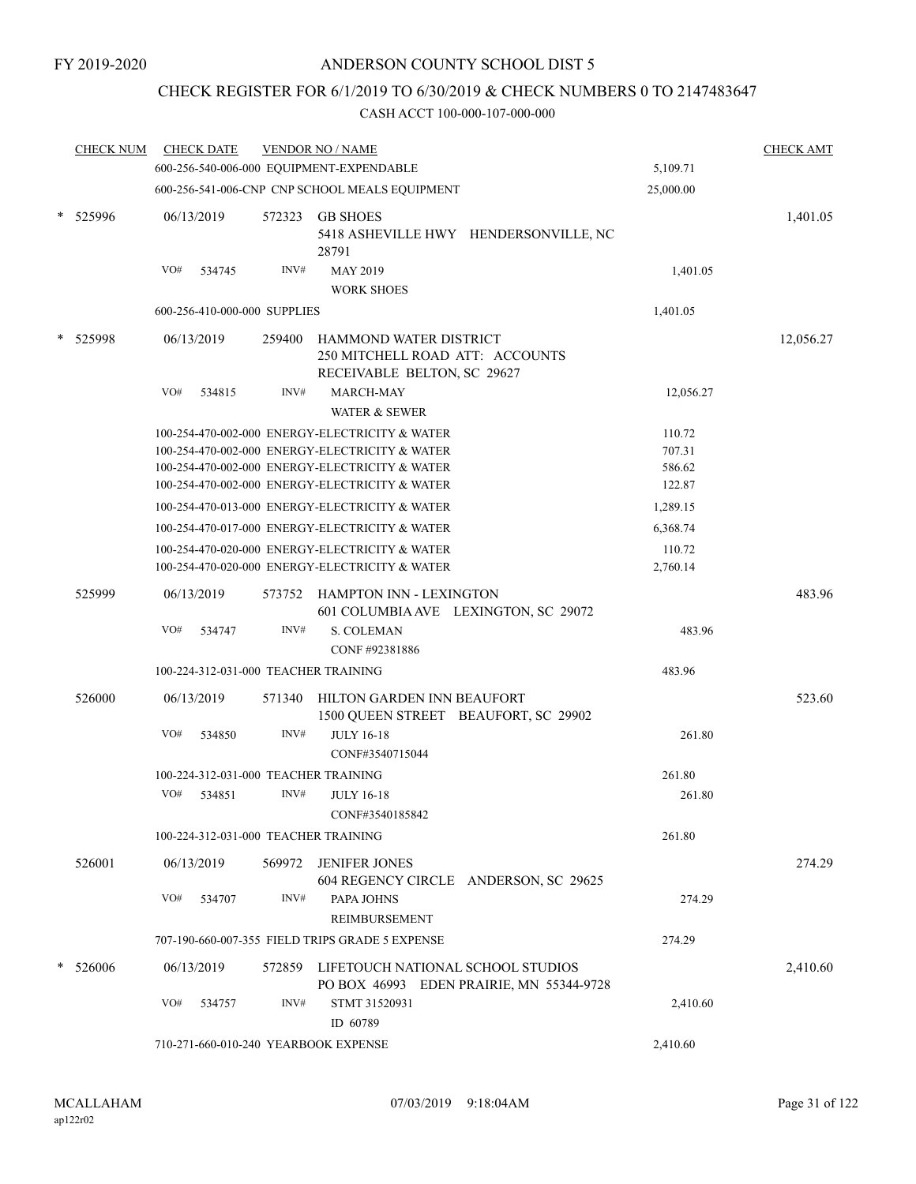FY 2019-2020

# ANDERSON COUNTY SCHOOL DIST 5

## CHECK REGISTER FOR 6/1/2019 TO 6/30/2019 & CHECK NUMBERS 0 TO 2147483647

### CASH ACCT 100-000-107-000-000

| CHECK NUM | CHECK DATE | VENDOR NO / NAME | | CHECK AMT |
|---|---|---|---|---|
| | 600-256-540-006-000 EQUIPMENT-EXPENDABLE | | 5,109.71 | |
| | 600-256-541-006-CNP CNP SCHOOL MEALS EQUIPMENT | | 25,000.00 | |
| * 525996 | 06/13/2019 | 572323 GB SHOES<br>5418 ASHEVILLE HWY HENDERSONVILLE, NC 28791 | | 1,401.05 |
| | VO# 534745 | INV# MAY 2019<br>WORK SHOES | 1,401.05 | |
| | 600-256-410-000-000 SUPPLIES | | 1,401.05 | |
| * 525998 | 06/13/2019 | 259400 HAMMOND WATER DISTRICT<br>250 MITCHELL ROAD ATT: ACCOUNTS RECEIVABLE BELTON, SC 29627 | | 12,056.27 |
| | VO# 534815 | INV# MARCH-MAY<br>WATER & SEWER | 12,056.27 | |
| | 100-254-470-002-000 ENERGY-ELECTRICITY & WATER | | 110.72 | |
| | 100-254-470-002-000 ENERGY-ELECTRICITY & WATER | | 707.31 | |
| | 100-254-470-002-000 ENERGY-ELECTRICITY & WATER | | 586.62 | |
| | 100-254-470-002-000 ENERGY-ELECTRICITY & WATER | | 122.87 | |
| | 100-254-470-013-000 ENERGY-ELECTRICITY & WATER | | 1,289.15 | |
| | 100-254-470-017-000 ENERGY-ELECTRICITY & WATER | | 6,368.74 | |
| | 100-254-470-020-000 ENERGY-ELECTRICITY & WATER | | 110.72 | |
| | 100-254-470-020-000 ENERGY-ELECTRICITY & WATER | | 2,760.14 | |
| 525999 | 06/13/2019 | 573752 HAMPTON INN - LEXINGTON<br>601 COLUMBIA AVE LEXINGTON, SC 29072 | | 483.96 |
| | VO# 534747 | INV# S. COLEMAN<br>CONF #92381886 | 483.96 | |
| | 100-224-312-031-000 TEACHER TRAINING | | 483.96 | |
| 526000 | 06/13/2019 | 571340 HILTON GARDEN INN BEAUFORT<br>1500 QUEEN STREET BEAUFORT, SC 29902 | | 523.60 |
| | VO# 534850 | INV# JULY 16-18<br>CONF#3540715044 | 261.80 | |
| | 100-224-312-031-000 TEACHER TRAINING | | 261.80 | |
| | VO# 534851 | INV# JULY 16-18<br>CONF#3540185842 | 261.80 | |
| | 100-224-312-031-000 TEACHER TRAINING | | 261.80 | |
| 526001 | 06/13/2019 | 569972 JENIFER JONES<br>604 REGENCY CIRCLE ANDERSON, SC 29625 | | 274.29 |
| | VO# 534707 | INV# PAPA JOHNS<br>REIMBURSEMENT | 274.29 | |
| | 707-190-660-007-355 FIELD TRIPS GRADE 5 EXPENSE | | 274.29 | |
| * 526006 | 06/13/2019 | 572859 LIFETOUCH NATIONAL SCHOOL STUDIOS<br>PO BOX 46993 EDEN PRAIRIE, MN 55344-9728 | | 2,410.60 |
| | VO# 534757 | INV# STMT 31520931<br>ID 60789 | 2,410.60 | |
| | 710-271-660-010-240 YEARBOOK EXPENSE | | 2,410.60 | |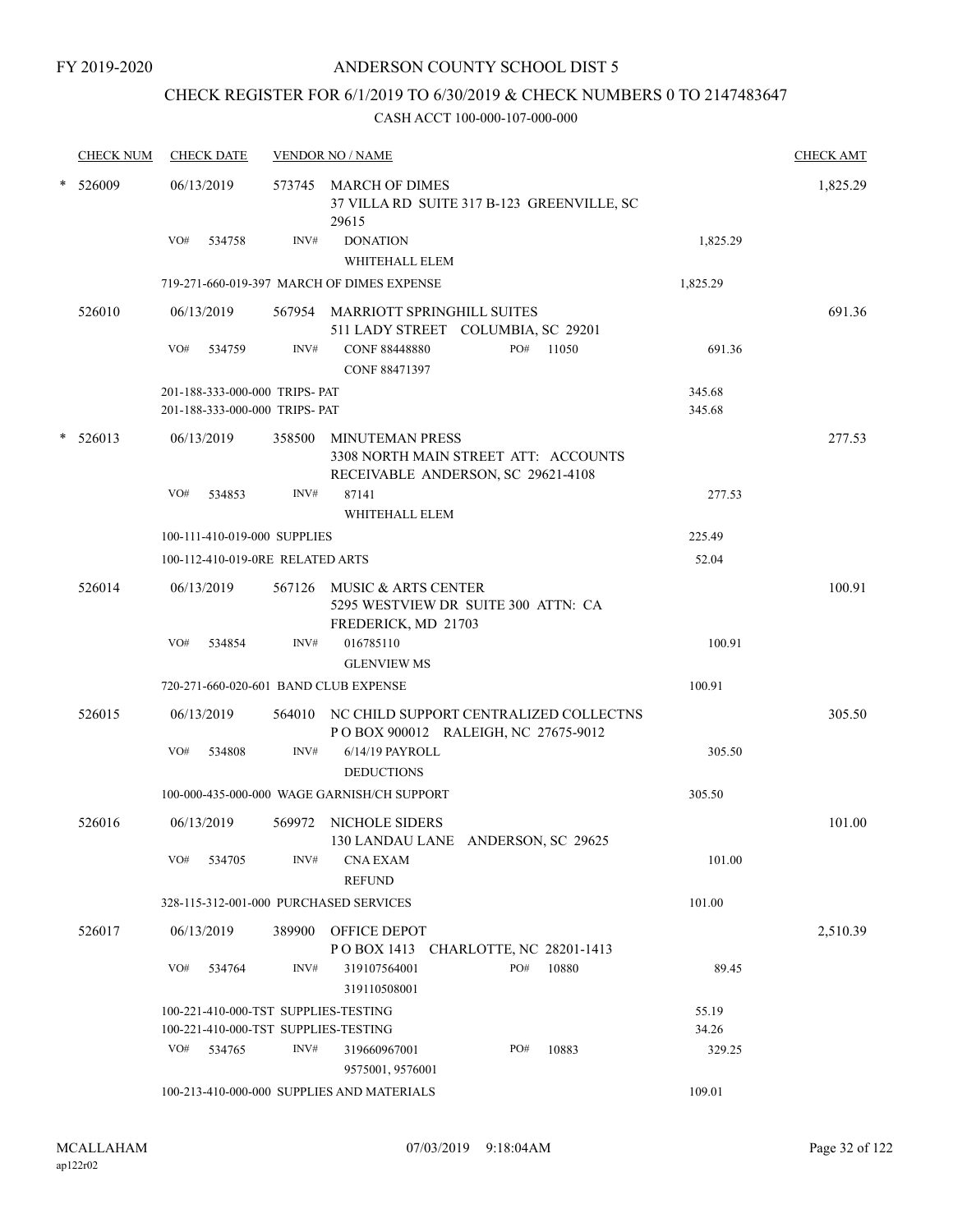FY 2019-2020

# ANDERSON COUNTY SCHOOL DIST 5

## CHECK REGISTER FOR 6/1/2019 TO 6/30/2019 & CHECK NUMBERS 0 TO 2147483647

### CASH ACCT 100-000-107-000-000

| CHECK NUM | CHECK DATE | VENDOR NO / NAME | | CHECK AMT |
|---|---|---|---|---|
| * 526009 | 06/13/2019 | 573745 MARCH OF DIMES<br>37 VILLA RD SUITE 317 B-123 GREENVILLE, SC 29615 | | 1,825.29 |
| | VO# 534758 | INV# DONATION<br>WHITEHALL ELEM | 1,825.29 | |
| | 719-271-660-019-397 MARCH OF DIMES EXPENSE | | 1,825.29 | |
| 526010 | 06/13/2019 | 567954 MARRIOTT SPRINGHILL SUITES<br>511 LADY STREET COLUMBIA, SC 29201 | | 691.36 |
| | VO# 534759 | INV# CONF 88448880 PO# 11050<br>CONF 88471397 | 691.36 | |
| | 201-188-333-000-000 TRIPS- PAT | | 345.68 | |
| | 201-188-333-000-000 TRIPS- PAT | | 345.68 | |
| * 526013 | 06/13/2019 | 358500 MINUTEMAN PRESS<br>3308 NORTH MAIN STREET ATT: ACCOUNTS RECEIVABLE ANDERSON, SC 29621-4108 | | 277.53 |
| | VO# 534853 | INV# 87141<br>WHITEHALL ELEM | 277.53 | |
| | 100-111-410-019-000 SUPPLIES | | 225.49 | |
| | 100-112-410-019-0RE RELATED ARTS | | 52.04 | |
| 526014 | 06/13/2019 | 567126 MUSIC & ARTS CENTER<br>5295 WESTVIEW DR SUITE 300 ATTN: CA FREDERICK, MD 21703 | | 100.91 |
| | VO# 534854 | INV# 016785110<br>GLENVIEW MS | 100.91 | |
| | 720-271-660-020-601 BAND CLUB EXPENSE | | 100.91 | |
| 526015 | 06/13/2019 | 564010 NC CHILD SUPPORT CENTRALIZED COLLECTNS<br>P O BOX 900012 RALEIGH, NC 27675-9012 | | 305.50 |
| | VO# 534808 | INV# 6/14/19 PAYROLL<br>DEDUCTIONS | 305.50 | |
| | 100-000-435-000-000 WAGE GARNISH/CH SUPPORT | | 305.50 | |
| 526016 | 06/13/2019 | 569972 NICHOLE SIDERS<br>130 LANDAU LANE ANDERSON, SC 29625 | | 101.00 |
| | VO# 534705 | INV# CNA EXAM<br>REFUND | 101.00 | |
| | 328-115-312-001-000 PURCHASED SERVICES | | 101.00 | |
| 526017 | 06/13/2019 | 389900 OFFICE DEPOT<br>P O BOX 1413 CHARLOTTE, NC 28201-1413 | | 2,510.39 |
| | VO# 534764 | INV# 319107564001 PO# 10880<br>319110508001 | 89.45 | |
| | 100-221-410-000-TST SUPPLIES-TESTING | | 55.19 | |
| | 100-221-410-000-TST SUPPLIES-TESTING | | 34.26 | |
| | VO# 534765 | INV# 319660967001 PO# 10883<br>9575001, 9576001 | 329.25 | |
| | 100-213-410-000-000 SUPPLIES AND MATERIALS | | 109.01 | |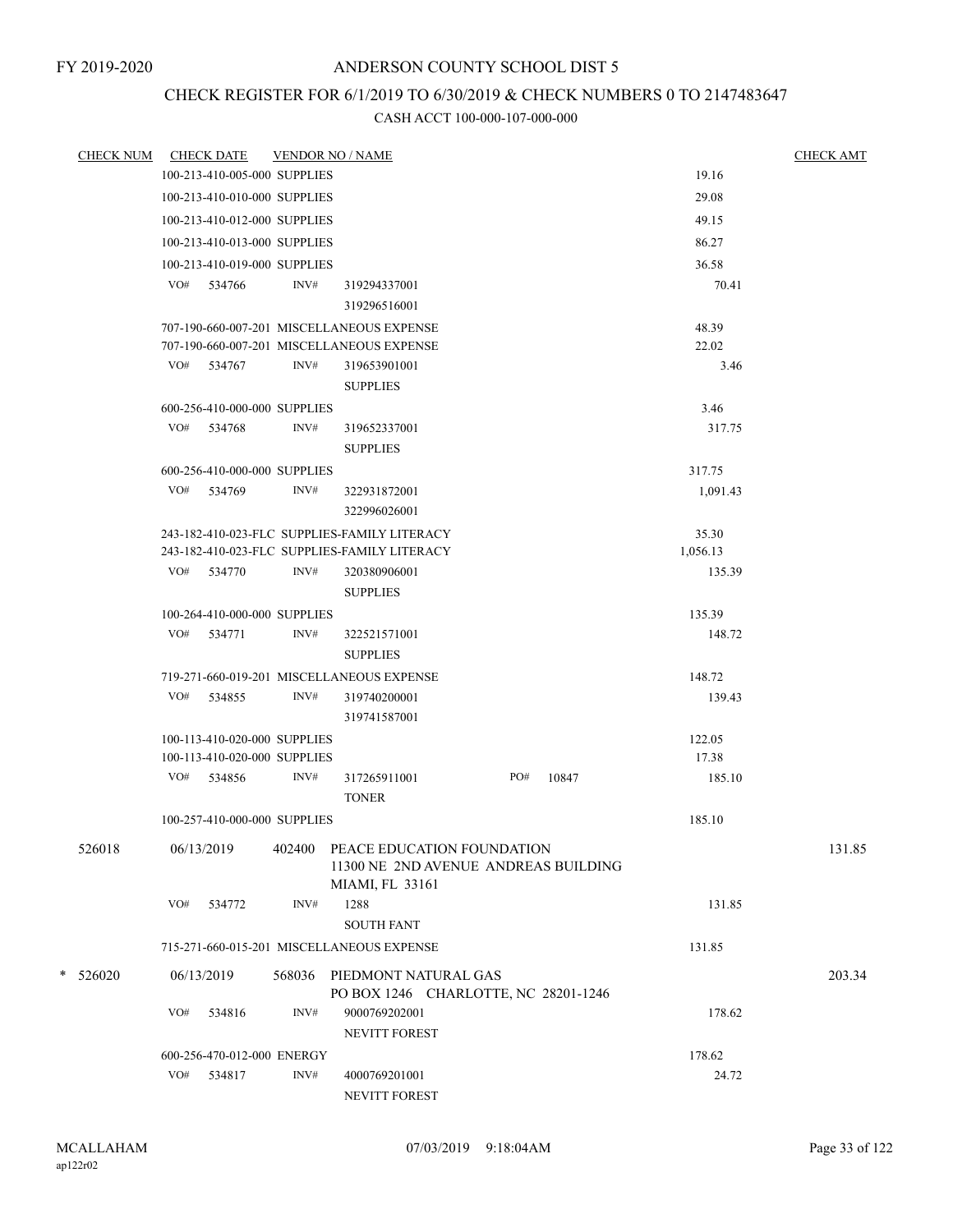FY 2019-2020

# ANDERSON COUNTY SCHOOL DIST 5

## CHECK REGISTER FOR 6/1/2019 TO 6/30/2019 & CHECK NUMBERS 0 TO 2147483647

### CASH ACCT 100-000-107-000-000

| CHECK NUM | CHECK DATE | VENDOR NO / NAME | | CHECK AMT |
|---|---|---|---|---|
| | 100-213-410-005-000 SUPPLIES | | 19.16 | |
| | 100-213-410-010-000 SUPPLIES | | 29.08 | |
| | 100-213-410-012-000 SUPPLIES | | 49.15 | |
| | 100-213-410-013-000 SUPPLIES | | 86.27 | |
| | 100-213-410-019-000 SUPPLIES | | 36.58 | |
| | VO# 534766 | INV# 319294337001<br>319296516001 | 70.41 | |
| | 707-190-660-007-201 MISCELLANEOUS EXPENSE | | 48.39 | |
| | 707-190-660-007-201 MISCELLANEOUS EXPENSE | | 22.02 | |
| | VO# 534767 | INV# 319653901001<br>SUPPLIES | 3.46 | |
| | 600-256-410-000-000 SUPPLIES | | 3.46 | |
| | VO# 534768 | INV# 319652337001<br>SUPPLIES | 317.75 | |
| | 600-256-410-000-000 SUPPLIES | | 317.75 | |
| | VO# 534769 | INV# 322931872001<br>322996026001 | 1,091.43 | |
| | 243-182-410-023-FLC SUPPLIES-FAMILY LITERACY | | 35.30 | |
| | 243-182-410-023-FLC SUPPLIES-FAMILY LITERACY | | 1,056.13 | |
| | VO# 534770 | INV# 320380906001<br>SUPPLIES | 135.39 | |
| | 100-264-410-000-000 SUPPLIES | | 135.39 | |
| | VO# 534771 | INV# 322521571001<br>SUPPLIES | 148.72 | |
| | 719-271-660-019-201 MISCELLANEOUS EXPENSE | | 148.72 | |
| | VO# 534855 | INV# 319740200001<br>319741587001 | 139.43 | |
| | 100-113-410-020-000 SUPPLIES | | 122.05 | |
| | 100-113-410-020-000 SUPPLIES | | 17.38 | |
| | VO# 534856 | INV# 317265911001 PO# 10847<br>TONER | 185.10 | |
| | 100-257-410-000-000 SUPPLIES | | 185.10 | |
| 526018 | 06/13/2019 | 402400 PEACE EDUCATION FOUNDATION<br>11300 NE 2ND AVENUE ANDREAS BUILDING<br>MIAMI, FL 33161 | | 131.85 |
| | VO# 534772 | INV# 1288<br>SOUTH FANT | 131.85 | |
| | 715-271-660-015-201 MISCELLANEOUS EXPENSE | | 131.85 | |
| * 526020 | 06/13/2019 | 568036 PIEDMONT NATURAL GAS<br>PO BOX 1246 CHARLOTTE, NC 28201-1246 | | 203.34 |
| | VO# 534816 | INV# 9000769202001<br>NEVITT FOREST | 178.62 | |
| | 600-256-470-012-000 ENERGY | | 178.62 | |
| | VO# 534817 | INV# 4000769201001<br>NEVITT FOREST | 24.72 | |

MCALLAHAM
ap122r02
07/03/2019 9:18:04AM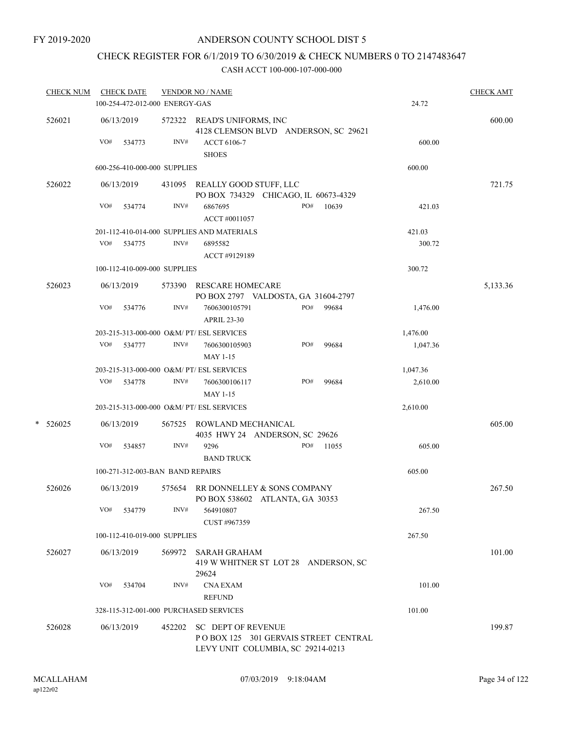FY 2019-2020

# ANDERSON COUNTY SCHOOL DIST 5

## CHECK REGISTER FOR 6/1/2019 TO 6/30/2019 & CHECK NUMBERS 0 TO 2147483647

### CASH ACCT 100-000-107-000-000

| CHECK NUM | CHECK DATE | VENDOR NO / NAME | | | CHECK AMT |
|---|---|---|---|---|---|
| | 100-254-472-012-000 ENERGY-GAS | | | 24.72 | |
| 526021 | 06/13/2019 | 572322 READ'S UNIFORMS, INC<br>4128 CLEMSON BLVD ANDERSON, SC 29621 | | | 600.00 |
| | VO# 534773 | INV# ACCT 6106-7<br>SHOES | | 600.00 | |
| | 600-256-410-000-000 SUPPLIES | | | 600.00 | |
| 526022 | 06/13/2019 | 431095 REALLY GOOD STUFF, LLC<br>PO BOX 734329 CHICAGO, IL 60673-4329 | | | 721.75 |
| | VO# 534774 | INV# 6867695<br>ACCT #0011057 | PO# 10639 | 421.03 | |
| | 201-112-410-014-000 SUPPLIES AND MATERIALS | | | 421.03 | |
| | VO# 534775 | INV# 6895582<br>ACCT #9129189 | | 300.72 | |
| | 100-112-410-009-000 SUPPLIES | | | 300.72 | |
| 526023 | 06/13/2019 | 573390 RESCARE HOMECARE<br>PO BOX 2797 VALDOSTA, GA 31604-2797 | | | 5,133.36 |
| | VO# 534776 | INV# 7606300105791<br>APRIL 23-30 | PO# 99684 | 1,476.00 | |
| | 203-215-313-000-000 O&M/ PT/ ESL SERVICES | | | 1,476.00 | |
| | VO# 534777 | INV# 7606300105903<br>MAY 1-15 | PO# 99684 | 1,047.36 | |
| | 203-215-313-000-000 O&M/ PT/ ESL SERVICES | | | 1,047.36 | |
| | VO# 534778 | INV# 7606300106117<br>MAY 1-15 | PO# 99684 | 2,610.00 | |
| | 203-215-313-000-000 O&M/ PT/ ESL SERVICES | | | 2,610.00 | |
| * 526025 | 06/13/2019 | 567525 ROWLAND MECHANICAL<br>4035 HWY 24 ANDERSON, SC 29626 | | | 605.00 |
| | VO# 534857 | INV# 9296<br>BAND TRUCK | PO# 11055 | 605.00 | |
| | 100-271-312-003-BAN BAND REPAIRS | | | 605.00 | |
| 526026 | 06/13/2019 | 575654 RR DONNELLEY & SONS COMPANY<br>PO BOX 538602 ATLANTA, GA 30353 | | | 267.50 |
| | VO# 534779 | INV# 564910807<br>CUST #967359 | | 267.50 | |
| | 100-112-410-019-000 SUPPLIES | | | 267.50 | |
| 526027 | 06/13/2019 | 569972 SARAH GRAHAM<br>419 W WHITNER ST LOT 28 ANDERSON, SC 29624 | | | 101.00 |
| | VO# 534704 | INV# CNA EXAM<br>REFUND | | 101.00 | |
| | 328-115-312-001-000 PURCHASED SERVICES | | | 101.00 | |
| 526028 | 06/13/2019 | 452202 SC DEPT OF REVENUE<br>P O BOX 125 301 GERVAIS STREET CENTRAL LEVY UNIT COLUMBIA, SC 29214-0213 | | | 199.87 |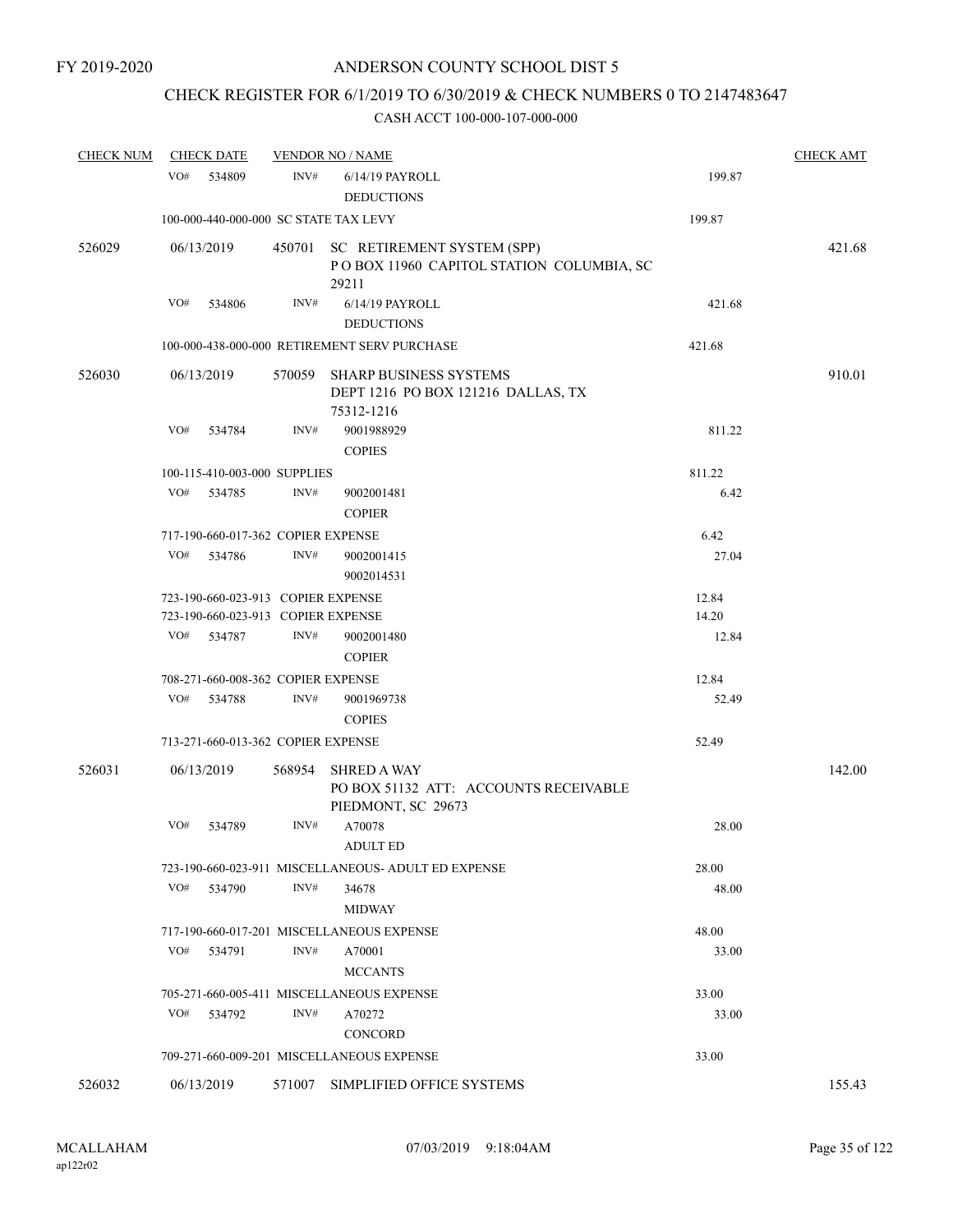FY 2019-2020

# ANDERSON COUNTY SCHOOL DIST 5

## CHECK REGISTER FOR 6/1/2019 TO 6/30/2019 & CHECK NUMBERS 0 TO 2147483647

### CASH ACCT 100-000-107-000-000

| CHECK NUM | CHECK DATE | VENDOR NO / NAME | | | CHECK AMT |
|---|---|---|---|---|---|
| | VO# 534809 | INV# | 6/14/19 PAYROLL DEDUCTIONS | 199.87 | |
| | 100-000-440-000-000 SC STATE TAX LEVY | | | 199.87 | |
| 526029 | 06/13/2019 | 450701 | SC RETIREMENT SYSTEM (SPP) P O BOX 11960 CAPITOL STATION COLUMBIA, SC 29211 | | 421.68 |
| | VO# 534806 | INV# | 6/14/19 PAYROLL DEDUCTIONS | 421.68 | |
| | 100-000-438-000-000 RETIREMENT SERV PURCHASE | | | 421.68 | |
| 526030 | 06/13/2019 | 570059 | SHARP BUSINESS SYSTEMS DEPT 1216 PO BOX 121216 DALLAS, TX 75312-1216 | | 910.01 |
| | VO# 534784 | INV# | 9001988929 COPIES | 811.22 | |
| | 100-115-410-003-000 SUPPLIES | | | 811.22 | |
| | VO# 534785 | INV# | 9002001481 COPIER | 6.42 | |
| | 717-190-660-017-362 COPIER EXPENSE | | | 6.42 | |
| | VO# 534786 | INV# | 9002001415 9002014531 | 27.04 | |
| | 723-190-660-023-913 COPIER EXPENSE | | | 12.84 | |
| | 723-190-660-023-913 COPIER EXPENSE | | | 14.20 | |
| | VO# 534787 | INV# | 9002001480 COPIER | 12.84 | |
| | 708-271-660-008-362 COPIER EXPENSE | | | 12.84 | |
| | VO# 534788 | INV# | 9001969738 COPIES | 52.49 | |
| | 713-271-660-013-362 COPIER EXPENSE | | | 52.49 | |
| 526031 | 06/13/2019 | 568954 | SHRED A WAY PO BOX 51132 ATT: ACCOUNTS RECEIVABLE PIEDMONT, SC 29673 | | 142.00 |
| | VO# 534789 | INV# | A70078 ADULT ED | 28.00 | |
| | 723-190-660-023-911 MISCELLANEOUS- ADULT ED EXPENSE | | | 28.00 | |
| | VO# 534790 | INV# | 34678 MIDWAY | 48.00 | |
| | 717-190-660-017-201 MISCELLANEOUS EXPENSE | | | 48.00 | |
| | VO# 534791 | INV# | A70001 MCCANTS | 33.00 | |
| | 705-271-660-005-411 MISCELLANEOUS EXPENSE | | | 33.00 | |
| | VO# 534792 | INV# | A70272 CONCORD | 33.00 | |
| | 709-271-660-009-201 MISCELLANEOUS EXPENSE | | | 33.00 | |
| 526032 | 06/13/2019 | 571007 | SIMPLIFIED OFFICE SYSTEMS | | 155.43 |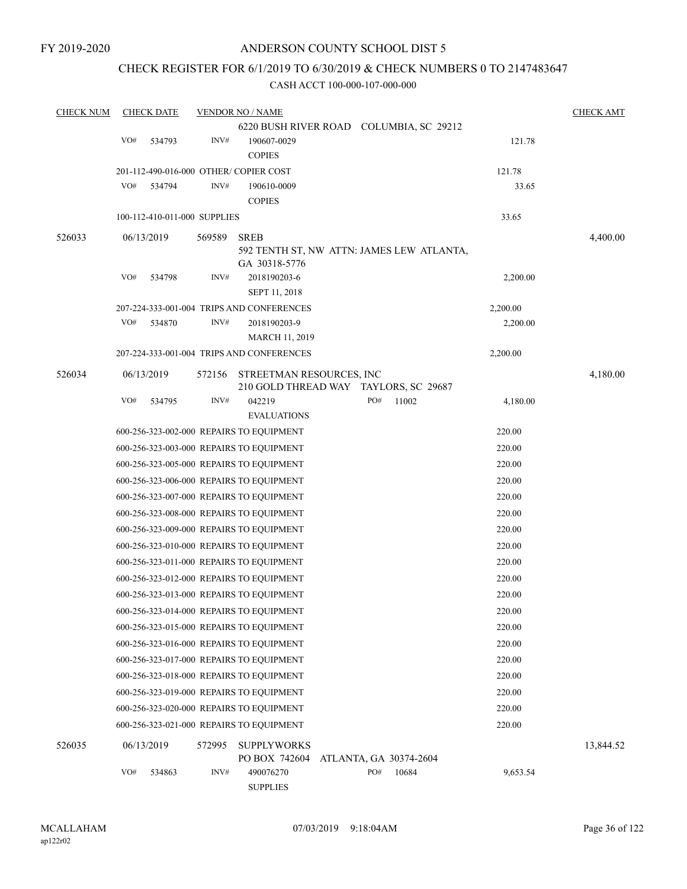FY 2019-2020

# ANDERSON COUNTY SCHOOL DIST 5

## CHECK REGISTER FOR 6/1/2019 TO 6/30/2019 & CHECK NUMBERS 0 TO 2147483647

### CASH ACCT 100-000-107-000-000

| CHECK NUM | CHECK DATE | VENDOR NO / NAME | | CHECK AMT |
|---|---|---|---|---|
| | | 6220 BUSH RIVER ROAD COLUMBIA, SC 29212 | | |
| | VO# 534793 | INV# 190607-0029 COPIES | 121.78 | |
| | 201-112-490-016-000 OTHER/ COPIER COST | | 121.78 | |
| | VO# 534794 | INV# 190610-0009 COPIES | 33.65 | |
| | 100-112-410-011-000 SUPPLIES | | 33.65 | |
| 526033 | 06/13/2019 | 569589 SREB 592 TENTH ST, NW ATTN: JAMES LEW ATLANTA, GA 30318-5776 | | 4,400.00 |
| | VO# 534798 | INV# 2018190203-6 SEPT 11, 2018 | 2,200.00 | |
| | 207-224-333-001-004 TRIPS AND CONFERENCES | | 2,200.00 | |
| | VO# 534870 | INV# 2018190203-9 MARCH 11, 2019 | 2,200.00 | |
| | 207-224-333-001-004 TRIPS AND CONFERENCES | | 2,200.00 | |
| 526034 | 06/13/2019 | 572156 STREETMAN RESOURCES, INC 210 GOLD THREAD WAY TAYLORS, SC 29687 | | 4,180.00 |
| | VO# 534795 | INV# 042219 PO# 11002 EVALUATIONS | 4,180.00 | |
| | 600-256-323-002-000 REPAIRS TO EQUIPMENT | | 220.00 | |
| | 600-256-323-003-000 REPAIRS TO EQUIPMENT | | 220.00 | |
| | 600-256-323-005-000 REPAIRS TO EQUIPMENT | | 220.00 | |
| | 600-256-323-006-000 REPAIRS TO EQUIPMENT | | 220.00 | |
| | 600-256-323-007-000 REPAIRS TO EQUIPMENT | | 220.00 | |
| | 600-256-323-008-000 REPAIRS TO EQUIPMENT | | 220.00 | |
| | 600-256-323-009-000 REPAIRS TO EQUIPMENT | | 220.00 | |
| | 600-256-323-010-000 REPAIRS TO EQUIPMENT | | 220.00 | |
| | 600-256-323-011-000 REPAIRS TO EQUIPMENT | | 220.00 | |
| | 600-256-323-012-000 REPAIRS TO EQUIPMENT | | 220.00 | |
| | 600-256-323-013-000 REPAIRS TO EQUIPMENT | | 220.00 | |
| | 600-256-323-014-000 REPAIRS TO EQUIPMENT | | 220.00 | |
| | 600-256-323-015-000 REPAIRS TO EQUIPMENT | | 220.00 | |
| | 600-256-323-016-000 REPAIRS TO EQUIPMENT | | 220.00 | |
| | 600-256-323-017-000 REPAIRS TO EQUIPMENT | | 220.00 | |
| | 600-256-323-018-000 REPAIRS TO EQUIPMENT | | 220.00 | |
| | 600-256-323-019-000 REPAIRS TO EQUIPMENT | | 220.00 | |
| | 600-256-323-020-000 REPAIRS TO EQUIPMENT | | 220.00 | |
| | 600-256-323-021-000 REPAIRS TO EQUIPMENT | | 220.00 | |
| 526035 | 06/13/2019 | 572995 SUPPLYWORKS PO BOX 742604 ATLANTA, GA 30374-2604 | | 13,844.52 |
| | VO# 534863 | INV# 490076270 PO# 10684 SUPPLIES | 9,653.54 | |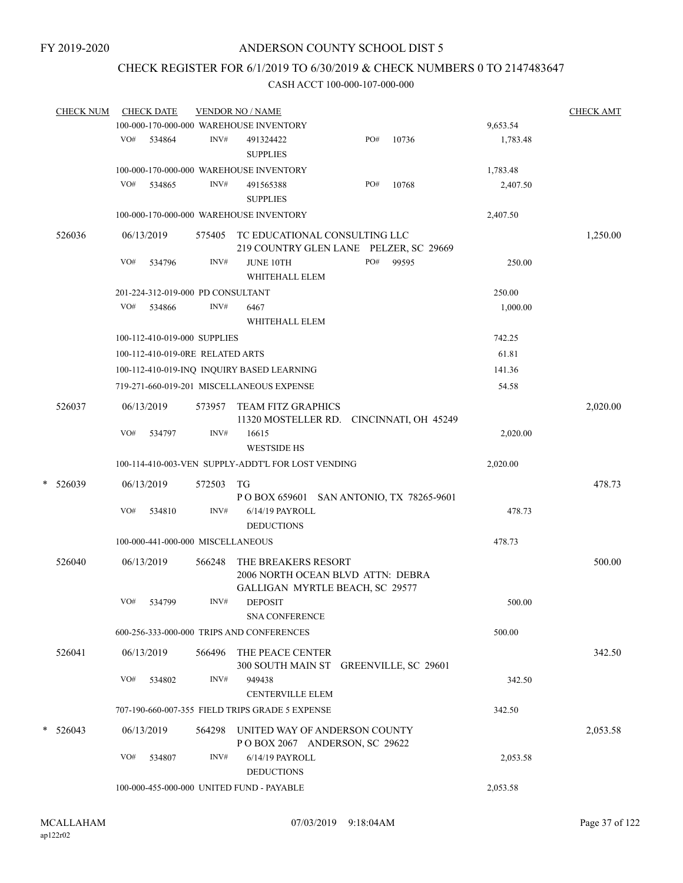FY 2019-2020

# ANDERSON COUNTY SCHOOL DIST 5

## CHECK REGISTER FOR 6/1/2019 TO 6/30/2019 & CHECK NUMBERS 0 TO 2147483647

### CASH ACCT 100-000-107-000-000

| CHECK NUM | CHECK DATE | VENDOR NO / NAME | | | CHECK AMT |
|---|---|---|---|---|---|
| | 100-000-170-000-000 WAREHOUSE INVENTORY | | | 9,653.54 | |
| | VO# 534864 | INV# 491324422 SUPPLIES | PO# 10736 | 1,783.48 | |
| | 100-000-170-000-000 WAREHOUSE INVENTORY | | | 1,783.48 | |
| | VO# 534865 | INV# 491565388 SUPPLIES | PO# 10768 | 2,407.50 | |
| | 100-000-170-000-000 WAREHOUSE INVENTORY | | | 2,407.50 | |
| 526036 | 06/13/2019 | 575405 TC EDUCATIONAL CONSULTING LLC 219 COUNTRY GLEN LANE PELZER, SC 29669 | | | 1,250.00 |
| | VO# 534796 | INV# JUNE 10TH WHITEHALL ELEM | PO# 99595 | 250.00 | |
| | 201-224-312-019-000 PD CONSULTANT | | | 250.00 | |
| | VO# 534866 | INV# 6467 WHITEHALL ELEM | | 1,000.00 | |
| | 100-112-410-019-000 SUPPLIES | | | 742.25 | |
| | 100-112-410-019-0RE RELATED ARTS | | | 61.81 | |
| | 100-112-410-019-INQ INQUIRY BASED LEARNING | | | 141.36 | |
| | 719-271-660-019-201 MISCELLANEOUS EXPENSE | | | 54.58 | |
| 526037 | 06/13/2019 | 573957 TEAM FITZ GRAPHICS 11320 MOSTELLER RD. CINCINNATI, OH 45249 | | | 2,020.00 |
| | VO# 534797 | INV# 16615 WESTSIDE HS | | 2,020.00 | |
| | 100-114-410-003-VEN SUPPLY-ADDT'L FOR LOST VENDING | | | 2,020.00 | |
| * 526039 | 06/13/2019 | 572503 TG P O BOX 659601 SAN ANTONIO, TX 78265-9601 | | | 478.73 |
| | VO# 534810 | INV# 6/14/19 PAYROLL DEDUCTIONS | | 478.73 | |
| | 100-000-441-000-000 MISCELLANEOUS | | | 478.73 | |
| 526040 | 06/13/2019 | 566248 THE BREAKERS RESORT 2006 NORTH OCEAN BLVD ATTN: DEBRA GALLIGAN MYRTLE BEACH, SC 29577 | | | 500.00 |
| | VO# 534799 | INV# DEPOSIT SNA CONFERENCE | | 500.00 | |
| | 600-256-333-000-000 TRIPS AND CONFERENCES | | | 500.00 | |
| 526041 | 06/13/2019 | 566496 THE PEACE CENTER 300 SOUTH MAIN ST GREENVILLE, SC 29601 | | | 342.50 |
| | VO# 534802 | INV# 949438 CENTERVILLE ELEM | | 342.50 | |
| | 707-190-660-007-355 FIELD TRIPS GRADE 5 EXPENSE | | | 342.50 | |
| * 526043 | 06/13/2019 | 564298 UNITED WAY OF ANDERSON COUNTY P O BOX 2067 ANDERSON, SC 29622 | | | 2,053.58 |
| | VO# 534807 | INV# 6/14/19 PAYROLL DEDUCTIONS | | 2,053.58 | |
| | 100-000-455-000-000 UNITED FUND - PAYABLE | | | 2,053.58 | |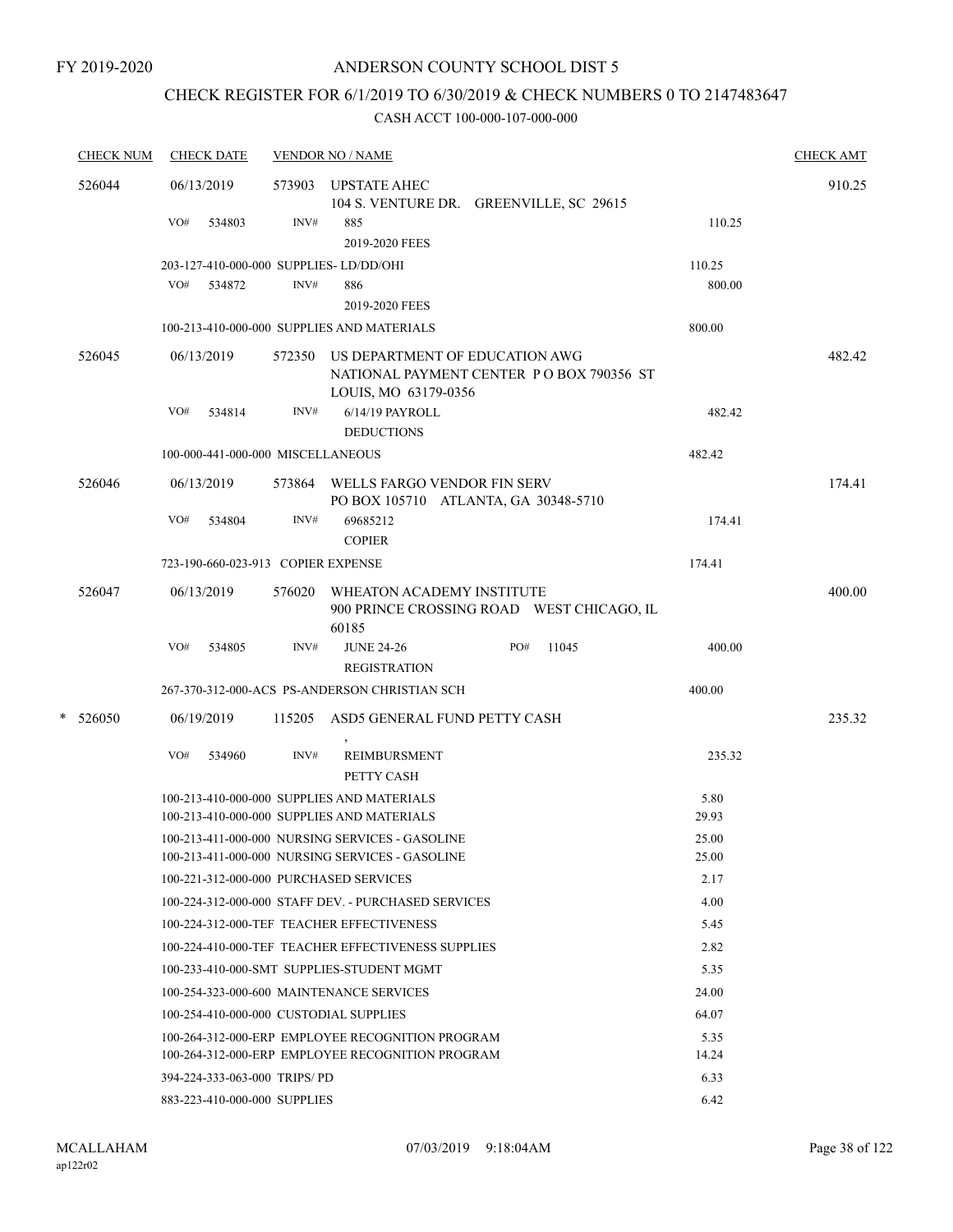FY 2019-2020

# ANDERSON COUNTY SCHOOL DIST 5

## CHECK REGISTER FOR 6/1/2019 TO 6/30/2019 & CHECK NUMBERS 0 TO 2147483647

### CASH ACCT 100-000-107-000-000

| CHECK NUM | CHECK DATE | VENDOR NO / NAME | | CHECK AMT |
|---|---|---|---|---|
| 526044 | 06/13/2019 | 573903 UPSTATE AHEC<br>104 S. VENTURE DR. GREENVILLE, SC 29615 | | 910.25 |
| | VO# 534803 | INV# 885<br>2019-2020 FEES | 110.25 | |
| | | 203-127-410-000-000 SUPPLIES- LD/DD/OHI | 110.25 | |
| | VO# 534872 | INV# 886<br>2019-2020 FEES | 800.00 | |
| | | 100-213-410-000-000 SUPPLIES AND MATERIALS | 800.00 | |
| 526045 | 06/13/2019 | 572350 US DEPARTMENT OF EDUCATION AWG<br>NATIONAL PAYMENT CENTER P O BOX 790356 ST LOUIS, MO 63179-0356 | | 482.42 |
| | VO# 534814 | INV# 6/14/19 PAYROLL<br>DEDUCTIONS | 482.42 | |
| | | 100-000-441-000-000 MISCELLANEOUS | 482.42 | |
| 526046 | 06/13/2019 | 573864 WELLS FARGO VENDOR FIN SERV<br>PO BOX 105710 ATLANTA, GA 30348-5710 | | 174.41 |
| | VO# 534804 | INV# 69685212<br>COPIER | 174.41 | |
| | | 723-190-660-023-913 COPIER EXPENSE | 174.41 | |
| 526047 | 06/13/2019 | 576020 WHEATON ACADEMY INSTITUTE<br>900 PRINCE CROSSING ROAD WEST CHICAGO, IL 60185 | | 400.00 |
| | VO# 534805 | INV# JUNE 24-26 PO# 11045<br>REGISTRATION | 400.00 | |
| | | 267-370-312-000-ACS PS-ANDERSON CHRISTIAN SCH | 400.00 | |
| * 526050 | 06/19/2019 | 115205 ASD5 GENERAL FUND PETTY CASH<br>, | | 235.32 |
| | VO# 534960 | INV# REIMBURSMENT<br>PETTY CASH | 235.32 | |
| | | 100-213-410-000-000 SUPPLIES AND MATERIALS | 5.80 | |
| | | 100-213-410-000-000 SUPPLIES AND MATERIALS | 29.93 | |
| | | 100-213-411-000-000 NURSING SERVICES - GASOLINE | 25.00 | |
| | | 100-213-411-000-000 NURSING SERVICES - GASOLINE | 25.00 | |
| | | 100-221-312-000-000 PURCHASED SERVICES | 2.17 | |
| | | 100-224-312-000-000 STAFF DEV. - PURCHASED SERVICES | 4.00 | |
| | | 100-224-312-000-TEF TEACHER EFFECTIVENESS | 5.45 | |
| | | 100-224-410-000-TEF TEACHER EFFECTIVENESS SUPPLIES | 2.82 | |
| | | 100-233-410-000-SMT SUPPLIES-STUDENT MGMT | 5.35 | |
| | | 100-254-323-000-600 MAINTENANCE SERVICES | 24.00 | |
| | | 100-254-410-000-000 CUSTODIAL SUPPLIES | 64.07 | |
| | | 100-264-312-000-ERP EMPLOYEE RECOGNITION PROGRAM | 5.35 | |
| | | 100-264-312-000-ERP EMPLOYEE RECOGNITION PROGRAM | 14.24 | |
| | | 394-224-333-063-000 TRIPS/ PD | 6.33 | |
| | | 883-223-410-000-000 SUPPLIES | 6.42 | |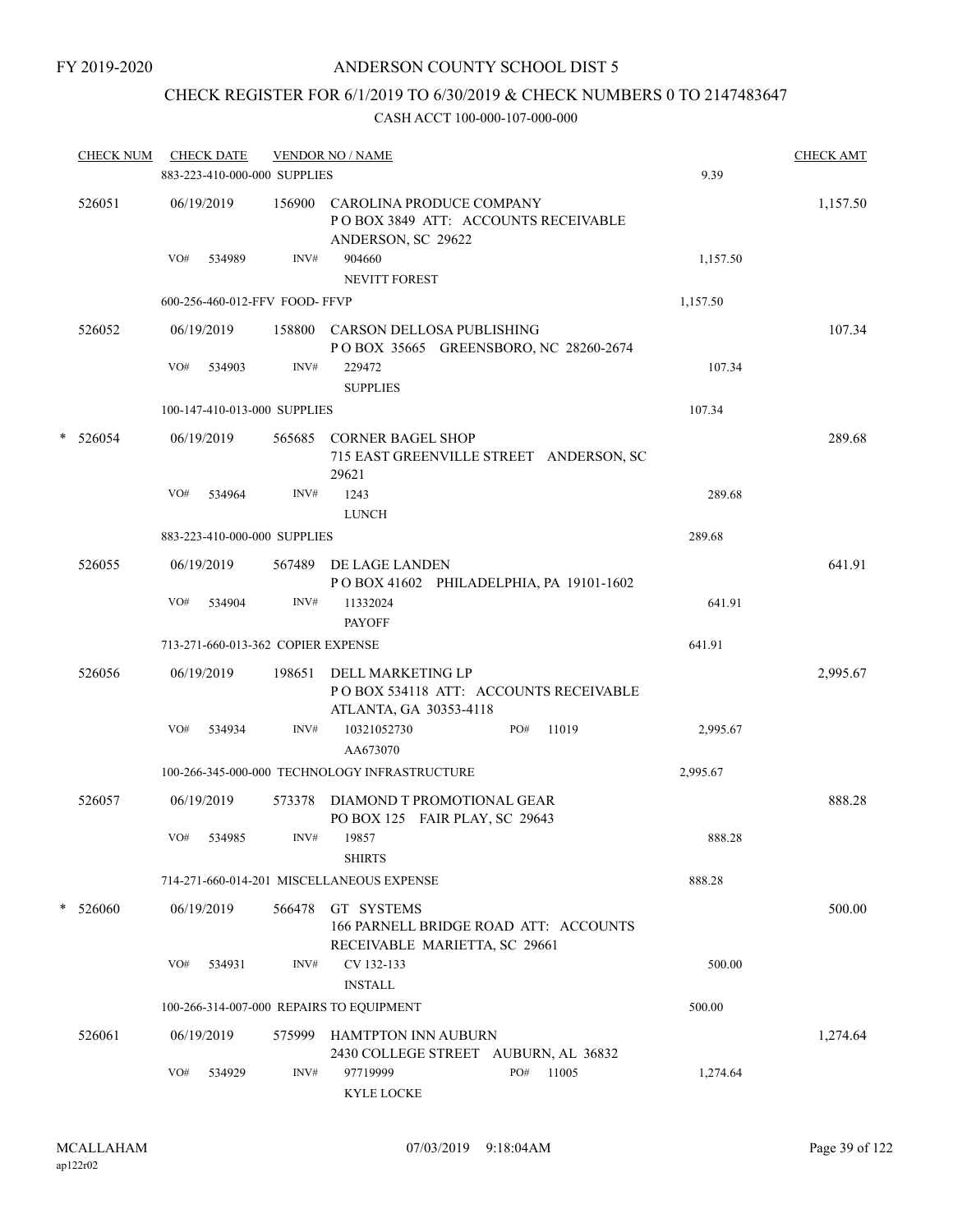FY 2019-2020

ANDERSON COUNTY SCHOOL DIST 5

CHECK REGISTER FOR 6/1/2019 TO 6/30/2019 & CHECK NUMBERS 0 TO 2147483647

CASH ACCT 100-000-107-000-000

| CHECK NUM | CHECK DATE | VENDOR NO / NAME | | CHECK AMT |
|---|---|---|---|---|
| | 883-223-410-000-000 SUPPLIES | | 9.39 | |
| 526051 | 06/19/2019 | 156900 CAROLINA PRODUCE COMPANY<br>P O BOX 3849 ATT: ACCOUNTS RECEIVABLE<br>ANDERSON, SC 29622 | | 1,157.50 |
| | VO# 534989 | INV# 904660<br>NEVITT FOREST | 1,157.50 | |
| | 600-256-460-012-FFV FOOD- FFVP | | 1,157.50 | |
| 526052 | 06/19/2019 | 158800 CARSON DELLOSA PUBLISHING<br>P O BOX 35665 GREENSBORO, NC 28260-2674 | | 107.34 |
| | VO# 534903 | INV# 229472<br>SUPPLIES | 107.34 | |
| | 100-147-410-013-000 SUPPLIES | | 107.34 | |
| * 526054 | 06/19/2019 | 565685 CORNER BAGEL SHOP<br>715 EAST GREENVILLE STREET ANDERSON, SC<br>29621 | | 289.68 |
| | VO# 534964 | INV# 1243<br>LUNCH | 289.68 | |
| | 883-223-410-000-000 SUPPLIES | | 289.68 | |
| 526055 | 06/19/2019 | 567489 DE LAGE LANDEN<br>P O BOX 41602 PHILADELPHIA, PA 19101-1602 | | 641.91 |
| | VO# 534904 | INV# 11332024<br>PAYOFF | 641.91 | |
| | 713-271-660-013-362 COPIER EXPENSE | | 641.91 | |
| 526056 | 06/19/2019 | 198651 DELL MARKETING LP<br>P O BOX 534118 ATT: ACCOUNTS RECEIVABLE<br>ATLANTA, GA 30353-4118 | | 2,995.67 |
| | VO# 534934 | INV# 10321052730 PO# 11019<br>AA673070 | 2,995.67 | |
| | 100-266-345-000-000 TECHNOLOGY INFRASTRUCTURE | | 2,995.67 | |
| 526057 | 06/19/2019 | 573378 DIAMOND T PROMOTIONAL GEAR<br>PO BOX 125 FAIR PLAY, SC 29643 | | 888.28 |
| | VO# 534985 | INV# 19857<br>SHIRTS | 888.28 | |
| | 714-271-660-014-201 MISCELLANEOUS EXPENSE | | 888.28 | |
| * 526060 | 06/19/2019 | 566478 GT SYSTEMS<br>166 PARNELL BRIDGE ROAD ATT: ACCOUNTS<br>RECEIVABLE MARIETTA, SC 29661 | | 500.00 |
| | VO# 534931 | INV# CV 132-133<br>INSTALL | 500.00 | |
| | 100-266-314-007-000 REPAIRS TO EQUIPMENT | | 500.00 | |
| 526061 | 06/19/2019 | 575999 HAMTPTON INN AUBURN<br>2430 COLLEGE STREET AUBURN, AL 36832 | | 1,274.64 |
| | VO# 534929 | INV# 97719999 PO# 11005<br>KYLE LOCKE | 1,274.64 | |

MCALLAHAM
ap122r02

07/03/2019 9:18:04AM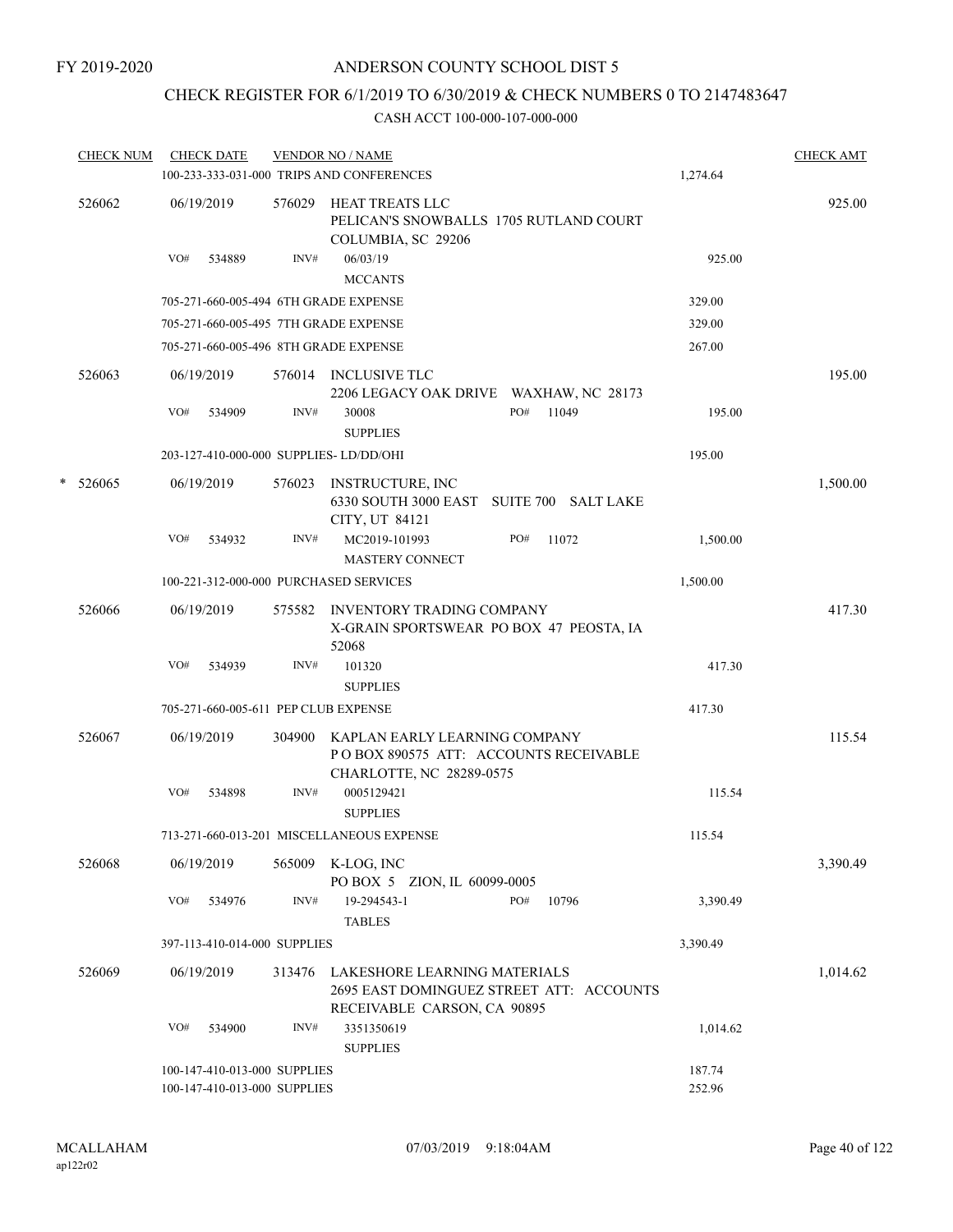FY 2019-2020

# ANDERSON COUNTY SCHOOL DIST 5

## CHECK REGISTER FOR 6/1/2019 TO 6/30/2019 & CHECK NUMBERS 0 TO 2147483647

CASH ACCT 100-000-107-000-000

| CHECK NUM | CHECK DATE | VENDOR NO / NAME | | CHECK AMT |
|---|---|---|---|---|
| | | 100-233-333-031-000 TRIPS AND CONFERENCES | 1,274.64 | |
| 526062 | 06/19/2019 | 576029 HEAT TREATS LLC<br>PELICAN'S SNOWBALLS 1705 RUTLAND COURT<br>COLUMBIA, SC 29206 | | 925.00 |
| | VO# 534889 | INV# 06/03/19<br>MCCANTS | 925.00 | |
| | | 705-271-660-005-494 6TH GRADE EXPENSE | 329.00 | |
| | | 705-271-660-005-495 7TH GRADE EXPENSE | 329.00 | |
| | | 705-271-660-005-496 8TH GRADE EXPENSE | 267.00 | |
| 526063 | 06/19/2019 | 576014 INCLUSIVE TLC<br>2206 LEGACY OAK DRIVE WAXHAW, NC 28173 | | 195.00 |
| | VO# 534909 | INV# 30008 PO# 11049<br>SUPPLIES | 195.00 | |
| | | 203-127-410-000-000 SUPPLIES- LD/DD/OHI | 195.00 | |
| * 526065 | 06/19/2019 | 576023 INSTRUCTURE, INC<br>6330 SOUTH 3000 EAST SUITE 700 SALT LAKE<br>CITY, UT 84121 | | 1,500.00 |
| | VO# 534932 | INV# MC2019-101993 PO# 11072<br>MASTERY CONNECT | 1,500.00 | |
| | | 100-221-312-000-000 PURCHASED SERVICES | 1,500.00 | |
| 526066 | 06/19/2019 | 575582 INVENTORY TRADING COMPANY<br>X-GRAIN SPORTSWEAR PO BOX 47 PEOSTA, IA<br>52068 | | 417.30 |
| | VO# 534939 | INV# 101320<br>SUPPLIES | 417.30 | |
| | | 705-271-660-005-611 PEP CLUB EXPENSE | 417.30 | |
| 526067 | 06/19/2019 | 304900 KAPLAN EARLY LEARNING COMPANY<br>P O BOX 890575 ATT: ACCOUNTS RECEIVABLE<br>CHARLOTTE, NC 28289-0575 | | 115.54 |
| | VO# 534898 | INV# 0005129421<br>SUPPLIES | 115.54 | |
| | | 713-271-660-013-201 MISCELLANEOUS EXPENSE | 115.54 | |
| 526068 | 06/19/2019 | 565009 K-LOG, INC<br>PO BOX 5 ZION, IL 60099-0005 | | 3,390.49 |
| | VO# 534976 | INV# 19-294543-1 PO# 10796<br>TABLES | 3,390.49 | |
| | | 397-113-410-014-000 SUPPLIES | 3,390.49 | |
| 526069 | 06/19/2019 | 313476 LAKESHORE LEARNING MATERIALS<br>2695 EAST DOMINGUEZ STREET ATT: ACCOUNTS<br>RECEIVABLE CARSON, CA 90895 | | 1,014.62 |
| | VO# 534900 | INV# 3351350619<br>SUPPLIES | 1,014.62 | |
| | | 100-147-410-013-000 SUPPLIES | 187.74 | |
| | | 100-147-410-013-000 SUPPLIES | 252.96 | |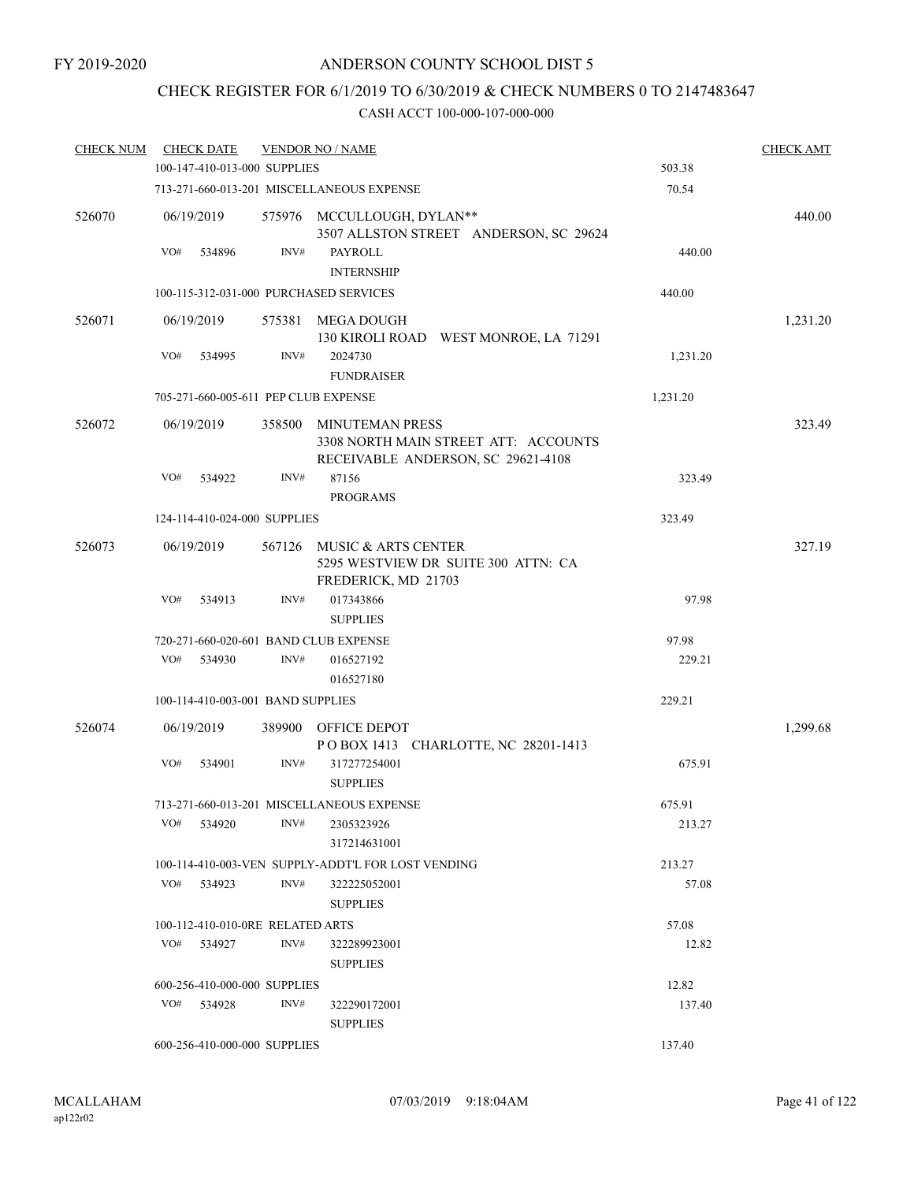FY 2019-2020

# ANDERSON COUNTY SCHOOL DIST 5

## CHECK REGISTER FOR 6/1/2019 TO 6/30/2019 & CHECK NUMBERS 0 TO 2147483647

### CASH ACCT 100-000-107-000-000

| CHECK NUM | CHECK DATE | VENDOR NO / NAME | | CHECK AMT |
|---|---|---|---|---|
| | 100-147-410-013-000 SUPPLIES | | 503.38 | |
| | 713-271-660-013-201 MISCELLANEOUS EXPENSE | | 70.54 | |
| 526070 | 06/19/2019 | 575976 MCCULLOUGH, DYLAN** 3507 ALLSTON STREET ANDERSON, SC 29624 | | 440.00 |
| | VO# 534896 | INV# PAYROLL INTERNSHIP | 440.00 | |
| | 100-115-312-031-000 PURCHASED SERVICES | | 440.00 | |
| 526071 | 06/19/2019 | 575381 MEGA DOUGH 130 KIROLI ROAD WEST MONROE, LA 71291 | | 1,231.20 |
| | VO# 534995 | INV# 2024730 FUNDRAISER | 1,231.20 | |
| | 705-271-660-005-611 PEP CLUB EXPENSE | | 1,231.20 | |
| 526072 | 06/19/2019 | 358500 MINUTEMAN PRESS 3308 NORTH MAIN STREET ATT: ACCOUNTS RECEIVABLE ANDERSON, SC 29621-4108 | | 323.49 |
| | VO# 534922 | INV# 87156 PROGRAMS | 323.49 | |
| | 124-114-410-024-000 SUPPLIES | | 323.49 | |
| 526073 | 06/19/2019 | 567126 MUSIC & ARTS CENTER 5295 WESTVIEW DR SUITE 300 ATTN: CA FREDERICK, MD 21703 | | 327.19 |
| | VO# 534913 | INV# 017343866 SUPPLIES | 97.98 | |
| | 720-271-660-020-601 BAND CLUB EXPENSE | | 97.98 | |
| | VO# 534930 | INV# 016527192 016527180 | 229.21 | |
| | 100-114-410-003-001 BAND SUPPLIES | | 229.21 | |
| 526074 | 06/19/2019 | 389900 OFFICE DEPOT P O BOX 1413 CHARLOTTE, NC 28201-1413 | | 1,299.68 |
| | VO# 534901 | INV# 317277254001 SUPPLIES | 675.91 | |
| | 713-271-660-013-201 MISCELLANEOUS EXPENSE | | 675.91 | |
| | VO# 534920 | INV# 2305323926 317214631001 | 213.27 | |
| | 100-114-410-003-VEN SUPPLY-ADDT'L FOR LOST VENDING | | 213.27 | |
| | VO# 534923 | INV# 322225052001 SUPPLIES | 57.08 | |
| | 100-112-410-010-0RE RELATED ARTS | | 57.08 | |
| | VO# 534927 | INV# 322289923001 SUPPLIES | 12.82 | |
| | 600-256-410-000-000 SUPPLIES | | 12.82 | |
| | VO# 534928 | INV# 322290172001 SUPPLIES | 137.40 | |
| | 600-256-410-000-000 SUPPLIES | | 137.40 | |

MCALLAHAM ap122r02 07/03/2019 9:18:04AM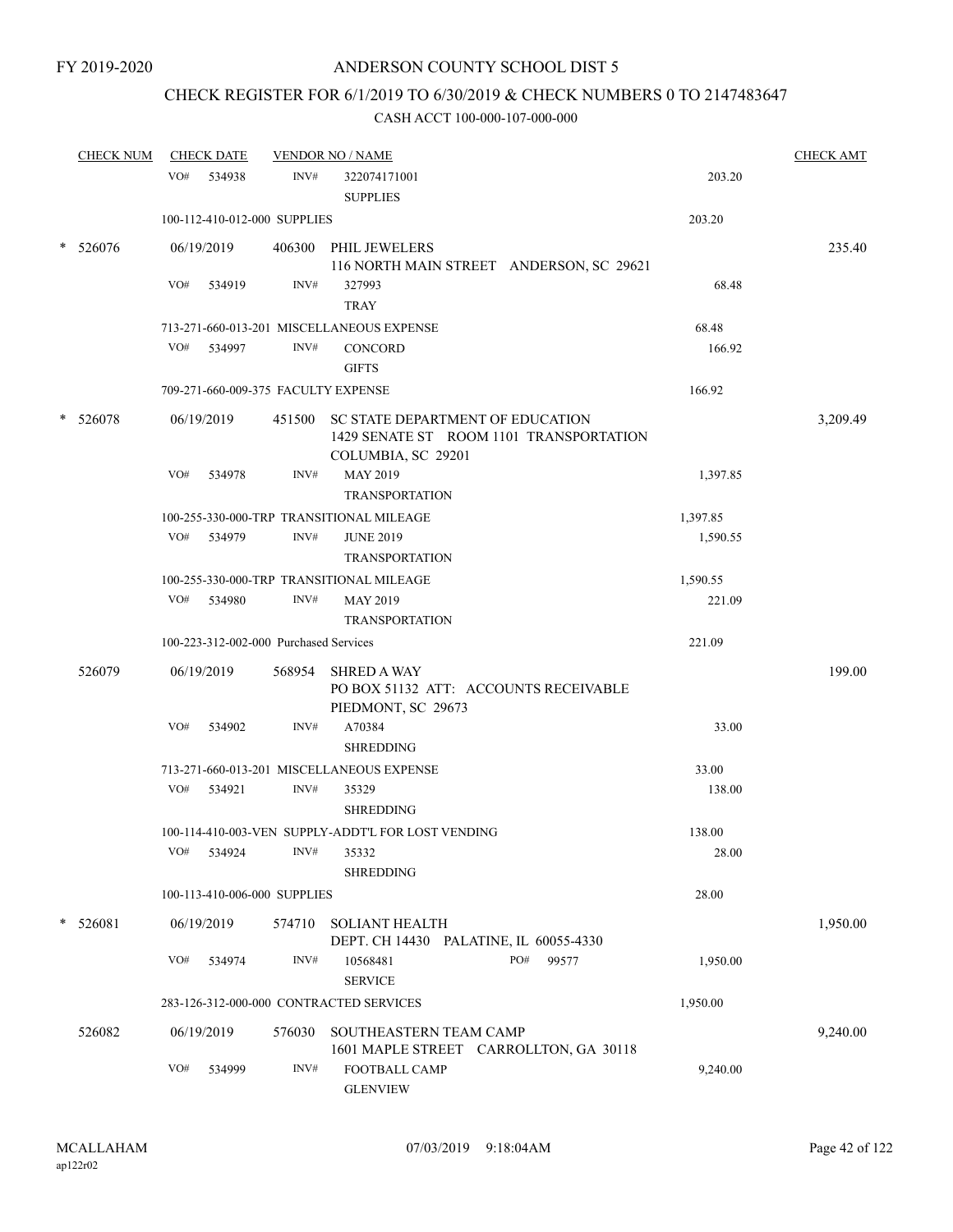FY 2019-2020

# ANDERSON COUNTY SCHOOL DIST 5

## CHECK REGISTER FOR 6/1/2019 TO 6/30/2019 & CHECK NUMBERS 0 TO 2147483647

### CASH ACCT 100-000-107-000-000

| CHECK NUM | CHECK DATE | VENDOR NO / NAME | | | CHECK AMT |
|---|---|---|---|---|---|
| | VO# 534938 | INV# | 322074171001<br>SUPPLIES | 203.20 | |
| | 100-112-410-012-000 SUPPLIES | | | 203.20 | |
| * 526076 | 06/19/2019 | 406300 | PHIL JEWELERS<br>116 NORTH MAIN STREET ANDERSON, SC 29621 | | 235.40 |
| | VO# 534919 | INV# | 327993<br>TRAY | 68.48 | |
| | 713-271-660-013-201 MISCELLANEOUS EXPENSE | | | 68.48 | |
| | VO# 534997 | INV# | CONCORD<br>GIFTS | 166.92 | |
| | 709-271-660-009-375 FACULTY EXPENSE | | | 166.92 | |
| * 526078 | 06/19/2019 | 451500 | SC STATE DEPARTMENT OF EDUCATION<br>1429 SENATE ST ROOM 1101 TRANSPORTATION<br>COLUMBIA, SC 29201 | | 3,209.49 |
| | VO# 534978 | INV# | MAY 2019<br>TRANSPORTATION | 1,397.85 | |
| | 100-255-330-000-TRP TRANSITIONAL MILEAGE | | | 1,397.85 | |
| | VO# 534979 | INV# | JUNE 2019<br>TRANSPORTATION | 1,590.55 | |
| | 100-255-330-000-TRP TRANSITIONAL MILEAGE | | | 1,590.55 | |
| | VO# 534980 | INV# | MAY 2019<br>TRANSPORTATION | 221.09 | |
| | 100-223-312-002-000 Purchased Services | | | 221.09 | |
| 526079 | 06/19/2019 | 568954 | SHRED A WAY<br>PO BOX 51132 ATT: ACCOUNTS RECEIVABLE<br>PIEDMONT, SC 29673 | | 199.00 |
| | VO# 534902 | INV# | A70384<br>SHREDDING | 33.00 | |
| | 713-271-660-013-201 MISCELLANEOUS EXPENSE | | | 33.00 | |
| | VO# 534921 | INV# | 35329<br>SHREDDING | 138.00 | |
| | 100-114-410-003-VEN SUPPLY-ADDT'L FOR LOST VENDING | | | 138.00 | |
| | VO# 534924 | INV# | 35332<br>SHREDDING | 28.00 | |
| | 100-113-410-006-000 SUPPLIES | | | 28.00 | |
| * 526081 | 06/19/2019 | 574710 | SOLIANT HEALTH<br>DEPT. CH 14430 PALATINE, IL 60055-4330 | | 1,950.00 |
| | VO# 534974 | INV# | 10568481 PO# 99577<br>SERVICE | 1,950.00 | |
| | 283-126-312-000-000 CONTRACTED SERVICES | | | 1,950.00 | |
| 526082 | 06/19/2019 | 576030 | SOUTHEASTERN TEAM CAMP<br>1601 MAPLE STREET CARROLLTON, GA 30118 | | 9,240.00 |
| | VO# 534999 | INV# | FOOTBALL CAMP<br>GLENVIEW | 9,240.00 | |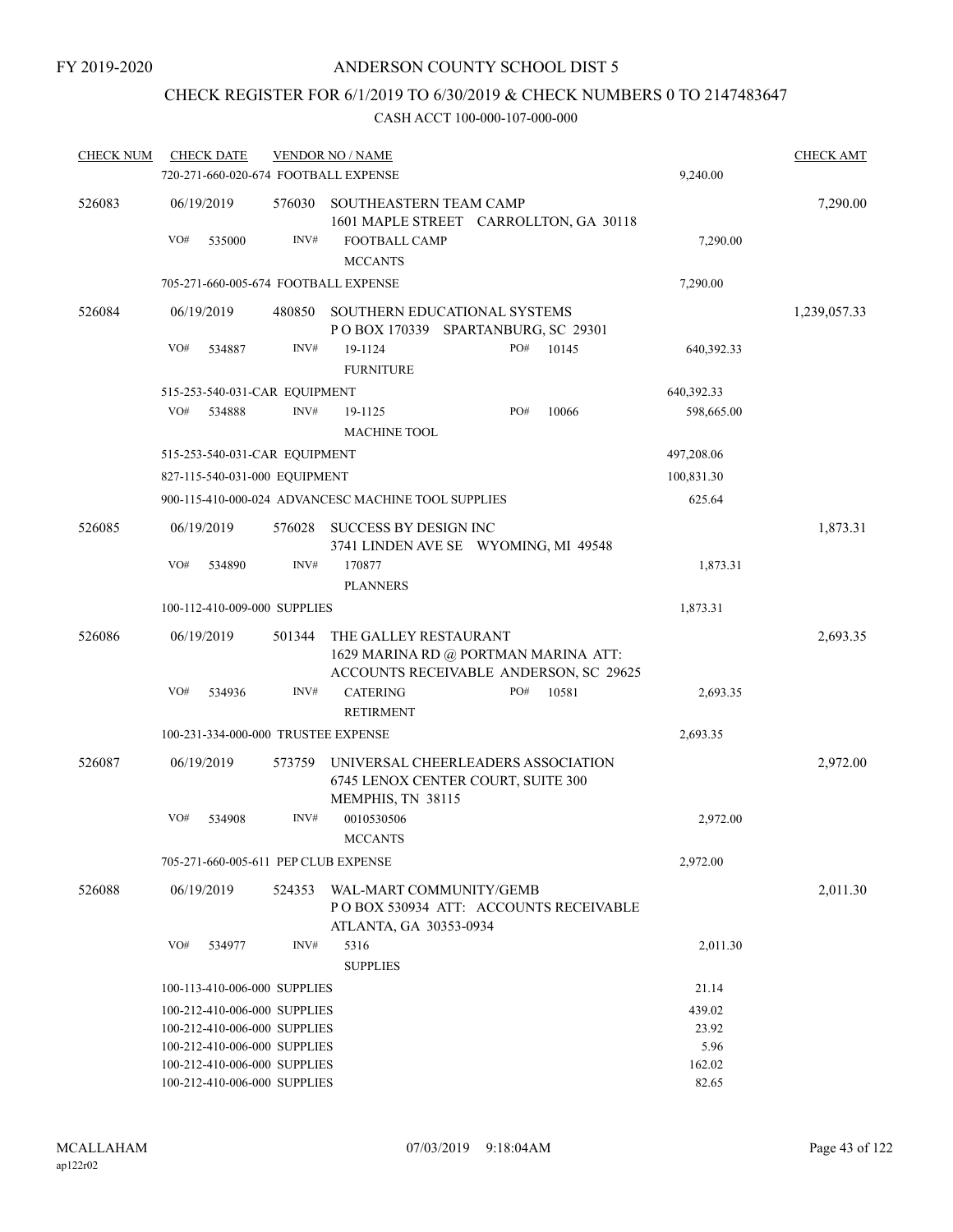FY 2019-2020

# ANDERSON COUNTY SCHOOL DIST 5

## CHECK REGISTER FOR 6/1/2019 TO 6/30/2019 & CHECK NUMBERS 0 TO 2147483647

### CASH ACCT 100-000-107-000-000

| CHECK NUM | CHECK DATE | VENDOR NO / NAME | | CHECK AMT |
|---|---|---|---|---|
| | 720-271-660-020-674 FOOTBALL EXPENSE | | 9,240.00 | |
| 526083 | 06/19/2019 | 576030 SOUTHEASTERN TEAM CAMP<br>1601 MAPLE STREET CARROLLTON, GA 30118 | | 7,290.00 |
| | VO# 535000 | INV# FOOTBALL CAMP<br>MCCANTS | 7,290.00 | |
| | 705-271-660-005-674 FOOTBALL EXPENSE | | 7,290.00 | |
| 526084 | 06/19/2019 | 480850 SOUTHERN EDUCATIONAL SYSTEMS<br>P O BOX 170339 SPARTANBURG, SC 29301 | | 1,239,057.33 |
| | VO# 534887 | INV# 19-1124 PO# 10145<br>FURNITURE | 640,392.33 | |
| | 515-253-540-031-CAR EQUIPMENT | | 640,392.33 | |
| | VO# 534888 | INV# 19-1125 PO# 10066<br>MACHINE TOOL | 598,665.00 | |
| | 515-253-540-031-CAR EQUIPMENT | | 497,208.06 | |
| | 827-115-540-031-000 EQUIPMENT | | 100,831.30 | |
| | 900-115-410-000-024 ADVANCESC MACHINE TOOL SUPPLIES | | 625.64 | |
| 526085 | 06/19/2019 | 576028 SUCCESS BY DESIGN INC<br>3741 LINDEN AVE SE WYOMING, MI 49548 | | 1,873.31 |
| | VO# 534890 | INV# 170877<br>PLANNERS | 1,873.31 | |
| | 100-112-410-009-000 SUPPLIES | | 1,873.31 | |
| 526086 | 06/19/2019 | 501344 THE GALLEY RESTAURANT<br>1629 MARINA RD @ PORTMAN MARINA ATT:<br>ACCOUNTS RECEIVABLE ANDERSON, SC 29625 | | 2,693.35 |
| | VO# 534936 | INV# CATERING PO# 10581<br>RETIRMENT | 2,693.35 | |
| | 100-231-334-000-000 TRUSTEE EXPENSE | | 2,693.35 | |
| 526087 | 06/19/2019 | 573759 UNIVERSAL CHEERLEADERS ASSOCIATION<br>6745 LENOX CENTER COURT, SUITE 300<br>MEMPHIS, TN 38115 | | 2,972.00 |
| | VO# 534908 | INV# 0010530506<br>MCCANTS | 2,972.00 | |
| | 705-271-660-005-611 PEP CLUB EXPENSE | | 2,972.00 | |
| 526088 | 06/19/2019 | 524353 WAL-MART COMMUNITY/GEMB<br>P O BOX 530934 ATT: ACCOUNTS RECEIVABLE<br>ATLANTA, GA 30353-0934 | | 2,011.30 |
| | VO# 534977 | INV# 5316<br>SUPPLIES | 2,011.30 | |
| | 100-113-410-006-000 SUPPLIES | | 21.14 | |
| | 100-212-410-006-000 SUPPLIES | | 439.02 | |
| | 100-212-410-006-000 SUPPLIES | | 23.92 | |
| | 100-212-410-006-000 SUPPLIES | | 5.96 | |
| | 100-212-410-006-000 SUPPLIES | | 162.02 | |
| | 100-212-410-006-000 SUPPLIES | | 82.65 | |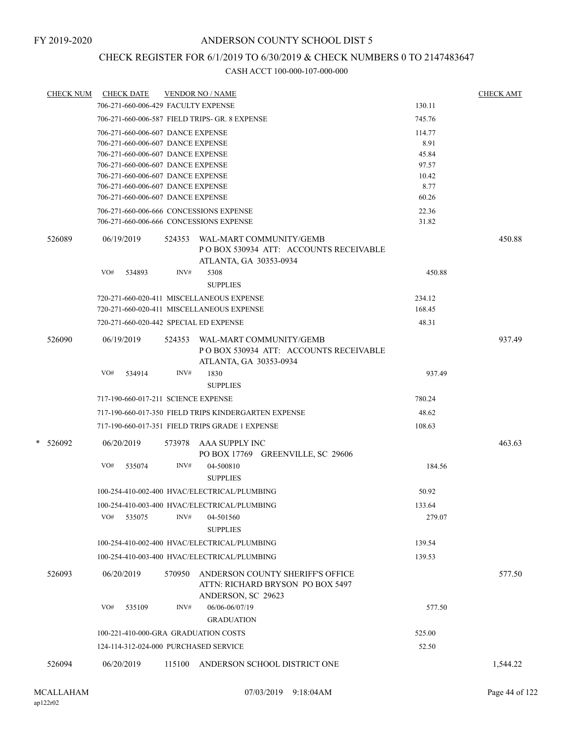FY 2019-2020

# ANDERSON COUNTY SCHOOL DIST 5

## CHECK REGISTER FOR 6/1/2019 TO 6/30/2019 & CHECK NUMBERS 0 TO 2147483647

### CASH ACCT 100-000-107-000-000

| CHECK NUM | CHECK DATE | VENDOR NO / NAME | | CHECK AMT |
|---|---|---|---|---|
| | 706-271-660-006-429 FACULTY EXPENSE | | 130.11 | |
| | 706-271-660-006-587 FIELD TRIPS- GR. 8 EXPENSE | | 745.76 | |
| | 706-271-660-006-607 DANCE EXPENSE | | 114.77 | |
| | 706-271-660-006-607 DANCE EXPENSE | | 8.91 | |
| | 706-271-660-006-607 DANCE EXPENSE | | 45.84 | |
| | 706-271-660-006-607 DANCE EXPENSE | | 97.57 | |
| | 706-271-660-006-607 DANCE EXPENSE | | 10.42 | |
| | 706-271-660-006-607 DANCE EXPENSE | | 8.77 | |
| | 706-271-660-006-607 DANCE EXPENSE | | 60.26 | |
| | 706-271-660-006-666 CONCESSIONS EXPENSE | | 22.36 | |
| | 706-271-660-006-666 CONCESSIONS EXPENSE | | 31.82 | |
| 526089 | 06/19/2019 | 524353 WAL-MART COMMUNITY/GEMB<br>P O BOX 530934 ATT: ACCOUNTS RECEIVABLE<br>ATLANTA, GA 30353-0934 | | 450.88 |
| | VO# 534893 | INV# 5308<br>SUPPLIES | 450.88 | |
| | 720-271-660-020-411 MISCELLANEOUS EXPENSE | | 234.12 | |
| | 720-271-660-020-411 MISCELLANEOUS EXPENSE | | 168.45 | |
| | 720-271-660-020-442 SPECIAL ED EXPENSE | | 48.31 | |
| 526090 | 06/19/2019 | 524353 WAL-MART COMMUNITY/GEMB<br>P O BOX 530934 ATT: ACCOUNTS RECEIVABLE<br>ATLANTA, GA 30353-0934 | | 937.49 |
| | VO# 534914 | INV# 1830<br>SUPPLIES | 937.49 | |
| | 717-190-660-017-211 SCIENCE EXPENSE | | 780.24 | |
| | 717-190-660-017-350 FIELD TRIPS KINDERGARTEN EXPENSE | | 48.62 | |
| | 717-190-660-017-351 FIELD TRIPS GRADE 1 EXPENSE | | 108.63 | |
| * 526092 | 06/20/2019 | 573978 AAA SUPPLY INC<br>PO BOX 17769 GREENVILLE, SC 29606 | | 463.63 |
| | VO# 535074 | INV# 04-500810<br>SUPPLIES | 184.56 | |
| | 100-254-410-002-400 HVAC/ELECTRICAL/PLUMBING | | 50.92 | |
| | 100-254-410-003-400 HVAC/ELECTRICAL/PLUMBING | | 133.64 | |
| | VO# 535075 | INV# 04-501560<br>SUPPLIES | 279.07 | |
| | 100-254-410-002-400 HVAC/ELECTRICAL/PLUMBING | | 139.54 | |
| | 100-254-410-003-400 HVAC/ELECTRICAL/PLUMBING | | 139.53 | |
| 526093 | 06/20/2019 | 570950 ANDERSON COUNTY SHERIFF'S OFFICE<br>ATTN: RICHARD BRYSON PO BOX 5497<br>ANDERSON, SC 29623 | | 577.50 |
| | VO# 535109 | INV# 06/06-06/07/19<br>GRADUATION | 577.50 | |
| | 100-221-410-000-GRA GRADUATION COSTS | | 525.00 | |
| | 124-114-312-024-000 PURCHASED SERVICE | | 52.50 | |
| 526094 | 06/20/2019 | 115100 ANDERSON SCHOOL DISTRICT ONE | | 1,544.22 |

MCALLAHAM
ap122r02

07/03/2019 9:18:04AM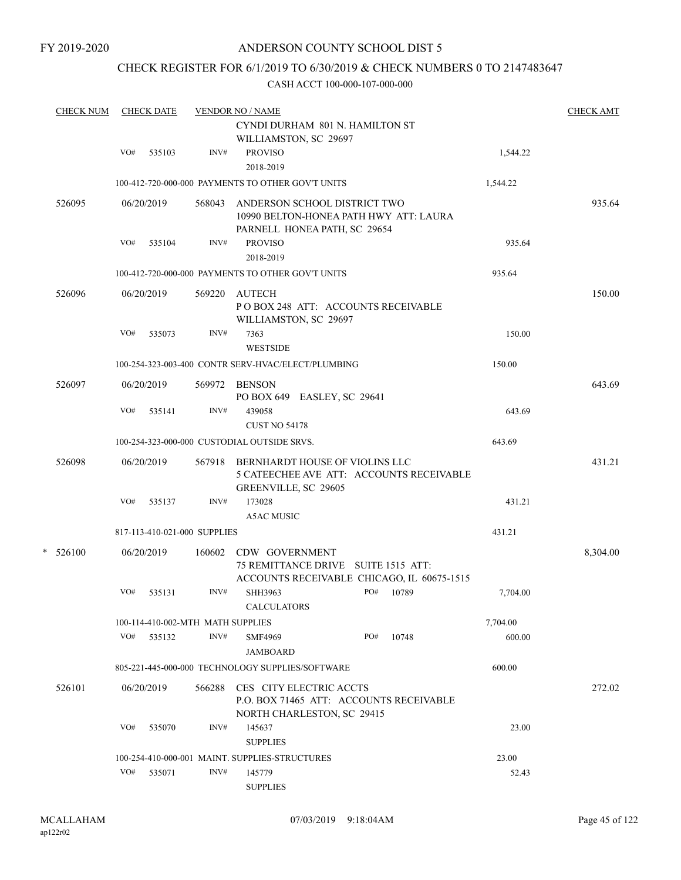FY 2019-2020

# ANDERSON COUNTY SCHOOL DIST 5

## CHECK REGISTER FOR 6/1/2019 TO 6/30/2019 & CHECK NUMBERS 0 TO 2147483647

### CASH ACCT 100-000-107-000-000

| CHECK NUM | CHECK DATE | VENDOR NO / NAME | | | CHECK AMT |
|---|---|---|---|---|---|
| | | | CYNDI DURHAM 801 N. HAMILTON ST WILLIAMSTON, SC 29697 | | |
| | VO# 535103 | INV# | PROVISO 2018-2019 | 1,544.22 | |
| | 100-412-720-000-000 PAYMENTS TO OTHER GOV'T UNITS | | | 1,544.22 | |
| 526095 | 06/20/2019 | 568043 | ANDERSON SCHOOL DISTRICT TWO 10990 BELTON-HONEA PATH HWY ATT: LAURA PARNELL HONEA PATH, SC 29654 | | 935.64 |
| | VO# 535104 | INV# | PROVISO 2018-2019 | 935.64 | |
| | 100-412-720-000-000 PAYMENTS TO OTHER GOV'T UNITS | | | 935.64 | |
| 526096 | 06/20/2019 | 569220 | AUTECH P O BOX 248 ATT: ACCOUNTS RECEIVABLE WILLIAMSTON, SC 29697 | | 150.00 |
| | VO# 535073 | INV# | 7363 WESTSIDE | 150.00 | |
| | 100-254-323-003-400 CONTR SERV-HVAC/ELECT/PLUMBING | | | 150.00 | |
| 526097 | 06/20/2019 | 569972 | BENSON PO BOX 649 EASLEY, SC 29641 | | 643.69 |
| | VO# 535141 | INV# | 439058 CUST NO 54178 | 643.69 | |
| | 100-254-323-000-000 CUSTODIAL OUTSIDE SRVS. | | | 643.69 | |
| 526098 | 06/20/2019 | 567918 | BERNHARDT HOUSE OF VIOLINS LLC 5 CATEECHEE AVE ATT: ACCOUNTS RECEIVABLE GREENVILLE, SC 29605 | | 431.21 |
| | VO# 535137 | INV# | 173028 A5AC MUSIC | 431.21 | |
| | 817-113-410-021-000 SUPPLIES | | | 431.21 | |
| * 526100 | 06/20/2019 | 160602 | CDW GOVERNMENT 75 REMITTANCE DRIVE SUITE 1515 ATT: ACCOUNTS RECEIVABLE CHICAGO, IL 60675-1515 | | 8,304.00 |
| | VO# 535131 | INV# | SHH3963 CALCULATORS PO# 10789 | 7,704.00 | |
| | 100-114-410-002-MTH MATH SUPPLIES | | | 7,704.00 | |
| | VO# 535132 | INV# | SMF4969 JAMBOARD PO# 10748 | 600.00 | |
| | 805-221-445-000-000 TECHNOLOGY SUPPLIES/SOFTWARE | | | 600.00 | |
| 526101 | 06/20/2019 | 566288 | CES CITY ELECTRIC ACCTS P.O. BOX 71465 ATT: ACCOUNTS RECEIVABLE NORTH CHARLESTON, SC 29415 | | 272.02 |
| | VO# 535070 | INV# | 145637 SUPPLIES | 23.00 | |
| | 100-254-410-000-001 MAINT. SUPPLIES-STRUCTURES | | | 23.00 | |
| | VO# 535071 | INV# | 145779 SUPPLIES | 52.43 | |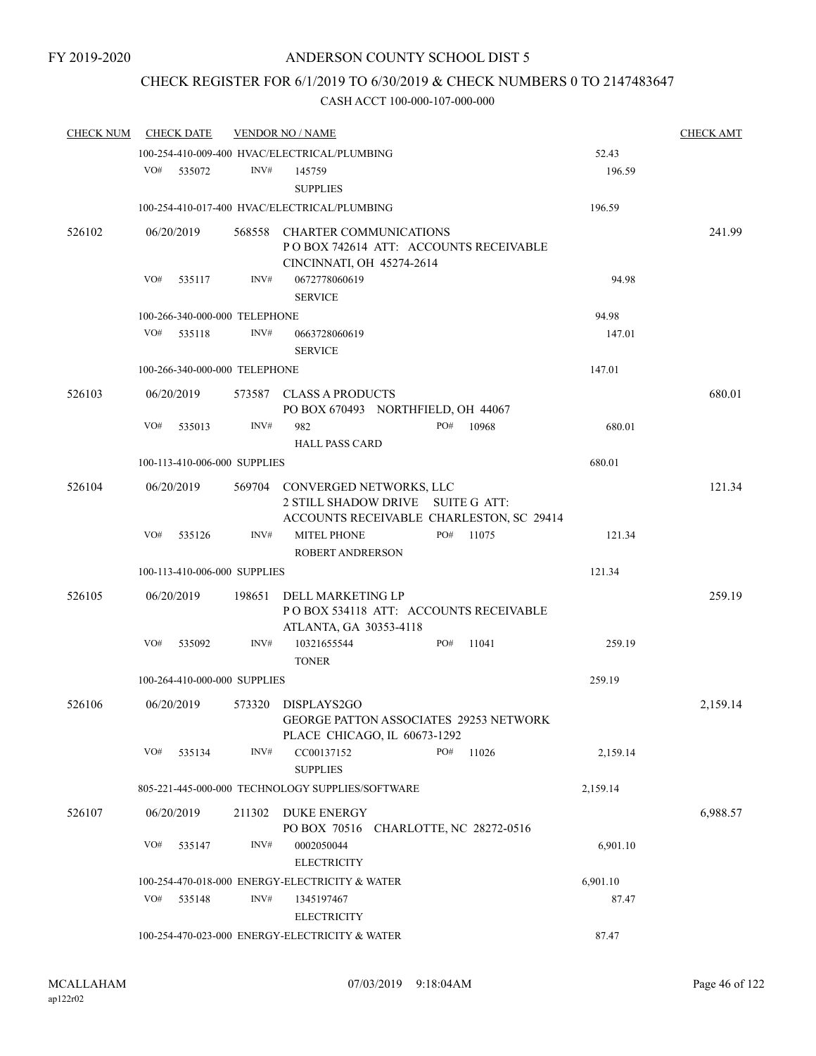FY 2019-2020

# ANDERSON COUNTY SCHOOL DIST 5

## CHECK REGISTER FOR 6/1/2019 TO 6/30/2019 & CHECK NUMBERS 0 TO 2147483647

CASH ACCT 100-000-107-000-000

| CHECK NUM | CHECK DATE | VENDOR NO / NAME | | CHECK AMT |
|---|---|---|---|---|
| | | 100-254-410-009-400 HVAC/ELECTRICAL/PLUMBING | 52.43 | |
| | VO# 535072 | INV# 145759 SUPPLIES | 196.59 | |
| | | 100-254-410-017-400 HVAC/ELECTRICAL/PLUMBING | 196.59 | |
| 526102 | 06/20/2019 | 568558 CHARTER COMMUNICATIONS P O BOX 742614 ATT: ACCOUNTS RECEIVABLE CINCINNATI, OH 45274-2614 | | 241.99 |
| | VO# 535117 | INV# 0672778060619 SERVICE | 94.98 | |
| | | 100-266-340-000-000 TELEPHONE | 94.98 | |
| | VO# 535118 | INV# 0663728060619 SERVICE | 147.01 | |
| | | 100-266-340-000-000 TELEPHONE | 147.01 | |
| 526103 | 06/20/2019 | 573587 CLASS A PRODUCTS PO BOX 670493 NORTHFIELD, OH 44067 | | 680.01 |
| | VO# 535013 | INV# 982 PO# 10968 HALL PASS CARD | 680.01 | |
| | | 100-113-410-006-000 SUPPLIES | 680.01 | |
| 526104 | 06/20/2019 | 569704 CONVERGED NETWORKS, LLC 2 STILL SHADOW DRIVE SUITE G ATT: ACCOUNTS RECEIVABLE CHARLESTON, SC 29414 | | 121.34 |
| | VO# 535126 | INV# MITEL PHONE PO# 11075 ROBERT ANDRERSON | 121.34 | |
| | | 100-113-410-006-000 SUPPLIES | 121.34 | |
| 526105 | 06/20/2019 | 198651 DELL MARKETING LP P O BOX 534118 ATT: ACCOUNTS RECEIVABLE ATLANTA, GA 30353-4118 | | 259.19 |
| | VO# 535092 | INV# 10321655544 PO# 11041 TONER | 259.19 | |
| | | 100-264-410-000-000 SUPPLIES | 259.19 | |
| 526106 | 06/20/2019 | 573320 DISPLAYS2GO GEORGE PATTON ASSOCIATES 29253 NETWORK PLACE CHICAGO, IL 60673-1292 | | 2,159.14 |
| | VO# 535134 | INV# CC00137152 PO# 11026 SUPPLIES | 2,159.14 | |
| | | 805-221-445-000-000 TECHNOLOGY SUPPLIES/SOFTWARE | 2,159.14 | |
| 526107 | 06/20/2019 | 211302 DUKE ENERGY PO BOX 70516 CHARLOTTE, NC 28272-0516 | | 6,988.57 |
| | VO# 535147 | INV# 0002050044 ELECTRICITY | 6,901.10 | |
| | | 100-254-470-018-000 ENERGY-ELECTRICITY & WATER | 6,901.10 | |
| | VO# 535148 | INV# 1345197467 ELECTRICITY | 87.47 | |
| | | 100-254-470-023-000 ENERGY-ELECTRICITY & WATER | 87.47 | |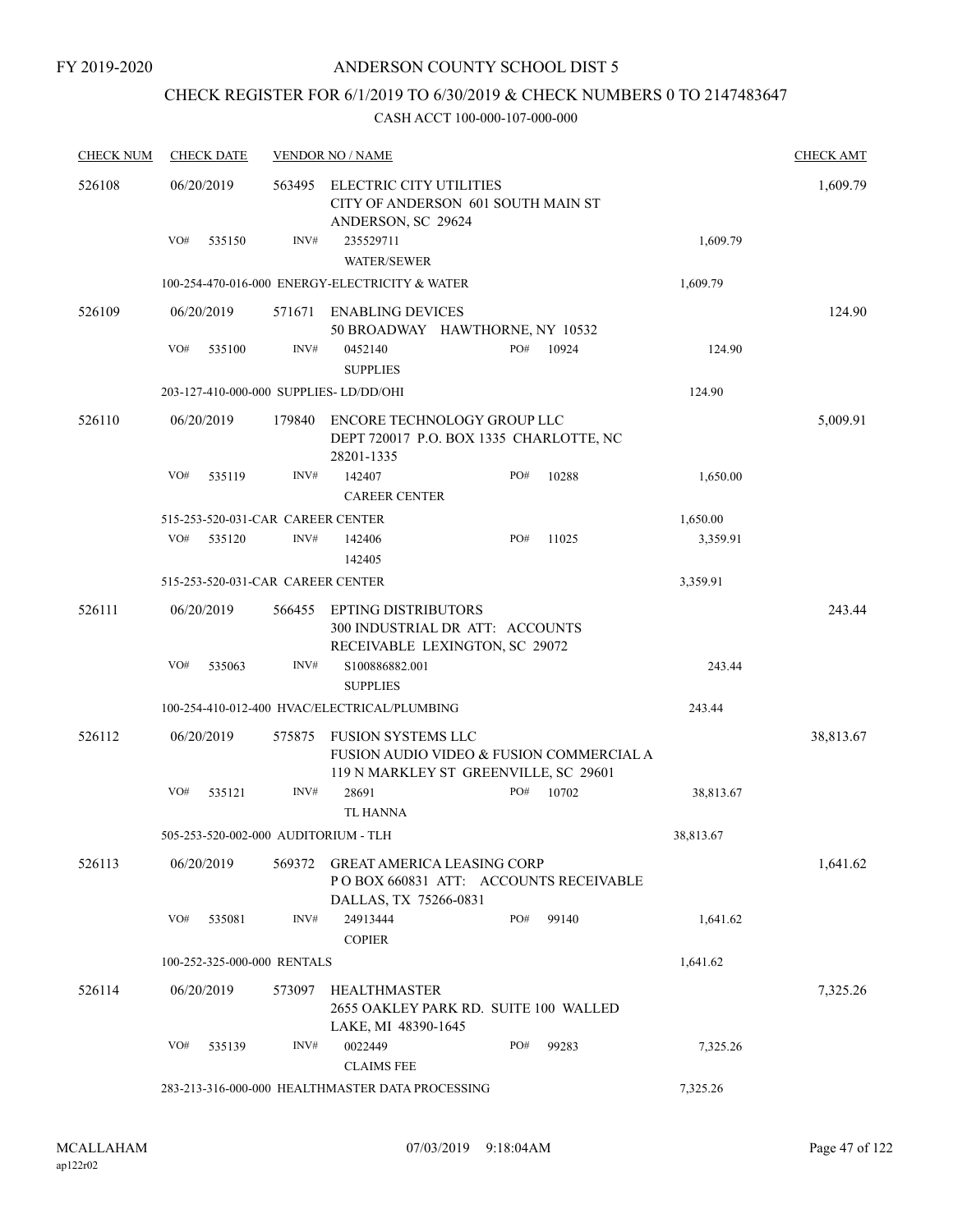FY 2019-2020

# ANDERSON COUNTY SCHOOL DIST 5

## CHECK REGISTER FOR 6/1/2019 TO 6/30/2019 & CHECK NUMBERS 0 TO 2147483647

CASH ACCT 100-000-107-000-000

| CHECK NUM | CHECK DATE | VENDOR NO / NAME | | | | CHECK AMT |
|---|---|---|---|---|---|---|
| 526108 | 06/20/2019 | 563495 | ELECTRIC CITY UTILITIES<br>CITY OF ANDERSON 601 SOUTH MAIN ST<br>ANDERSON, SC 29624 | | | 1,609.79 |
| | VO# 535150 | INV# | 235529711<br>WATER/SEWER | | 1,609.79 | |
| | 100-254-470-016-000 ENERGY-ELECTRICITY & WATER | | | | 1,609.79 | |
| 526109 | 06/20/2019 | 571671 | ENABLING DEVICES<br>50 BROADWAY HAWTHORNE, NY 10532 | | | 124.90 |
| | VO# 535100 | INV# | 0452140<br>SUPPLIES | PO# 10924 | 124.90 | |
| | 203-127-410-000-000 SUPPLIES- LD/DD/OHI | | | | 124.90 | |
| 526110 | 06/20/2019 | 179840 | ENCORE TECHNOLOGY GROUP LLC<br>DEPT 720017 P.O. BOX 1335 CHARLOTTE, NC<br>28201-1335 | | | 5,009.91 |
| | VO# 535119 | INV# | 142407<br>CAREER CENTER | PO# 10288 | 1,650.00 | |
| | 515-253-520-031-CAR CAREER CENTER | | | | 1,650.00 | |
| | VO# 535120 | INV# | 142406<br>142405 | PO# 11025 | 3,359.91 | |
| | 515-253-520-031-CAR CAREER CENTER | | | | 3,359.91 | |
| 526111 | 06/20/2019 | 566455 | EPTING DISTRIBUTORS<br>300 INDUSTRIAL DR ATT: ACCOUNTS<br>RECEIVABLE LEXINGTON, SC 29072 | | | 243.44 |
| | VO# 535063 | INV# | S100886882.001<br>SUPPLIES | | 243.44 | |
| | 100-254-410-012-400 HVAC/ELECTRICAL/PLUMBING | | | | 243.44 | |
| 526112 | 06/20/2019 | 575875 | FUSION SYSTEMS LLC<br>FUSION AUDIO VIDEO & FUSION COMMERCIAL A<br>119 N MARKLEY ST GREENVILLE, SC 29601 | | | 38,813.67 |
| | VO# 535121 | INV# | 28691<br>TL HANNA | PO# 10702 | 38,813.67 | |
| | 505-253-520-002-000 AUDITORIUM - TLH | | | | 38,813.67 | |
| 526113 | 06/20/2019 | 569372 | GREAT AMERICA LEASING CORP<br>P O BOX 660831 ATT: ACCOUNTS RECEIVABLE<br>DALLAS, TX 75266-0831 | | | 1,641.62 |
| | VO# 535081 | INV# | 24913444<br>COPIER | PO# 99140 | 1,641.62 | |
| | 100-252-325-000-000 RENTALS | | | | 1,641.62 | |
| 526114 | 06/20/2019 | 573097 | HEALTHMASTER<br>2655 OAKLEY PARK RD. SUITE 100 WALLED<br>LAKE, MI 48390-1645 | | | 7,325.26 |
| | VO# 535139 | INV# | 0022449<br>CLAIMS FEE | PO# 99283 | 7,325.26 | |
| | 283-213-316-000-000 HEALTHMASTER DATA PROCESSING | | | | 7,325.26 | |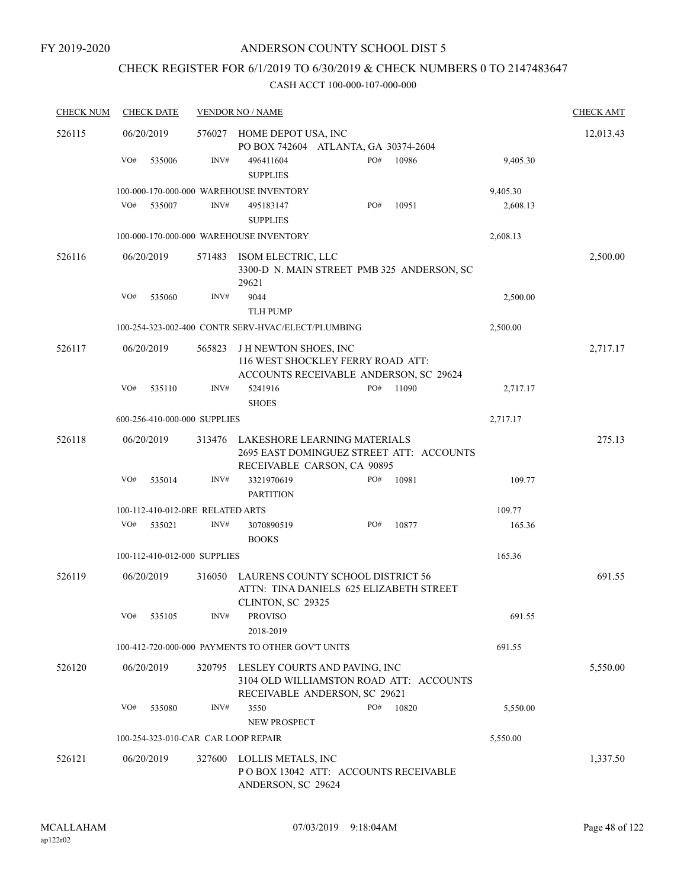FY 2019-2020

# ANDERSON COUNTY SCHOOL DIST 5

## CHECK REGISTER FOR 6/1/2019 TO 6/30/2019 & CHECK NUMBERS 0 TO 2147483647

CASH ACCT 100-000-107-000-000

| CHECK NUM | CHECK DATE | VENDOR NO / NAME | | | CHECK AMT |
|---|---|---|---|---|---|
| 526115 | 06/20/2019 | 576027 HOME DEPOT USA, INC<br>PO BOX 742604 ATLANTA, GA 30374-2604 | | | 12,013.43 |
| | VO# 535006 | INV# 496411604<br>SUPPLIES | PO# 10986 | 9,405.30 | |
| | 100-000-170-000-000 WAREHOUSE INVENTORY | | | 9,405.30 | |
| | VO# 535007 | INV# 495183147<br>SUPPLIES | PO# 10951 | 2,608.13 | |
| | 100-000-170-000-000 WAREHOUSE INVENTORY | | | 2,608.13 | |
| 526116 | 06/20/2019 | 571483 ISOM ELECTRIC, LLC<br>3300-D N. MAIN STREET PMB 325 ANDERSON, SC 29621 | | | 2,500.00 |
| | VO# 535060 | INV# 9044<br>TLH PUMP | | 2,500.00 | |
| | 100-254-323-002-400 CONTR SERV-HVAC/ELECT/PLUMBING | | | 2,500.00 | |
| 526117 | 06/20/2019 | 565823 J H NEWTON SHOES, INC<br>116 WEST SHOCKLEY FERRY ROAD ATT: ACCOUNTS RECEIVABLE ANDERSON, SC 29624 | | | 2,717.17 |
| | VO# 535110 | INV# 5241916<br>SHOES | PO# 11090 | 2,717.17 | |
| | 600-256-410-000-000 SUPPLIES | | | 2,717.17 | |
| 526118 | 06/20/2019 | 313476 LAKESHORE LEARNING MATERIALS<br>2695 EAST DOMINGUEZ STREET ATT: ACCOUNTS RECEIVABLE CARSON, CA 90895 | | | 275.13 |
| | VO# 535014 | INV# 3321970619<br>PARTITION | PO# 10981 | 109.77 | |
| | 100-112-410-012-0RE RELATED ARTS | | | 109.77 | |
| | VO# 535021 | INV# 3070890519<br>BOOKS | PO# 10877 | 165.36 | |
| | 100-112-410-012-000 SUPPLIES | | | 165.36 | |
| 526119 | 06/20/2019 | 316050 LAURENS COUNTY SCHOOL DISTRICT 56<br>ATTN: TINA DANIELS 625 ELIZABETH STREET CLINTON, SC 29325 | | | 691.55 |
| | VO# 535105 | INV# PROVISO<br>2018-2019 | | 691.55 | |
| | 100-412-720-000-000 PAYMENTS TO OTHER GOV'T UNITS | | | 691.55 | |
| 526120 | 06/20/2019 | 320795 LESLEY COURTS AND PAVING, INC<br>3104 OLD WILLIAMSTON ROAD ATT: ACCOUNTS RECEIVABLE ANDERSON, SC 29621 | | | 5,550.00 |
| | VO# 535080 | INV# 3550<br>NEW PROSPECT | PO# 10820 | 5,550.00 | |
| | 100-254-323-010-CAR CAR LOOP REPAIR | | | 5,550.00 | |
| 526121 | 06/20/2019 | 327600 LOLLIS METALS, INC<br>P O BOX 13042 ATT: ACCOUNTS RECEIVABLE ANDERSON, SC 29624 | | | 1,337.50 |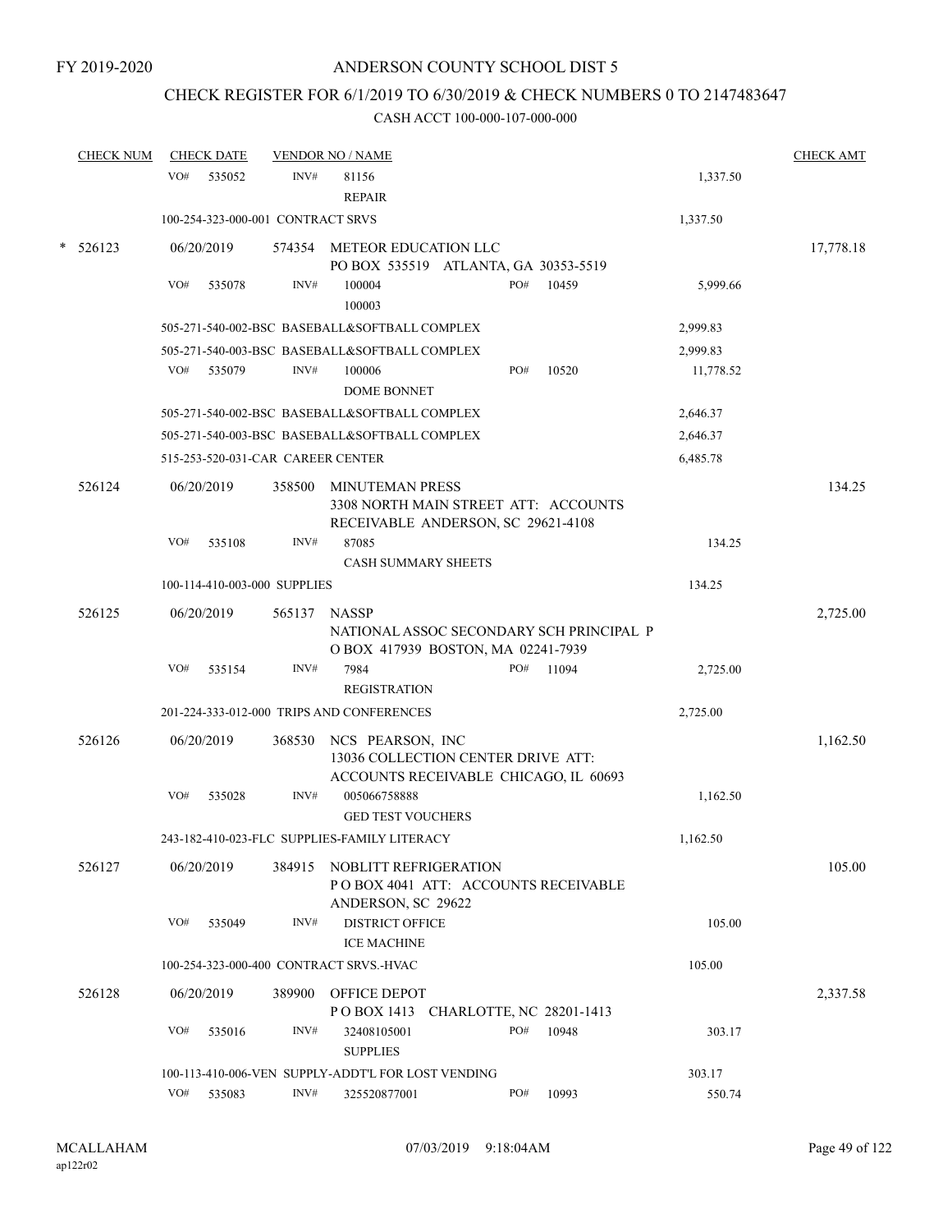FY 2019-2020

# ANDERSON COUNTY SCHOOL DIST 5

## CHECK REGISTER FOR 6/1/2019 TO 6/30/2019 & CHECK NUMBERS 0 TO 2147483647

### CASH ACCT 100-000-107-000-000

| CHECK NUM | CHECK DATE | VENDOR NO / NAME | | | CHECK AMT |
|---|---|---|---|---|---|
| | VO# 535052 | INV# | 81156<br>REPAIR | 1,337.50 | |
| | 100-254-323-000-001 CONTRACT SRVS | | | 1,337.50 | |
| * 526123 | 06/20/2019 | 574354 | METEOR EDUCATION LLC<br>PO BOX 535519 ATLANTA, GA 30353-5519 | | 17,778.18 |
| | VO# 535078 | INV# | 100004<br>100003 PO# 10459 | 5,999.66 | |
| | 505-271-540-002-BSC BASEBALL&SOFTBALL COMPLEX | | | 2,999.83 | |
| | 505-271-540-003-BSC BASEBALL&SOFTBALL COMPLEX | | | 2,999.83 | |
| | VO# 535079 | INV# | 100006<br>DOME BONNET PO# 10520 | 11,778.52 | |
| | 505-271-540-002-BSC BASEBALL&SOFTBALL COMPLEX | | | 2,646.37 | |
| | 505-271-540-003-BSC BASEBALL&SOFTBALL COMPLEX | | | 2,646.37 | |
| | 515-253-520-031-CAR CAREER CENTER | | | 6,485.78 | |
| 526124 | 06/20/2019 | 358500 | MINUTEMAN PRESS<br>3308 NORTH MAIN STREET ATT: ACCOUNTS RECEIVABLE ANDERSON, SC 29621-4108 | | 134.25 |
| | VO# 535108 | INV# | 87085<br>CASH SUMMARY SHEETS | 134.25 | |
| | 100-114-410-003-000 SUPPLIES | | | 134.25 | |
| 526125 | 06/20/2019 | 565137 | NASSP<br>NATIONAL ASSOC SECONDARY SCH PRINCIPAL P O BOX 417939 BOSTON, MA 02241-7939 | | 2,725.00 |
| | VO# 535154 | INV# | 7984<br>REGISTRATION PO# 11094 | 2,725.00 | |
| | 201-224-333-012-000 TRIPS AND CONFERENCES | | | 2,725.00 | |
| 526126 | 06/20/2019 | 368530 | NCS PEARSON, INC<br>13036 COLLECTION CENTER DRIVE ATT: ACCOUNTS RECEIVABLE CHICAGO, IL 60693 | | 1,162.50 |
| | VO# 535028 | INV# | 005066758888<br>GED TEST VOUCHERS | 1,162.50 | |
| | 243-182-410-023-FLC SUPPLIES-FAMILY LITERACY | | | 1,162.50 | |
| 526127 | 06/20/2019 | 384915 | NOBLITT REFRIGERATION<br>P O BOX 4041 ATT: ACCOUNTS RECEIVABLE ANDERSON, SC 29622 | | 105.00 |
| | VO# 535049 | INV# | DISTRICT OFFICE<br>ICE MACHINE | 105.00 | |
| | 100-254-323-000-400 CONTRACT SRVS.-HVAC | | | 105.00 | |
| 526128 | 06/20/2019 | 389900 | OFFICE DEPOT<br>P O BOX 1413 CHARLOTTE, NC 28201-1413 | | 2,337.58 |
| | VO# 535016 | INV# | 32408105001<br>SUPPLIES PO# 10948 | 303.17 | |
| | 100-113-410-006-VEN SUPPLY-ADDT'L FOR LOST VENDING | | | 303.17 | |
| | VO# 535083 | INV# | 325520877001 PO# 10993 | 550.74 | |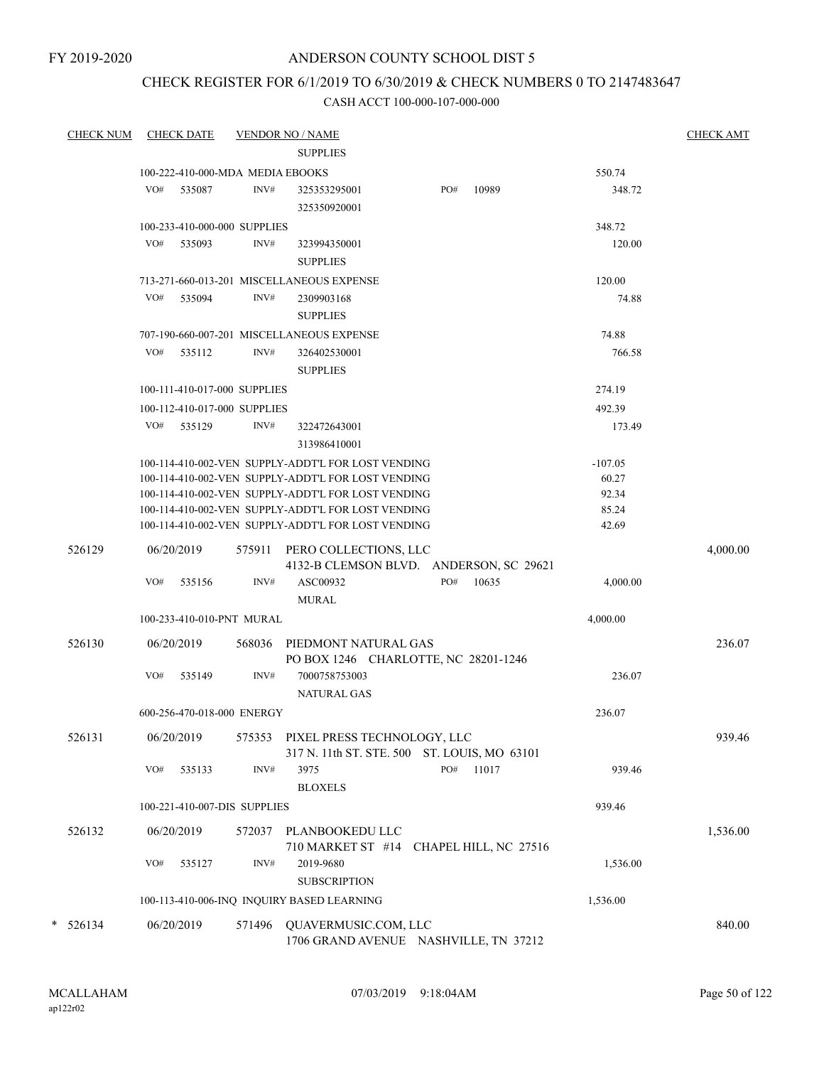FY 2019-2020

# ANDERSON COUNTY SCHOOL DIST 5

## CHECK REGISTER FOR 6/1/2019 TO 6/30/2019 & CHECK NUMBERS 0 TO 2147483647

### CASH ACCT 100-000-107-000-000

| CHECK NUM | CHECK DATE | VENDOR NO / NAME | | | CHECK AMT |
|---|---|---|---|---|---|
| | | SUPPLIES | | | |
| | 100-222-410-000-MDA MEDIA EBOOKS | | | 550.74 | |
| | VO# 535087 | INV# 325353295001 325350920001 | PO# 10989 | 348.72 | |
| | 100-233-410-000-000 SUPPLIES | | | 348.72 | |
| | VO# 535093 | INV# 323994350001 SUPPLIES | | 120.00 | |
| | 713-271-660-013-201 MISCELLANEOUS EXPENSE | | | 120.00 | |
| | VO# 535094 | INV# 2309903168 SUPPLIES | | 74.88 | |
| | 707-190-660-007-201 MISCELLANEOUS EXPENSE | | | 74.88 | |
| | VO# 535112 | INV# 326402530001 SUPPLIES | | 766.58 | |
| | 100-111-410-017-000 SUPPLIES | | | 274.19 | |
| | 100-112-410-017-000 SUPPLIES | | | 492.39 | |
| | VO# 535129 | INV# 322472643001 313986410001 | | 173.49 | |
| | 100-114-410-002-VEN SUPPLY-ADDT'L FOR LOST VENDING | | | -107.05 | |
| | 100-114-410-002-VEN SUPPLY-ADDT'L FOR LOST VENDING | | | 60.27 | |
| | 100-114-410-002-VEN SUPPLY-ADDT'L FOR LOST VENDING | | | 92.34 | |
| | 100-114-410-002-VEN SUPPLY-ADDT'L FOR LOST VENDING | | | 85.24 | |
| | 100-114-410-002-VEN SUPPLY-ADDT'L FOR LOST VENDING | | | 42.69 | |
| 526129 | 06/20/2019 | 575911 PERO COLLECTIONS, LLC 4132-B CLEMSON BLVD. ANDERSON, SC 29621 | | | 4,000.00 |
| | VO# 535156 | INV# ASC00932 MURAL | PO# 10635 | 4,000.00 | |
| | 100-233-410-010-PNT MURAL | | | 4,000.00 | |
| 526130 | 06/20/2019 | 568036 PIEDMONT NATURAL GAS PO BOX 1246 CHARLOTTE, NC 28201-1246 | | | 236.07 |
| | VO# 535149 | INV# 7000758753003 NATURAL GAS | | 236.07 | |
| | 600-256-470-018-000 ENERGY | | | 236.07 | |
| 526131 | 06/20/2019 | 575353 PIXEL PRESS TECHNOLOGY, LLC 317 N. 11th ST. STE. 500 ST. LOUIS, MO 63101 | | | 939.46 |
| | VO# 535133 | INV# 3975 BLOXELS | PO# 11017 | 939.46 | |
| | 100-221-410-007-DIS SUPPLIES | | | 939.46 | |
| 526132 | 06/20/2019 | 572037 PLANBOOKEDU LLC 710 MARKET ST #14 CHAPEL HILL, NC 27516 | | | 1,536.00 |
| | VO# 535127 | INV# 2019-9680 SUBSCRIPTION | | 1,536.00 | |
| | 100-113-410-006-INQ INQUIRY BASED LEARNING | | | 1,536.00 | |
| * 526134 | 06/20/2019 | 571496 QUAVERMUSIC.COM, LLC 1706 GRAND AVENUE NASHVILLE, TN 37212 | | | 840.00 |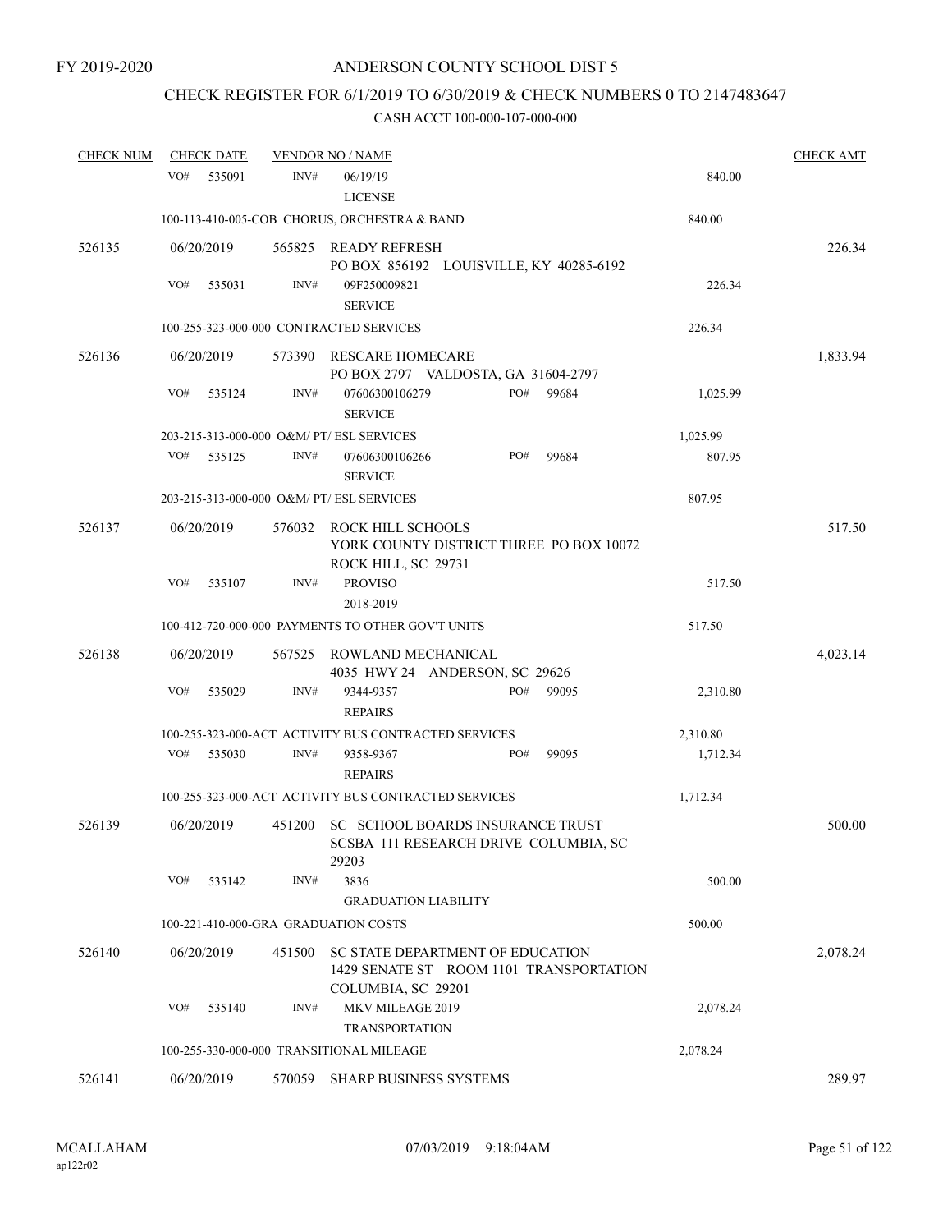FY 2019-2020

# ANDERSON COUNTY SCHOOL DIST 5

## CHECK REGISTER FOR 6/1/2019 TO 6/30/2019 & CHECK NUMBERS 0 TO 2147483647

### CASH ACCT 100-000-107-000-000

| CHECK NUM | CHECK DATE | VENDOR NO / NAME | | CHECK AMT |
|---|---|---|---|---|
| | VO# 535091 | INV# 06/19/19 LICENSE | 840.00 | |
| | | 100-113-410-005-COB CHORUS, ORCHESTRA & BAND | 840.00 | |
| 526135 | 06/20/2019 | 565825 READY REFRESH PO BOX 856192 LOUISVILLE, KY 40285-6192 | | 226.34 |
| | VO# 535031 | INV# 09F250009821 SERVICE | 226.34 | |
| | | 100-255-323-000-000 CONTRACTED SERVICES | 226.34 | |
| 526136 | 06/20/2019 | 573390 RESCARE HOMECARE PO BOX 2797 VALDOSTA, GA 31604-2797 | | 1,833.94 |
| | VO# 535124 | INV# 07606300106279 PO# 99684 SERVICE | 1,025.99 | |
| | | 203-215-313-000-000 O&M/ PT/ ESL SERVICES | 1,025.99 | |
| | VO# 535125 | INV# 07606300106266 PO# 99684 SERVICE | 807.95 | |
| | | 203-215-313-000-000 O&M/ PT/ ESL SERVICES | 807.95 | |
| 526137 | 06/20/2019 | 576032 ROCK HILL SCHOOLS YORK COUNTY DISTRICT THREE PO BOX 10072 ROCK HILL, SC 29731 | | 517.50 |
| | VO# 535107 | INV# PROVISO 2018-2019 | 517.50 | |
| | | 100-412-720-000-000 PAYMENTS TO OTHER GOV'T UNITS | 517.50 | |
| 526138 | 06/20/2019 | 567525 ROWLAND MECHANICAL 4035 HWY 24 ANDERSON, SC 29626 | | 4,023.14 |
| | VO# 535029 | INV# 9344-9357 PO# 99095 REPAIRS | 2,310.80 | |
| | | 100-255-323-000-ACT ACTIVITY BUS CONTRACTED SERVICES | 2,310.80 | |
| | VO# 535030 | INV# 9358-9367 PO# 99095 REPAIRS | 1,712.34 | |
| | | 100-255-323-000-ACT ACTIVITY BUS CONTRACTED SERVICES | 1,712.34 | |
| 526139 | 06/20/2019 | 451200 SC SCHOOL BOARDS INSURANCE TRUST SCSBA 111 RESEARCH DRIVE COLUMBIA, SC 29203 | | 500.00 |
| | VO# 535142 | INV# 3836 GRADUATION LIABILITY | 500.00 | |
| | | 100-221-410-000-GRA GRADUATION COSTS | 500.00 | |
| 526140 | 06/20/2019 | 451500 SC STATE DEPARTMENT OF EDUCATION 1429 SENATE ST ROOM 1101 TRANSPORTATION COLUMBIA, SC 29201 | | 2,078.24 |
| | VO# 535140 | INV# MKV MILEAGE 2019 TRANSPORTATION | 2,078.24 | |
| | | 100-255-330-000-000 TRANSITIONAL MILEAGE | 2,078.24 | |
| 526141 | 06/20/2019 | 570059 SHARP BUSINESS SYSTEMS | | 289.97 |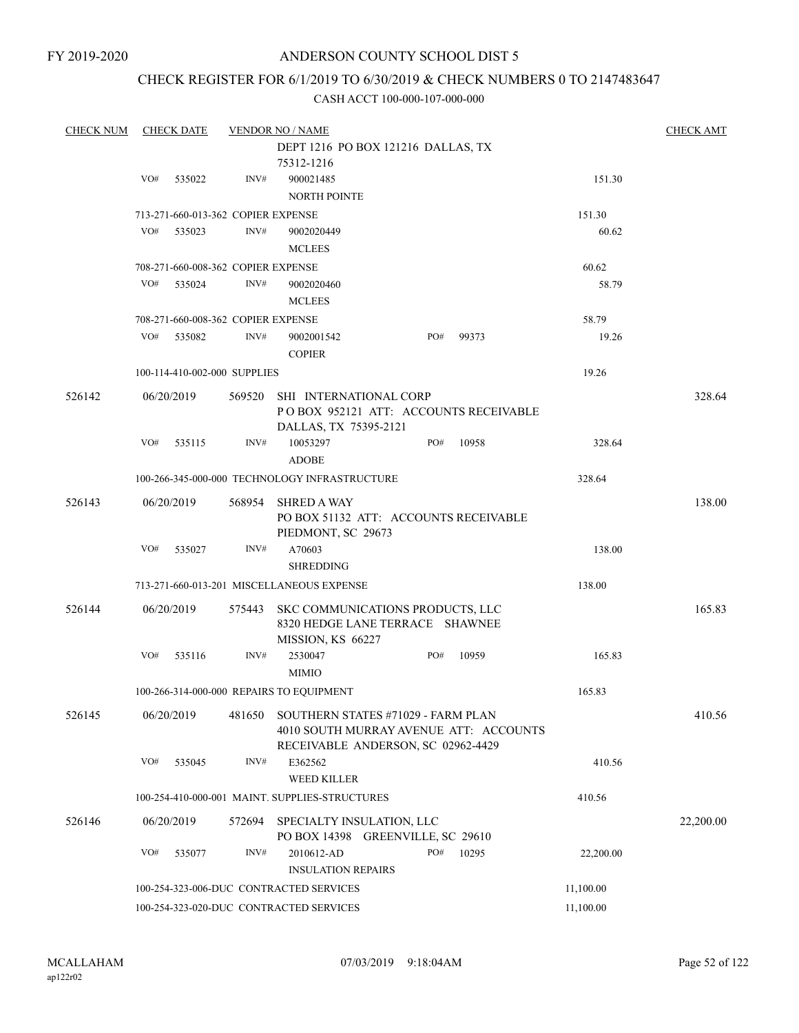FY 2019-2020

# ANDERSON COUNTY SCHOOL DIST 5

## CHECK REGISTER FOR 6/1/2019 TO 6/30/2019 & CHECK NUMBERS 0 TO 2147483647

### CASH ACCT 100-000-107-000-000

| CHECK NUM | CHECK DATE | VENDOR NO / NAME | | | CHECK AMT |
|---|---|---|---|---|---|
| | | | DEPT 1216 PO BOX 121216 DALLAS, TX 75312-1216 | | |
| | VO# 535022 | INV# | 900021485 NORTH POINTE | 151.30 | |
| | 713-271-660-013-362 COPIER EXPENSE | | | 151.30 | |
| | VO# 535023 | INV# | 9002020449 MCLEES | 60.62 | |
| | 708-271-660-008-362 COPIER EXPENSE | | | 60.62 | |
| | VO# 535024 | INV# | 9002020460 MCLEES | 58.79 | |
| | 708-271-660-008-362 COPIER EXPENSE | | | 58.79 | |
| | VO# 535082 | INV# | 9002001542 PO# 99373 COPIER | 19.26 | |
| | 100-114-410-002-000 SUPPLIES | | | 19.26 | |
| 526142 | 06/20/2019 | 569520 | SHI INTERNATIONAL CORP P O BOX 952121 ATT: ACCOUNTS RECEIVABLE DALLAS, TX 75395-2121 | | 328.64 |
| | VO# 535115 | INV# | 10053297 PO# 10958 ADOBE | 328.64 | |
| | 100-266-345-000-000 TECHNOLOGY INFRASTRUCTURE | | | 328.64 | |
| 526143 | 06/20/2019 | 568954 | SHRED A WAY PO BOX 51132 ATT: ACCOUNTS RECEIVABLE PIEDMONT, SC 29673 | | 138.00 |
| | VO# 535027 | INV# | A70603 SHREDDING | 138.00 | |
| | 713-271-660-013-201 MISCELLANEOUS EXPENSE | | | 138.00 | |
| 526144 | 06/20/2019 | 575443 | SKC COMMUNICATIONS PRODUCTS, LLC 8320 HEDGE LANE TERRACE SHAWNEE MISSION, KS 66227 | | 165.83 |
| | VO# 535116 | INV# | 2530047 PO# 10959 MIMIO | 165.83 | |
| | 100-266-314-000-000 REPAIRS TO EQUIPMENT | | | 165.83 | |
| 526145 | 06/20/2019 | 481650 | SOUTHERN STATES #71029 - FARM PLAN 4010 SOUTH MURRAY AVENUE ATT: ACCOUNTS RECEIVABLE ANDERSON, SC 02962-4429 | | 410.56 |
| | VO# 535045 | INV# | E362562 WEED KILLER | 410.56 | |
| | 100-254-410-000-001 MAINT. SUPPLIES-STRUCTURES | | | 410.56 | |
| 526146 | 06/20/2019 | 572694 | SPECIALTY INSULATION, LLC PO BOX 14398 GREENVILLE, SC 29610 | | 22,200.00 |
| | VO# 535077 | INV# | 2010612-AD PO# 10295 INSULATION REPAIRS | 22,200.00 | |
| | 100-254-323-006-DUC CONTRACTED SERVICES | | | 11,100.00 | |
| | 100-254-323-020-DUC CONTRACTED SERVICES | | | 11,100.00 | |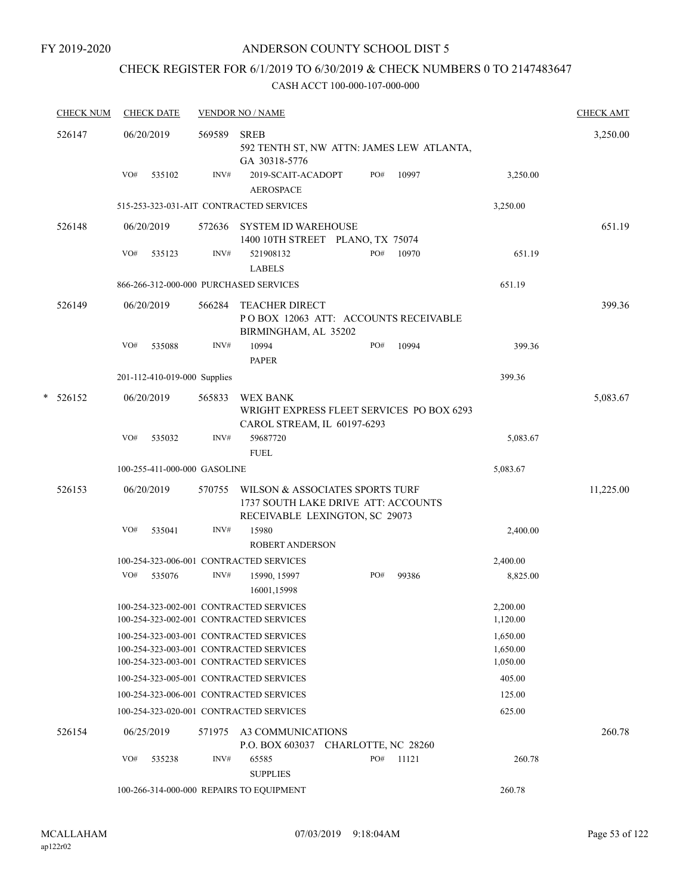FY 2019-2020

# ANDERSON COUNTY SCHOOL DIST 5

## CHECK REGISTER FOR 6/1/2019 TO 6/30/2019 & CHECK NUMBERS 0 TO 2147483647

CASH ACCT 100-000-107-000-000

| CHECK NUM | CHECK DATE | VENDOR NO / NAME | | | | CHECK AMT |
|---|---|---|---|---|---|---|
| 526147 | 06/20/2019 | 569589 SREB<br>592 TENTH ST, NW ATTN: JAMES LEW ATLANTA, GA 30318-5776 | | | | 3,250.00 |
| | VO# 535102 | INV# 2019-SCAIT-ACADOPT<br>AEROSPACE | PO# 10997 | | 3,250.00 | |
| | 515-253-323-031-AIT CONTRACTED SERVICES | | | | 3,250.00 | |
| 526148 | 06/20/2019 | 572636 SYSTEM ID WAREHOUSE<br>1400 10TH STREET PLANO, TX 75074 | | | | 651.19 |
| | VO# 535123 | INV# 521908132<br>LABELS | PO# 10970 | | 651.19 | |
| | 866-266-312-000-000 PURCHASED SERVICES | | | | 651.19 | |
| 526149 | 06/20/2019 | 566284 TEACHER DIRECT<br>P O BOX 12063 ATT: ACCOUNTS RECEIVABLE BIRMINGHAM, AL 35202 | | | | 399.36 |
| | VO# 535088 | INV# 10994<br>PAPER | PO# 10994 | | 399.36 | |
| | 201-112-410-019-000 Supplies | | | | 399.36 | |
| * 526152 | 06/20/2019 | 565833 WEX BANK<br>WRIGHT EXPRESS FLEET SERVICES PO BOX 6293 CAROL STREAM, IL 60197-6293 | | | | 5,083.67 |
| | VO# 535032 | INV# 59687720<br>FUEL | | | 5,083.67 | |
| | 100-255-411-000-000 GASOLINE | | | | 5,083.67 | |
| 526153 | 06/20/2019 | 570755 WILSON & ASSOCIATES SPORTS TURF<br>1737 SOUTH LAKE DRIVE ATT: ACCOUNTS RECEIVABLE LEXINGTON, SC 29073 | | | | 11,225.00 |
| | VO# 535041 | INV# 15980<br>ROBERT ANDERSON | | | 2,400.00 | |
| | 100-254-323-006-001 CONTRACTED SERVICES | | | | 2,400.00 | |
| | VO# 535076 | INV# 15990, 15997<br>16001,15998 | PO# 99386 | | 8,825.00 | |
| | 100-254-323-002-001 CONTRACTED SERVICES | | | | 2,200.00 | |
| | 100-254-323-002-001 CONTRACTED SERVICES | | | | 1,120.00 | |
| | 100-254-323-003-001 CONTRACTED SERVICES | | | | 1,650.00 | |
| | 100-254-323-003-001 CONTRACTED SERVICES | | | | 1,650.00 | |
| | 100-254-323-003-001 CONTRACTED SERVICES | | | | 1,050.00 | |
| | 100-254-323-005-001 CONTRACTED SERVICES | | | | 405.00 | |
| | 100-254-323-006-001 CONTRACTED SERVICES | | | | 125.00 | |
| | 100-254-323-020-001 CONTRACTED SERVICES | | | | 625.00 | |
| 526154 | 06/25/2019 | 571975 A3 COMMUNICATIONS<br>P.O. BOX 603037 CHARLOTTE, NC 28260 | | | | 260.78 |
| | VO# 535238 | INV# 65585<br>SUPPLIES | PO# 11121 | | 260.78 | |
| | 100-266-314-000-000 REPAIRS TO EQUIPMENT | | | | 260.78 | |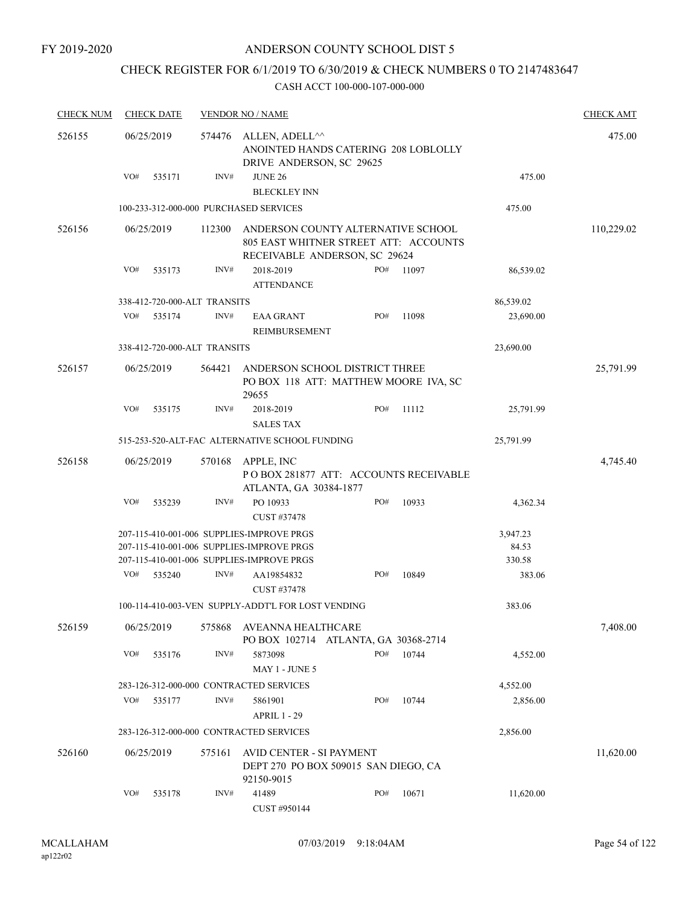FY 2019-2020

# ANDERSON COUNTY SCHOOL DIST 5

## CHECK REGISTER FOR 6/1/2019 TO 6/30/2019 & CHECK NUMBERS 0 TO 2147483647

CASH ACCT 100-000-107-000-000

| CHECK NUM | CHECK DATE | VENDOR NO / NAME | | | | CHECK AMT |
|---|---|---|---|---|---|---|
| 526155 | 06/25/2019 | 574476 ALLEN, ADELL^^ ANOINTED HANDS CATERING 208 LOBLOLLY DRIVE ANDERSON, SC 29625 | | | | 475.00 |
| | VO# 535171 | INV# JUNE 26 BLECKLEY INN | | | 475.00 | |
| | 100-233-312-000-000 PURCHASED SERVICES | | | | 475.00 | |
| 526156 | 06/25/2019 | 112300 ANDERSON COUNTY ALTERNATIVE SCHOOL 805 EAST WHITNER STREET ATT: ACCOUNTS RECEIVABLE ANDERSON, SC 29624 | | | | 110,229.02 |
| | VO# 535173 | INV# 2018-2019 ATTENDANCE | PO# 11097 | | 86,539.02 | |
| | 338-412-720-000-ALT TRANSITS | | | | 86,539.02 | |
| | VO# 535174 | INV# EAA GRANT REIMBURSEMENT | PO# 11098 | | 23,690.00 | |
| | 338-412-720-000-ALT TRANSITS | | | | 23,690.00 | |
| 526157 | 06/25/2019 | 564421 ANDERSON SCHOOL DISTRICT THREE PO BOX 118 ATT: MATTHEW MOORE IVA, SC 29655 | | | | 25,791.99 |
| | VO# 535175 | INV# 2018-2019 SALES TAX | PO# 11112 | | 25,791.99 | |
| | 515-253-520-ALT-FAC ALTERNATIVE SCHOOL FUNDING | | | | 25,791.99 | |
| 526158 | 06/25/2019 | 570168 APPLE, INC P O BOX 281877 ATT: ACCOUNTS RECEIVABLE ATLANTA, GA 30384-1877 | | | | 4,745.40 |
| | VO# 535239 | INV# PO 10933 CUST #37478 | PO# 10933 | | 4,362.34 | |
| | 207-115-410-001-006 SUPPLIES-IMPROVE PRGS | | | | 3,947.23 | |
| | 207-115-410-001-006 SUPPLIES-IMPROVE PRGS | | | | 84.53 | |
| | 207-115-410-001-006 SUPPLIES-IMPROVE PRGS | | | | 330.58 | |
| | VO# 535240 | INV# AA19854832 CUST #37478 | PO# 10849 | | 383.06 | |
| | 100-114-410-003-VEN SUPPLY-ADDT'L FOR LOST VENDING | | | | 383.06 | |
| 526159 | 06/25/2019 | 575868 AVEANNA HEALTHCARE PO BOX 102714 ATLANTA, GA 30368-2714 | | | | 7,408.00 |
| | VO# 535176 | INV# 5873098 MAY 1 - JUNE 5 | PO# 10744 | | 4,552.00 | |
| | 283-126-312-000-000 CONTRACTED SERVICES | | | | 4,552.00 | |
| | VO# 535177 | INV# 5861901 APRIL 1 - 29 | PO# 10744 | | 2,856.00 | |
| | 283-126-312-000-000 CONTRACTED SERVICES | | | | 2,856.00 | |
| 526160 | 06/25/2019 | 575161 AVID CENTER - SI PAYMENT DEPT 270 PO BOX 509015 SAN DIEGO, CA 92150-9015 | | | | 11,620.00 |
| | VO# 535178 | INV# 41489 CUST #950144 | PO# 10671 | | 11,620.00 | |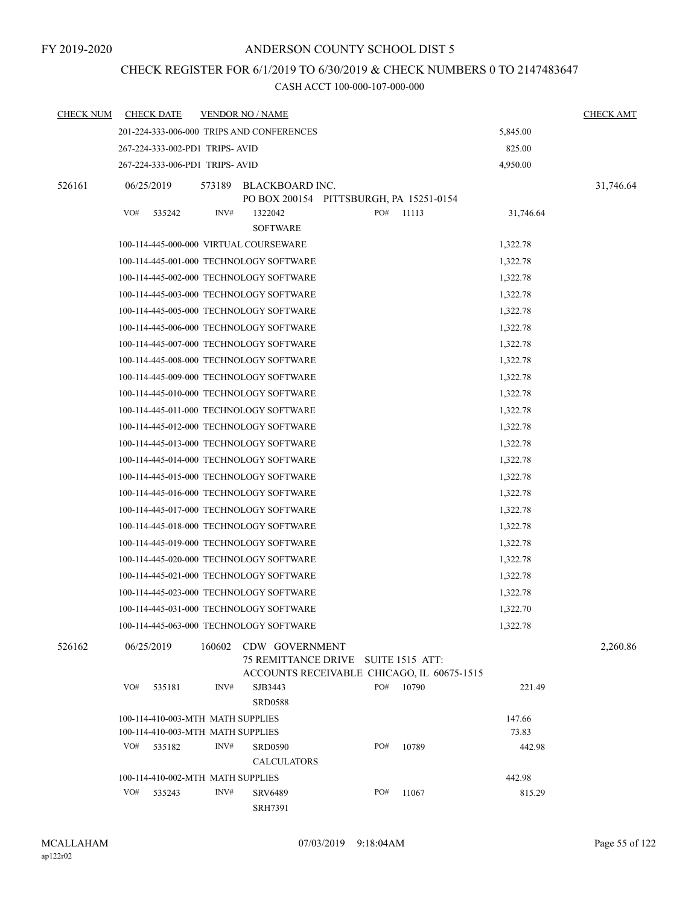FY 2019-2020

# ANDERSON COUNTY SCHOOL DIST 5

## CHECK REGISTER FOR 6/1/2019 TO 6/30/2019 & CHECK NUMBERS 0 TO 2147483647

### CASH ACCT 100-000-107-000-000

| CHECK NUM | CHECK DATE | VENDOR NO / NAME | | CHECK AMT |
|---|---|---|---|---|
| | 201-224-333-006-000 TRIPS AND CONFERENCES | | 5,845.00 | |
| | 267-224-333-002-PD1 TRIPS- AVID | | 825.00 | |
| | 267-224-333-006-PD1 TRIPS- AVID | | 4,950.00 | |
| 526161 | 06/25/2019 | 573189 BLACKBOARD INC.<br>PO BOX 200154 PITTSBURGH, PA 15251-0154 | | 31,746.64 |
| | VO# 535242 | INV# 1322042 PO# 11113<br>SOFTWARE | 31,746.64 | |
| | 100-114-445-000-000 VIRTUAL COURSEWARE | | 1,322.78 | |
| | 100-114-445-001-000 TECHNOLOGY SOFTWARE | | 1,322.78 | |
| | 100-114-445-002-000 TECHNOLOGY SOFTWARE | | 1,322.78 | |
| | 100-114-445-003-000 TECHNOLOGY SOFTWARE | | 1,322.78 | |
| | 100-114-445-005-000 TECHNOLOGY SOFTWARE | | 1,322.78 | |
| | 100-114-445-006-000 TECHNOLOGY SOFTWARE | | 1,322.78 | |
| | 100-114-445-007-000 TECHNOLOGY SOFTWARE | | 1,322.78 | |
| | 100-114-445-008-000 TECHNOLOGY SOFTWARE | | 1,322.78 | |
| | 100-114-445-009-000 TECHNOLOGY SOFTWARE | | 1,322.78 | |
| | 100-114-445-010-000 TECHNOLOGY SOFTWARE | | 1,322.78 | |
| | 100-114-445-011-000 TECHNOLOGY SOFTWARE | | 1,322.78 | |
| | 100-114-445-012-000 TECHNOLOGY SOFTWARE | | 1,322.78 | |
| | 100-114-445-013-000 TECHNOLOGY SOFTWARE | | 1,322.78 | |
| | 100-114-445-014-000 TECHNOLOGY SOFTWARE | | 1,322.78 | |
| | 100-114-445-015-000 TECHNOLOGY SOFTWARE | | 1,322.78 | |
| | 100-114-445-016-000 TECHNOLOGY SOFTWARE | | 1,322.78 | |
| | 100-114-445-017-000 TECHNOLOGY SOFTWARE | | 1,322.78 | |
| | 100-114-445-018-000 TECHNOLOGY SOFTWARE | | 1,322.78 | |
| | 100-114-445-019-000 TECHNOLOGY SOFTWARE | | 1,322.78 | |
| | 100-114-445-020-000 TECHNOLOGY SOFTWARE | | 1,322.78 | |
| | 100-114-445-021-000 TECHNOLOGY SOFTWARE | | 1,322.78 | |
| | 100-114-445-023-000 TECHNOLOGY SOFTWARE | | 1,322.78 | |
| | 100-114-445-031-000 TECHNOLOGY SOFTWARE | | 1,322.70 | |
| | 100-114-445-063-000 TECHNOLOGY SOFTWARE | | 1,322.78 | |
| 526162 | 06/25/2019 | 160602 CDW GOVERNMENT<br>75 REMITTANCE DRIVE SUITE 1515 ATT:<br>ACCOUNTS RECEIVABLE CHICAGO, IL 60675-1515 | | 2,260.86 |
| | VO# 535181 | INV# SJB3443 PO# 10790<br>SRD0588 | 221.49 | |
| | 100-114-410-003-MTH MATH SUPPLIES | | 147.66 | |
| | 100-114-410-003-MTH MATH SUPPLIES | | 73.83 | |
| | VO# 535182 | INV# SRD0590 PO# 10789<br>CALCULATORS | 442.98 | |
| | 100-114-410-002-MTH MATH SUPPLIES | | 442.98 | |
| | VO# 535243 | INV# SRV6489 PO# 11067<br>SRH7391 | 815.29 | |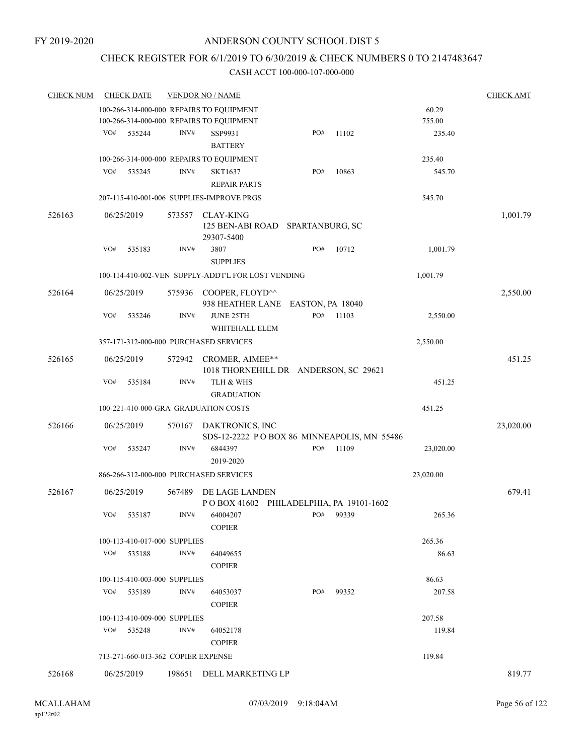FY 2019-2020

# ANDERSON COUNTY SCHOOL DIST 5

## CHECK REGISTER FOR 6/1/2019 TO 6/30/2019 & CHECK NUMBERS 0 TO 2147483647

CASH ACCT 100-000-107-000-000

| CHECK NUM | CHECK DATE | VENDOR NO / NAME | | | CHECK AMT |
|---|---|---|---|---|---|
| | 100-266-314-000-000 REPAIRS TO EQUIPMENT | | | 60.29 | |
| | 100-266-314-000-000 REPAIRS TO EQUIPMENT | | | 755.00 | |
| | VO# 535244 | INV# SSP9931 BATTERY | PO# 11102 | 235.40 | |
| | 100-266-314-000-000 REPAIRS TO EQUIPMENT | | | 235.40 | |
| | VO# 535245 | INV# SKT1637 REPAIR PARTS | PO# 10863 | 545.70 | |
| | 207-115-410-001-006 SUPPLIES-IMPROVE PRGS | | | 545.70 | |
| 526163 | 06/25/2019 | 573557 CLAY-KING 125 BEN-ABI ROAD SPARTANBURG, SC 29307-5400 | | | 1,001.79 |
| | VO# 535183 | INV# 3807 SUPPLIES | PO# 10712 | 1,001.79 | |
| | 100-114-410-002-VEN SUPPLY-ADDT'L FOR LOST VENDING | | | 1,001.79 | |
| 526164 | 06/25/2019 | 575936 COOPER, FLOYD^^ 938 HEATHER LANE EASTON, PA 18040 | | | 2,550.00 |
| | VO# 535246 | INV# JUNE 25TH WHITEHALL ELEM | PO# 11103 | 2,550.00 | |
| | 357-171-312-000-000 PURCHASED SERVICES | | | 2,550.00 | |
| 526165 | 06/25/2019 | 572942 CROMER, AIMEE** 1018 THORNEHILL DR ANDERSON, SC 29621 | | | 451.25 |
| | VO# 535184 | INV# TLH & WHS GRADUATION | | 451.25 | |
| | 100-221-410-000-GRA GRADUATION COSTS | | | 451.25 | |
| 526166 | 06/25/2019 | 570167 DAKTRONICS, INC SDS-12-2222 P O BOX 86 MINNEAPOLIS, MN 55486 | | | 23,020.00 |
| | VO# 535247 | INV# 6844397 2019-2020 | PO# 11109 | 23,020.00 | |
| | 866-266-312-000-000 PURCHASED SERVICES | | | 23,020.00 | |
| 526167 | 06/25/2019 | 567489 DE LAGE LANDEN P O BOX 41602 PHILADELPHIA, PA 19101-1602 | | | 679.41 |
| | VO# 535187 | INV# 64004207 COPIER | PO# 99339 | 265.36 | |
| | 100-113-410-017-000 SUPPLIES | | | 265.36 | |
| | VO# 535188 | INV# 64049655 COPIER | | 86.63 | |
| | 100-115-410-003-000 SUPPLIES | | | 86.63 | |
| | VO# 535189 | INV# 64053037 COPIER | PO# 99352 | 207.58 | |
| | 100-113-410-009-000 SUPPLIES | | | 207.58 | |
| | VO# 535248 | INV# 64052178 COPIER | | 119.84 | |
| | 713-271-660-013-362 COPIER EXPENSE | | | 119.84 | |
| 526168 | 06/25/2019 | 198651 DELL MARKETING LP | | | 819.77 |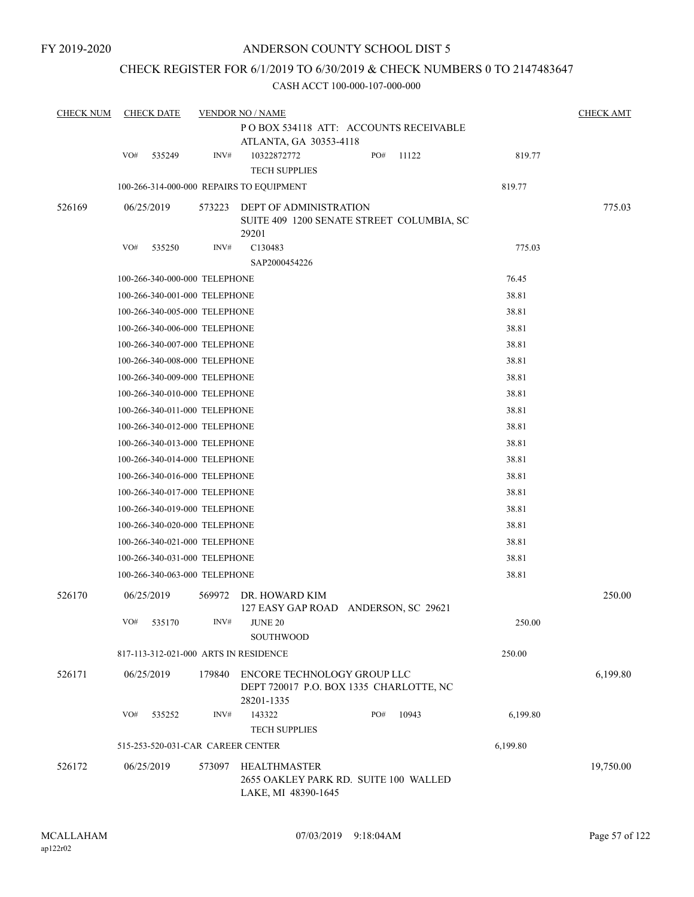FY 2019-2020

# ANDERSON COUNTY SCHOOL DIST 5

## CHECK REGISTER FOR 6/1/2019 TO 6/30/2019 & CHECK NUMBERS 0 TO 2147483647

### CASH ACCT 100-000-107-000-000

| CHECK NUM | CHECK DATE | VENDOR NO / NAME | | CHECK AMT |
|---|---|---|---|---|
| | | P O BOX 534118 ATT: ACCOUNTS RECEIVABLE ATLANTA, GA 30353-4118 | | |
| | VO# 535249 | INV# 10322872772 PO# 11122 TECH SUPPLIES | 819.77 | |
| | 100-266-314-000-000 REPAIRS TO EQUIPMENT | | 819.77 | |
| 526169 | 06/25/2019 | 573223 DEPT OF ADMINISTRATION SUITE 409 1200 SENATE STREET COLUMBIA, SC 29201 | | 775.03 |
| | VO# 535250 | INV# C130483 SAP2000454226 | 775.03 | |
| | 100-266-340-000-000 TELEPHONE | | 76.45 | |
| | 100-266-340-001-000 TELEPHONE | | 38.81 | |
| | 100-266-340-005-000 TELEPHONE | | 38.81 | |
| | 100-266-340-006-000 TELEPHONE | | 38.81 | |
| | 100-266-340-007-000 TELEPHONE | | 38.81 | |
| | 100-266-340-008-000 TELEPHONE | | 38.81 | |
| | 100-266-340-009-000 TELEPHONE | | 38.81 | |
| | 100-266-340-010-000 TELEPHONE | | 38.81 | |
| | 100-266-340-011-000 TELEPHONE | | 38.81 | |
| | 100-266-340-012-000 TELEPHONE | | 38.81 | |
| | 100-266-340-013-000 TELEPHONE | | 38.81 | |
| | 100-266-340-014-000 TELEPHONE | | 38.81 | |
| | 100-266-340-016-000 TELEPHONE | | 38.81 | |
| | 100-266-340-017-000 TELEPHONE | | 38.81 | |
| | 100-266-340-019-000 TELEPHONE | | 38.81 | |
| | 100-266-340-020-000 TELEPHONE | | 38.81 | |
| | 100-266-340-021-000 TELEPHONE | | 38.81 | |
| | 100-266-340-031-000 TELEPHONE | | 38.81 | |
| | 100-266-340-063-000 TELEPHONE | | 38.81 | |
| 526170 | 06/25/2019 | 569972 DR. HOWARD KIM 127 EASY GAP ROAD ANDERSON, SC 29621 | | 250.00 |
| | VO# 535170 | INV# JUNE 20 SOUTHWOOD | 250.00 | |
| | 817-113-312-021-000 ARTS IN RESIDENCE | | 250.00 | |
| 526171 | 06/25/2019 | 179840 ENCORE TECHNOLOGY GROUP LLC DEPT 720017 P.O. BOX 1335 CHARLOTTE, NC 28201-1335 | | 6,199.80 |
| | VO# 535252 | INV# 143322 PO# 10943 TECH SUPPLIES | 6,199.80 | |
| | 515-253-520-031-CAR CAREER CENTER | | 6,199.80 | |
| 526172 | 06/25/2019 | 573097 HEALTHMASTER 2655 OAKLEY PARK RD. SUITE 100 WALLED LAKE, MI 48390-1645 | | 19,750.00 |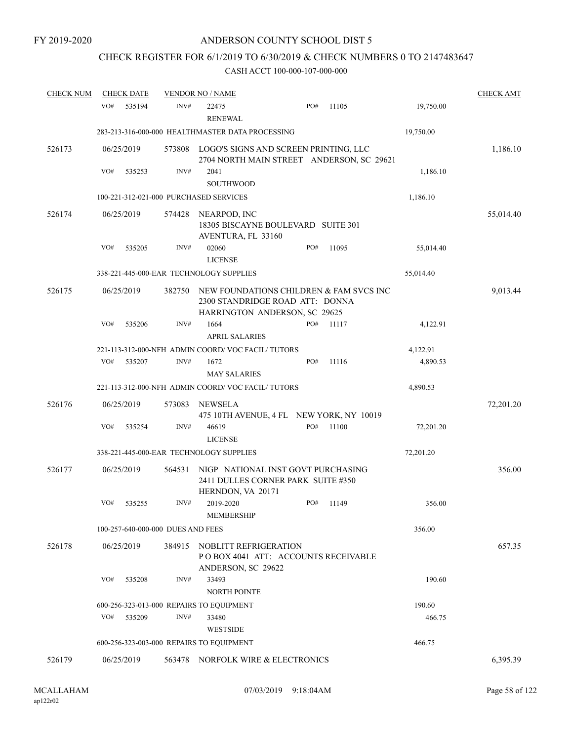FY 2019-2020

# ANDERSON COUNTY SCHOOL DIST 5

## CHECK REGISTER FOR 6/1/2019 TO 6/30/2019 & CHECK NUMBERS 0 TO 2147483647

### CASH ACCT 100-000-107-000-000

| CHECK NUM | CHECK DATE | VENDOR NO / NAME | | | CHECK AMT |
|---|---|---|---|---|---|
| | VO# 535194 | INV# 22475 RENEWAL | PO# 11105 | 19,750.00 | |
| | 283-213-316-000-000 HEALTHMASTER DATA PROCESSING | | | 19,750.00 | |
| 526173 | 06/25/2019 | 573808 LOGO'S SIGNS AND SCREEN PRINTING, LLC 2704 NORTH MAIN STREET ANDERSON, SC 29621 | | | 1,186.10 |
| | VO# 535253 | INV# 2041 SOUTHWOOD | | 1,186.10 | |
| | 100-221-312-021-000 PURCHASED SERVICES | | | 1,186.10 | |
| 526174 | 06/25/2019 | 574428 NEARPOD, INC 18305 BISCAYNE BOULEVARD SUITE 301 AVENTURA, FL 33160 | | | 55,014.40 |
| | VO# 535205 | INV# 02060 LICENSE | PO# 11095 | 55,014.40 | |
| | 338-221-445-000-EAR TECHNOLOGY SUPPLIES | | | 55,014.40 | |
| 526175 | 06/25/2019 | 382750 NEW FOUNDATIONS CHILDREN & FAM SVCS INC 2300 STANDRIDGE ROAD ATT: DONNA HARRINGTON ANDERSON, SC 29625 | | | 9,013.44 |
| | VO# 535206 | INV# 1664 APRIL SALARIES | PO# 11117 | 4,122.91 | |
| | 221-113-312-000-NFH ADMIN COORD/ VOC FACIL/ TUTORS | | | 4,122.91 | |
| | VO# 535207 | INV# 1672 MAY SALARIES | PO# 11116 | 4,890.53 | |
| | 221-113-312-000-NFH ADMIN COORD/ VOC FACIL/ TUTORS | | | 4,890.53 | |
| 526176 | 06/25/2019 | 573083 NEWSELA 475 10TH AVENUE, 4 FL NEW YORK, NY 10019 | | | 72,201.20 |
| | VO# 535254 | INV# 46619 LICENSE | PO# 11100 | 72,201.20 | |
| | 338-221-445-000-EAR TECHNOLOGY SUPPLIES | | | 72,201.20 | |
| 526177 | 06/25/2019 | 564531 NIGP NATIONAL INST GOVT PURCHASING 2411 DULLES CORNER PARK SUITE #350 HERNDON, VA 20171 | | | 356.00 |
| | VO# 535255 | INV# 2019-2020 MEMBERSHIP | PO# 11149 | 356.00 | |
| | 100-257-640-000-000 DUES AND FEES | | | 356.00 | |
| 526178 | 06/25/2019 | 384915 NOBLITT REFRIGERATION P O BOX 4041 ATT: ACCOUNTS RECEIVABLE ANDERSON, SC 29622 | | | 657.35 |
| | VO# 535208 | INV# 33493 NORTH POINTE | | 190.60 | |
| | 600-256-323-013-000 REPAIRS TO EQUIPMENT | | | 190.60 | |
| | VO# 535209 | INV# 33480 WESTSIDE | | 466.75 | |
| | 600-256-323-003-000 REPAIRS TO EQUIPMENT | | | 466.75 | |
| 526179 | 06/25/2019 | 563478 NORFOLK WIRE & ELECTRONICS | | | 6,395.39 |

MCALLAHAM ap122r02 07/03/2019 9:18:04AM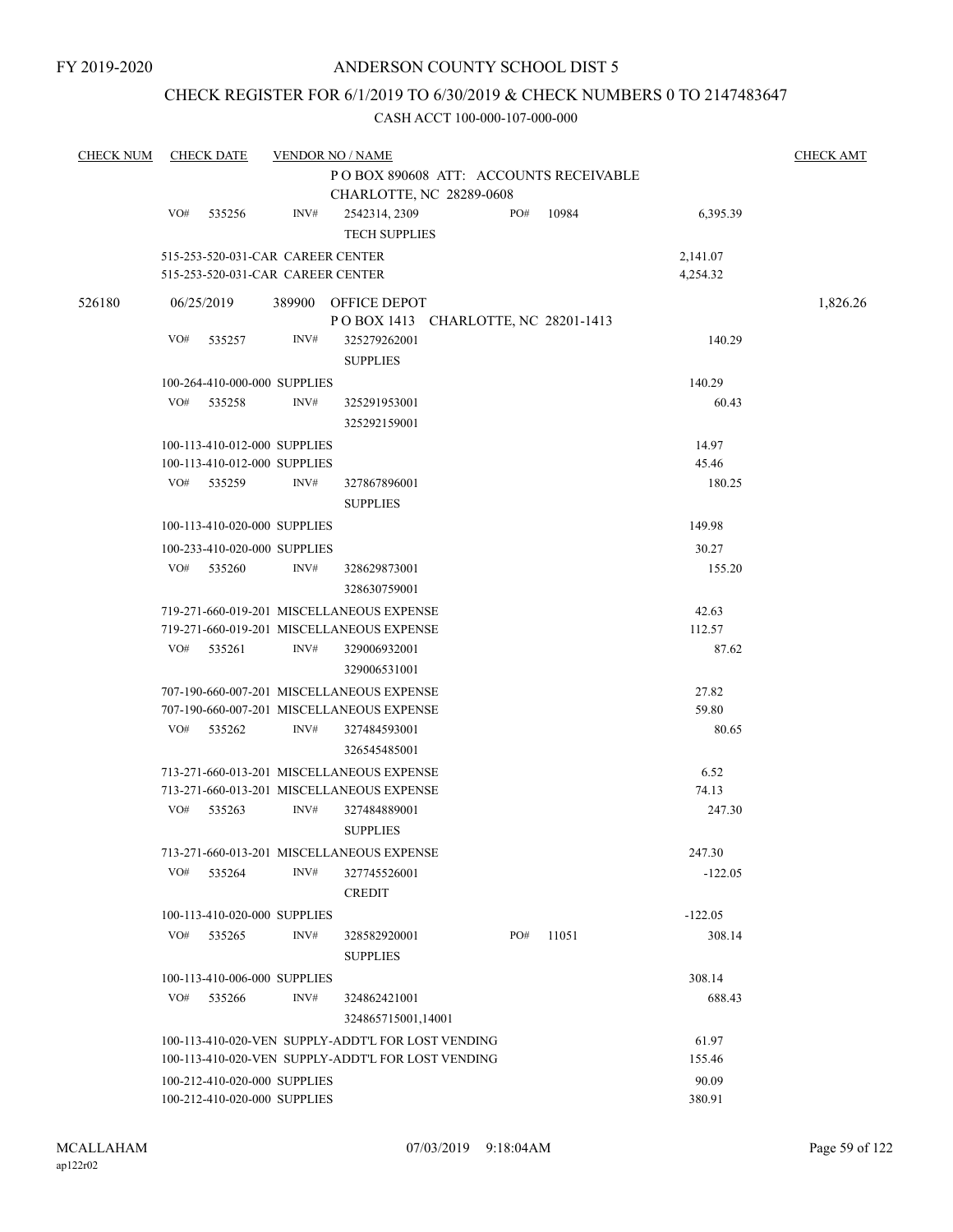FY 2019-2020

# ANDERSON COUNTY SCHOOL DIST 5

## CHECK REGISTER FOR 6/1/2019 TO 6/30/2019 & CHECK NUMBERS 0 TO 2147483647

### CASH ACCT 100-000-107-000-000

| CHECK NUM | CHECK DATE | VENDOR NO / NAME | | | CHECK AMT |
|---|---|---|---|---|---|
| | | P O BOX 890608 ATT: ACCOUNTS RECEIVABLE<br>CHARLOTTE, NC 28289-0608 | | | |
| | VO# 535256 | INV# 2542314, 2309<br>TECH SUPPLIES | PO# 10984 | 6,395.39 | |
| | 515-253-520-031-CAR CAREER CENTER | | | 2,141.07 | |
| | 515-253-520-031-CAR CAREER CENTER | | | 4,254.32 | |
| 526180 | 06/25/2019 | 389900 OFFICE DEPOT<br>P O BOX 1413 CHARLOTTE, NC 28201-1413 | | | 1,826.26 |
| | VO# 535257 | INV# 325279262001<br>SUPPLIES | | 140.29 | |
| | 100-264-410-000-000 SUPPLIES | | | 140.29 | |
| | VO# 535258 | INV# 325291953001<br>325292159001 | | 60.43 | |
| | 100-113-410-012-000 SUPPLIES | | | 14.97 | |
| | 100-113-410-012-000 SUPPLIES | | | 45.46 | |
| | VO# 535259 | INV# 327867896001<br>SUPPLIES | | 180.25 | |
| | 100-113-410-020-000 SUPPLIES | | | 149.98 | |
| | 100-233-410-020-000 SUPPLIES | | | 30.27 | |
| | VO# 535260 | INV# 328629873001<br>328630759001 | | 155.20 | |
| | 719-271-660-019-201 MISCELLANEOUS EXPENSE | | | 42.63 | |
| | 719-271-660-019-201 MISCELLANEOUS EXPENSE | | | 112.57 | |
| | VO# 535261 | INV# 329006932001<br>329006531001 | | 87.62 | |
| | 707-190-660-007-201 MISCELLANEOUS EXPENSE | | | 27.82 | |
| | 707-190-660-007-201 MISCELLANEOUS EXPENSE | | | 59.80 | |
| | VO# 535262 | INV# 327484593001<br>326545485001 | | 80.65 | |
| | 713-271-660-013-201 MISCELLANEOUS EXPENSE | | | 6.52 | |
| | 713-271-660-013-201 MISCELLANEOUS EXPENSE | | | 74.13 | |
| | VO# 535263 | INV# 327484889001<br>SUPPLIES | | 247.30 | |
| | 713-271-660-013-201 MISCELLANEOUS EXPENSE | | | 247.30 | |
| | VO# 535264 | INV# 327745526001<br>CREDIT | | -122.05 | |
| | 100-113-410-020-000 SUPPLIES | | | -122.05 | |
| | VO# 535265 | INV# 328582920001<br>SUPPLIES | PO# 11051 | 308.14 | |
| | 100-113-410-006-000 SUPPLIES | | | 308.14 | |
| | VO# 535266 | INV# 324862421001<br>324865715001,14001 | | 688.43 | |
| | 100-113-410-020-VEN SUPPLY-ADDT'L FOR LOST VENDING | | | 61.97 | |
| | 100-113-410-020-VEN SUPPLY-ADDT'L FOR LOST VENDING | | | 155.46 | |
| | 100-212-410-020-000 SUPPLIES | | | 90.09 | |
| | 100-212-410-020-000 SUPPLIES | | | 380.91 | |

MCALLAHAM
ap122r02

07/03/2019 9:18:04AM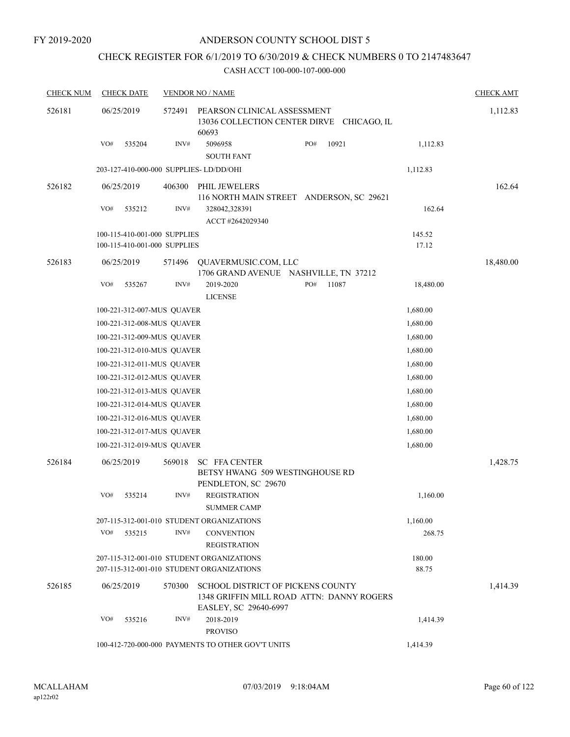FY 2019-2020

# ANDERSON COUNTY SCHOOL DIST 5

## CHECK REGISTER FOR 6/1/2019 TO 6/30/2019 & CHECK NUMBERS 0 TO 2147483647

### CASH ACCT 100-000-107-000-000

| CHECK NUM | CHECK DATE | VENDOR NO / NAME | | | CHECK AMT |
|---|---|---|---|---|---|
| 526181 | 06/25/2019 | 572491 PEARSON CLINICAL ASSESSMENT<br>13036 COLLECTION CENTER DIRVE CHICAGO, IL 60693 | | | 1,112.83 |
| | VO# 535204 | INV# 5096958<br>SOUTH FANT | PO# 10921 | 1,112.83 | |
| | 203-127-410-000-000 SUPPLIES- LD/DD/OHI | | | 1,112.83 | |
| 526182 | 06/25/2019 | 406300 PHIL JEWELERS<br>116 NORTH MAIN STREET ANDERSON, SC 29621 | | | 162.64 |
| | VO# 535212 | INV# 328042,328391<br>ACCT #2642029340 | | 162.64 | |
| | 100-115-410-001-000 SUPPLIES | | | 145.52 | |
| | 100-115-410-001-000 SUPPLIES | | | 17.12 | |
| 526183 | 06/25/2019 | 571496 QUAVERMUSIC.COM, LLC<br>1706 GRAND AVENUE NASHVILLE, TN 37212 | | | 18,480.00 |
| | VO# 535267 | INV# 2019-2020<br>LICENSE | PO# 11087 | 18,480.00 | |
| | 100-221-312-007-MUS QUAVER | | | 1,680.00 | |
| | 100-221-312-008-MUS QUAVER | | | 1,680.00 | |
| | 100-221-312-009-MUS QUAVER | | | 1,680.00 | |
| | 100-221-312-010-MUS QUAVER | | | 1,680.00 | |
| | 100-221-312-011-MUS QUAVER | | | 1,680.00 | |
| | 100-221-312-012-MUS QUAVER | | | 1,680.00 | |
| | 100-221-312-013-MUS QUAVER | | | 1,680.00 | |
| | 100-221-312-014-MUS QUAVER | | | 1,680.00 | |
| | 100-221-312-016-MUS QUAVER | | | 1,680.00 | |
| | 100-221-312-017-MUS QUAVER | | | 1,680.00 | |
| | 100-221-312-019-MUS QUAVER | | | 1,680.00 | |
| 526184 | 06/25/2019 | 569018 SC FFA CENTER<br>BETSY HWANG 509 WESTINGHOUSE RD<br>PENDLETON, SC 29670 | | | 1,428.75 |
| | VO# 535214 | INV# REGISTRATION<br>SUMMER CAMP | | 1,160.00 | |
| | 207-115-312-001-010 STUDENT ORGANIZATIONS | | | 1,160.00 | |
| | VO# 535215 | INV# CONVENTION<br>REGISTRATION | | 268.75 | |
| | 207-115-312-001-010 STUDENT ORGANIZATIONS | | | 180.00 | |
| | 207-115-312-001-010 STUDENT ORGANIZATIONS | | | 88.75 | |
| 526185 | 06/25/2019 | 570300 SCHOOL DISTRICT OF PICKENS COUNTY<br>1348 GRIFFIN MILL ROAD ATTN: DANNY ROGERS<br>EASLEY, SC 29640-6997 | | | 1,414.39 |
| | VO# 535216 | INV# 2018-2019<br>PROVISO | | 1,414.39 | |
| | 100-412-720-000-000 PAYMENTS TO OTHER GOV'T UNITS | | | 1,414.39 | |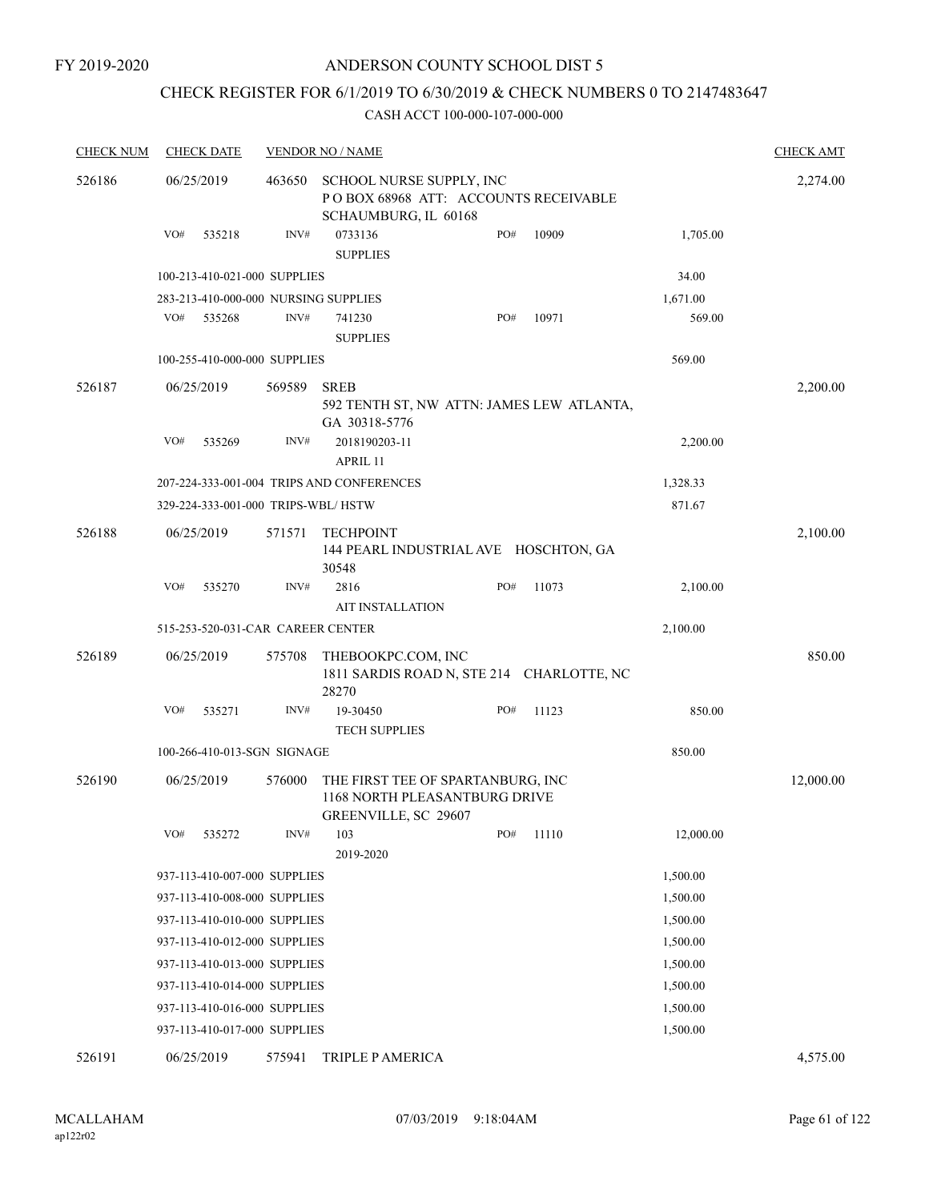FY 2019-2020

# ANDERSON COUNTY SCHOOL DIST 5

## CHECK REGISTER FOR 6/1/2019 TO 6/30/2019 & CHECK NUMBERS 0 TO 2147483647

CASH ACCT 100-000-107-000-000

| CHECK NUM | CHECK DATE | VENDOR NO / NAME | | | | CHECK AMT |
|---|---|---|---|---|---|---|
| 526186 | 06/25/2019 | 463650 SCHOOL NURSE SUPPLY, INC<br>P O BOX 68968 ATT: ACCOUNTS RECEIVABLE<br>SCHAUMBURG, IL 60168 | | | | 2,274.00 |
| | VO# 535218 | INV# 0733136<br>SUPPLIES | PO# 10909 | | 1,705.00 | |
| | 100-213-410-021-000 SUPPLIES | | | | 34.00 | |
| | 283-213-410-000-000 NURSING SUPPLIES | | | | 1,671.00 | |
| | VO# 535268 | INV# 741230<br>SUPPLIES | PO# 10971 | | 569.00 | |
| | 100-255-410-000-000 SUPPLIES | | | | 569.00 | |
| 526187 | 06/25/2019 | 569589 SREB<br>592 TENTH ST, NW ATTN: JAMES LEW ATLANTA, GA 30318-5776 | | | | 2,200.00 |
| | VO# 535269 | INV# 2018190203-11<br>APRIL 11 | | | 2,200.00 | |
| | 207-224-333-001-004 TRIPS AND CONFERENCES | | | | 1,328.33 | |
| | 329-224-333-001-000 TRIPS-WBL/ HSTW | | | | 871.67 | |
| 526188 | 06/25/2019 | 571571 TECHPOINT<br>144 PEARL INDUSTRIAL AVE HOSCHTON, GA 30548 | | | | 2,100.00 |
| | VO# 535270 | INV# 2816<br>AIT INSTALLATION | PO# 11073 | | 2,100.00 | |
| | 515-253-520-031-CAR CAREER CENTER | | | | 2,100.00 | |
| 526189 | 06/25/2019 | 575708 THEBOOKPC.COM, INC<br>1811 SARDIS ROAD N, STE 214 CHARLOTTE, NC 28270 | | | | 850.00 |
| | VO# 535271 | INV# 19-30450<br>TECH SUPPLIES | PO# 11123 | | 850.00 | |
| | 100-266-410-013-SGN SIGNAGE | | | | 850.00 | |
| 526190 | 06/25/2019 | 576000 THE FIRST TEE OF SPARTANBURG, INC<br>1168 NORTH PLEASANTBURG DRIVE<br>GREENVILLE, SC 29607 | | | | 12,000.00 |
| | VO# 535272 | INV# 103<br>2019-2020 | PO# 11110 | | 12,000.00 | |
| | 937-113-410-007-000 SUPPLIES | | | | 1,500.00 | |
| | 937-113-410-008-000 SUPPLIES | | | | 1,500.00 | |
| | 937-113-410-010-000 SUPPLIES | | | | 1,500.00 | |
| | 937-113-410-012-000 SUPPLIES | | | | 1,500.00 | |
| | 937-113-410-013-000 SUPPLIES | | | | 1,500.00 | |
| | 937-113-410-014-000 SUPPLIES | | | | 1,500.00 | |
| | 937-113-410-016-000 SUPPLIES | | | | 1,500.00 | |
| | 937-113-410-017-000 SUPPLIES | | | | 1,500.00 | |
| 526191 | 06/25/2019 | 575941 TRIPLE P AMERICA | | | | 4,575.00 |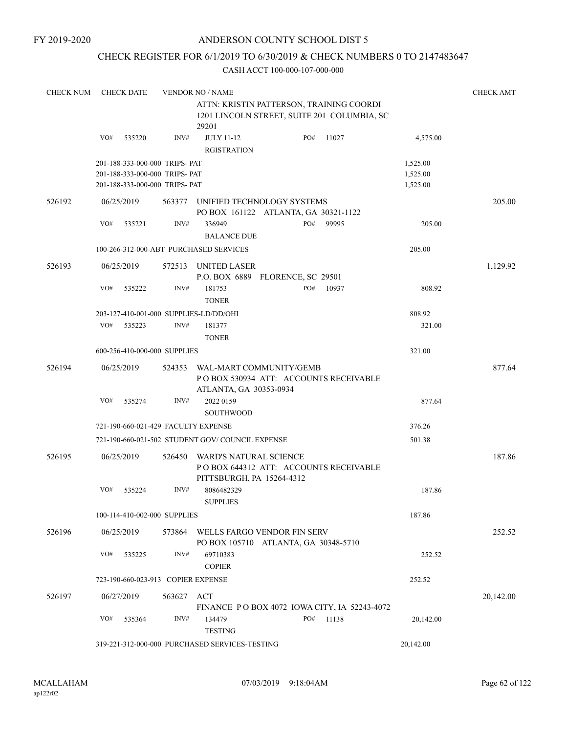FY 2019-2020

# ANDERSON COUNTY SCHOOL DIST 5

## CHECK REGISTER FOR 6/1/2019 TO 6/30/2019 & CHECK NUMBERS 0 TO 2147483647

CASH ACCT 100-000-107-000-000

| CHECK NUM | CHECK DATE | VENDOR NO / NAME | | | | CHECK AMT |
|---|---|---|---|---|---|---|
| | | ATTN: KRISTIN PATTERSON, TRAINING COORDI 1201 LINCOLN STREET, SUITE 201 COLUMBIA, SC 29201 | | | | |
| | VO# 535220 | INV# JULY 11-12 RGISTRATION | PO# 11027 | | 4,575.00 | |
| | 201-188-333-000-000 TRIPS- PAT | | | | 1,525.00 | |
| | 201-188-333-000-000 TRIPS- PAT | | | | 1,525.00 | |
| | 201-188-333-000-000 TRIPS- PAT | | | | 1,525.00 | |
| 526192 | 06/25/2019 | 563377 UNIFIED TECHNOLOGY SYSTEMS PO BOX 161122 ATLANTA, GA 30321-1122 | | | | 205.00 |
| | VO# 535221 | INV# 336949 BALANCE DUE | PO# 99995 | | 205.00 | |
| | 100-266-312-000-ABT PURCHASED SERVICES | | | | 205.00 | |
| 526193 | 06/25/2019 | 572513 UNITED LASER P.O. BOX 6889 FLORENCE, SC 29501 | | | | 1,129.92 |
| | VO# 535222 | INV# 181753 TONER | PO# 10937 | | 808.92 | |
| | 203-127-410-001-000 SUPPLIES-LD/DD/OHI | | | | 808.92 | |
| | VO# 535223 | INV# 181377 TONER | | | 321.00 | |
| | 600-256-410-000-000 SUPPLIES | | | | 321.00 | |
| 526194 | 06/25/2019 | 524353 WAL-MART COMMUNITY/GEMB P O BOX 530934 ATT: ACCOUNTS RECEIVABLE ATLANTA, GA 30353-0934 | | | | 877.64 |
| | VO# 535274 | INV# 2022 0159 SOUTHWOOD | | | 877.64 | |
| | 721-190-660-021-429 FACULTY EXPENSE | | | | 376.26 | |
| | 721-190-660-021-502 STUDENT GOV/ COUNCIL EXPENSE | | | | 501.38 | |
| 526195 | 06/25/2019 | 526450 WARD'S NATURAL SCIENCE P O BOX 644312 ATT: ACCOUNTS RECEIVABLE PITTSBURGH, PA 15264-4312 | | | | 187.86 |
| | VO# 535224 | INV# 8086482329 SUPPLIES | | | 187.86 | |
| | 100-114-410-002-000 SUPPLIES | | | | 187.86 | |
| 526196 | 06/25/2019 | 573864 WELLS FARGO VENDOR FIN SERV PO BOX 105710 ATLANTA, GA 30348-5710 | | | | 252.52 |
| | VO# 535225 | INV# 69710383 COPIER | | | 252.52 | |
| | 723-190-660-023-913 COPIER EXPENSE | | | | 252.52 | |
| 526197 | 06/27/2019 | 563627 ACT FINANCE P O BOX 4072 IOWA CITY, IA 52243-4072 | | | | 20,142.00 |
| | VO# 535364 | INV# 134479 TESTING | PO# 11138 | | 20,142.00 | |
| | 319-221-312-000-000 PURCHASED SERVICES-TESTING | | | | 20,142.00 | |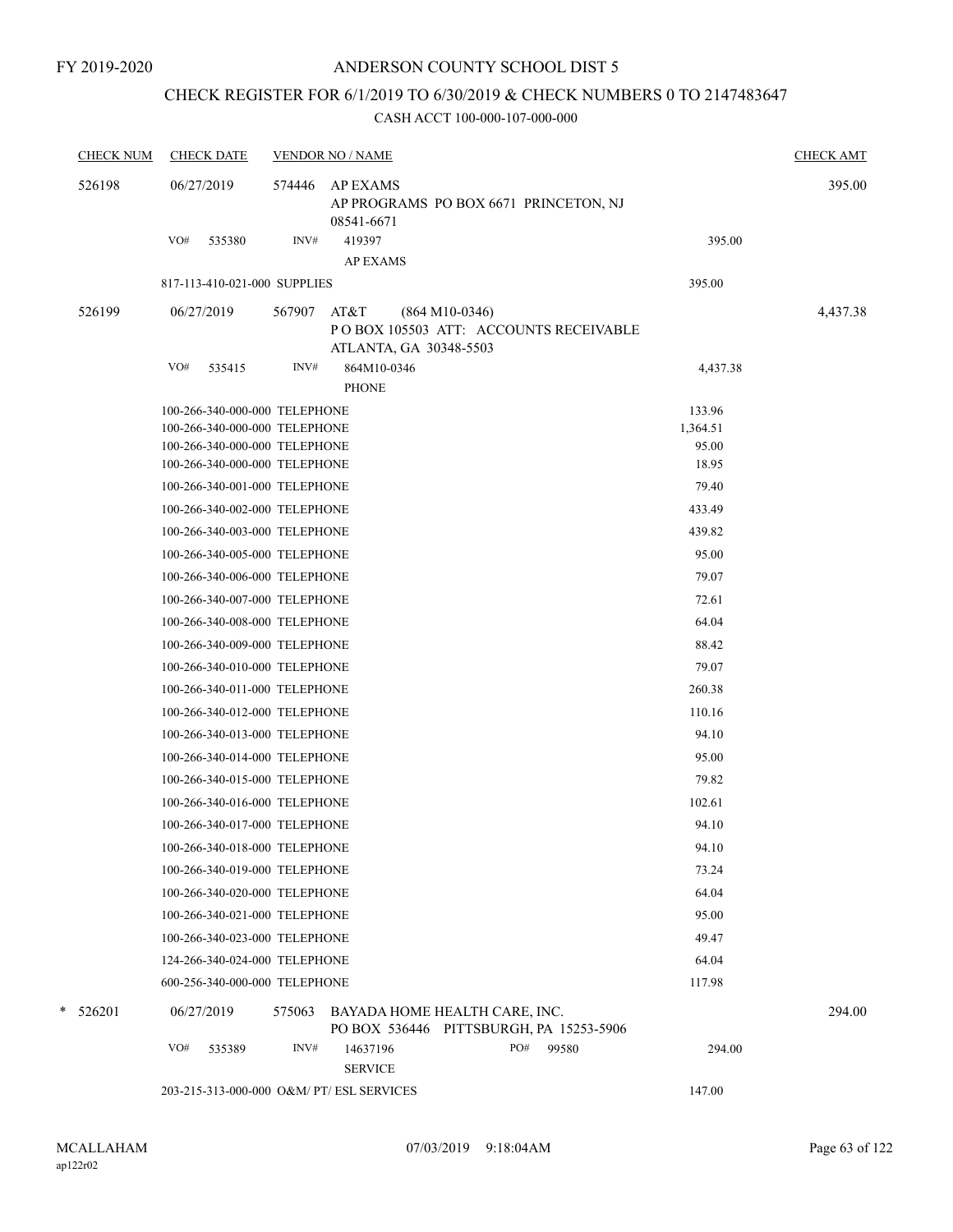FY 2019-2020

# ANDERSON COUNTY SCHOOL DIST 5

## CHECK REGISTER FOR 6/1/2019 TO 6/30/2019 & CHECK NUMBERS 0 TO 2147483647

### CASH ACCT 100-000-107-000-000

| CHECK NUM | CHECK DATE | VENDOR NO / NAME | | CHECK AMT |
|---|---|---|---|---|
| 526198 | 06/27/2019 | 574446 AP EXAMS<br>AP PROGRAMS PO BOX 6671 PRINCETON, NJ 08541-6671 | | 395.00 |
| | VO# 535380 | INV# 419397<br>AP EXAMS | 395.00 | |
| | 817-113-410-021-000 SUPPLIES | | 395.00 | |
| 526199 | 06/27/2019 | 567907 AT&T (864 M10-0346)<br>P O BOX 105503 ATT: ACCOUNTS RECEIVABLE<br>ATLANTA, GA 30348-5503 | | 4,437.38 |
| | VO# 535415 | INV# 864M10-0346<br>PHONE | 4,437.38 | |
| | 100-266-340-000-000 TELEPHONE | | 133.96 | |
| | 100-266-340-000-000 TELEPHONE | | 1,364.51 | |
| | 100-266-340-000-000 TELEPHONE | | 95.00 | |
| | 100-266-340-000-000 TELEPHONE | | 18.95 | |
| | 100-266-340-001-000 TELEPHONE | | 79.40 | |
| | 100-266-340-002-000 TELEPHONE | | 433.49 | |
| | 100-266-340-003-000 TELEPHONE | | 439.82 | |
| | 100-266-340-005-000 TELEPHONE | | 95.00 | |
| | 100-266-340-006-000 TELEPHONE | | 79.07 | |
| | 100-266-340-007-000 TELEPHONE | | 72.61 | |
| | 100-266-340-008-000 TELEPHONE | | 64.04 | |
| | 100-266-340-009-000 TELEPHONE | | 88.42 | |
| | 100-266-340-010-000 TELEPHONE | | 79.07 | |
| | 100-266-340-011-000 TELEPHONE | | 260.38 | |
| | 100-266-340-012-000 TELEPHONE | | 110.16 | |
| | 100-266-340-013-000 TELEPHONE | | 94.10 | |
| | 100-266-340-014-000 TELEPHONE | | 95.00 | |
| | 100-266-340-015-000 TELEPHONE | | 79.82 | |
| | 100-266-340-016-000 TELEPHONE | | 102.61 | |
| | 100-266-340-017-000 TELEPHONE | | 94.10 | |
| | 100-266-340-018-000 TELEPHONE | | 94.10 | |
| | 100-266-340-019-000 TELEPHONE | | 73.24 | |
| | 100-266-340-020-000 TELEPHONE | | 64.04 | |
| | 100-266-340-021-000 TELEPHONE | | 95.00 | |
| | 100-266-340-023-000 TELEPHONE | | 49.47 | |
| | 124-266-340-024-000 TELEPHONE | | 64.04 | |
| | 600-256-340-000-000 TELEPHONE | | 117.98 | |
| * 526201 | 06/27/2019 | 575063 BAYADA HOME HEALTH CARE, INC.<br>PO BOX 536446 PITTSBURGH, PA 15253-5906 | | 294.00 |
| | VO# 535389 | INV# 14637196 PO# 99580<br>SERVICE | 294.00 | |
| | 203-215-313-000-000 O&M/ PT/ ESL SERVICES | | 147.00 | |

MCALLAHAM ap122r02 07/03/2019 9:18:04AM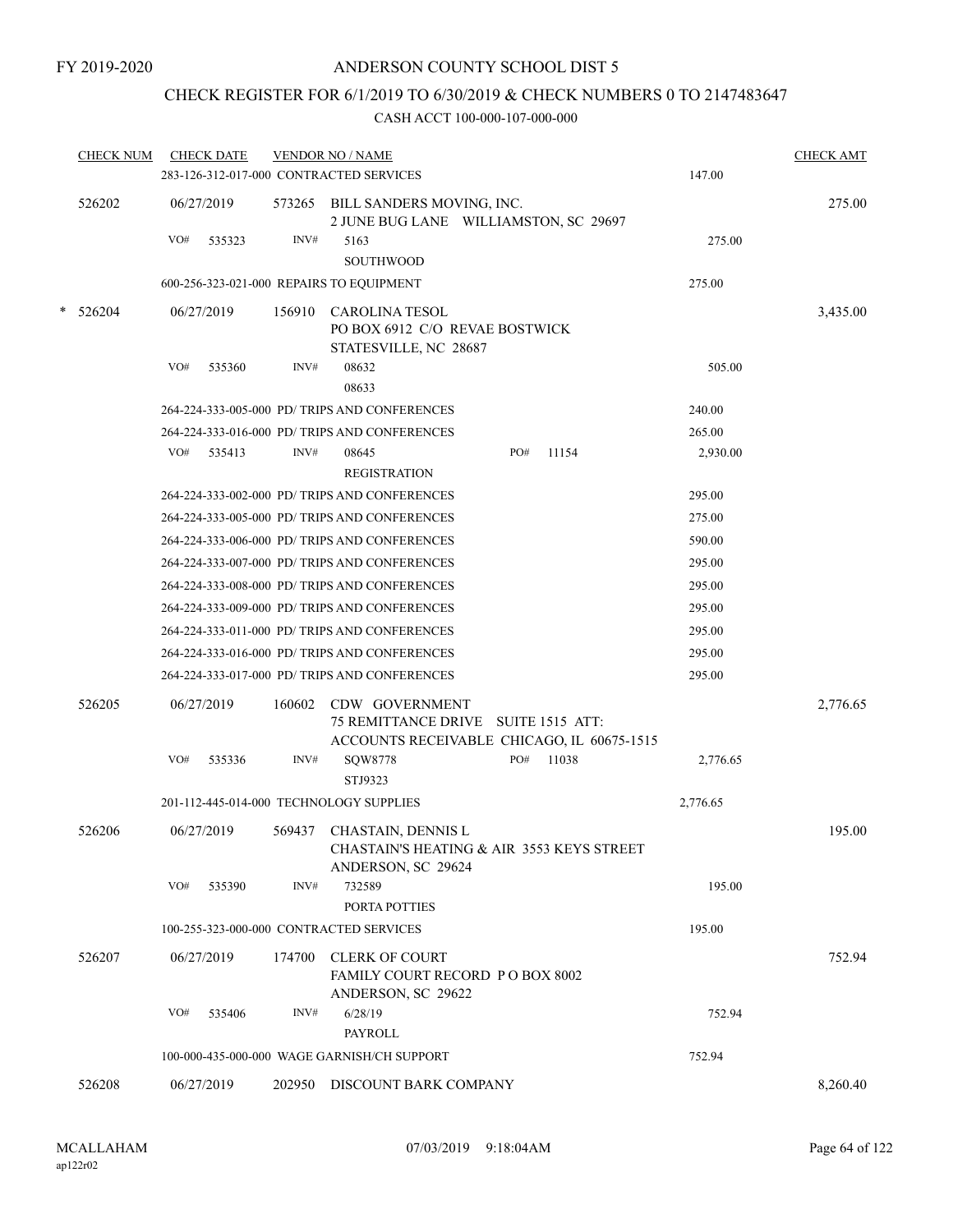FY 2019-2020

# ANDERSON COUNTY SCHOOL DIST 5

## CHECK REGISTER FOR 6/1/2019 TO 6/30/2019 & CHECK NUMBERS 0 TO 2147483647

### CASH ACCT 100-000-107-000-000

| CHECK NUM | CHECK DATE | VENDOR NO / NAME | | CHECK AMT |
|---|---|---|---|---|
| | 283-126-312-017-000 CONTRACTED SERVICES | | 147.00 | |
| 526202 | 06/27/2019 | 573265 BILL SANDERS MOVING, INC. 2 JUNE BUG LANE WILLIAMSTON, SC 29697 | | 275.00 |
| | VO# 535323 | INV# 5163 SOUTHWOOD | 275.00 | |
| | 600-256-323-021-000 REPAIRS TO EQUIPMENT | | 275.00 | |
| * 526204 | 06/27/2019 | 156910 CAROLINA TESOL PO BOX 6912 C/O REVAE BOSTWICK STATESVILLE, NC 28687 | | 3,435.00 |
| | VO# 535360 | INV# 08632 08633 | 505.00 | |
| | 264-224-333-005-000 PD/ TRIPS AND CONFERENCES | | 240.00 | |
| | 264-224-333-016-000 PD/ TRIPS AND CONFERENCES | | 265.00 | |
| | VO# 535413 | INV# 08645 REGISTRATION PO# 11154 | 2,930.00 | |
| | 264-224-333-002-000 PD/ TRIPS AND CONFERENCES | | 295.00 | |
| | 264-224-333-005-000 PD/ TRIPS AND CONFERENCES | | 275.00 | |
| | 264-224-333-006-000 PD/ TRIPS AND CONFERENCES | | 590.00 | |
| | 264-224-333-007-000 PD/ TRIPS AND CONFERENCES | | 295.00 | |
| | 264-224-333-008-000 PD/ TRIPS AND CONFERENCES | | 295.00 | |
| | 264-224-333-009-000 PD/ TRIPS AND CONFERENCES | | 295.00 | |
| | 264-224-333-011-000 PD/ TRIPS AND CONFERENCES | | 295.00 | |
| | 264-224-333-016-000 PD/ TRIPS AND CONFERENCES | | 295.00 | |
| | 264-224-333-017-000 PD/ TRIPS AND CONFERENCES | | 295.00 | |
| 526205 | 06/27/2019 | 160602 CDW GOVERNMENT 75 REMITTANCE DRIVE SUITE 1515 ATT: ACCOUNTS RECEIVABLE CHICAGO, IL 60675-1515 | | 2,776.65 |
| | VO# 535336 | INV# SQW8778 STJ9323 PO# 11038 | 2,776.65 | |
| | 201-112-445-014-000 TECHNOLOGY SUPPLIES | | 2,776.65 | |
| 526206 | 06/27/2019 | 569437 CHASTAIN, DENNIS L CHASTAIN'S HEATING & AIR 3553 KEYS STREET ANDERSON, SC 29624 | | 195.00 |
| | VO# 535390 | INV# 732589 PORTA POTTIES | 195.00 | |
| | 100-255-323-000-000 CONTRACTED SERVICES | | 195.00 | |
| 526207 | 06/27/2019 | 174700 CLERK OF COURT FAMILY COURT RECORD P O BOX 8002 ANDERSON, SC 29622 | | 752.94 |
| | VO# 535406 | INV# 6/28/19 PAYROLL | 752.94 | |
| | 100-000-435-000-000 WAGE GARNISH/CH SUPPORT | | 752.94 | |
| 526208 | 06/27/2019 | 202950 DISCOUNT BARK COMPANY | | 8,260.40 |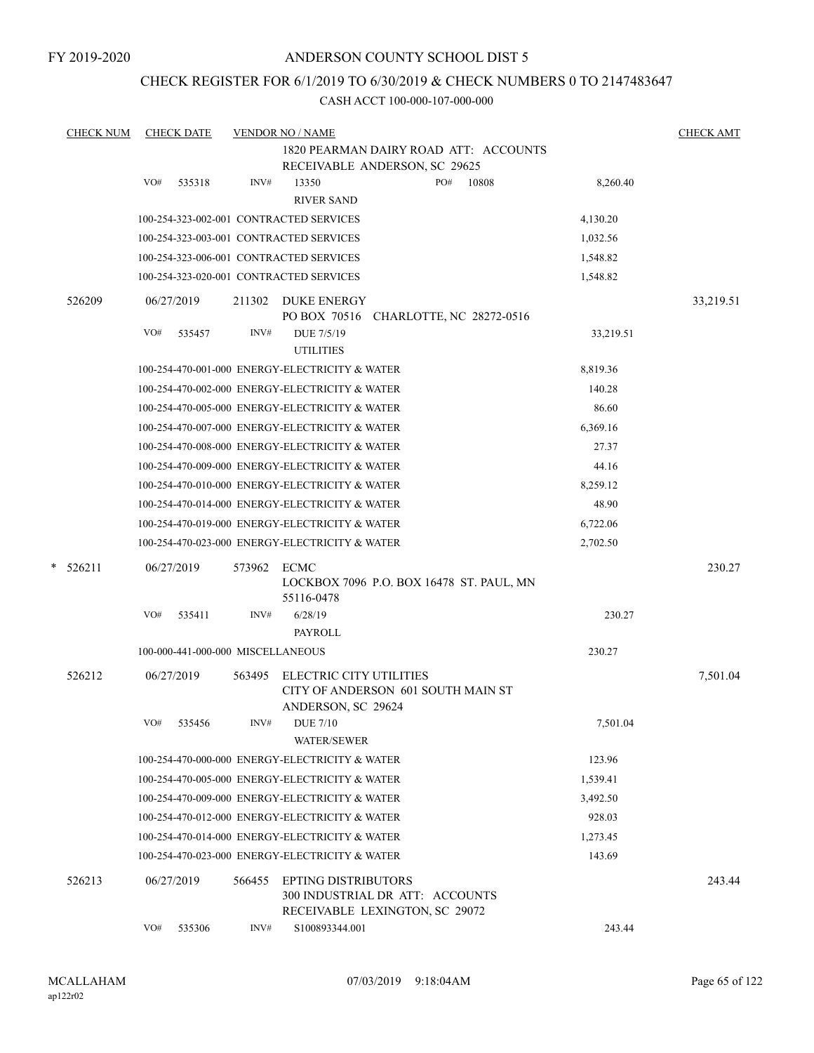FY 2019-2020

# ANDERSON COUNTY SCHOOL DIST 5

## CHECK REGISTER FOR 6/1/2019 TO 6/30/2019 & CHECK NUMBERS 0 TO 2147483647

CASH ACCT 100-000-107-000-000

| CHECK NUM | CHECK DATE | VENDOR NO / NAME | | CHECK AMT |
|---|---|---|---|---|
| | | 1820 PEARMAN DAIRY ROAD ATT: ACCOUNTS RECEIVABLE ANDERSON, SC 29625 | | |
| | VO# 535318 | INV# 13350 PO# 10808 RIVER SAND | 8,260.40 | |
| | | 100-254-323-002-001 CONTRACTED SERVICES | 4,130.20 | |
| | | 100-254-323-003-001 CONTRACTED SERVICES | 1,032.56 | |
| | | 100-254-323-006-001 CONTRACTED SERVICES | 1,548.82 | |
| | | 100-254-323-020-001 CONTRACTED SERVICES | 1,548.82 | |
| 526209 | 06/27/2019 | 211302 DUKE ENERGY PO BOX 70516 CHARLOTTE, NC 28272-0516 | | 33,219.51 |
| | VO# 535457 | INV# DUE 7/5/19 UTILITIES | 33,219.51 | |
| | | 100-254-470-001-000 ENERGY-ELECTRICITY & WATER | 8,819.36 | |
| | | 100-254-470-002-000 ENERGY-ELECTRICITY & WATER | 140.28 | |
| | | 100-254-470-005-000 ENERGY-ELECTRICITY & WATER | 86.60 | |
| | | 100-254-470-007-000 ENERGY-ELECTRICITY & WATER | 6,369.16 | |
| | | 100-254-470-008-000 ENERGY-ELECTRICITY & WATER | 27.37 | |
| | | 100-254-470-009-000 ENERGY-ELECTRICITY & WATER | 44.16 | |
| | | 100-254-470-010-000 ENERGY-ELECTRICITY & WATER | 8,259.12 | |
| | | 100-254-470-014-000 ENERGY-ELECTRICITY & WATER | 48.90 | |
| | | 100-254-470-019-000 ENERGY-ELECTRICITY & WATER | 6,722.06 | |
| | | 100-254-470-023-000 ENERGY-ELECTRICITY & WATER | 2,702.50 | |
| * 526211 | 06/27/2019 | 573962 ECMC LOCKBOX 7096 P.O. BOX 16478 ST. PAUL, MN 55116-0478 | | 230.27 |
| | VO# 535411 | INV# 6/28/19 PAYROLL | 230.27 | |
| | | 100-000-441-000-000 MISCELLANEOUS | 230.27 | |
| 526212 | 06/27/2019 | 563495 ELECTRIC CITY UTILITIES CITY OF ANDERSON 601 SOUTH MAIN ST ANDERSON, SC 29624 | | 7,501.04 |
| | VO# 535456 | INV# DUE 7/10 WATER/SEWER | 7,501.04 | |
| | | 100-254-470-000-000 ENERGY-ELECTRICITY & WATER | 123.96 | |
| | | 100-254-470-005-000 ENERGY-ELECTRICITY & WATER | 1,539.41 | |
| | | 100-254-470-009-000 ENERGY-ELECTRICITY & WATER | 3,492.50 | |
| | | 100-254-470-012-000 ENERGY-ELECTRICITY & WATER | 928.03 | |
| | | 100-254-470-014-000 ENERGY-ELECTRICITY & WATER | 1,273.45 | |
| | | 100-254-470-023-000 ENERGY-ELECTRICITY & WATER | 143.69 | |
| 526213 | 06/27/2019 | 566455 EPTING DISTRIBUTORS 300 INDUSTRIAL DR ATT: ACCOUNTS RECEIVABLE LEXINGTON, SC 29072 | | 243.44 |
| | VO# 535306 | INV# S100893344.001 | 243.44 | |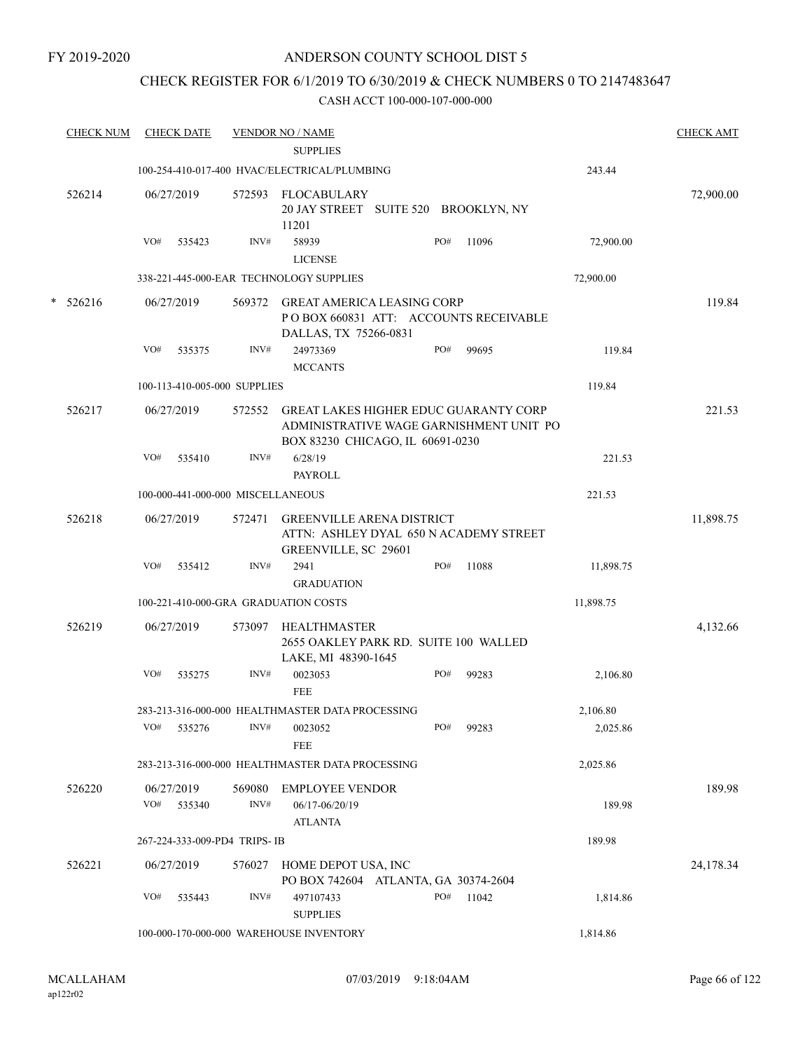FY 2019-2020

# ANDERSON COUNTY SCHOOL DIST 5

## CHECK REGISTER FOR 6/1/2019 TO 6/30/2019 & CHECK NUMBERS 0 TO 2147483647

### CASH ACCT 100-000-107-000-000

| CHECK NUM | CHECK DATE | VENDOR NO / NAME | | | CHECK AMT |
|---|---|---|---|---|---|
| | | SUPPLIES | | | |
| | 100-254-410-017-400 HVAC/ELECTRICAL/PLUMBING | | | 243.44 | |
| 526214 | 06/27/2019 | 572593 FLOCABULARY<br>20 JAY STREET SUITE 520 BROOKLYN, NY 11201 | | | 72,900.00 |
| | VO# 535423 | INV# 58939<br>LICENSE | PO# 11096 | 72,900.00 | |
| | 338-221-445-000-EAR TECHNOLOGY SUPPLIES | | | 72,900.00 | |
| * 526216 | 06/27/2019 | 569372 GREAT AMERICA LEASING CORP<br>P O BOX 660831 ATT: ACCOUNTS RECEIVABLE DALLAS, TX 75266-0831 | | | 119.84 |
| | VO# 535375 | INV# 24973369<br>MCCANTS | PO# 99695 | 119.84 | |
| | 100-113-410-005-000 SUPPLIES | | | 119.84 | |
| 526217 | 06/27/2019 | 572552 GREAT LAKES HIGHER EDUC GUARANTY CORP<br>ADMINISTRATIVE WAGE GARNISHMENT UNIT PO BOX 83230 CHICAGO, IL 60691-0230 | | | 221.53 |
| | VO# 535410 | INV# 6/28/19<br>PAYROLL | | 221.53 | |
| | 100-000-441-000-000 MISCELLANEOUS | | | 221.53 | |
| 526218 | 06/27/2019 | 572471 GREENVILLE ARENA DISTRICT<br>ATTN: ASHLEY DYAL 650 N ACADEMY STREET GREENVILLE, SC 29601 | | | 11,898.75 |
| | VO# 535412 | INV# 2941<br>GRADUATION | PO# 11088 | 11,898.75 | |
| | 100-221-410-000-GRA GRADUATION COSTS | | | 11,898.75 | |
| 526219 | 06/27/2019 | 573097 HEALTHMASTER<br>2655 OAKLEY PARK RD. SUITE 100 WALLED LAKE, MI 48390-1645 | | | 4,132.66 |
| | VO# 535275 | INV# 0023053<br>FEE | PO# 99283 | 2,106.80 | |
| | 283-213-316-000-000 HEALTHMASTER DATA PROCESSING | | | 2,106.80 | |
| | VO# 535276 | INV# 0023052<br>FEE | PO# 99283 | 2,025.86 | |
| | 283-213-316-000-000 HEALTHMASTER DATA PROCESSING | | | 2,025.86 | |
| 526220 | 06/27/2019 | 569080 EMPLOYEE VENDOR | | | 189.98 |
| | VO# 535340 | INV# 06/17-06/20/19<br>ATLANTA | | 189.98 | |
| | 267-224-333-009-PD4 TRIPS- IB | | | 189.98 | |
| 526221 | 06/27/2019 | 576027 HOME DEPOT USA, INC<br>PO BOX 742604 ATLANTA, GA 30374-2604 | | | 24,178.34 |
| | VO# 535443 | INV# 497107433<br>SUPPLIES | PO# 11042 | 1,814.86 | |
| | 100-000-170-000-000 WAREHOUSE INVENTORY | | | 1,814.86 | |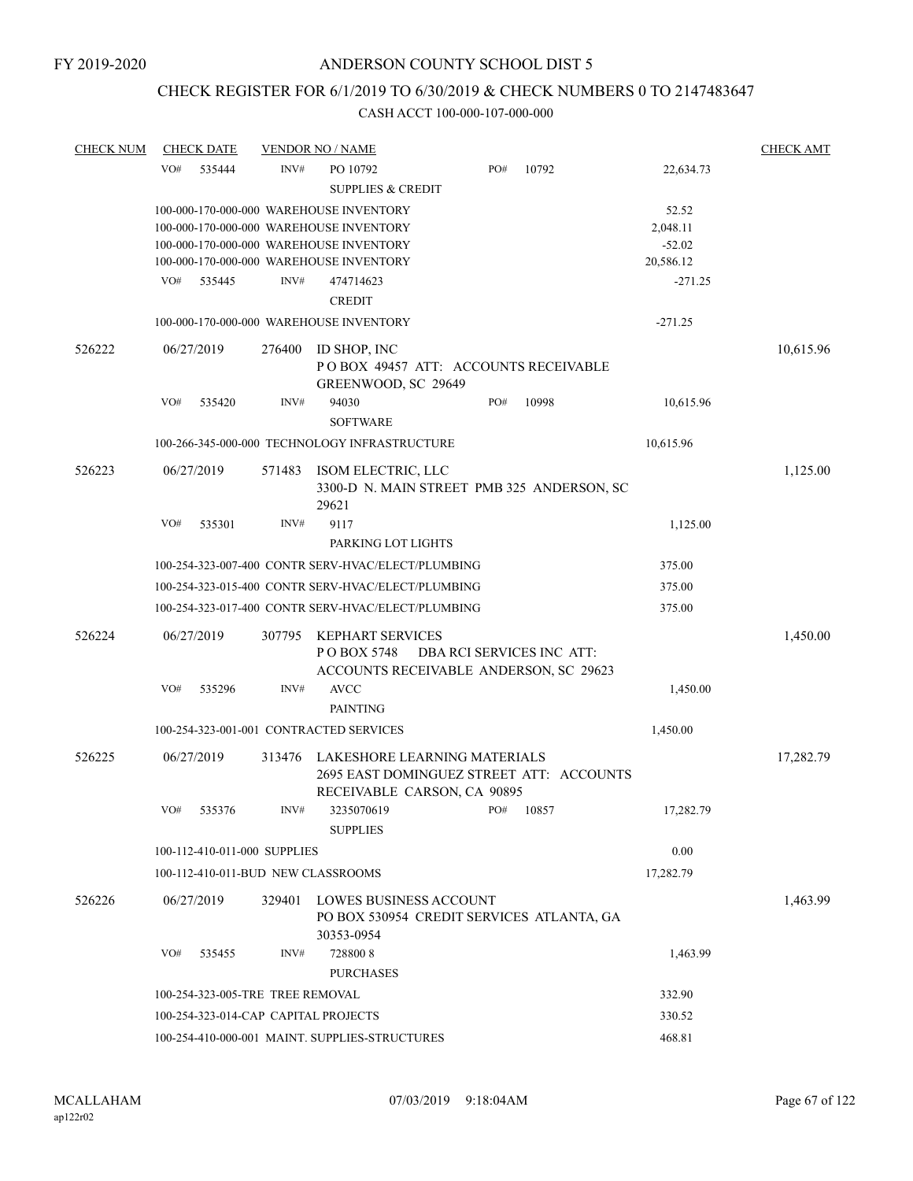FY 2019-2020

# ANDERSON COUNTY SCHOOL DIST 5

## CHECK REGISTER FOR 6/1/2019 TO 6/30/2019 & CHECK NUMBERS 0 TO 2147483647

### CASH ACCT 100-000-107-000-000

| CHECK NUM | CHECK DATE | VENDOR NO / NAME | | CHECK AMT |
|---|---|---|---|---|
| | VO# 535444 | INV# PO 10792 SUPPLIES & CREDIT | PO# 10792 22,634.73 | |
| | | 100-000-170-000-000 WAREHOUSE INVENTORY | 52.52 | |
| | | 100-000-170-000-000 WAREHOUSE INVENTORY | 2,048.11 | |
| | | 100-000-170-000-000 WAREHOUSE INVENTORY | -52.02 | |
| | | 100-000-170-000-000 WAREHOUSE INVENTORY | 20,586.12 | |
| | VO# 535445 | INV# 474714623 CREDIT | -271.25 | |
| | | 100-000-170-000-000 WAREHOUSE INVENTORY | -271.25 | |
| 526222 | 06/27/2019 | 276400 ID SHOP, INC P O BOX 49457 ATT: ACCOUNTS RECEIVABLE GREENWOOD, SC 29649 | | 10,615.96 |
| | VO# 535420 | INV# 94030 SOFTWARE | PO# 10998 10,615.96 | |
| | | 100-266-345-000-000 TECHNOLOGY INFRASTRUCTURE | 10,615.96 | |
| 526223 | 06/27/2019 | 571483 ISOM ELECTRIC, LLC 3300-D N. MAIN STREET PMB 325 ANDERSON, SC 29621 | | 1,125.00 |
| | VO# 535301 | INV# 9117 PARKING LOT LIGHTS | 1,125.00 | |
| | | 100-254-323-007-400 CONTR SERV-HVAC/ELECT/PLUMBING | 375.00 | |
| | | 100-254-323-015-400 CONTR SERV-HVAC/ELECT/PLUMBING | 375.00 | |
| | | 100-254-323-017-400 CONTR SERV-HVAC/ELECT/PLUMBING | 375.00 | |
| 526224 | 06/27/2019 | 307795 KEPHART SERVICES P O BOX 5748 DBA RCI SERVICES INC ATT: ACCOUNTS RECEIVABLE ANDERSON, SC 29623 | | 1,450.00 |
| | VO# 535296 | INV# AVCC PAINTING | 1,450.00 | |
| | | 100-254-323-001-001 CONTRACTED SERVICES | 1,450.00 | |
| 526225 | 06/27/2019 | 313476 LAKESHORE LEARNING MATERIALS 2695 EAST DOMINGUEZ STREET ATT: ACCOUNTS RECEIVABLE CARSON, CA 90895 | | 17,282.79 |
| | VO# 535376 | INV# 3235070619 SUPPLIES | PO# 10857 17,282.79 | |
| | | 100-112-410-011-000 SUPPLIES | 0.00 | |
| | | 100-112-410-011-BUD NEW CLASSROOMS | 17,282.79 | |
| 526226 | 06/27/2019 | 329401 LOWES BUSINESS ACCOUNT PO BOX 530954 CREDIT SERVICES ATLANTA, GA 30353-0954 | | 1,463.99 |
| | VO# 535455 | INV# 728800 8 PURCHASES | 1,463.99 | |
| | | 100-254-323-005-TRE TREE REMOVAL | 332.90 | |
| | | 100-254-323-014-CAP CAPITAL PROJECTS | 330.52 | |
| | | 100-254-410-000-001 MAINT. SUPPLIES-STRUCTURES | 468.81 | |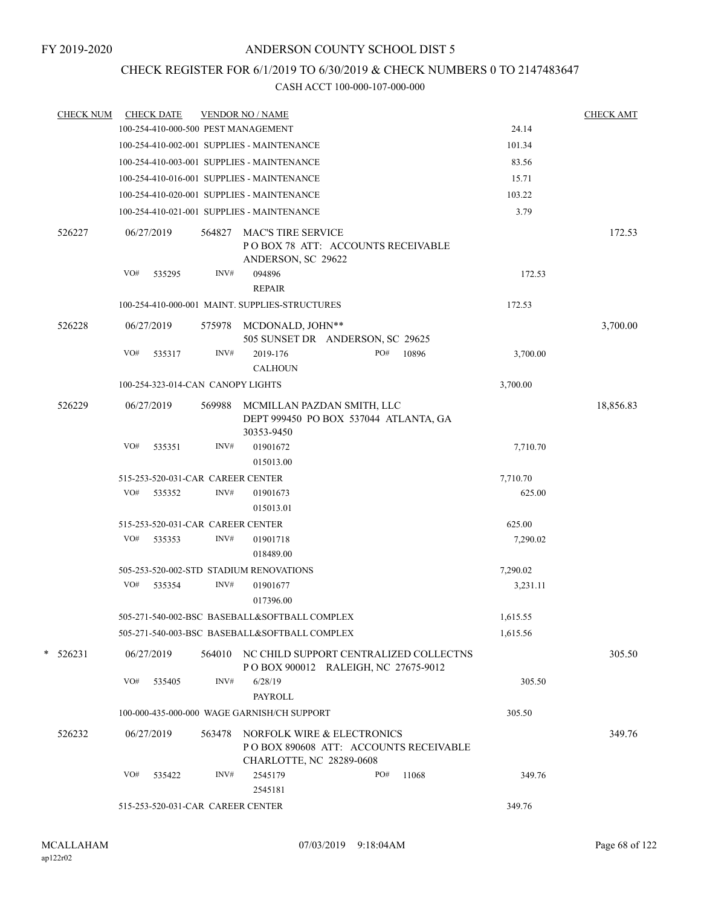FY 2019-2020

# ANDERSON COUNTY SCHOOL DIST 5

## CHECK REGISTER FOR 6/1/2019 TO 6/30/2019 & CHECK NUMBERS 0 TO 2147483647

CASH ACCT 100-000-107-000-000

| CHECK NUM | CHECK DATE | VENDOR NO / NAME | | CHECK AMT |
|---|---|---|---|---|
| | 100-254-410-000-500 PEST MANAGEMENT | | 24.14 | |
| | 100-254-410-002-001 SUPPLIES - MAINTENANCE | | 101.34 | |
| | 100-254-410-003-001 SUPPLIES - MAINTENANCE | | 83.56 | |
| | 100-254-410-016-001 SUPPLIES - MAINTENANCE | | 15.71 | |
| | 100-254-410-020-001 SUPPLIES - MAINTENANCE | | 103.22 | |
| | 100-254-410-021-001 SUPPLIES - MAINTENANCE | | 3.79 | |
| 526227 | 06/27/2019 | 564827 MAC'S TIRE SERVICE<br>P O BOX 78 ATT: ACCOUNTS RECEIVABLE<br>ANDERSON, SC 29622 | | 172.53 |
| | VO# 535295 | INV# 094896<br>REPAIR | 172.53 | |
| | 100-254-410-000-001 MAINT. SUPPLIES-STRUCTURES | | 172.53 | |
| 526228 | 06/27/2019 | 575978 MCDONALD, JOHN**<br>505 SUNSET DR ANDERSON, SC 29625 | | 3,700.00 |
| | VO# 535317 | INV# 2019-176 PO# 10896<br>CALHOUN | 3,700.00 | |
| | 100-254-323-014-CAN CANOPY LIGHTS | | 3,700.00 | |
| 526229 | 06/27/2019 | 569988 MCMILLAN PAZDAN SMITH, LLC<br>DEPT 999450 PO BOX 537044 ATLANTA, GA<br>30353-9450 | | 18,856.83 |
| | VO# 535351 | INV# 01901672<br>015013.00 | 7,710.70 | |
| | 515-253-520-031-CAR CAREER CENTER | | 7,710.70 | |
| | VO# 535352 | INV# 01901673<br>015013.01 | 625.00 | |
| | 515-253-520-031-CAR CAREER CENTER | | 625.00 | |
| | VO# 535353 | INV# 01901718<br>018489.00 | 7,290.02 | |
| | 505-253-520-002-STD STADIUM RENOVATIONS | | 7,290.02 | |
| | VO# 535354 | INV# 01901677<br>017396.00 | 3,231.11 | |
| | 505-271-540-002-BSC BASEBALL&SOFTBALL COMPLEX | | 1,615.55 | |
| | 505-271-540-003-BSC BASEBALL&SOFTBALL COMPLEX | | 1,615.56 | |
| * 526231 | 06/27/2019 | 564010 NC CHILD SUPPORT CENTRALIZED COLLECTNS<br>P O BOX 900012 RALEIGH, NC 27675-9012 | | 305.50 |
| | VO# 535405 | INV# 6/28/19<br>PAYROLL | 305.50 | |
| | 100-000-435-000-000 WAGE GARNISH/CH SUPPORT | | 305.50 | |
| 526232 | 06/27/2019 | 563478 NORFOLK WIRE & ELECTRONICS<br>P O BOX 890608 ATT: ACCOUNTS RECEIVABLE<br>CHARLOTTE, NC 28289-0608 | | 349.76 |
| | VO# 535422 | INV# 2545179 PO# 11068<br>2545181 | 349.76 | |
| | 515-253-520-031-CAR CAREER CENTER | | 349.76 | |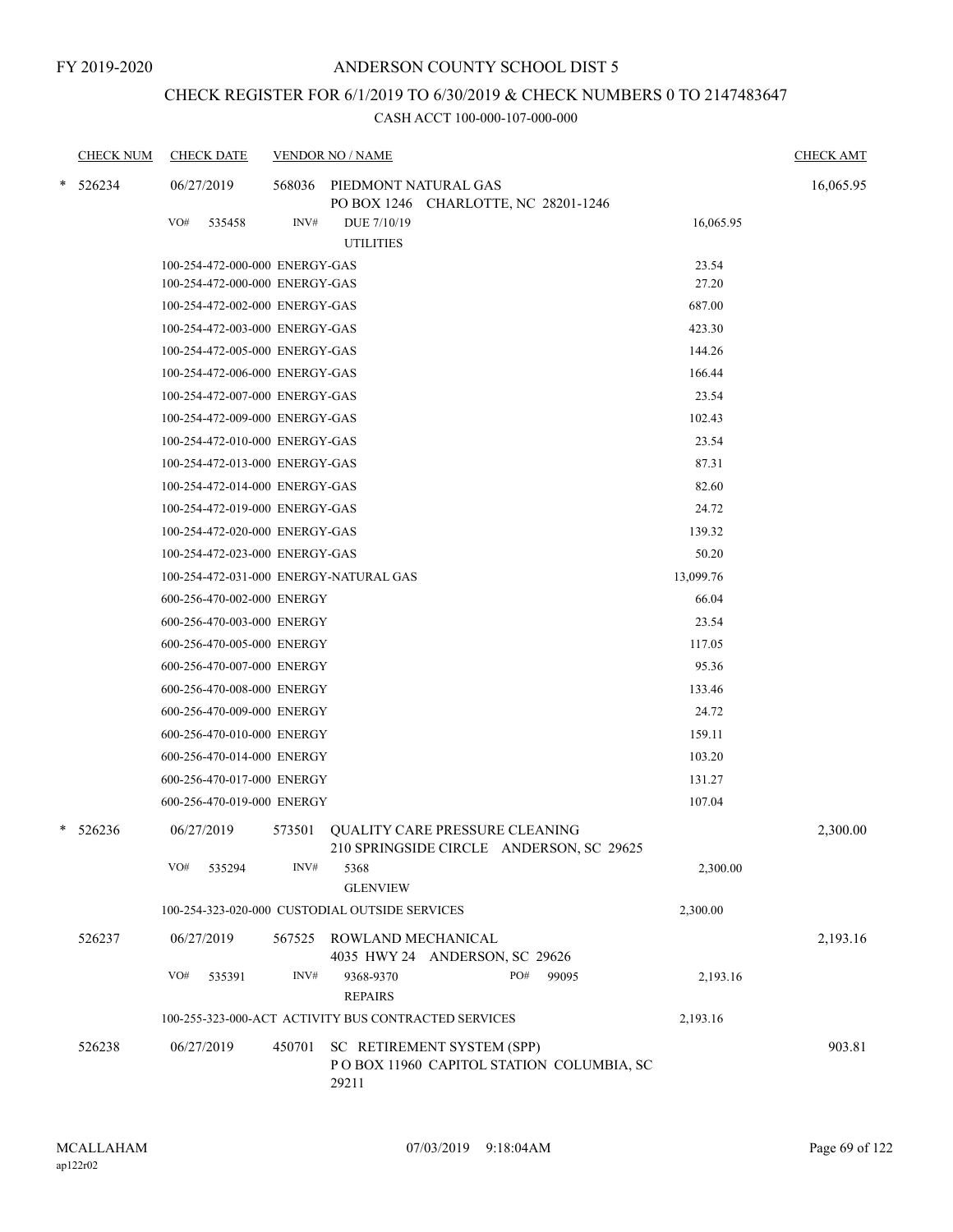FY 2019-2020

# ANDERSON COUNTY SCHOOL DIST 5

## CHECK REGISTER FOR 6/1/2019 TO 6/30/2019 & CHECK NUMBERS 0 TO 2147483647

### CASH ACCT 100-000-107-000-000

| CHECK NUM | CHECK DATE | VENDOR NO / NAME | | CHECK AMT |
|---|---|---|---|---|
| * 526234 | 06/27/2019 | 568036 PIEDMONT NATURAL GAS<br>PO BOX 1246 CHARLOTTE, NC 28201-1246 | | 16,065.95 |
| | VO# 535458 | INV# DUE 7/10/19<br>UTILITIES | 16,065.95 | |
| | 100-254-472-000-000 ENERGY-GAS | | 23.54 | |
| | 100-254-472-000-000 ENERGY-GAS | | 27.20 | |
| | 100-254-472-002-000 ENERGY-GAS | | 687.00 | |
| | 100-254-472-003-000 ENERGY-GAS | | 423.30 | |
| | 100-254-472-005-000 ENERGY-GAS | | 144.26 | |
| | 100-254-472-006-000 ENERGY-GAS | | 166.44 | |
| | 100-254-472-007-000 ENERGY-GAS | | 23.54 | |
| | 100-254-472-009-000 ENERGY-GAS | | 102.43 | |
| | 100-254-472-010-000 ENERGY-GAS | | 23.54 | |
| | 100-254-472-013-000 ENERGY-GAS | | 87.31 | |
| | 100-254-472-014-000 ENERGY-GAS | | 82.60 | |
| | 100-254-472-019-000 ENERGY-GAS | | 24.72 | |
| | 100-254-472-020-000 ENERGY-GAS | | 139.32 | |
| | 100-254-472-023-000 ENERGY-GAS | | 50.20 | |
| | 100-254-472-031-000 ENERGY-NATURAL GAS | | 13,099.76 | |
| | 600-256-470-002-000 ENERGY | | 66.04 | |
| | 600-256-470-003-000 ENERGY | | 23.54 | |
| | 600-256-470-005-000 ENERGY | | 117.05 | |
| | 600-256-470-007-000 ENERGY | | 95.36 | |
| | 600-256-470-008-000 ENERGY | | 133.46 | |
| | 600-256-470-009-000 ENERGY | | 24.72 | |
| | 600-256-470-010-000 ENERGY | | 159.11 | |
| | 600-256-470-014-000 ENERGY | | 103.20 | |
| | 600-256-470-017-000 ENERGY | | 131.27 | |
| | 600-256-470-019-000 ENERGY | | 107.04 | |
| * 526236 | 06/27/2019 | 573501 QUALITY CARE PRESSURE CLEANING<br>210 SPRINGSIDE CIRCLE ANDERSON, SC 29625 | | 2,300.00 |
| | VO# 535294 | INV# 5368<br>GLENVIEW | 2,300.00 | |
| | 100-254-323-020-000 CUSTODIAL OUTSIDE SERVICES | | 2,300.00 | |
| 526237 | 06/27/2019 | 567525 ROWLAND MECHANICAL<br>4035 HWY 24 ANDERSON, SC 29626 | | 2,193.16 |
| | VO# 535391 | INV# 9368-9370 PO# 99095<br>REPAIRS | 2,193.16 | |
| | 100-255-323-000-ACT ACTIVITY BUS CONTRACTED SERVICES | | 2,193.16 | |
| 526238 | 06/27/2019 | 450701 SC RETIREMENT SYSTEM (SPP)<br>P O BOX 11960 CAPITOL STATION COLUMBIA, SC 29211 | | 903.81 |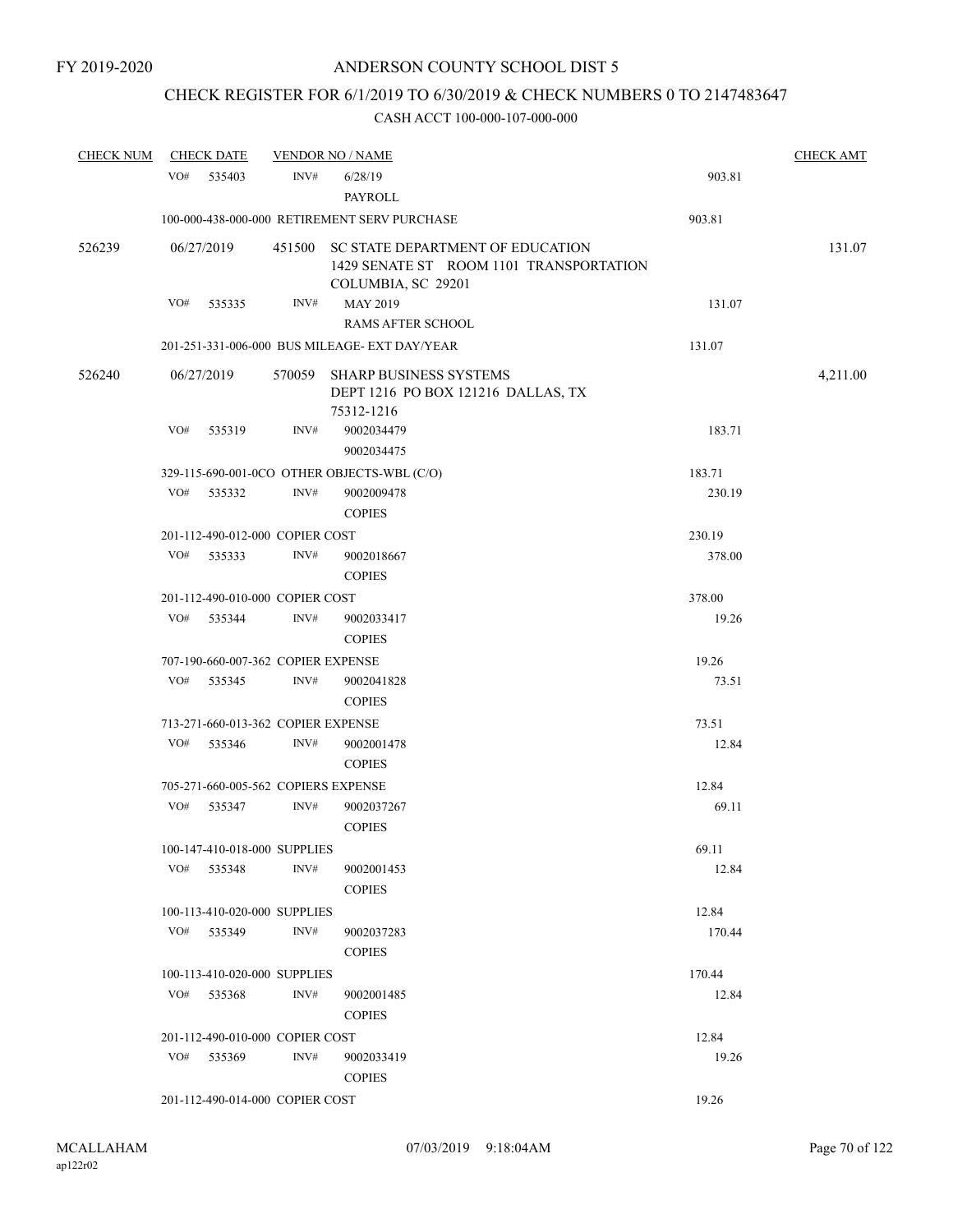FY 2019-2020

# ANDERSON COUNTY SCHOOL DIST 5

## CHECK REGISTER FOR 6/1/2019 TO 6/30/2019 & CHECK NUMBERS 0 TO 2147483647

### CASH ACCT 100-000-107-000-000

| CHECK NUM | CHECK DATE | VENDOR NO / NAME | | CHECK AMT |
|---|---|---|---|---|
| | VO# 535403 | INV# 6/28/19<br>PAYROLL | 903.81 | |
| | 100-000-438-000-000 RETIREMENT SERV PURCHASE | | 903.81 | |
| 526239 | 06/27/2019 | 451500 SC STATE DEPARTMENT OF EDUCATION<br>1429 SENATE ST ROOM 1101 TRANSPORTATION<br>COLUMBIA, SC 29201 | | 131.07 |
| | VO# 535335 | INV# MAY 2019<br>RAMS AFTER SCHOOL | 131.07 | |
| | 201-251-331-006-000 BUS MILEAGE- EXT DAY/YEAR | | 131.07 | |
| 526240 | 06/27/2019 | 570059 SHARP BUSINESS SYSTEMS<br>DEPT 1216 PO BOX 121216 DALLAS, TX<br>75312-1216 | | 4,211.00 |
| | VO# 535319 | INV# 9002034479<br>9002034475 | 183.71 | |
| | 329-115-690-001-0CO OTHER OBJECTS-WBL (C/O) | | 183.71 | |
| | VO# 535332 | INV# 9002009478<br>COPIES | 230.19 | |
| | 201-112-490-012-000 COPIER COST | | 230.19 | |
| | VO# 535333 | INV# 9002018667<br>COPIES | 378.00 | |
| | 201-112-490-010-000 COPIER COST | | 378.00 | |
| | VO# 535344 | INV# 9002033417<br>COPIES | 19.26 | |
| | 707-190-660-007-362 COPIER EXPENSE | | 19.26 | |
| | VO# 535345 | INV# 9002041828<br>COPIES | 73.51 | |
| | 713-271-660-013-362 COPIER EXPENSE | | 73.51 | |
| | VO# 535346 | INV# 9002001478<br>COPIES | 12.84 | |
| | 705-271-660-005-562 COPIERS EXPENSE | | 12.84 | |
| | VO# 535347 | INV# 9002037267<br>COPIES | 69.11 | |
| | 100-147-410-018-000 SUPPLIES | | 69.11 | |
| | VO# 535348 | INV# 9002001453<br>COPIES | 12.84 | |
| | 100-113-410-020-000 SUPPLIES | | 12.84 | |
| | VO# 535349 | INV# 9002037283<br>COPIES | 170.44 | |
| | 100-113-410-020-000 SUPPLIES | | 170.44 | |
| | VO# 535368 | INV# 9002001485<br>COPIES | 12.84 | |
| | 201-112-490-010-000 COPIER COST | | 12.84 | |
| | VO# 535369 | INV# 9002033419<br>COPIES | 19.26 | |
| | 201-112-490-014-000 COPIER COST | | 19.26 | |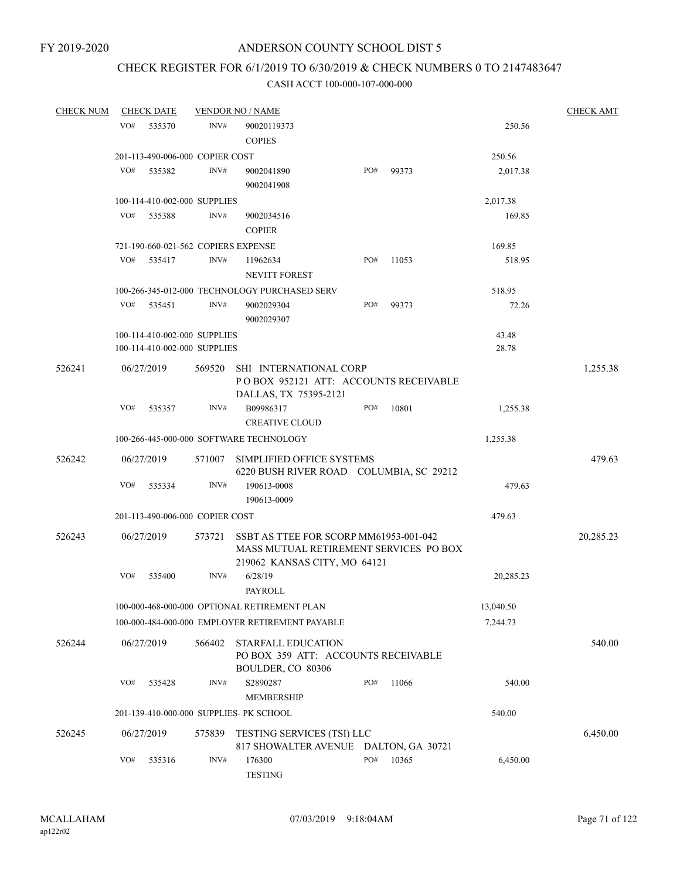FY 2019-2020

# ANDERSON COUNTY SCHOOL DIST 5

## CHECK REGISTER FOR 6/1/2019 TO 6/30/2019 & CHECK NUMBERS 0 TO 2147483647

### CASH ACCT 100-000-107-000-000

| CHECK NUM | CHECK DATE | VENDOR NO / NAME | | | | CHECK AMT |
|---|---|---|---|---|---|---|
| | VO# 535370 | INV# | 90020119373<br>COPIES | | 250.56 | |
| | 201-113-490-006-000 COPIER COST | | | | 250.56 | |
| | VO# 535382 | INV# | 9002041890<br>9002041908 | PO# 99373 | 2,017.38 | |
| | 100-114-410-002-000 SUPPLIES | | | | 2,017.38 | |
| | VO# 535388 | INV# | 9002034516<br>COPIER | | 169.85 | |
| | 721-190-660-021-562 COPIERS EXPENSE | | | | 169.85 | |
| | VO# 535417 | INV# | 11962634<br>NEVITT FOREST | PO# 11053 | 518.95 | |
| | 100-266-345-012-000 TECHNOLOGY PURCHASED SERV | | | | 518.95 | |
| | VO# 535451 | INV# | 9002029304<br>9002029307 | PO# 99373 | 72.26 | |
| | 100-114-410-002-000 SUPPLIES | | | | 43.48 | |
| | 100-114-410-002-000 SUPPLIES | | | | 28.78 | |
| 526241 | 06/27/2019 | 569520 | SHI INTERNATIONAL CORP<br>P O BOX 952121 ATT: ACCOUNTS RECEIVABLE<br>DALLAS, TX 75395-2121 | | | 1,255.38 |
| | VO# 535357 | INV# | B09986317<br>CREATIVE CLOUD | PO# 10801 | 1,255.38 | |
| | 100-266-445-000-000 SOFTWARE TECHNOLOGY | | | | 1,255.38 | |
| 526242 | 06/27/2019 | 571007 | SIMPLIFIED OFFICE SYSTEMS<br>6220 BUSH RIVER ROAD COLUMBIA, SC 29212 | | | 479.63 |
| | VO# 535334 | INV# | 190613-0008<br>190613-0009 | | 479.63 | |
| | 201-113-490-006-000 COPIER COST | | | | 479.63 | |
| 526243 | 06/27/2019 | 573721 | SSBT AS TTEE FOR SCORP MM61953-001-042<br>MASS MUTUAL RETIREMENT SERVICES PO BOX<br>219062 KANSAS CITY, MO 64121 | | | 20,285.23 |
| | VO# 535400 | INV# | 6/28/19<br>PAYROLL | | 20,285.23 | |
| | 100-000-468-000-000 OPTIONAL RETIREMENT PLAN | | | | 13,040.50 | |
| | 100-000-484-000-000 EMPLOYER RETIREMENT PAYABLE | | | | 7,244.73 | |
| 526244 | 06/27/2019 | 566402 | STARFALL EDUCATION<br>PO BOX 359 ATT: ACCOUNTS RECEIVABLE<br>BOULDER, CO 80306 | | | 540.00 |
| | VO# 535428 | INV# | S2890287<br>MEMBERSHIP | PO# 11066 | 540.00 | |
| | 201-139-410-000-000 SUPPLIES- PK SCHOOL | | | | 540.00 | |
| 526245 | 06/27/2019 | 575839 | TESTING SERVICES (TSI) LLC<br>817 SHOWALTER AVENUE DALTON, GA 30721 | | | 6,450.00 |
| | VO# 535316 | INV# | 176300<br>TESTING | PO# 10365 | 6,450.00 | |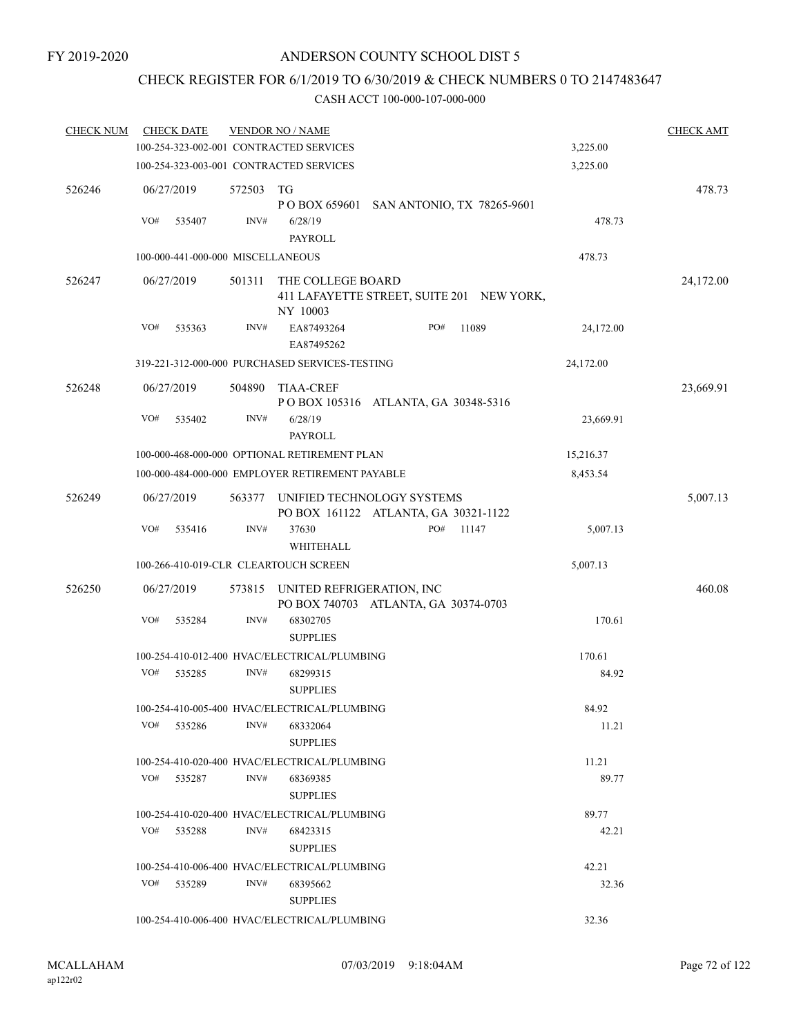FY 2019-2020

# ANDERSON COUNTY SCHOOL DIST 5

## CHECK REGISTER FOR 6/1/2019 TO 6/30/2019 & CHECK NUMBERS 0 TO 2147483647

### CASH ACCT 100-000-107-000-000

| CHECK NUM | CHECK DATE | VENDOR NO / NAME | | CHECK AMT |
|---|---|---|---|---|
| | 100-254-323-002-001 CONTRACTED SERVICES | | 3,225.00 | |
| | 100-254-323-003-001 CONTRACTED SERVICES | | 3,225.00 | |
| 526246 | 06/27/2019 | 572503 TG<br>P O BOX 659601 SAN ANTONIO, TX 78265-9601 | | 478.73 |
| | VO# 535407 | INV# 6/28/19<br>PAYROLL | 478.73 | |
| | 100-000-441-000-000 MISCELLANEOUS | | 478.73 | |
| 526247 | 06/27/2019 | 501311 THE COLLEGE BOARD<br>411 LAFAYETTE STREET, SUITE 201 NEW YORK, NY 10003 | | 24,172.00 |
| | VO# 535363 | INV# EA87493264 PO# 11089<br>EA87495262 | 24,172.00 | |
| | 319-221-312-000-000 PURCHASED SERVICES-TESTING | | 24,172.00 | |
| 526248 | 06/27/2019 | 504890 TIAA-CREF<br>P O BOX 105316 ATLANTA, GA 30348-5316 | | 23,669.91 |
| | VO# 535402 | INV# 6/28/19<br>PAYROLL | 23,669.91 | |
| | 100-000-468-000-000 OPTIONAL RETIREMENT PLAN | | 15,216.37 | |
| | 100-000-484-000-000 EMPLOYER RETIREMENT PAYABLE | | 8,453.54 | |
| 526249 | 06/27/2019 | 563377 UNIFIED TECHNOLOGY SYSTEMS<br>PO BOX 161122 ATLANTA, GA 30321-1122 | | 5,007.13 |
| | VO# 535416 | INV# 37630 PO# 11147<br>WHITEHALL | 5,007.13 | |
| | 100-266-410-019-CLR CLEARTOUCH SCREEN | | 5,007.13 | |
| 526250 | 06/27/2019 | 573815 UNITED REFRIGERATION, INC<br>PO BOX 740703 ATLANTA, GA 30374-0703 | | 460.08 |
| | VO# 535284 | INV# 68302705<br>SUPPLIES | 170.61 | |
| | 100-254-410-012-400 HVAC/ELECTRICAL/PLUMBING | | 170.61 | |
| | VO# 535285 | INV# 68299315<br>SUPPLIES | 84.92 | |
| | 100-254-410-005-400 HVAC/ELECTRICAL/PLUMBING | | 84.92 | |
| | VO# 535286 | INV# 68332064<br>SUPPLIES | 11.21 | |
| | 100-254-410-020-400 HVAC/ELECTRICAL/PLUMBING | | 11.21 | |
| | VO# 535287 | INV# 68369385<br>SUPPLIES | 89.77 | |
| | 100-254-410-020-400 HVAC/ELECTRICAL/PLUMBING | | 89.77 | |
| | VO# 535288 | INV# 68423315<br>SUPPLIES | 42.21 | |
| | 100-254-410-006-400 HVAC/ELECTRICAL/PLUMBING | | 42.21 | |
| | VO# 535289 | INV# 68395662<br>SUPPLIES | 32.36 | |
| | 100-254-410-006-400 HVAC/ELECTRICAL/PLUMBING | | 32.36 | |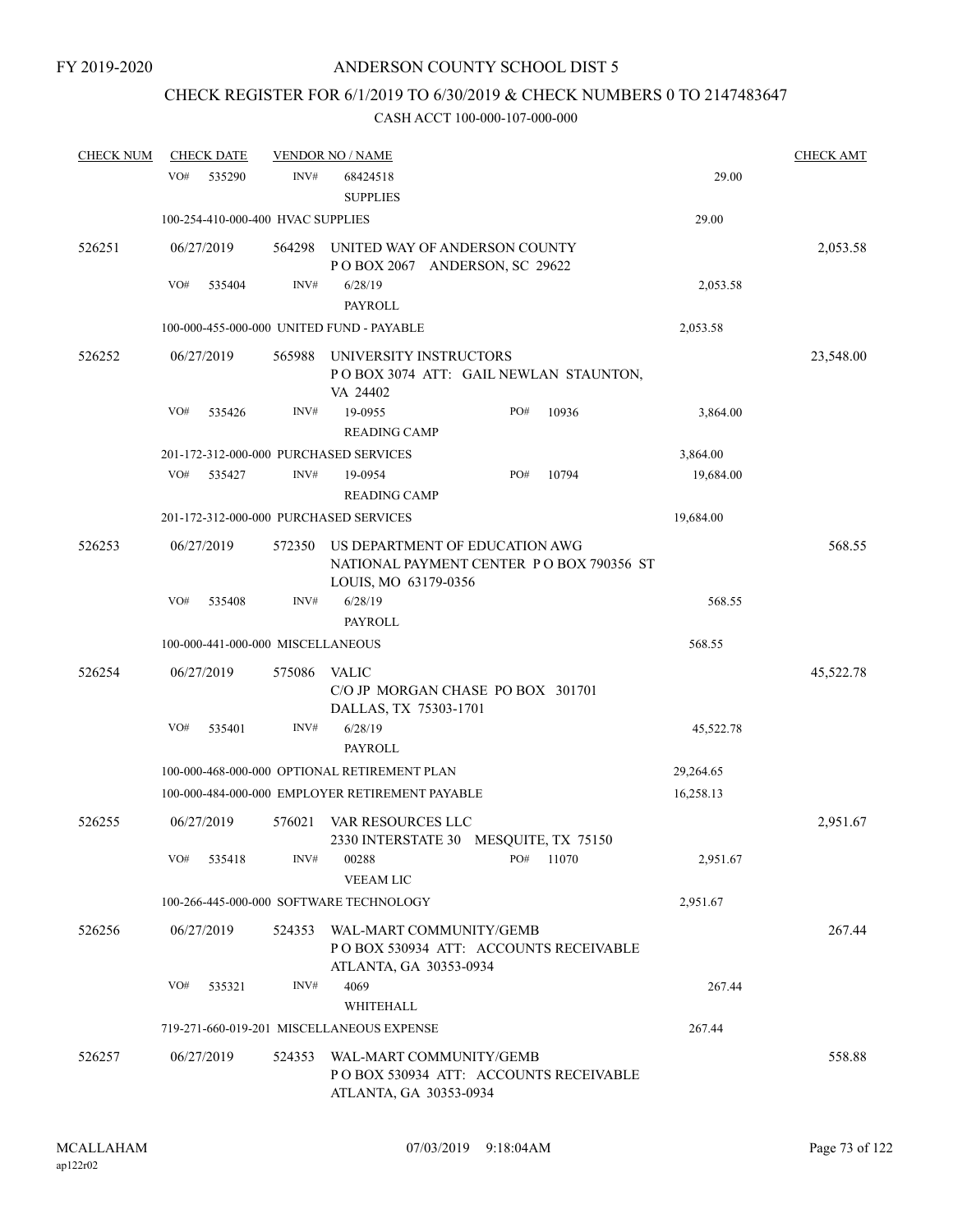FY 2019-2020

# ANDERSON COUNTY SCHOOL DIST 5

## CHECK REGISTER FOR 6/1/2019 TO 6/30/2019 & CHECK NUMBERS 0 TO 2147483647

### CASH ACCT 100-000-107-000-000

| CHECK NUM | CHECK DATE | VENDOR NO / NAME | | | CHECK AMT |
|---|---|---|---|---|---|
| | VO# 535290 | INV# 68424518 SUPPLIES | | 29.00 | |
| | 100-254-410-000-400 HVAC SUPPLIES | | | 29.00 | |
| 526251 | 06/27/2019 | 564298 UNITED WAY OF ANDERSON COUNTY P O BOX 2067 ANDERSON, SC 29622 | | | 2,053.58 |
| | VO# 535404 | INV# 6/28/19 PAYROLL | | 2,053.58 | |
| | 100-000-455-000-000 UNITED FUND - PAYABLE | | | 2,053.58 | |
| 526252 | 06/27/2019 | 565988 UNIVERSITY INSTRUCTORS P O BOX 3074 ATT: GAIL NEWLAN STAUNTON, VA 24402 | | | 23,548.00 |
| | VO# 535426 | INV# 19-0955 READING CAMP | PO# 10936 | 3,864.00 | |
| | 201-172-312-000-000 PURCHASED SERVICES | | | 3,864.00 | |
| | VO# 535427 | INV# 19-0954 READING CAMP | PO# 10794 | 19,684.00 | |
| | 201-172-312-000-000 PURCHASED SERVICES | | | 19,684.00 | |
| 526253 | 06/27/2019 | 572350 US DEPARTMENT OF EDUCATION AWG NATIONAL PAYMENT CENTER P O BOX 790356 ST LOUIS, MO 63179-0356 | | | 568.55 |
| | VO# 535408 | INV# 6/28/19 PAYROLL | | 568.55 | |
| | 100-000-441-000-000 MISCELLANEOUS | | | 568.55 | |
| 526254 | 06/27/2019 | 575086 VALIC C/O JP MORGAN CHASE PO BOX 301701 DALLAS, TX 75303-1701 | | | 45,522.78 |
| | VO# 535401 | INV# 6/28/19 PAYROLL | | 45,522.78 | |
| | 100-000-468-000-000 OPTIONAL RETIREMENT PLAN | | | 29,264.65 | |
| | 100-000-484-000-000 EMPLOYER RETIREMENT PAYABLE | | | 16,258.13 | |
| 526255 | 06/27/2019 | 576021 VAR RESOURCES LLC 2330 INTERSTATE 30 MESQUITE, TX 75150 | | | 2,951.67 |
| | VO# 535418 | INV# 00288 VEEAM LIC | PO# 11070 | 2,951.67 | |
| | 100-266-445-000-000 SOFTWARE TECHNOLOGY | | | 2,951.67 | |
| 526256 | 06/27/2019 | 524353 WAL-MART COMMUNITY/GEMB P O BOX 530934 ATT: ACCOUNTS RECEIVABLE ATLANTA, GA 30353-0934 | | | 267.44 |
| | VO# 535321 | INV# 4069 WHITEHALL | | 267.44 | |
| | 719-271-660-019-201 MISCELLANEOUS EXPENSE | | | 267.44 | |
| 526257 | 06/27/2019 | 524353 WAL-MART COMMUNITY/GEMB P O BOX 530934 ATT: ACCOUNTS RECEIVABLE ATLANTA, GA 30353-0934 | | | 558.88 |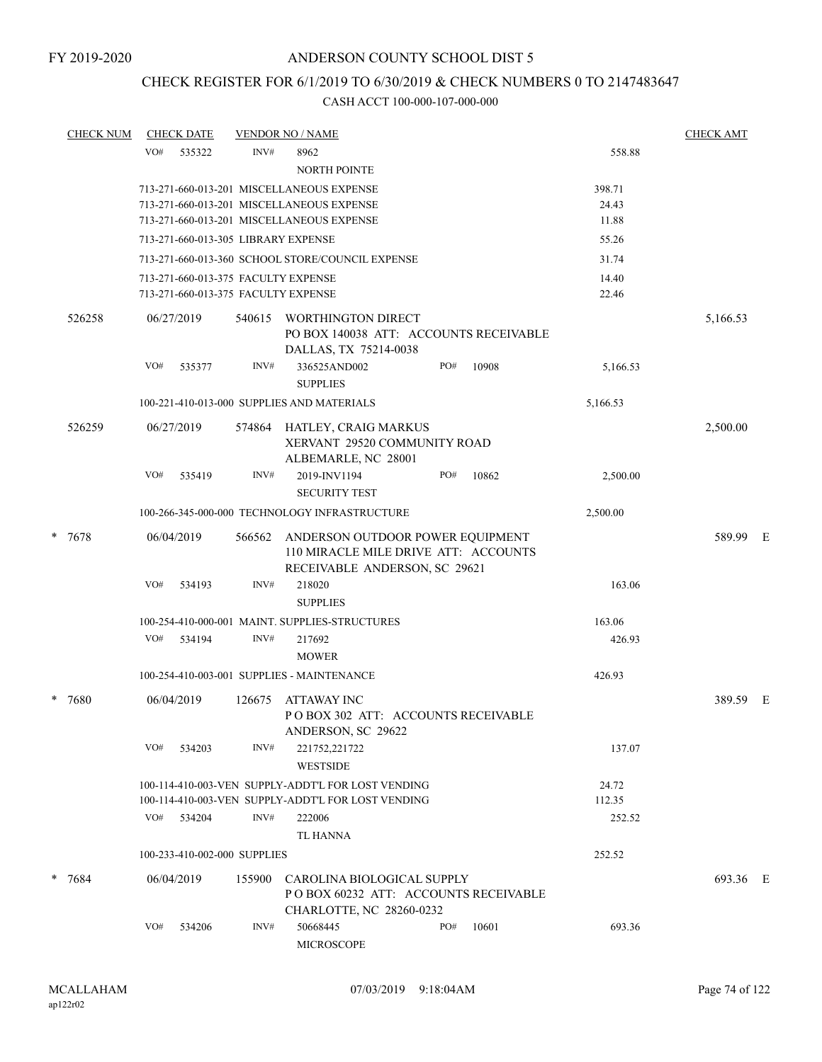FY 2019-2020

ANDERSON COUNTY SCHOOL DIST 5

CHECK REGISTER FOR 6/1/2019 TO 6/30/2019 & CHECK NUMBERS 0 TO 2147483647

CASH ACCT 100-000-107-000-000

| CHECK NUM | CHECK DATE | VENDOR NO / NAME | | CHECK AMT |
|---|---|---|---|---|
| | VO# 535322 | INV# 8962 NORTH POINTE | 558.88 | |
| | | 713-271-660-013-201 MISCELLANEOUS EXPENSE | 398.71 | |
| | | 713-271-660-013-201 MISCELLANEOUS EXPENSE | 24.43 | |
| | | 713-271-660-013-201 MISCELLANEOUS EXPENSE | 11.88 | |
| | | 713-271-660-013-305 LIBRARY EXPENSE | 55.26 | |
| | | 713-271-660-013-360 SCHOOL STORE/COUNCIL EXPENSE | 31.74 | |
| | | 713-271-660-013-375 FACULTY EXPENSE | 14.40 | |
| | | 713-271-660-013-375 FACULTY EXPENSE | 22.46 | |
| 526258 | 06/27/2019 | 540615 WORTHINGTON DIRECT PO BOX 140038 ATT: ACCOUNTS RECEIVABLE DALLAS, TX 75214-0038 | | 5,166.53 |
| | VO# 535377 | INV# 336525AND002 PO# 10908 SUPPLIES | 5,166.53 | |
| | | 100-221-410-013-000 SUPPLIES AND MATERIALS | 5,166.53 | |
| 526259 | 06/27/2019 | 574864 HATLEY, CRAIG MARKUS XERVANT 29520 COMMUNITY ROAD ALBEMARLE, NC 28001 | | 2,500.00 |
| | VO# 535419 | INV# 2019-INV1194 PO# 10862 SECURITY TEST | 2,500.00 | |
| | | 100-266-345-000-000 TECHNOLOGY INFRASTRUCTURE | 2,500.00 | |
| * 7678 | 06/04/2019 | 566562 ANDERSON OUTDOOR POWER EQUIPMENT 110 MIRACLE MILE DRIVE ATT: ACCOUNTS RECEIVABLE ANDERSON, SC 29621 | | 589.99 E |
| | VO# 534193 | INV# 218020 SUPPLIES | 163.06 | |
| | | 100-254-410-000-001 MAINT. SUPPLIES-STRUCTURES | 163.06 | |
| | VO# 534194 | INV# 217692 MOWER | 426.93 | |
| | | 100-254-410-003-001 SUPPLIES - MAINTENANCE | 426.93 | |
| * 7680 | 06/04/2019 | 126675 ATTAWAY INC P O BOX 302 ATT: ACCOUNTS RECEIVABLE ANDERSON, SC 29622 | | 389.59 E |
| | VO# 534203 | INV# 221752,221722 WESTSIDE | 137.07 | |
| | | 100-114-410-003-VEN SUPPLY-ADDT'L FOR LOST VENDING | 24.72 | |
| | | 100-114-410-003-VEN SUPPLY-ADDT'L FOR LOST VENDING | 112.35 | |
| | VO# 534204 | INV# 222006 TL HANNA | 252.52 | |
| | | 100-233-410-002-000 SUPPLIES | 252.52 | |
| * 7684 | 06/04/2019 | 155900 CAROLINA BIOLOGICAL SUPPLY P O BOX 60232 ATT: ACCOUNTS RECEIVABLE CHARLOTTE, NC 28260-0232 | | 693.36 E |
| | VO# 534206 | INV# 50668445 PO# 10601 MICROSCOPE | 693.36 | |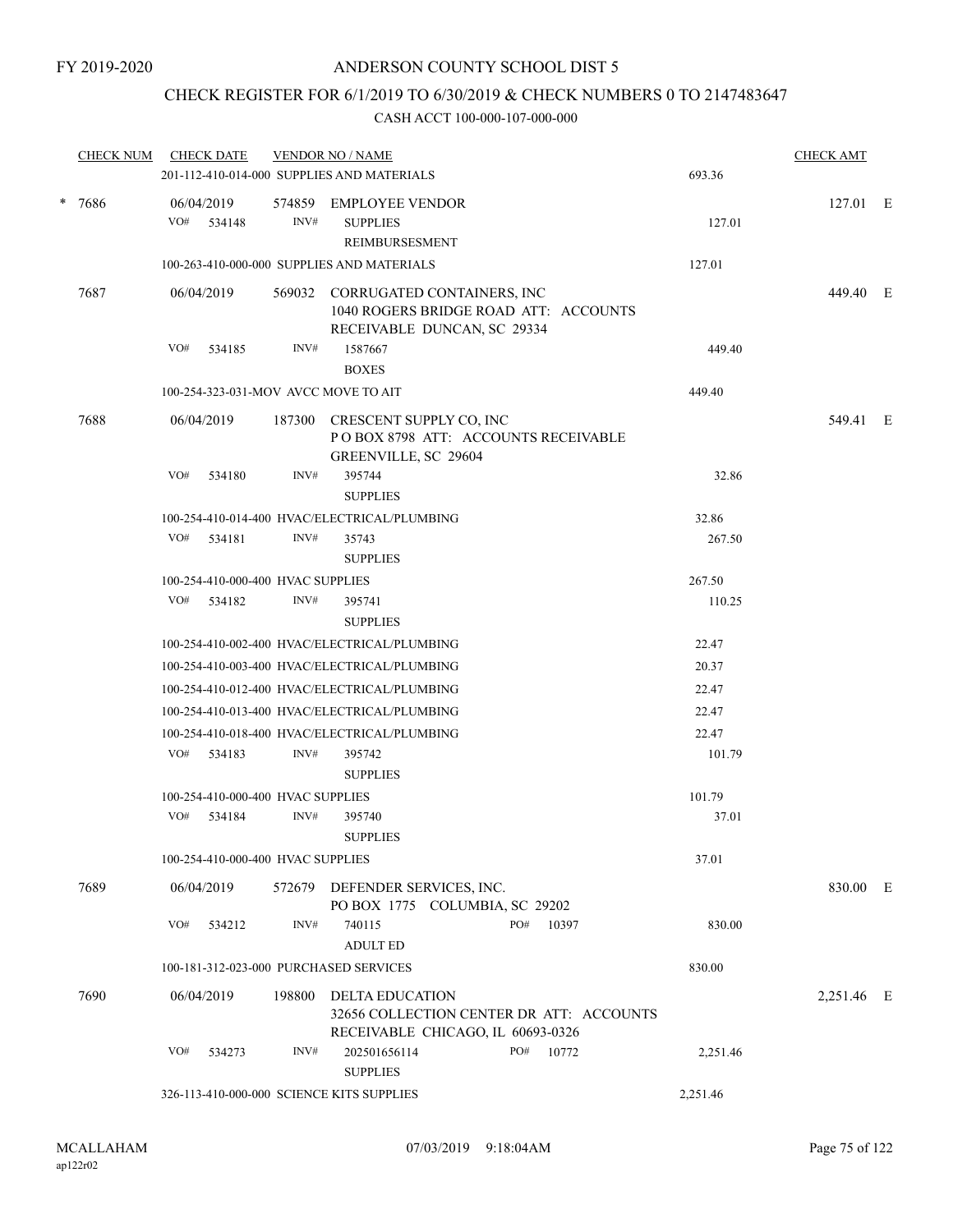FY 2019-2020

# ANDERSON COUNTY SCHOOL DIST 5

## CHECK REGISTER FOR 6/1/2019 TO 6/30/2019 & CHECK NUMBERS 0 TO 2147483647

### CASH ACCT 100-000-107-000-000

| CHECK NUM | CHECK DATE | VENDOR NO / NAME | | CHECK AMT | |
|---|---|---|---|---|---|
| | 201-112-410-014-000 SUPPLIES AND MATERIALS | | 693.36 | | |
| * 7686 | 06/04/2019 | 574859 EMPLOYEE VENDOR | | 127.01 | E |
| | VO# 534148 | INV# SUPPLIES REIMBURSEMENT | 127.01 | | |
| | 100-263-410-000-000 SUPPLIES AND MATERIALS | | 127.01 | | |
| 7687 | 06/04/2019 | 569032 CORRUGATED CONTAINERS, INC 1040 ROGERS BRIDGE ROAD ATT: ACCOUNTS RECEIVABLE DUNCAN, SC 29334 | | 449.40 | E |
| | VO# 534185 | INV# 1587667 BOXES | 449.40 | | |
| | 100-254-323-031-MOV AVCC MOVE TO AIT | | 449.40 | | |
| 7688 | 06/04/2019 | 187300 CRESCENT SUPPLY CO, INC P O BOX 8798 ATT: ACCOUNTS RECEIVABLE GREENVILLE, SC 29604 | | 549.41 | E |
| | VO# 534180 | INV# 395744 SUPPLIES | 32.86 | | |
| | 100-254-410-014-400 HVAC/ELECTRICAL/PLUMBING | | 32.86 | | |
| | VO# 534181 | INV# 35743 SUPPLIES | 267.50 | | |
| | 100-254-410-000-400 HVAC SUPPLIES | | 267.50 | | |
| | VO# 534182 | INV# 395741 SUPPLIES | 110.25 | | |
| | 100-254-410-002-400 HVAC/ELECTRICAL/PLUMBING | | 22.47 | | |
| | 100-254-410-003-400 HVAC/ELECTRICAL/PLUMBING | | 20.37 | | |
| | 100-254-410-012-400 HVAC/ELECTRICAL/PLUMBING | | 22.47 | | |
| | 100-254-410-013-400 HVAC/ELECTRICAL/PLUMBING | | 22.47 | | |
| | 100-254-410-018-400 HVAC/ELECTRICAL/PLUMBING | | 22.47 | | |
| | VO# 534183 | INV# 395742 SUPPLIES | 101.79 | | |
| | 100-254-410-000-400 HVAC SUPPLIES | | 101.79 | | |
| | VO# 534184 | INV# 395740 SUPPLIES | 37.01 | | |
| | 100-254-410-000-400 HVAC SUPPLIES | | 37.01 | | |
| 7689 | 06/04/2019 | 572679 DEFENDER SERVICES, INC. PO BOX 1775 COLUMBIA, SC 29202 | | 830.00 | E |
| | VO# 534212 | INV# 740115 PO# 10397 ADULT ED | 830.00 | | |
| | 100-181-312-023-000 PURCHASED SERVICES | | 830.00 | | |
| 7690 | 06/04/2019 | 198800 DELTA EDUCATION 32656 COLLECTION CENTER DR ATT: ACCOUNTS RECEIVABLE CHICAGO, IL 60693-0326 | | 2,251.46 | E |
| | VO# 534273 | INV# 202501656114 PO# 10772 SUPPLIES | 2,251.46 | | |
| | 326-113-410-000-000 SCIENCE KITS SUPPLIES | | 2,251.46 | | |

MCALLAHAM
ap122r02
07/03/2019 9:18:04AM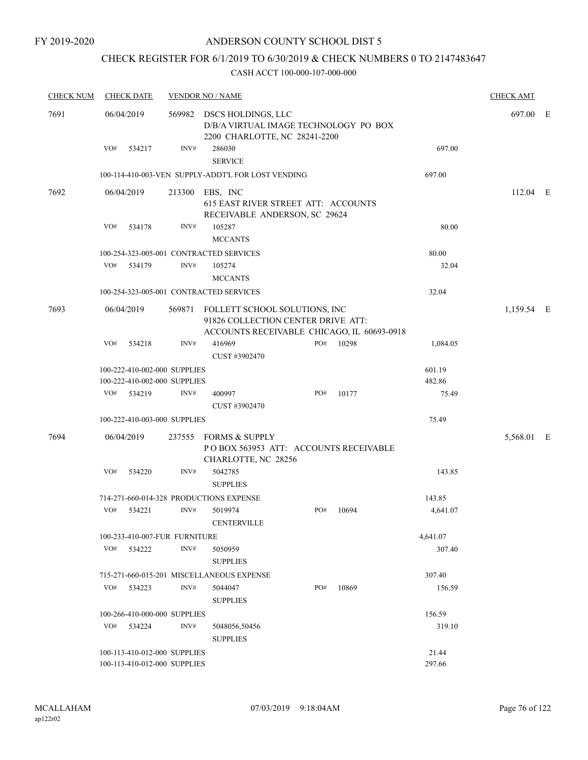FY 2019-2020

ANDERSON COUNTY SCHOOL DIST 5

CHECK REGISTER FOR 6/1/2019 TO 6/30/2019 & CHECK NUMBERS 0 TO 2147483647

CASH ACCT 100-000-107-000-000

| CHECK NUM | CHECK DATE | VENDOR NO / NAME | | CHECK AMT |
|---|---|---|---|---|
| 7691 | 06/04/2019 | 569982 DSCS HOLDINGS, LLC<br>D/B/A VIRTUAL IMAGE TECHNOLOGY PO BOX 2200 CHARLOTTE, NC 28241-2200 | | 697.00 E |
| | VO# 534217 | INV# 286030<br>SERVICE | 697.00 | |
| | 100-114-410-003-VEN SUPPLY-ADDT'L FOR LOST VENDING | | 697.00 | |
| 7692 | 06/04/2019 | 213300 EBS, INC<br>615 EAST RIVER STREET ATT: ACCOUNTS RECEIVABLE ANDERSON, SC 29624 | | 112.04 E |
| | VO# 534178 | INV# 105287<br>MCCANTS | 80.00 | |
| | 100-254-323-005-001 CONTRACTED SERVICES | | 80.00 | |
| | VO# 534179 | INV# 105274<br>MCCANTS | 32.04 | |
| | 100-254-323-005-001 CONTRACTED SERVICES | | 32.04 | |
| 7693 | 06/04/2019 | 569871 FOLLETT SCHOOL SOLUTIONS, INC<br>91826 COLLECTION CENTER DRIVE ATT: ACCOUNTS RECEIVABLE CHICAGO, IL 60693-0918 | | 1,159.54 E |
| | VO# 534218 | INV# 416969 PO# 10298<br>CUST #3902470 | 1,084.05 | |
| | 100-222-410-002-000 SUPPLIES | | 601.19 | |
| | 100-222-410-002-000 SUPPLIES | | 482.86 | |
| | VO# 534219 | INV# 400997 PO# 10177<br>CUST #3902470 | 75.49 | |
| | 100-222-410-003-000 SUPPLIES | | 75.49 | |
| 7694 | 06/04/2019 | 237555 FORMS & SUPPLY<br>P O BOX 563953 ATT: ACCOUNTS RECEIVABLE CHARLOTTE, NC 28256 | | 5,568.01 E |
| | VO# 534220 | INV# 5042785<br>SUPPLIES | 143.85 | |
| | 714-271-660-014-328 PRODUCTIONS EXPENSE | | 143.85 | |
| | VO# 534221 | INV# 5019974 PO# 10694<br>CENTERVILLE | 4,641.07 | |
| | 100-233-410-007-FUR FURNITURE | | 4,641.07 | |
| | VO# 534222 | INV# 5050959<br>SUPPLIES | 307.40 | |
| | 715-271-660-015-201 MISCELLANEOUS EXPENSE | | 307.40 | |
| | VO# 534223 | INV# 5044047 PO# 10869<br>SUPPLIES | 156.59 | |
| | 100-266-410-000-000 SUPPLIES | | 156.59 | |
| | VO# 534224 | INV# 5048056,50456<br>SUPPLIES | 319.10 | |
| | 100-113-410-012-000 SUPPLIES | | 21.44 | |
| | 100-113-410-012-000 SUPPLIES | | 297.66 | |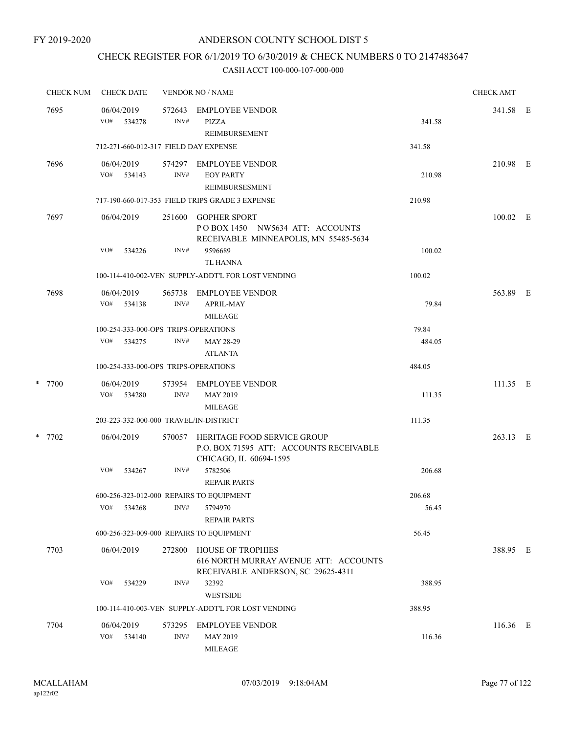FY 2019-2020

# ANDERSON COUNTY SCHOOL DIST 5

## CHECK REGISTER FOR 6/1/2019 TO 6/30/2019 & CHECK NUMBERS 0 TO 2147483647

### CASH ACCT 100-000-107-000-000

| CHECK NUM | CHECK DATE | VENDOR NO / NAME | | CHECK AMT | |
|---|---|---|---|---|---|
| 7695 | 06/04/2019 | 572643 EMPLOYEE VENDOR | | 341.58 | E |
| | VO# 534278 | INV# PIZZA REIMBURSEMENT | 341.58 | | |
| | 712-271-660-012-317 FIELD DAY EXPENSE | | 341.58 | | |
| 7696 | 06/04/2019 | 574297 EMPLOYEE VENDOR | | 210.98 | E |
| | VO# 534143 | INV# EOY PARTY REIMBURSESMENT | 210.98 | | |
| | 717-190-660-017-353 FIELD TRIPS GRADE 3 EXPENSE | | 210.98 | | |
| 7697 | 06/04/2019 | 251600 GOPHER SPORT P O BOX 1450 NW5634 ATT: ACCOUNTS RECEIVABLE MINNEAPOLIS, MN 55485-5634 | | 100.02 | E |
| | VO# 534226 | INV# 9596689 TL HANNA | 100.02 | | |
| | 100-114-410-002-VEN SUPPLY-ADDT'L FOR LOST VENDING | | 100.02 | | |
| 7698 | 06/04/2019 | 565738 EMPLOYEE VENDOR | | 563.89 | E |
| | VO# 534138 | INV# APRIL-MAY MILEAGE | 79.84 | | |
| | 100-254-333-000-OPS TRIPS-OPERATIONS | | 79.84 | | |
| | VO# 534275 | INV# MAY 28-29 ATLANTA | 484.05 | | |
| | 100-254-333-000-OPS TRIPS-OPERATIONS | | 484.05 | | |
| * 7700 | 06/04/2019 | 573954 EMPLOYEE VENDOR | | 111.35 | E |
| | VO# 534280 | INV# MAY 2019 MILEAGE | 111.35 | | |
| | 203-223-332-000-000 TRAVEL/IN-DISTRICT | | 111.35 | | |
| * 7702 | 06/04/2019 | 570057 HERITAGE FOOD SERVICE GROUP P.O. BOX 71595 ATT: ACCOUNTS RECEIVABLE CHICAGO, IL 60694-1595 | | 263.13 | E |
| | VO# 534267 | INV# 5782506 REPAIR PARTS | 206.68 | | |
| | 600-256-323-012-000 REPAIRS TO EQUIPMENT | | 206.68 | | |
| | VO# 534268 | INV# 5794970 REPAIR PARTS | 56.45 | | |
| | 600-256-323-009-000 REPAIRS TO EQUIPMENT | | 56.45 | | |
| 7703 | 06/04/2019 | 272800 HOUSE OF TROPHIES 616 NORTH MURRAY AVENUE ATT: ACCOUNTS RECEIVABLE ANDERSON, SC 29625-4311 | | 388.95 | E |
| | VO# 534229 | INV# 32392 WESTSIDE | 388.95 | | |
| | 100-114-410-003-VEN SUPPLY-ADDT'L FOR LOST VENDING | | 388.95 | | |
| 7704 | 06/04/2019 | 573295 EMPLOYEE VENDOR | | 116.36 | E |
| | VO# 534140 | INV# MAY 2019 MILEAGE | 116.36 | | |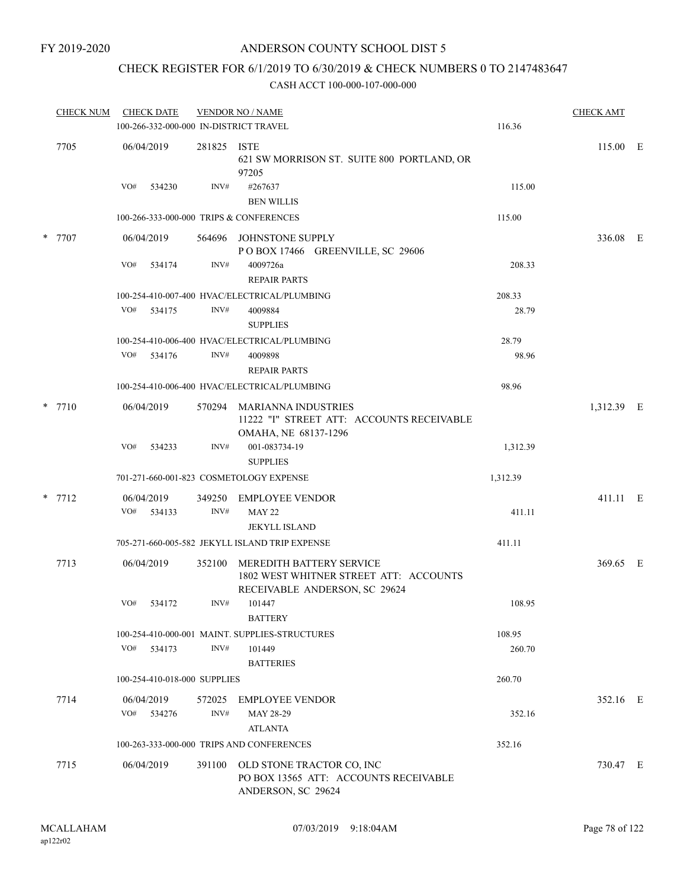FY 2019-2020

ANDERSON COUNTY SCHOOL DIST 5

CHECK REGISTER FOR 6/1/2019 TO 6/30/2019 & CHECK NUMBERS 0 TO 2147483647

CASH ACCT 100-000-107-000-000

| CHECK NUM | CHECK DATE | VENDOR NO / NAME | | CHECK AMT | |
|---|---|---|---|---|---|
| | 100-266-332-000-000 IN-DISTRICT TRAVEL | | 116.36 | | |
| 7705 | 06/04/2019 | 281825 ISTE<br>621 SW MORRISON ST. SUITE 800 PORTLAND, OR 97205 | | 115.00 | E |
| | VO# 534230 | INV# #267637<br>BEN WILLIS | 115.00 | | |
| | 100-266-333-000-000 TRIPS & CONFERENCES | | 115.00 | | |
| * 7707 | 06/04/2019 | 564696 JOHNSTONE SUPPLY<br>P O BOX 17466 GREENVILLE, SC 29606 | | 336.08 | E |
| | VO# 534174 | INV# 4009726a<br>REPAIR PARTS | 208.33 | | |
| | 100-254-410-007-400 HVAC/ELECTRICAL/PLUMBING | | 208.33 | | |
| | VO# 534175 | INV# 4009884<br>SUPPLIES | 28.79 | | |
| | 100-254-410-006-400 HVAC/ELECTRICAL/PLUMBING | | 28.79 | | |
| | VO# 534176 | INV# 4009898<br>REPAIR PARTS | 98.96 | | |
| | 100-254-410-006-400 HVAC/ELECTRICAL/PLUMBING | | 98.96 | | |
| * 7710 | 06/04/2019 | 570294 MARIANNA INDUSTRIES<br>11222 "I" STREET ATT: ACCOUNTS RECEIVABLE OMAHA, NE 68137-1296 | | 1,312.39 | E |
| | VO# 534233 | INV# 001-083734-19<br>SUPPLIES | 1,312.39 | | |
| | 701-271-660-001-823 COSMETOLOGY EXPENSE | | 1,312.39 | | |
| * 7712 | 06/04/2019 | 349250 EMPLOYEE VENDOR | | 411.11 | E |
| | VO# 534133 | INV# MAY 22<br>JEKYLL ISLAND | 411.11 | | |
| | 705-271-660-005-582 JEKYLL ISLAND TRIP EXPENSE | | 411.11 | | |
| 7713 | 06/04/2019 | 352100 MEREDITH BATTERY SERVICE<br>1802 WEST WHITNER STREET ATT: ACCOUNTS RECEIVABLE ANDERSON, SC 29624 | | 369.65 | E |
| | VO# 534172 | INV# 101447<br>BATTERY | 108.95 | | |
| | 100-254-410-000-001 MAINT. SUPPLIES-STRUCTURES | | 108.95 | | |
| | VO# 534173 | INV# 101449<br>BATTERIES | 260.70 | | |
| | 100-254-410-018-000 SUPPLIES | | 260.70 | | |
| 7714 | 06/04/2019 | 572025 EMPLOYEE VENDOR | | 352.16 | E |
| | VO# 534276 | INV# MAY 28-29<br>ATLANTA | 352.16 | | |
| | 100-263-333-000-000 TRIPS AND CONFERENCES | | 352.16 | | |
| 7715 | 06/04/2019 | 391100 OLD STONE TRACTOR CO, INC<br>PO BOX 13565 ATT: ACCOUNTS RECEIVABLE ANDERSON, SC 29624 | | 730.47 | E |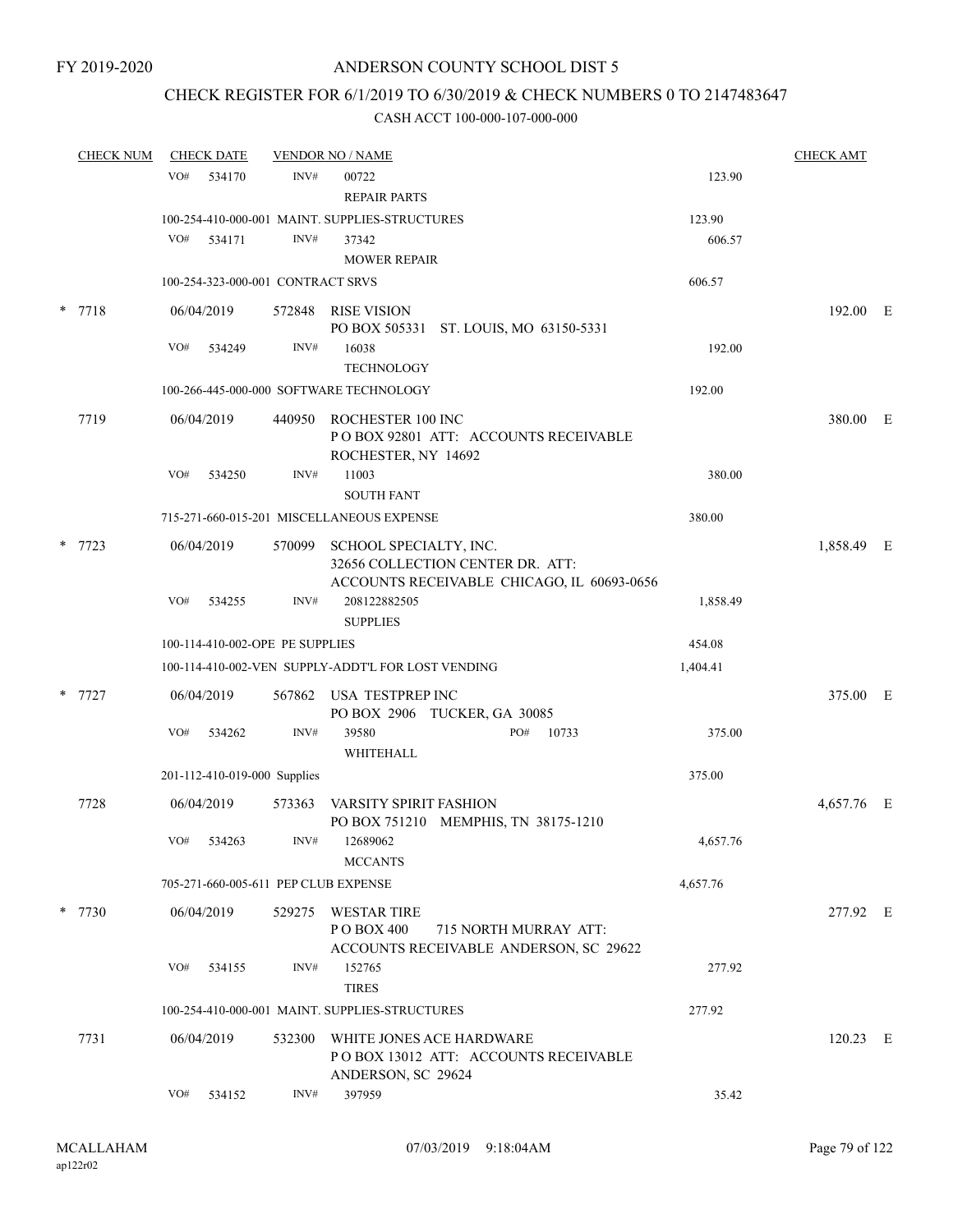FY 2019-2020

# ANDERSON COUNTY SCHOOL DIST 5

## CHECK REGISTER FOR 6/1/2019 TO 6/30/2019 & CHECK NUMBERS 0 TO 2147483647

### CASH ACCT 100-000-107-000-000

| CHECK NUM | CHECK DATE | VENDOR NO / NAME | | CHECK AMT |
|---|---|---|---|---|
| | VO# 534170 | INV# 00722 REPAIR PARTS | 123.90 | |
| | | 100-254-410-000-001 MAINT. SUPPLIES-STRUCTURES | 123.90 | |
| | VO# 534171 | INV# 37342 MOWER REPAIR | 606.57 | |
| | | 100-254-323-000-001 CONTRACT SRVS | 606.57 | |
| * 7718 | 06/04/2019 | 572848 RISE VISION PO BOX 505331 ST. LOUIS, MO 63150-5331 | | 192.00 E |
| | VO# 534249 | INV# 16038 TECHNOLOGY | 192.00 | |
| | | 100-266-445-000-000 SOFTWARE TECHNOLOGY | 192.00 | |
| 7719 | 06/04/2019 | 440950 ROCHESTER 100 INC P O BOX 92801 ATT: ACCOUNTS RECEIVABLE ROCHESTER, NY 14692 | | 380.00 E |
| | VO# 534250 | INV# 11003 SOUTH FANT | 380.00 | |
| | | 715-271-660-015-201 MISCELLANEOUS EXPENSE | 380.00 | |
| * 7723 | 06/04/2019 | 570099 SCHOOL SPECIALTY, INC. 32656 COLLECTION CENTER DR. ATT: ACCOUNTS RECEIVABLE CHICAGO, IL 60693-0656 | | 1,858.49 E |
| | VO# 534255 | INV# 208122882505 SUPPLIES | 1,858.49 | |
| | | 100-114-410-002-OPE PE SUPPLIES | 454.08 | |
| | | 100-114-410-002-VEN SUPPLY-ADDT'L FOR LOST VENDING | 1,404.41 | |
| * 7727 | 06/04/2019 | 567862 USA TESTPREP INC PO BOX 2906 TUCKER, GA 30085 | | 375.00 E |
| | VO# 534262 | INV# 39580 PO# 10733 WHITEHALL | 375.00 | |
| | | 201-112-410-019-000 Supplies | 375.00 | |
| 7728 | 06/04/2019 | 573363 VARSITY SPIRIT FASHION PO BOX 751210 MEMPHIS, TN 38175-1210 | | 4,657.76 E |
| | VO# 534263 | INV# 12689062 MCCANTS | 4,657.76 | |
| | | 705-271-660-005-611 PEP CLUB EXPENSE | 4,657.76 | |
| * 7730 | 06/04/2019 | 529275 WESTAR TIRE P O BOX 400 715 NORTH MURRAY ATT: ACCOUNTS RECEIVABLE ANDERSON, SC 29622 | | 277.92 E |
| | VO# 534155 | INV# 152765 TIRES | 277.92 | |
| | | 100-254-410-000-001 MAINT. SUPPLIES-STRUCTURES | 277.92 | |
| 7731 | 06/04/2019 | 532300 WHITE JONES ACE HARDWARE P O BOX 13012 ATT: ACCOUNTS RECEIVABLE ANDERSON, SC 29624 | | 120.23 E |
| | VO# 534152 | INV# 397959 | 35.42 | |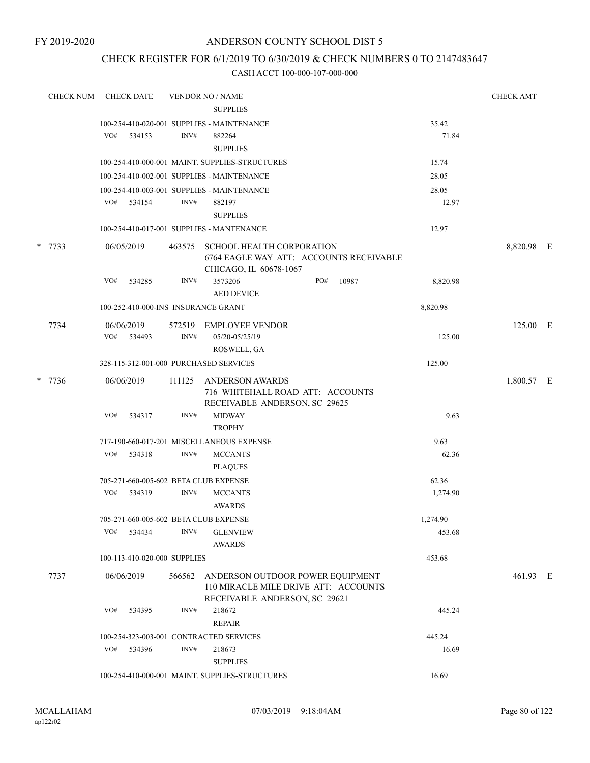FY 2019-2020

# ANDERSON COUNTY SCHOOL DIST 5

## CHECK REGISTER FOR 6/1/2019 TO 6/30/2019 & CHECK NUMBERS 0 TO 2147483647

### CASH ACCT 100-000-107-000-000

| CHECK NUM | CHECK DATE | VENDOR NO / NAME | | CHECK AMT | |
|---|---|---|---|---|---|
| | | SUPPLIES | | | |
| | 100-254-410-020-001 SUPPLIES - MAINTENANCE | | 35.42 | | |
| | VO# 534153 | INV# 882264 SUPPLIES | 71.84 | | |
| | 100-254-410-000-001 MAINT. SUPPLIES-STRUCTURES | | 15.74 | | |
| | 100-254-410-002-001 SUPPLIES - MAINTENANCE | | 28.05 | | |
| | 100-254-410-003-001 SUPPLIES - MAINTENANCE | | 28.05 | | |
| | VO# 534154 | INV# 882197 SUPPLIES | 12.97 | | |
| | 100-254-410-017-001 SUPPLIES - MANTENANCE | | 12.97 | | |
| * 7733 | 06/05/2019 | 463575 SCHOOL HEALTH CORPORATION 6764 EAGLE WAY ATT: ACCOUNTS RECEIVABLE CHICAGO, IL 60678-1067 | | 8,820.98 | E |
| | VO# 534285 | INV# 3573206 PO# 10987 AED DEVICE | 8,820.98 | | |
| | 100-252-410-000-INS INSURANCE GRANT | | 8,820.98 | | |
| 7734 | 06/06/2019 | 572519 EMPLOYEE VENDOR | | 125.00 | E |
| | VO# 534493 | INV# 05/20-05/25/19 ROSWELL, GA | 125.00 | | |
| | 328-115-312-001-000 PURCHASED SERVICES | | 125.00 | | |
| * 7736 | 06/06/2019 | 111125 ANDERSON AWARDS 716 WHITEHALL ROAD ATT: ACCOUNTS RECEIVABLE ANDERSON, SC 29625 | | 1,800.57 | E |
| | VO# 534317 | INV# MIDWAY TROPHY | 9.63 | | |
| | 717-190-660-017-201 MISCELLANEOUS EXPENSE | | 9.63 | | |
| | VO# 534318 | INV# MCCANTS PLAQUES | 62.36 | | |
| | 705-271-660-005-602 BETA CLUB EXPENSE | | 62.36 | | |
| | VO# 534319 | INV# MCCANTS AWARDS | 1,274.90 | | |
| | 705-271-660-005-602 BETA CLUB EXPENSE | | 1,274.90 | | |
| | VO# 534434 | INV# GLENVIEW AWARDS | 453.68 | | |
| | 100-113-410-020-000 SUPPLIES | | 453.68 | | |
| 7737 | 06/06/2019 | 566562 ANDERSON OUTDOOR POWER EQUIPMENT 110 MIRACLE MILE DRIVE ATT: ACCOUNTS RECEIVABLE ANDERSON, SC 29621 | | 461.93 | E |
| | VO# 534395 | INV# 218672 REPAIR | 445.24 | | |
| | 100-254-323-003-001 CONTRACTED SERVICES | | 445.24 | | |
| | VO# 534396 | INV# 218673 SUPPLIES | 16.69 | | |
| | 100-254-410-000-001 MAINT. SUPPLIES-STRUCTURES | | 16.69 | | |

MCALLAHAM
ap122r02

07/03/2019 9:18:04AM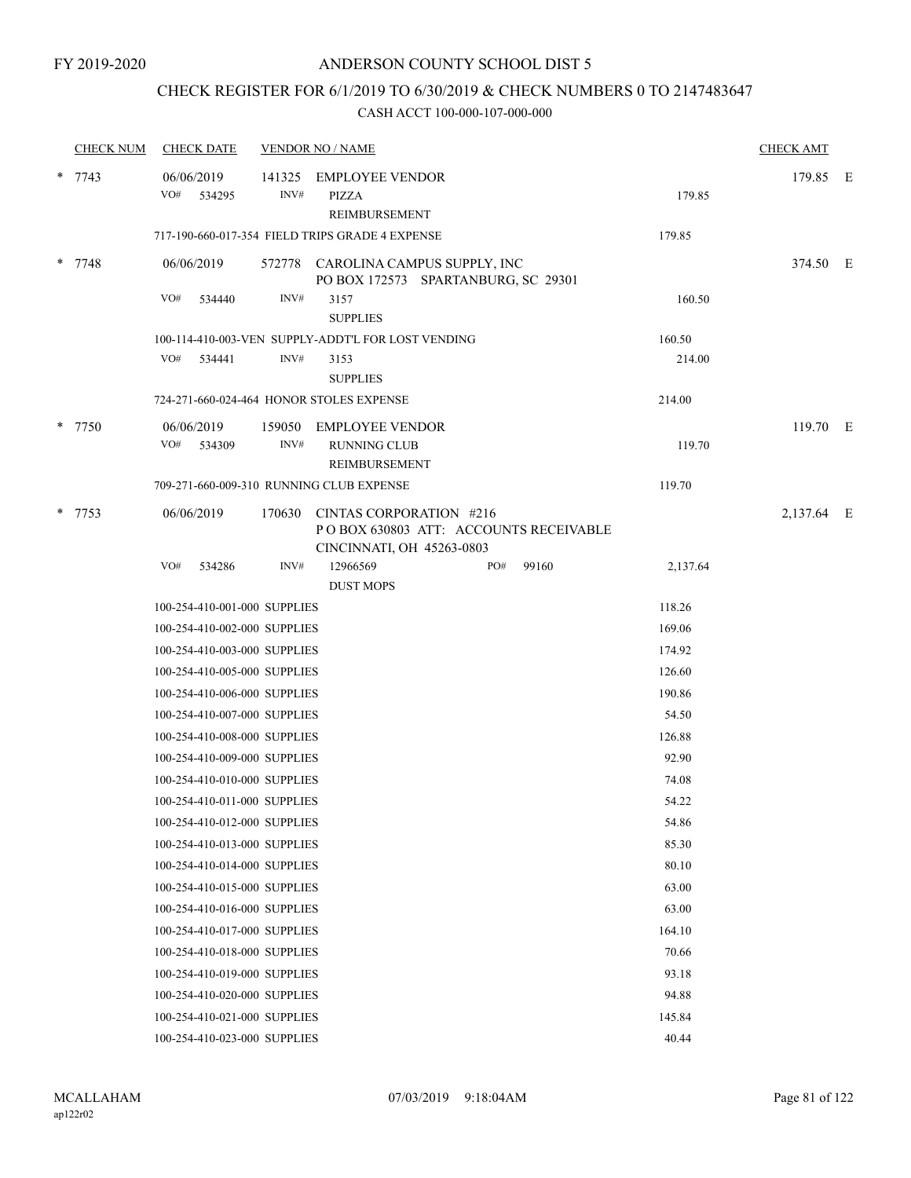FY 2019-2020

# ANDERSON COUNTY SCHOOL DIST 5

## CHECK REGISTER FOR 6/1/2019 TO 6/30/2019 & CHECK NUMBERS 0 TO 2147483647

### CASH ACCT 100-000-107-000-000

| CHECK NUM | CHECK DATE | VENDOR NO / NAME | | CHECK AMT | |
|---|---|---|---|---|---|
| * 7743 | 06/06/2019 | 141325 EMPLOYEE VENDOR | | 179.85 | E |
| | VO# 534295 | INV# PIZZA REIMBURSEMENT | 179.85 | | |
| | 717-190-660-017-354 FIELD TRIPS GRADE 4 EXPENSE | | 179.85 | | |
| * 7748 | 06/06/2019 | 572778 CAROLINA CAMPUS SUPPLY, INC PO BOX 172573 SPARTANBURG, SC 29301 | | 374.50 | E |
| | VO# 534440 | INV# 3157 SUPPLIES | 160.50 | | |
| | 100-114-410-003-VEN SUPPLY-ADDT'L FOR LOST VENDING | | 160.50 | | |
| | VO# 534441 | INV# 3153 SUPPLIES | 214.00 | | |
| | 724-271-660-024-464 HONOR STOLES EXPENSE | | 214.00 | | |
| * 7750 | 06/06/2019 | 159050 EMPLOYEE VENDOR | | 119.70 | E |
| | VO# 534309 | INV# RUNNING CLUB REIMBURSEMENT | 119.70 | | |
| | 709-271-660-009-310 RUNNING CLUB EXPENSE | | 119.70 | | |
| * 7753 | 06/06/2019 | 170630 CINTAS CORPORATION #216 P O BOX 630803 ATT: ACCOUNTS RECEIVABLE CINCINNATI, OH 45263-0803 | | 2,137.64 | E |
| | VO# 534286 | INV# 12966569 PO# 99160 DUST MOPS | 2,137.64 | | |
| | 100-254-410-001-000 SUPPLIES | | 118.26 | | |
| | 100-254-410-002-000 SUPPLIES | | 169.06 | | |
| | 100-254-410-003-000 SUPPLIES | | 174.92 | | |
| | 100-254-410-005-000 SUPPLIES | | 126.60 | | |
| | 100-254-410-006-000 SUPPLIES | | 190.86 | | |
| | 100-254-410-007-000 SUPPLIES | | 54.50 | | |
| | 100-254-410-008-000 SUPPLIES | | 126.88 | | |
| | 100-254-410-009-000 SUPPLIES | | 92.90 | | |
| | 100-254-410-010-000 SUPPLIES | | 74.08 | | |
| | 100-254-410-011-000 SUPPLIES | | 54.22 | | |
| | 100-254-410-012-000 SUPPLIES | | 54.86 | | |
| | 100-254-410-013-000 SUPPLIES | | 85.30 | | |
| | 100-254-410-014-000 SUPPLIES | | 80.10 | | |
| | 100-254-410-015-000 SUPPLIES | | 63.00 | | |
| | 100-254-410-016-000 SUPPLIES | | 63.00 | | |
| | 100-254-410-017-000 SUPPLIES | | 164.10 | | |
| | 100-254-410-018-000 SUPPLIES | | 70.66 | | |
| | 100-254-410-019-000 SUPPLIES | | 93.18 | | |
| | 100-254-410-020-000 SUPPLIES | | 94.88 | | |
| | 100-254-410-021-000 SUPPLIES | | 145.84 | | |
| | 100-254-410-023-000 SUPPLIES | | 40.44 | | |

MCALLAHAM
ap122r02

07/03/2019 9:18:04AM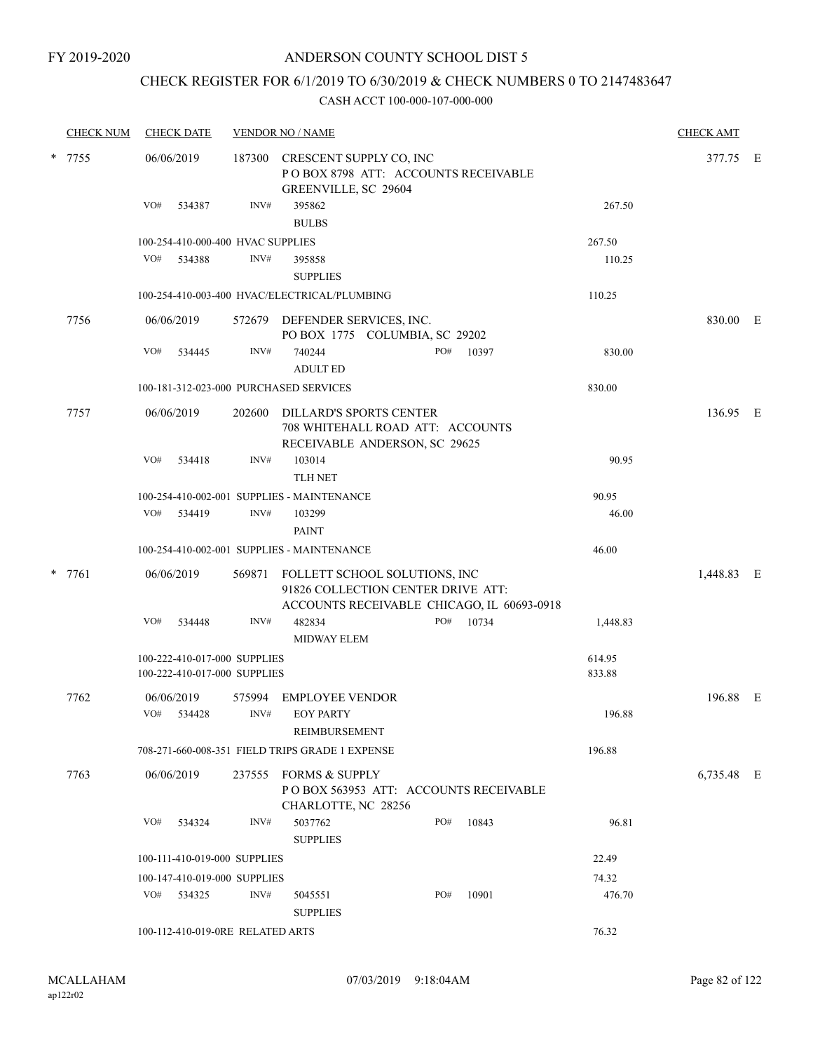FY 2019-2020

# ANDERSON COUNTY SCHOOL DIST 5

## CHECK REGISTER FOR 6/1/2019 TO 6/30/2019 & CHECK NUMBERS 0 TO 2147483647

CASH ACCT 100-000-107-000-000

| CHECK NUM | CHECK DATE | VENDOR NO / NAME | | | CHECK AMT |
|---|---|---|---|---|---|
| * 7755 | 06/06/2019 | 187300 CRESCENT SUPPLY CO, INC<br>P O BOX 8798 ATT: ACCOUNTS RECEIVABLE<br>GREENVILLE, SC 29604 | | | 377.75 E |
| | VO# 534387 | INV# 395862<br>BULBS | | 267.50 | |
| | 100-254-410-000-400 HVAC SUPPLIES | | | 267.50 | |
| | VO# 534388 | INV# 395858<br>SUPPLIES | | 110.25 | |
| | 100-254-410-003-400 HVAC/ELECTRICAL/PLUMBING | | | 110.25 | |
| 7756 | 06/06/2019 | 572679 DEFENDER SERVICES, INC.<br>PO BOX 1775 COLUMBIA, SC 29202 | | | 830.00 E |
| | VO# 534445 | INV# 740244<br>ADULT ED | PO# 10397 | 830.00 | |
| | 100-181-312-023-000 PURCHASED SERVICES | | | 830.00 | |
| 7757 | 06/06/2019 | 202600 DILLARD'S SPORTS CENTER<br>708 WHITEHALL ROAD ATT: ACCOUNTS<br>RECEIVABLE ANDERSON, SC 29625 | | | 136.95 E |
| | VO# 534418 | INV# 103014<br>TLH NET | | 90.95 | |
| | 100-254-410-002-001 SUPPLIES - MAINTENANCE | | | 90.95 | |
| | VO# 534419 | INV# 103299<br>PAINT | | 46.00 | |
| | 100-254-410-002-001 SUPPLIES - MAINTENANCE | | | 46.00 | |
| * 7761 | 06/06/2019 | 569871 FOLLETT SCHOOL SOLUTIONS, INC<br>91826 COLLECTION CENTER DRIVE ATT:<br>ACCOUNTS RECEIVABLE CHICAGO, IL 60693-0918 | | | 1,448.83 E |
| | VO# 534448 | INV# 482834<br>MIDWAY ELEM | PO# 10734 | 1,448.83 | |
| | 100-222-410-017-000 SUPPLIES | | | 614.95 | |
| | 100-222-410-017-000 SUPPLIES | | | 833.88 | |
| 7762 | 06/06/2019 | 575994 EMPLOYEE VENDOR | | | 196.88 E |
| | VO# 534428 | INV# EOY PARTY<br>REIMBURSEMENT | | 196.88 | |
| | 708-271-660-008-351 FIELD TRIPS GRADE 1 EXPENSE | | | 196.88 | |
| 7763 | 06/06/2019 | 237555 FORMS & SUPPLY<br>P O BOX 563953 ATT: ACCOUNTS RECEIVABLE<br>CHARLOTTE, NC 28256 | | | 6,735.48 E |
| | VO# 534324 | INV# 5037762<br>SUPPLIES | PO# 10843 | 96.81 | |
| | 100-111-410-019-000 SUPPLIES | | | 22.49 | |
| | 100-147-410-019-000 SUPPLIES | | | 74.32 | |
| | VO# 534325 | INV# 5045551<br>SUPPLIES | PO# 10901 | 476.70 | |
| | 100-112-410-019-0RE RELATED ARTS | | | 76.32 | |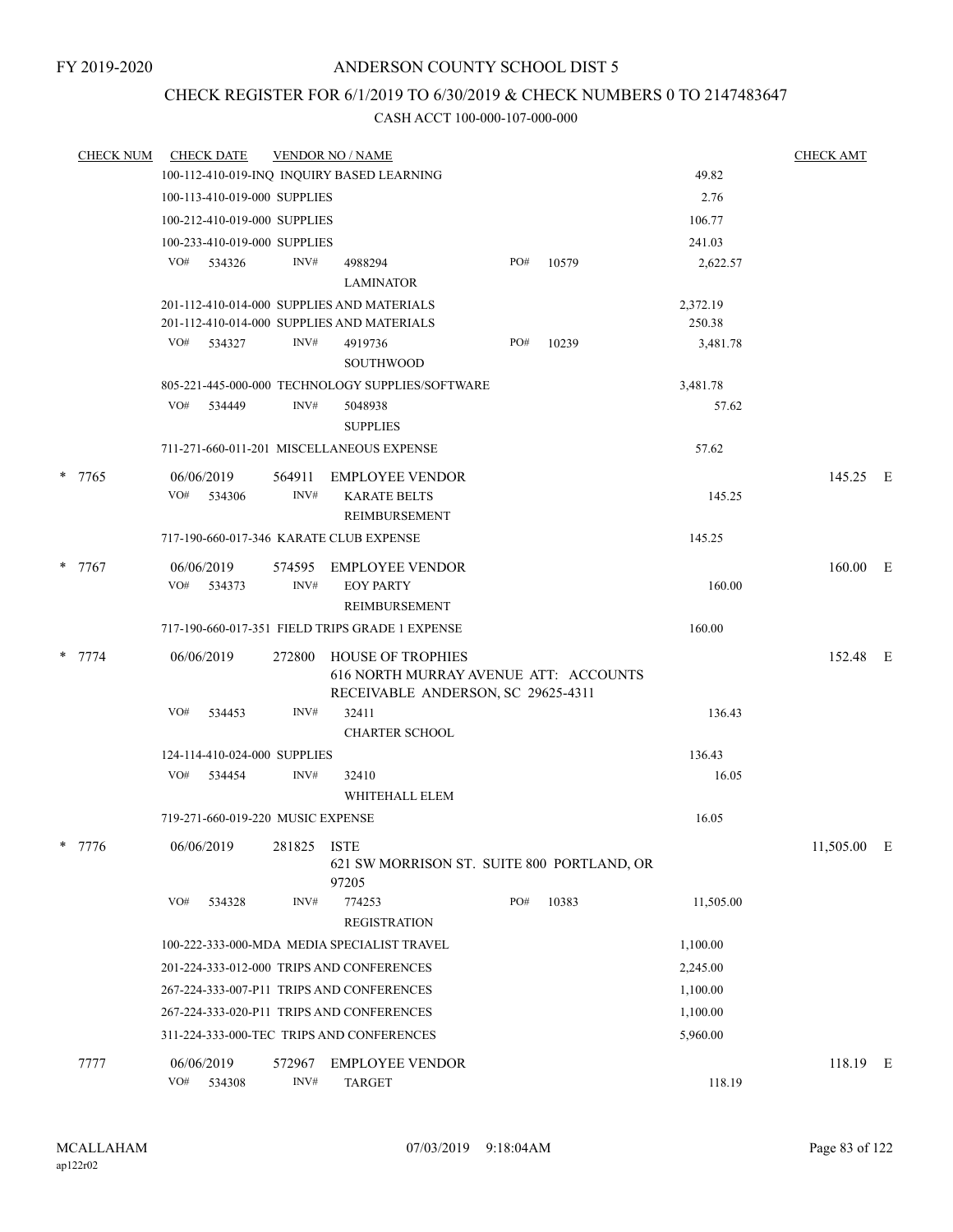FY 2019-2020

# ANDERSON COUNTY SCHOOL DIST 5

## CHECK REGISTER FOR 6/1/2019 TO 6/30/2019 & CHECK NUMBERS 0 TO 2147483647

### CASH ACCT 100-000-107-000-000

| CHECK NUM | CHECK DATE | VENDOR NO / NAME | | CHECK AMT |
|---|---|---|---|---|
| | 100-112-410-019-INQ INQUIRY BASED LEARNING | | 49.82 | |
| | 100-113-410-019-000 SUPPLIES | | 2.76 | |
| | 100-212-410-019-000 SUPPLIES | | 106.77 | |
| | 100-233-410-019-000 SUPPLIES | | 241.03 | |
| | VO# 534326 INV# 4988294 PO# 10579 | LAMINATOR | 2,622.57 | |
| | 201-112-410-014-000 SUPPLIES AND MATERIALS | | 2,372.19 | |
| | 201-112-410-014-000 SUPPLIES AND MATERIALS | | 250.38 | |
| | VO# 534327 INV# 4919736 PO# 10239 | SOUTHWOOD | 3,481.78 | |
| | 805-221-445-000-000 TECHNOLOGY SUPPLIES/SOFTWARE | | 3,481.78 | |
| | VO# 534449 INV# 5048938 | SUPPLIES | 57.62 | |
| | 711-271-660-011-201 MISCELLANEOUS EXPENSE | | 57.62 | |
| * 7765 | 06/06/2019 | 564911 EMPLOYEE VENDOR | | 145.25 E |
| | VO# 534306 INV# | KARATE BELTS REIMBURSEMENT | 145.25 | |
| | 717-190-660-017-346 KARATE CLUB EXPENSE | | 145.25 | |
| * 7767 | 06/06/2019 | 574595 EMPLOYEE VENDOR | | 160.00 E |
| | VO# 534373 INV# | EOY PARTY REIMBURSEMENT | 160.00 | |
| | 717-190-660-017-351 FIELD TRIPS GRADE 1 EXPENSE | | 160.00 | |
| * 7774 | 06/06/2019 | 272800 HOUSE OF TROPHIES 616 NORTH MURRAY AVENUE ATT: ACCOUNTS RECEIVABLE ANDERSON, SC 29625-4311 | | 152.48 E |
| | VO# 534453 INV# 32411 | CHARTER SCHOOL | 136.43 | |
| | 124-114-410-024-000 SUPPLIES | | 136.43 | |
| | VO# 534454 INV# 32410 | WHITEHALL ELEM | 16.05 | |
| | 719-271-660-019-220 MUSIC EXPENSE | | 16.05 | |
| * 7776 | 06/06/2019 | 281825 ISTE 621 SW MORRISON ST. SUITE 800 PORTLAND, OR 97205 | | 11,505.00 E |
| | VO# 534328 INV# 774253 PO# 10383 | REGISTRATION | 11,505.00 | |
| | 100-222-333-000-MDA MEDIA SPECIALIST TRAVEL | | 1,100.00 | |
| | 201-224-333-012-000 TRIPS AND CONFERENCES | | 2,245.00 | |
| | 267-224-333-007-P11 TRIPS AND CONFERENCES | | 1,100.00 | |
| | 267-224-333-020-P11 TRIPS AND CONFERENCES | | 1,100.00 | |
| | 311-224-333-000-TEC TRIPS AND CONFERENCES | | 5,960.00 | |
| 7777 | 06/06/2019 | 572967 EMPLOYEE VENDOR | | 118.19 E |
| | VO# 534308 INV# | TARGET | 118.19 | |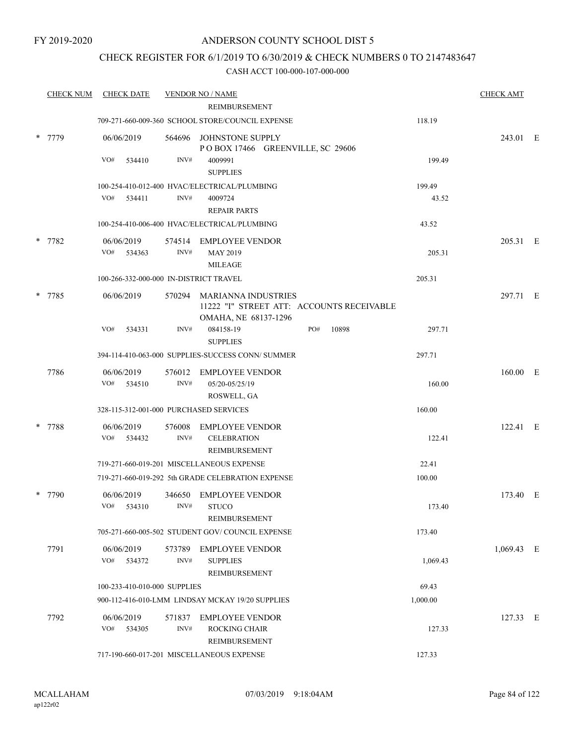FY 2019-2020

# ANDERSON COUNTY SCHOOL DIST 5

## CHECK REGISTER FOR 6/1/2019 TO 6/30/2019 & CHECK NUMBERS 0 TO 2147483647

### CASH ACCT 100-000-107-000-000

| CHECK NUM | CHECK DATE | VENDOR NO / NAME | | CHECK AMT |
|---|---|---|---|---|
| | | REIMBURSEMENT | | |
| | | 709-271-660-009-360 SCHOOL STORE/COUNCIL EXPENSE | 118.19 | |
| * 7779 | 06/06/2019 | 564696 JOHNSTONE SUPPLY<br>P O BOX 17466 GREENVILLE, SC 29606 | | 243.01 E |
| | VO# 534410 | INV# 4009991<br>SUPPLIES | 199.49 | |
| | | 100-254-410-012-400 HVAC/ELECTRICAL/PLUMBING | 199.49 | |
| | VO# 534411 | INV# 4009724<br>REPAIR PARTS | 43.52 | |
| | | 100-254-410-006-400 HVAC/ELECTRICAL/PLUMBING | 43.52 | |
| * 7782 | 06/06/2019 | 574514 EMPLOYEE VENDOR | | 205.31 E |
| | VO# 534363 | INV# MAY 2019<br>MILEAGE | 205.31 | |
| | | 100-266-332-000-000 IN-DISTRICT TRAVEL | 205.31 | |
| * 7785 | 06/06/2019 | 570294 MARIANNA INDUSTRIES<br>11222 "I" STREET ATT: ACCOUNTS RECEIVABLE<br>OMAHA, NE 68137-1296 | | 297.71 E |
| | VO# 534331 | INV# 084158-19 PO# 10898<br>SUPPLIES | 297.71 | |
| | | 394-114-410-063-000 SUPPLIES-SUCCESS CONN/ SUMMER | 297.71 | |
| 7786 | 06/06/2019 | 576012 EMPLOYEE VENDOR | | 160.00 E |
| | VO# 534510 | INV# 05/20-05/25/19<br>ROSWELL, GA | 160.00 | |
| | | 328-115-312-001-000 PURCHASED SERVICES | 160.00 | |
| * 7788 | 06/06/2019 | 576008 EMPLOYEE VENDOR | | 122.41 E |
| | VO# 534432 | INV# CELEBRATION<br>REIMBURSEMENT | 122.41 | |
| | | 719-271-660-019-201 MISCELLANEOUS EXPENSE | 22.41 | |
| | | 719-271-660-019-292 5th GRADE CELEBRATION EXPENSE | 100.00 | |
| * 7790 | 06/06/2019 | 346650 EMPLOYEE VENDOR | | 173.40 E |
| | VO# 534310 | INV# STUCO<br>REIMBURSEMENT | 173.40 | |
| | | 705-271-660-005-502 STUDENT GOV/ COUNCIL EXPENSE | 173.40 | |
| 7791 | 06/06/2019 | 573789 EMPLOYEE VENDOR | | 1,069.43 E |
| | VO# 534372 | INV# SUPPLIES<br>REIMBURSEMENT | 1,069.43 | |
| | | 100-233-410-010-000 SUPPLIES | 69.43 | |
| | | 900-112-416-010-LMM LINDSAY MCKAY 19/20 SUPPLIES | 1,000.00 | |
| 7792 | 06/06/2019 | 571837 EMPLOYEE VENDOR | | 127.33 E |
| | VO# 534305 | INV# ROCKING CHAIR<br>REIMBURSEMENT | 127.33 | |
| | | 717-190-660-017-201 MISCELLANEOUS EXPENSE | 127.33 | |

MCALLAHAM
ap122r02

07/03/2019 9:18:04AM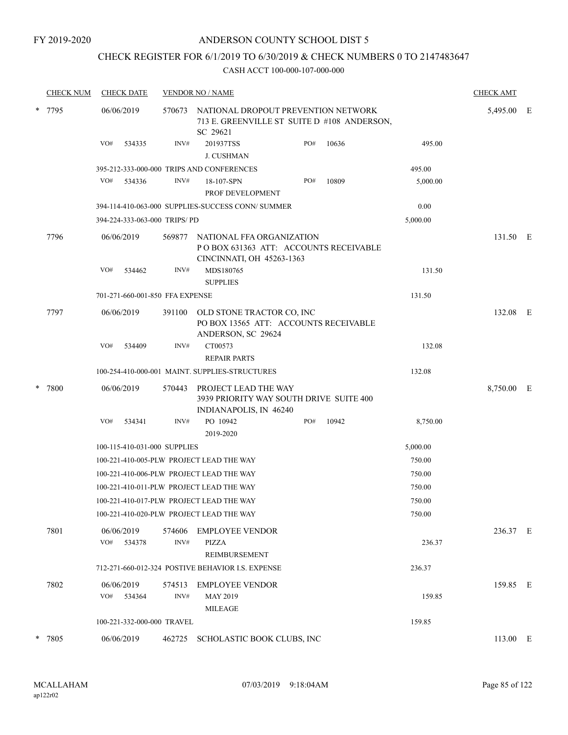FY 2019-2020

# ANDERSON COUNTY SCHOOL DIST 5

## CHECK REGISTER FOR 6/1/2019 TO 6/30/2019 & CHECK NUMBERS 0 TO 2147483647

CASH ACCT 100-000-107-000-000

| CHECK NUM | CHECK DATE | VENDOR NO / NAME | | | CHECK AMT |
|---|---|---|---|---|---|
| * 7795 | 06/06/2019 | 570673 NATIONAL DROPOUT PREVENTION NETWORK 713 E. GREENVILLE ST SUITE D #108 ANDERSON, SC 29621 | | | 5,495.00 E |
| | VO# 534335 | INV# 201937TSS J. CUSHMAN | PO# 10636 | 495.00 | |
| | 395-212-333-000-000 TRIPS AND CONFERENCES | | | 495.00 | |
| | VO# 534336 | INV# 18-107-SPN PROF DEVELOPMENT | PO# 10809 | 5,000.00 | |
| | 394-114-410-063-000 SUPPLIES-SUCCESS CONN/ SUMMER | | | 0.00 | |
| | 394-224-333-063-000 TRIPS/ PD | | | 5,000.00 | |
| 7796 | 06/06/2019 | 569877 NATIONAL FFA ORGANIZATION P O BOX 631363 ATT: ACCOUNTS RECEIVABLE CINCINNATI, OH 45263-1363 | | | 131.50 E |
| | VO# 534462 | INV# MDS180765 SUPPLIES | | 131.50 | |
| | 701-271-660-001-850 FFA EXPENSE | | | 131.50 | |
| 7797 | 06/06/2019 | 391100 OLD STONE TRACTOR CO, INC PO BOX 13565 ATT: ACCOUNTS RECEIVABLE ANDERSON, SC 29624 | | | 132.08 E |
| | VO# 534409 | INV# CT00573 REPAIR PARTS | | 132.08 | |
| | 100-254-410-000-001 MAINT. SUPPLIES-STRUCTURES | | | 132.08 | |
| * 7800 | 06/06/2019 | 570443 PROJECT LEAD THE WAY 3939 PRIORITY WAY SOUTH DRIVE SUITE 400 INDIANAPOLIS, IN 46240 | | | 8,750.00 E |
| | VO# 534341 | INV# PO 10942 2019-2020 | PO# 10942 | 8,750.00 | |
| | 100-115-410-031-000 SUPPLIES | | | 5,000.00 | |
| | 100-221-410-005-PLW PROJECT LEAD THE WAY | | | 750.00 | |
| | 100-221-410-006-PLW PROJECT LEAD THE WAY | | | 750.00 | |
| | 100-221-410-011-PLW PROJECT LEAD THE WAY | | | 750.00 | |
| | 100-221-410-017-PLW PROJECT LEAD THE WAY | | | 750.00 | |
| | 100-221-410-020-PLW PROJECT LEAD THE WAY | | | 750.00 | |
| 7801 | 06/06/2019 | 574606 EMPLOYEE VENDOR | | | 236.37 E |
| | VO# 534378 | INV# PIZZA REIMBURSEMENT | | 236.37 | |
| | 712-271-660-012-324 POSTIVE BEHAVIOR I.S. EXPENSE | | | 236.37 | |
| 7802 | 06/06/2019 | 574513 EMPLOYEE VENDOR | | | 159.85 E |
| | VO# 534364 | INV# MAY 2019 MILEAGE | | 159.85 | |
| | 100-221-332-000-000 TRAVEL | | | 159.85 | |
| * 7805 | 06/06/2019 | 462725 SCHOLASTIC BOOK CLUBS, INC | | | 113.00 E |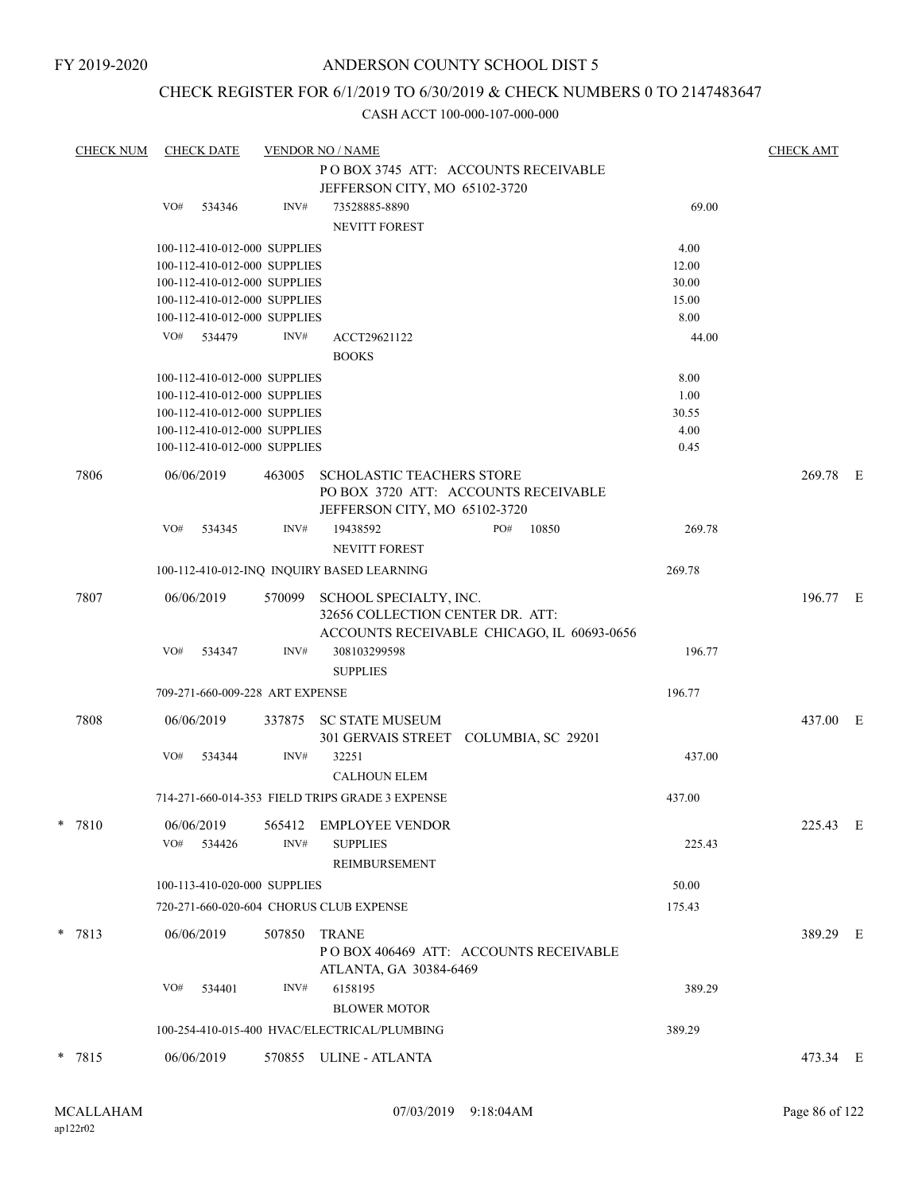FY 2019-2020

# ANDERSON COUNTY SCHOOL DIST 5

## CHECK REGISTER FOR 6/1/2019 TO 6/30/2019 & CHECK NUMBERS 0 TO 2147483647

CASH ACCT 100-000-107-000-000

| CHECK NUM | CHECK DATE | VENDOR NO / NAME | | CHECK AMT |
|---|---|---|---|---|
| | | P O BOX 3745 ATT: ACCOUNTS RECEIVABLE<br>JEFFERSON CITY, MO 65102-3720 | | |
| | VO# 534346 | INV# 73528885-8890<br>NEVITT FOREST | 69.00 | |
| | 100-112-410-012-000 SUPPLIES | | 4.00 | |
| | 100-112-410-012-000 SUPPLIES | | 12.00 | |
| | 100-112-410-012-000 SUPPLIES | | 30.00 | |
| | 100-112-410-012-000 SUPPLIES | | 15.00 | |
| | 100-112-410-012-000 SUPPLIES | | 8.00 | |
| | VO# 534479 | INV# ACCT29621122<br>BOOKS | 44.00 | |
| | 100-112-410-012-000 SUPPLIES | | 8.00 | |
| | 100-112-410-012-000 SUPPLIES | | 1.00 | |
| | 100-112-410-012-000 SUPPLIES | | 30.55 | |
| | 100-112-410-012-000 SUPPLIES | | 4.00 | |
| | 100-112-410-012-000 SUPPLIES | | 0.45 | |
| 7806 | 06/06/2019 | 463005 SCHOLASTIC TEACHERS STORE<br>PO BOX 3720 ATT: ACCOUNTS RECEIVABLE<br>JEFFERSON CITY, MO 65102-3720 | | 269.78 E |
| | VO# 534345 | INV# 19438592 PO# 10850<br>NEVITT FOREST | 269.78 | |
| | 100-112-410-012-INQ INQUIRY BASED LEARNING | | 269.78 | |
| 7807 | 06/06/2019 | 570099 SCHOOL SPECIALTY, INC.<br>32656 COLLECTION CENTER DR. ATT:<br>ACCOUNTS RECEIVABLE CHICAGO, IL 60693-0656 | | 196.77 E |
| | VO# 534347 | INV# 308103299598<br>SUPPLIES | 196.77 | |
| | 709-271-660-009-228 ART EXPENSE | | 196.77 | |
| 7808 | 06/06/2019 | 337875 SC STATE MUSEUM<br>301 GERVAIS STREET COLUMBIA, SC 29201 | | 437.00 E |
| | VO# 534344 | INV# 32251<br>CALHOUN ELEM | 437.00 | |
| | 714-271-660-014-353 FIELD TRIPS GRADE 3 EXPENSE | | 437.00 | |
| * 7810 | 06/06/2019 | 565412 EMPLOYEE VENDOR | | 225.43 E |
| | VO# 534426 | INV# SUPPLIES<br>REIMBURSEMENT | 225.43 | |
| | 100-113-410-020-000 SUPPLIES | | 50.00 | |
| | 720-271-660-020-604 CHORUS CLUB EXPENSE | | 175.43 | |
| * 7813 | 06/06/2019 | 507850 TRANE<br>P O BOX 406469 ATT: ACCOUNTS RECEIVABLE<br>ATLANTA, GA 30384-6469 | | 389.29 E |
| | VO# 534401 | INV# 6158195<br>BLOWER MOTOR | 389.29 | |
| | 100-254-410-015-400 HVAC/ELECTRICAL/PLUMBING | | 389.29 | |
| * 7815 | 06/06/2019 | 570855 ULINE - ATLANTA | | 473.34 E |

MCALLAHAM ap122r02 07/03/2019 9:18:04AM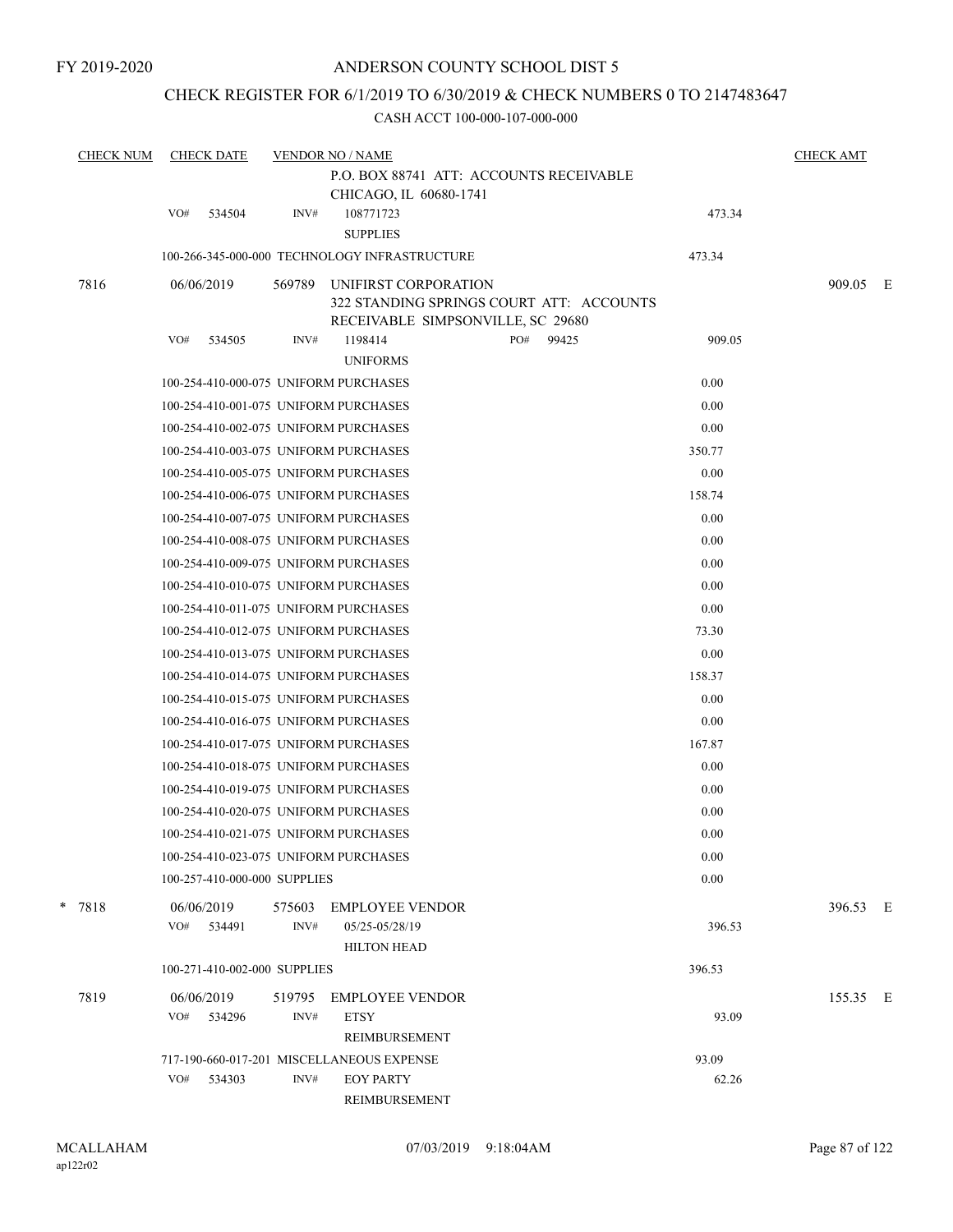FY 2019-2020

# ANDERSON COUNTY SCHOOL DIST 5

## CHECK REGISTER FOR 6/1/2019 TO 6/30/2019 & CHECK NUMBERS 0 TO 2147483647

CASH ACCT 100-000-107-000-000

| CHECK NUM | CHECK DATE | VENDOR NO / NAME | | CHECK AMT |
|---|---|---|---|---|
| | | P.O. BOX 88741 ATT: ACCOUNTS RECEIVABLE CHICAGO, IL 60680-1741 | | |
| | VO# 534504 | INV# 108771723 SUPPLIES | 473.34 | |
| | 100-266-345-000-000 TECHNOLOGY INFRASTRUCTURE | | 473.34 | |
| 7816 | 06/06/2019 | 569789 UNIFIRST CORPORATION 322 STANDING SPRINGS COURT ATT: ACCOUNTS RECEIVABLE SIMPSONVILLE, SC 29680 | | 909.05 E |
| | VO# 534505 | INV# 1198414 PO# 99425 UNIFORMS | 909.05 | |
| | 100-254-410-000-075 UNIFORM PURCHASES | | 0.00 | |
| | 100-254-410-001-075 UNIFORM PURCHASES | | 0.00 | |
| | 100-254-410-002-075 UNIFORM PURCHASES | | 0.00 | |
| | 100-254-410-003-075 UNIFORM PURCHASES | | 350.77 | |
| | 100-254-410-005-075 UNIFORM PURCHASES | | 0.00 | |
| | 100-254-410-006-075 UNIFORM PURCHASES | | 158.74 | |
| | 100-254-410-007-075 UNIFORM PURCHASES | | 0.00 | |
| | 100-254-410-008-075 UNIFORM PURCHASES | | 0.00 | |
| | 100-254-410-009-075 UNIFORM PURCHASES | | 0.00 | |
| | 100-254-410-010-075 UNIFORM PURCHASES | | 0.00 | |
| | 100-254-410-011-075 UNIFORM PURCHASES | | 0.00 | |
| | 100-254-410-012-075 UNIFORM PURCHASES | | 73.30 | |
| | 100-254-410-013-075 UNIFORM PURCHASES | | 0.00 | |
| | 100-254-410-014-075 UNIFORM PURCHASES | | 158.37 | |
| | 100-254-410-015-075 UNIFORM PURCHASES | | 0.00 | |
| | 100-254-410-016-075 UNIFORM PURCHASES | | 0.00 | |
| | 100-254-410-017-075 UNIFORM PURCHASES | | 167.87 | |
| | 100-254-410-018-075 UNIFORM PURCHASES | | 0.00 | |
| | 100-254-410-019-075 UNIFORM PURCHASES | | 0.00 | |
| | 100-254-410-020-075 UNIFORM PURCHASES | | 0.00 | |
| | 100-254-410-021-075 UNIFORM PURCHASES | | 0.00 | |
| | 100-254-410-023-075 UNIFORM PURCHASES | | 0.00 | |
| | 100-257-410-000-000 SUPPLIES | | 0.00 | |
| * 7818 | 06/06/2019 | 575603 EMPLOYEE VENDOR | | 396.53 E |
| | VO# 534491 | INV# 05/25-05/28/19 HILTON HEAD | 396.53 | |
| | 100-271-410-002-000 SUPPLIES | | 396.53 | |
| 7819 | 06/06/2019 | 519795 EMPLOYEE VENDOR | | 155.35 E |
| | VO# 534296 | INV# ETSY REIMBURSEMENT | 93.09 | |
| | 717-190-660-017-201 MISCELLANEOUS EXPENSE | | 93.09 | |
| | VO# 534303 | INV# EOY PARTY REIMBURSEMENT | 62.26 | |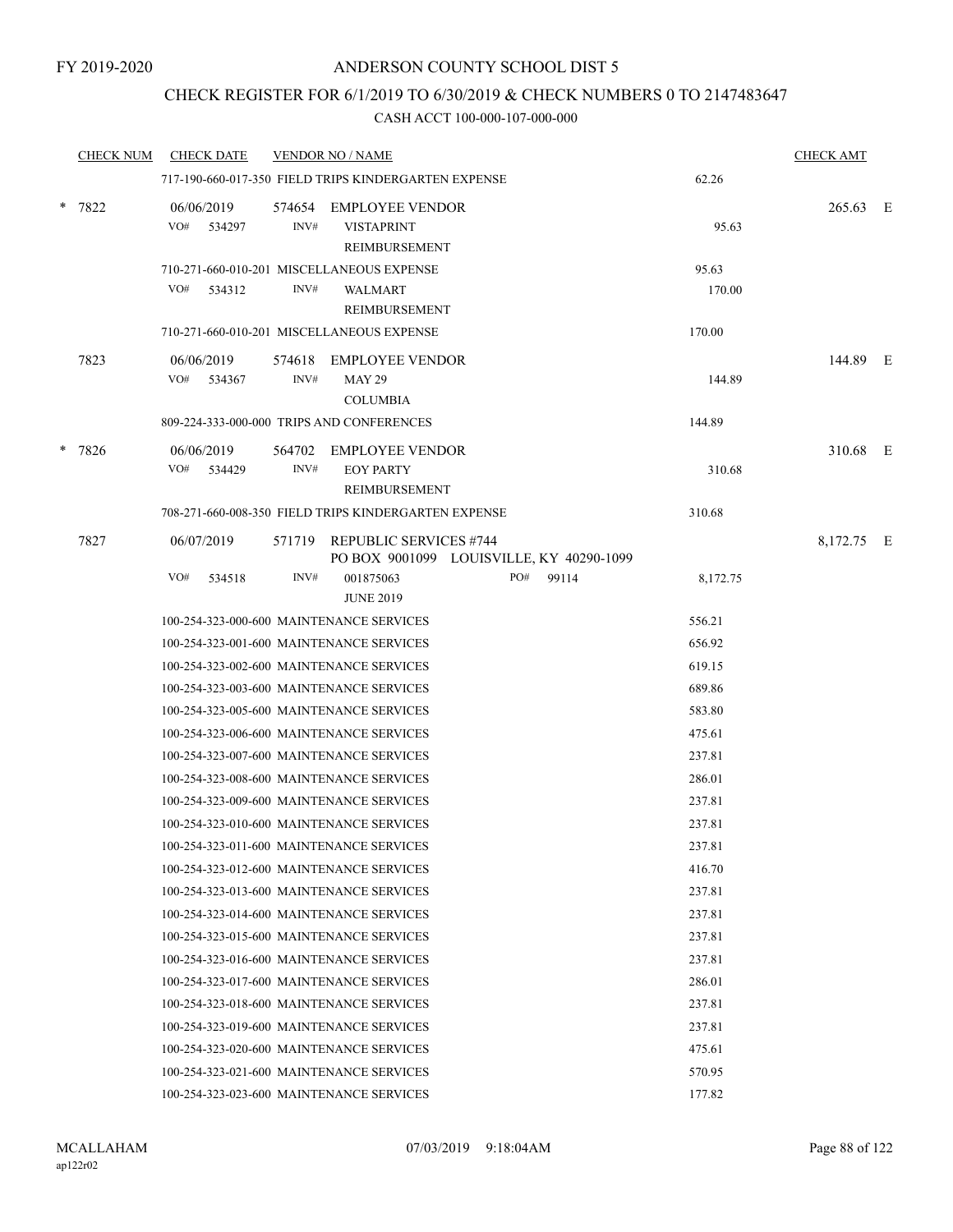FY 2019-2020

# ANDERSON COUNTY SCHOOL DIST 5

## CHECK REGISTER FOR 6/1/2019 TO 6/30/2019 & CHECK NUMBERS 0 TO 2147483647

### CASH ACCT 100-000-107-000-000

| CHECK NUM | CHECK DATE | VENDOR NO / NAME | | CHECK AMT | |
|---|---|---|---|---|---|
| | 717-190-660-017-350 FIELD TRIPS KINDERGARTEN EXPENSE | | 62.26 | | |
| * 7822 | 06/06/2019 | 574654 EMPLOYEE VENDOR | | 265.63 | E |
| | VO# 534297 | INV# VISTAPRINT REIMBURSEMENT | 95.63 | | |
| | 710-271-660-010-201 MISCELLANEOUS EXPENSE | | 95.63 | | |
| | VO# 534312 | INV# WALMART REIMBURSEMENT | 170.00 | | |
| | 710-271-660-010-201 MISCELLANEOUS EXPENSE | | 170.00 | | |
| 7823 | 06/06/2019 | 574618 EMPLOYEE VENDOR | | 144.89 | E |
| | VO# 534367 | INV# MAY 29 COLUMBIA | 144.89 | | |
| | 809-224-333-000-000 TRIPS AND CONFERENCES | | 144.89 | | |
| * 7826 | 06/06/2019 | 564702 EMPLOYEE VENDOR | | 310.68 | E |
| | VO# 534429 | INV# EOY PARTY REIMBURSEMENT | 310.68 | | |
| | 708-271-660-008-350 FIELD TRIPS KINDERGARTEN EXPENSE | | 310.68 | | |
| 7827 | 06/07/2019 | 571719 REPUBLIC SERVICES #744 PO BOX 9001099 LOUISVILLE, KY 40290-1099 | | 8,172.75 | E |
| | VO# 534518 | INV# 001875063 JUNE 2019 PO# 99114 | 8,172.75 | | |
| | 100-254-323-000-600 MAINTENANCE SERVICES | | 556.21 | | |
| | 100-254-323-001-600 MAINTENANCE SERVICES | | 656.92 | | |
| | 100-254-323-002-600 MAINTENANCE SERVICES | | 619.15 | | |
| | 100-254-323-003-600 MAINTENANCE SERVICES | | 689.86 | | |
| | 100-254-323-005-600 MAINTENANCE SERVICES | | 583.80 | | |
| | 100-254-323-006-600 MAINTENANCE SERVICES | | 475.61 | | |
| | 100-254-323-007-600 MAINTENANCE SERVICES | | 237.81 | | |
| | 100-254-323-008-600 MAINTENANCE SERVICES | | 286.01 | | |
| | 100-254-323-009-600 MAINTENANCE SERVICES | | 237.81 | | |
| | 100-254-323-010-600 MAINTENANCE SERVICES | | 237.81 | | |
| | 100-254-323-011-600 MAINTENANCE SERVICES | | 237.81 | | |
| | 100-254-323-012-600 MAINTENANCE SERVICES | | 416.70 | | |
| | 100-254-323-013-600 MAINTENANCE SERVICES | | 237.81 | | |
| | 100-254-323-014-600 MAINTENANCE SERVICES | | 237.81 | | |
| | 100-254-323-015-600 MAINTENANCE SERVICES | | 237.81 | | |
| | 100-254-323-016-600 MAINTENANCE SERVICES | | 237.81 | | |
| | 100-254-323-017-600 MAINTENANCE SERVICES | | 286.01 | | |
| | 100-254-323-018-600 MAINTENANCE SERVICES | | 237.81 | | |
| | 100-254-323-019-600 MAINTENANCE SERVICES | | 237.81 | | |
| | 100-254-323-020-600 MAINTENANCE SERVICES | | 475.61 | | |
| | 100-254-323-021-600 MAINTENANCE SERVICES | | 570.95 | | |
| | 100-254-323-023-600 MAINTENANCE SERVICES | | 177.82 | | |

MCALLAHAM
ap122r02
07/03/2019 9:18:04AM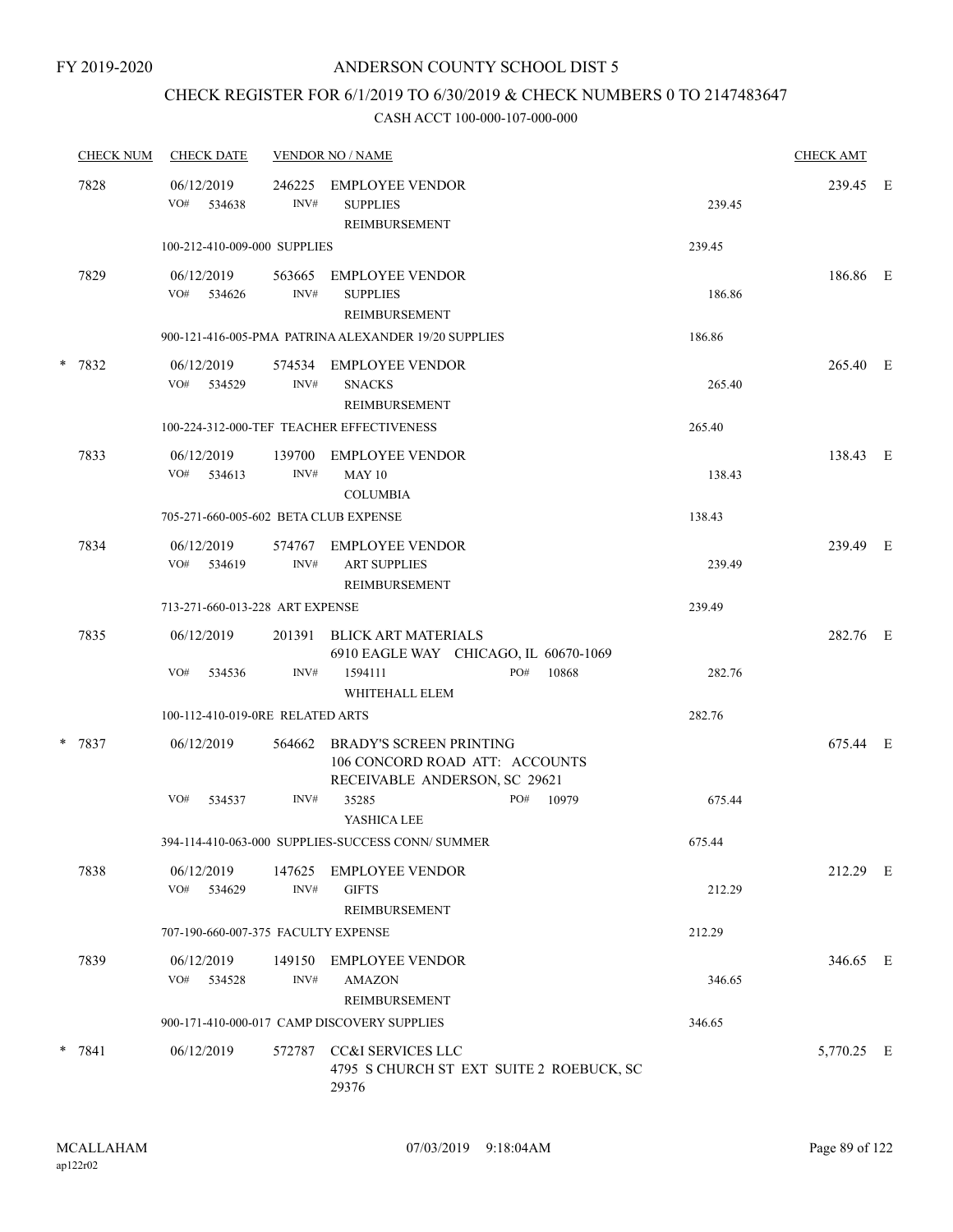FY 2019-2020

# ANDERSON COUNTY SCHOOL DIST 5

## CHECK REGISTER FOR 6/1/2019 TO 6/30/2019 & CHECK NUMBERS 0 TO 2147483647

### CASH ACCT 100-000-107-000-000

| CHECK NUM | CHECK DATE | VENDOR NO / NAME | | CHECK AMT | |
|---|---|---|---|---|---|
| 7828 | 06/12/2019 | 246225 EMPLOYEE VENDOR | | 239.45 | E |
| | VO# 534638 | INV# SUPPLIES REIMBURSEMENT | 239.45 | | |
| | 100-212-410-009-000 SUPPLIES | | 239.45 | | |
| 7829 | 06/12/2019 | 563665 EMPLOYEE VENDOR | | 186.86 | E |
| | VO# 534626 | INV# SUPPLIES REIMBURSEMENT | 186.86 | | |
| | 900-121-416-005-PMA PATRINA ALEXANDER 19/20 SUPPLIES | | 186.86 | | |
| * 7832 | 06/12/2019 | 574534 EMPLOYEE VENDOR | | 265.40 | E |
| | VO# 534529 | INV# SNACKS REIMBURSEMENT | 265.40 | | |
| | 100-224-312-000-TEF TEACHER EFFECTIVENESS | | 265.40 | | |
| 7833 | 06/12/2019 | 139700 EMPLOYEE VENDOR | | 138.43 | E |
| | VO# 534613 | INV# MAY 10 COLUMBIA | 138.43 | | |
| | 705-271-660-005-602 BETA CLUB EXPENSE | | 138.43 | | |
| 7834 | 06/12/2019 | 574767 EMPLOYEE VENDOR | | 239.49 | E |
| | VO# 534619 | INV# ART SUPPLIES REIMBURSEMENT | 239.49 | | |
| | 713-271-660-013-228 ART EXPENSE | | 239.49 | | |
| 7835 | 06/12/2019 | 201391 BLICK ART MATERIALS 6910 EAGLE WAY CHICAGO, IL 60670-1069 | | 282.76 | E |
| | VO# 534536 | INV# 1594111 PO# 10868 WHITEHALL ELEM | 282.76 | | |
| | 100-112-410-019-0RE RELATED ARTS | | 282.76 | | |
| * 7837 | 06/12/2019 | 564662 BRADY'S SCREEN PRINTING 106 CONCORD ROAD ATT: ACCOUNTS RECEIVABLE ANDERSON, SC 29621 | | 675.44 | E |
| | VO# 534537 | INV# 35285 PO# 10979 YASHICA LEE | 675.44 | | |
| | 394-114-410-063-000 SUPPLIES-SUCCESS CONN/ SUMMER | | 675.44 | | |
| 7838 | 06/12/2019 | 147625 EMPLOYEE VENDOR | | 212.29 | E |
| | VO# 534629 | INV# GIFTS REIMBURSEMENT | 212.29 | | |
| | 707-190-660-007-375 FACULTY EXPENSE | | 212.29 | | |
| 7839 | 06/12/2019 | 149150 EMPLOYEE VENDOR | | 346.65 | E |
| | VO# 534528 | INV# AMAZON REIMBURSEMENT | 346.65 | | |
| | 900-171-410-000-017 CAMP DISCOVERY SUPPLIES | | 346.65 | | |
| * 7841 | 06/12/2019 | 572787 CC&I SERVICES LLC 4795 S CHURCH ST EXT SUITE 2 ROEBUCK, SC 29376 | | 5,770.25 | E |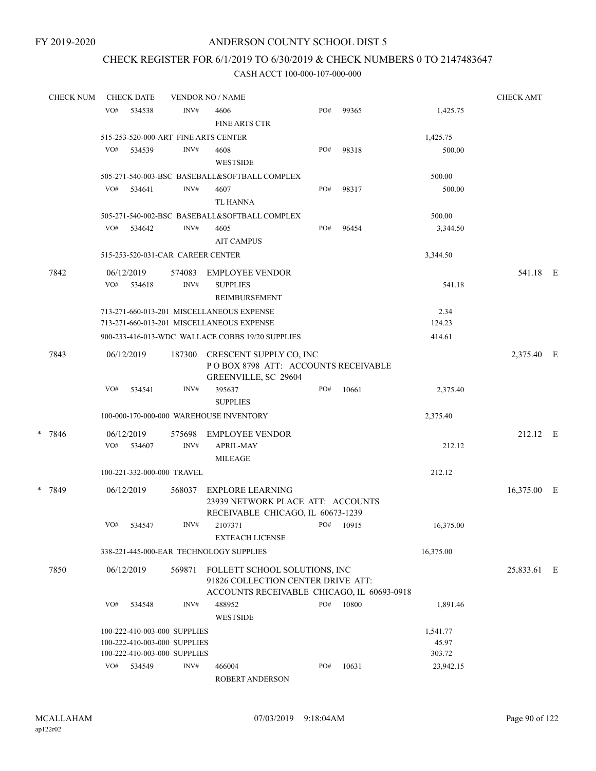FY 2019-2020

# ANDERSON COUNTY SCHOOL DIST 5

## CHECK REGISTER FOR 6/1/2019 TO 6/30/2019 & CHECK NUMBERS 0 TO 2147483647

### CASH ACCT 100-000-107-000-000

| CHECK NUM | CHECK DATE | VENDOR NO / NAME | | | | CHECK AMT |
|---|---|---|---|---|---|---|
| | VO# 534538 | INV# | 4606<br>FINE ARTS CTR | PO# 99365 | 1,425.75 | |
| | 515-253-520-000-ART FINE ARTS CENTER | | | | 1,425.75 | |
| | VO# 534539 | INV# | 4608<br>WESTSIDE | PO# 98318 | 500.00 | |
| | 505-271-540-003-BSC BASEBALL&SOFTBALL COMPLEX | | | | 500.00 | |
| | VO# 534641 | INV# | 4607<br>TL HANNA | PO# 98317 | 500.00 | |
| | 505-271-540-002-BSC BASEBALL&SOFTBALL COMPLEX | | | | 500.00 | |
| | VO# 534642 | INV# | 4605<br>AIT CAMPUS | PO# 96454 | 3,344.50 | |
| | 515-253-520-031-CAR CAREER CENTER | | | | 3,344.50 | |
| 7842 | 06/12/2019 | 574083 | EMPLOYEE VENDOR | | | 541.18 E |
| | VO# 534618 | INV# | SUPPLIES<br>REIMBURSEMENT | | 541.18 | |
| | 713-271-660-013-201 MISCELLANEOUS EXPENSE | | | | 2.34 | |
| | 713-271-660-013-201 MISCELLANEOUS EXPENSE | | | | 124.23 | |
| | 900-233-416-013-WDC WALLACE COBBS 19/20 SUPPLIES | | | | 414.61 | |
| 7843 | 06/12/2019 | 187300 | CRESCENT SUPPLY CO, INC<br>P O BOX 8798 ATT: ACCOUNTS RECEIVABLE<br>GREENVILLE, SC 29604 | | | 2,375.40 E |
| | VO# 534541 | INV# | 395637<br>SUPPLIES | PO# 10661 | 2,375.40 | |
| | 100-000-170-000-000 WAREHOUSE INVENTORY | | | | 2,375.40 | |
| * 7846 | 06/12/2019 | 575698 | EMPLOYEE VENDOR | | | 212.12 E |
| | VO# 534607 | INV# | APRIL-MAY<br>MILEAGE | | 212.12 | |
| | 100-221-332-000-000 TRAVEL | | | | 212.12 | |
| * 7849 | 06/12/2019 | 568037 | EXPLORE LEARNING<br>23939 NETWORK PLACE ATT: ACCOUNTS<br>RECEIVABLE CHICAGO, IL 60673-1239 | | | 16,375.00 E |
| | VO# 534547 | INV# | 2107371<br>EXTEACH LICENSE | PO# 10915 | 16,375.00 | |
| | 338-221-445-000-EAR TECHNOLOGY SUPPLIES | | | | 16,375.00 | |
| 7850 | 06/12/2019 | 569871 | FOLLETT SCHOOL SOLUTIONS, INC<br>91826 COLLECTION CENTER DRIVE ATT:<br>ACCOUNTS RECEIVABLE CHICAGO, IL 60693-0918 | | | 25,833.61 E |
| | VO# 534548 | INV# | 488952<br>WESTSIDE | PO# 10800 | 1,891.46 | |
| | 100-222-410-003-000 SUPPLIES | | | | 1,541.77 | |
| | 100-222-410-003-000 SUPPLIES | | | | 45.97 | |
| | 100-222-410-003-000 SUPPLIES | | | | 303.72 | |
| | VO# 534549 | INV# | 466004<br>ROBERT ANDERSON | PO# 10631 | 23,942.15 | |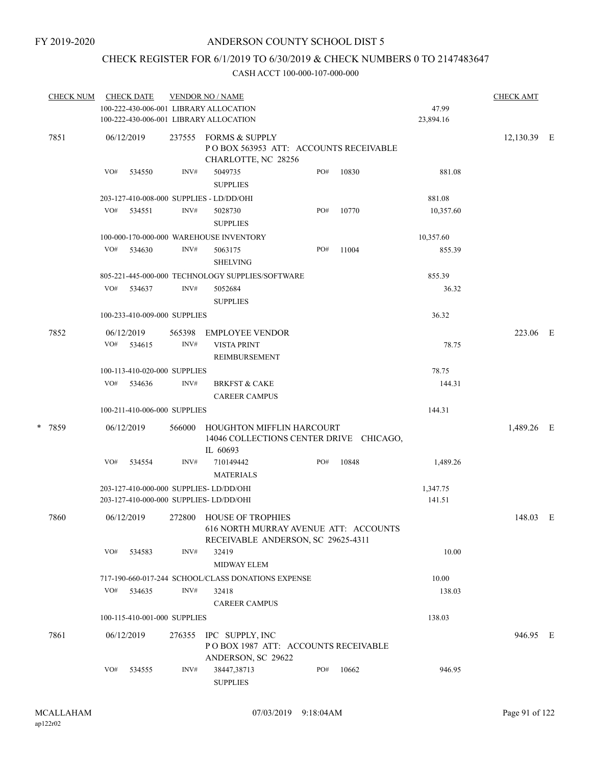FY 2019-2020

# ANDERSON COUNTY SCHOOL DIST 5

## CHECK REGISTER FOR 6/1/2019 TO 6/30/2019 & CHECK NUMBERS 0 TO 2147483647

### CASH ACCT 100-000-107-000-000

| CHECK NUM | CHECK DATE | VENDOR NO / NAME | | | CHECK AMT |
|---|---|---|---|---|---|
| | 100-222-430-006-001 LIBRARY ALLOCATION | | | 47.99 | |
| | 100-222-430-006-001 LIBRARY ALLOCATION | | | 23,894.16 | |
| 7851 | 06/12/2019 | 237555 FORMS & SUPPLY<br>P O BOX 563953 ATT: ACCOUNTS RECEIVABLE<br>CHARLOTTE, NC 28256 | | | 12,130.39 E |
| | VO# 534550 | INV# 5049735<br>SUPPLIES | PO# 10830 | 881.08 | |
| | 203-127-410-008-000 SUPPLIES - LD/DD/OHI | | | 881.08 | |
| | VO# 534551 | INV# 5028730<br>SUPPLIES | PO# 10770 | 10,357.60 | |
| | 100-000-170-000-000 WAREHOUSE INVENTORY | | | 10,357.60 | |
| | VO# 534630 | INV# 5063175<br>SHELVING | PO# 11004 | 855.39 | |
| | 805-221-445-000-000 TECHNOLOGY SUPPLIES/SOFTWARE | | | 855.39 | |
| | VO# 534637 | INV# 5052684<br>SUPPLIES | | 36.32 | |
| | 100-233-410-009-000 SUPPLIES | | | 36.32 | |
| 7852 | 06/12/2019 | 565398 EMPLOYEE VENDOR | | | 223.06 E |
| | VO# 534615 | INV# VISTA PRINT<br>REIMBURSEMENT | | 78.75 | |
| | 100-113-410-020-000 SUPPLIES | | | 78.75 | |
| | VO# 534636 | INV# BRKFST & CAKE<br>CAREER CAMPUS | | 144.31 | |
| | 100-211-410-006-000 SUPPLIES | | | 144.31 | |
| * 7859 | 06/12/2019 | 566000 HOUGHTON MIFFLIN HARCOURT<br>14046 COLLECTIONS CENTER DRIVE CHICAGO, IL 60693 | | | 1,489.26 E |
| | VO# 534554 | INV# 710149442<br>MATERIALS | PO# 10848 | 1,489.26 | |
| | 203-127-410-000-000 SUPPLIES- LD/DD/OHI | | | 1,347.75 | |
| | 203-127-410-000-000 SUPPLIES- LD/DD/OHI | | | 141.51 | |
| 7860 | 06/12/2019 | 272800 HOUSE OF TROPHIES<br>616 NORTH MURRAY AVENUE ATT: ACCOUNTS RECEIVABLE ANDERSON, SC 29625-4311 | | | 148.03 E |
| | VO# 534583 | INV# 32419<br>MIDWAY ELEM | | 10.00 | |
| | 717-190-660-017-244 SCHOOL/CLASS DONATIONS EXPENSE | | | 10.00 | |
| | VO# 534635 | INV# 32418<br>CAREER CAMPUS | | 138.03 | |
| | 100-115-410-001-000 SUPPLIES | | | 138.03 | |
| 7861 | 06/12/2019 | 276355 IPC SUPPLY, INC<br>P O BOX 1987 ATT: ACCOUNTS RECEIVABLE<br>ANDERSON, SC 29622 | | | 946.95 E |
| | VO# 534555 | INV# 38447,38713<br>SUPPLIES | PO# 10662 | 946.95 | |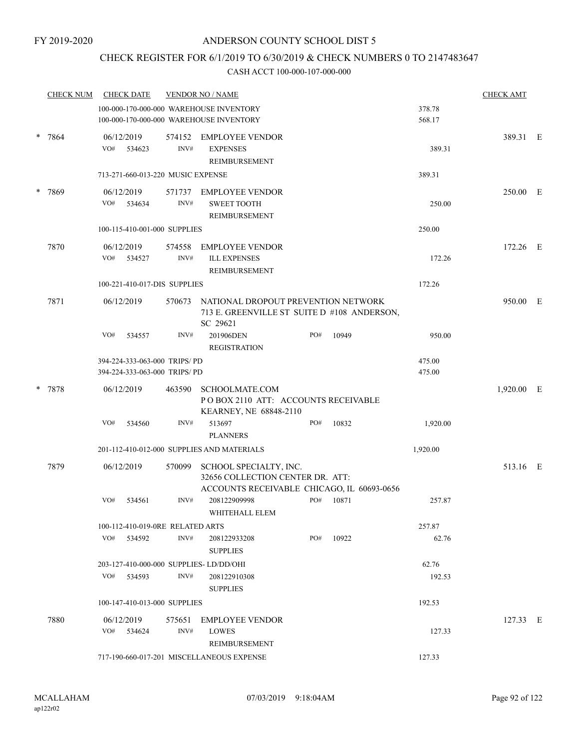FY 2019-2020

# ANDERSON COUNTY SCHOOL DIST 5

## CHECK REGISTER FOR 6/1/2019 TO 6/30/2019 & CHECK NUMBERS 0 TO 2147483647

### CASH ACCT 100-000-107-000-000

| CHECK NUM | CHECK DATE | VENDOR NO / NAME | | | CHECK AMT | |
|---|---|---|---|---|---|---|
| | 100-000-170-000-000 WAREHOUSE INVENTORY | | | 378.78 | | |
| | 100-000-170-000-000 WAREHOUSE INVENTORY | | | 568.17 | | |
| * 7864 | 06/12/2019 | 574152 EMPLOYEE VENDOR | | | 389.31 | E |
| | VO# 534623 | INV# EXPENSES REIMBURSEMENT | | 389.31 | | |
| | 713-271-660-013-220 MUSIC EXPENSE | | | 389.31 | | |
| * 7869 | 06/12/2019 | 571737 EMPLOYEE VENDOR | | | 250.00 | E |
| | VO# 534634 | INV# SWEET TOOTH REIMBURSEMENT | | 250.00 | | |
| | 100-115-410-001-000 SUPPLIES | | | 250.00 | | |
| 7870 | 06/12/2019 | 574558 EMPLOYEE VENDOR | | | 172.26 | E |
| | VO# 534527 | INV# ILL EXPENSES REIMBURSEMENT | | 172.26 | | |
| | 100-221-410-017-DIS SUPPLIES | | | 172.26 | | |
| 7871 | 06/12/2019 | 570673 NATIONAL DROPOUT PREVENTION NETWORK 713 E. GREENVILLE ST SUITE D #108 ANDERSON, SC 29621 | | | 950.00 | E |
| | VO# 534557 | INV# 201906DEN REGISTRATION | PO# 10949 | 950.00 | | |
| | 394-224-333-063-000 TRIPS/ PD | | | 475.00 | | |
| | 394-224-333-063-000 TRIPS/ PD | | | 475.00 | | |
| * 7878 | 06/12/2019 | 463590 SCHOOLMATE.COM P O BOX 2110 ATT: ACCOUNTS RECEIVABLE KEARNEY, NE 68848-2110 | | | 1,920.00 | E |
| | VO# 534560 | INV# 513697 PLANNERS | PO# 10832 | 1,920.00 | | |
| | 201-112-410-012-000 SUPPLIES AND MATERIALS | | | 1,920.00 | | |
| 7879 | 06/12/2019 | 570099 SCHOOL SPECIALTY, INC. 32656 COLLECTION CENTER DR. ATT: ACCOUNTS RECEIVABLE CHICAGO, IL 60693-0656 | | | 513.16 | E |
| | VO# 534561 | INV# 208122909998 WHITEHALL ELEM | PO# 10871 | 257.87 | | |
| | 100-112-410-019-0RE RELATED ARTS | | | 257.87 | | |
| | VO# 534592 | INV# 208122933208 SUPPLIES | PO# 10922 | 62.76 | | |
| | 203-127-410-000-000 SUPPLIES- LD/DD/OHI | | | 62.76 | | |
| | VO# 534593 | INV# 208122910308 SUPPLIES | | 192.53 | | |
| | 100-147-410-013-000 SUPPLIES | | | 192.53 | | |
| 7880 | 06/12/2019 | 575651 EMPLOYEE VENDOR | | | 127.33 | E |
| | VO# 534624 | INV# LOWES REIMBURSEMENT | | 127.33 | | |
| | 717-190-660-017-201 MISCELLANEOUS EXPENSE | | | 127.33 | | |

MCALLAHAM ap122r02 07/03/2019 9:18:04AM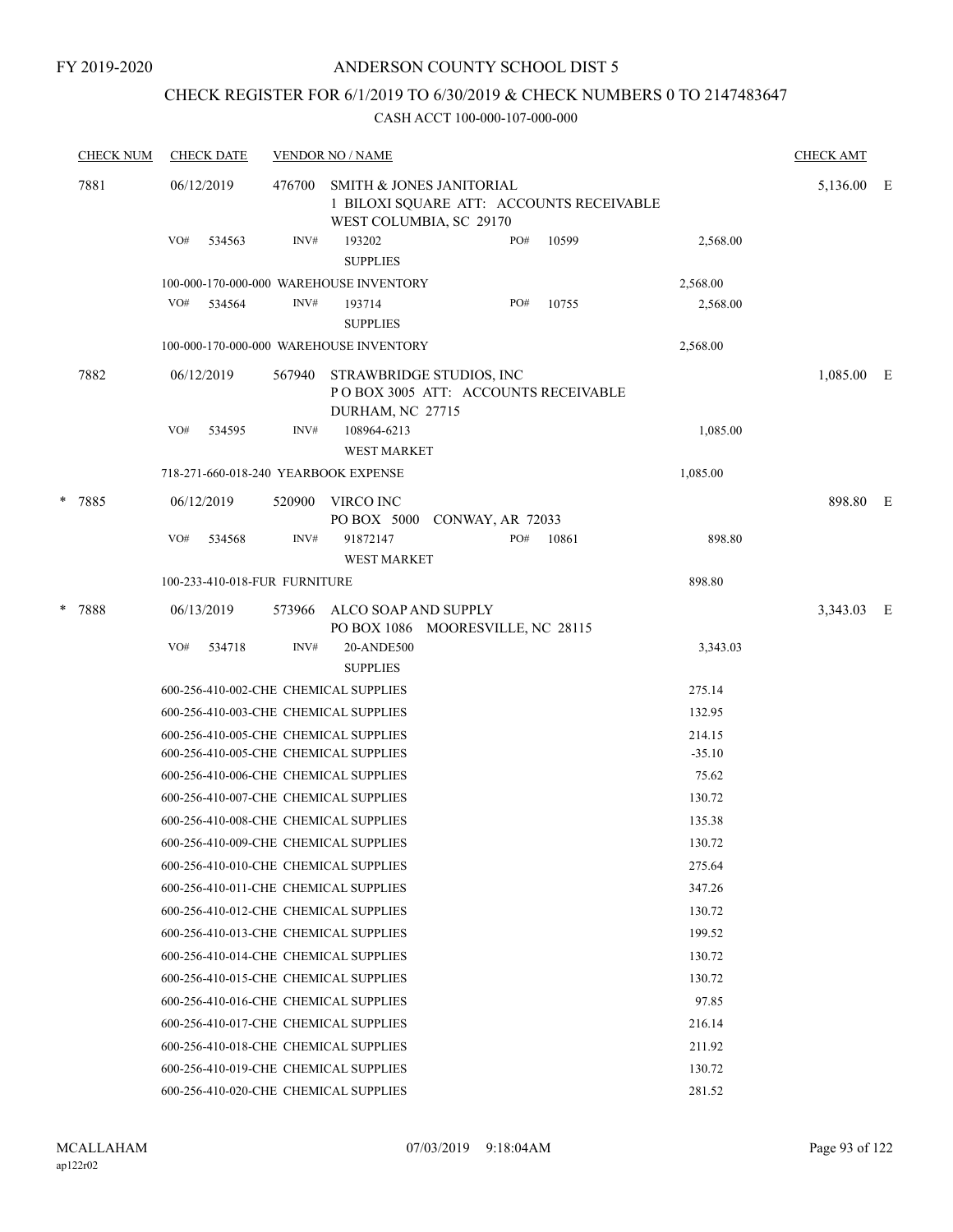FY 2019-2020

# ANDERSON COUNTY SCHOOL DIST 5

## CHECK REGISTER FOR 6/1/2019 TO 6/30/2019 & CHECK NUMBERS 0 TO 2147483647

CASH ACCT 100-000-107-000-000

| CHECK NUM | CHECK DATE | VENDOR NO / NAME | | | CHECK AMT |
|---|---|---|---|---|---|
| 7881 | 06/12/2019 | 476700 SMITH & JONES JANITORIAL 1 BILOXI SQUARE ATT: ACCOUNTS RECEIVABLE WEST COLUMBIA, SC 29170 | | | 5,136.00 E |
| | VO# 534563 | INV# 193202 SUPPLIES | PO# 10599 | 2,568.00 | |
| | 100-000-170-000-000 WAREHOUSE INVENTORY | | | 2,568.00 | |
| | VO# 534564 | INV# 193714 SUPPLIES | PO# 10755 | 2,568.00 | |
| | 100-000-170-000-000 WAREHOUSE INVENTORY | | | 2,568.00 | |
| 7882 | 06/12/2019 | 567940 STRAWBRIDGE STUDIOS, INC P O BOX 3005 ATT: ACCOUNTS RECEIVABLE DURHAM, NC 27715 | | | 1,085.00 E |
| | VO# 534595 | INV# 108964-6213 WEST MARKET | | 1,085.00 | |
| | 718-271-660-018-240 YEARBOOK EXPENSE | | | 1,085.00 | |
| * 7885 | 06/12/2019 | 520900 VIRCO INC PO BOX 5000 CONWAY, AR 72033 | | | 898.80 E |
| | VO# 534568 | INV# 91872147 WEST MARKET | PO# 10861 | 898.80 | |
| | 100-233-410-018-FUR FURNITURE | | | 898.80 | |
| * 7888 | 06/13/2019 | 573966 ALCO SOAP AND SUPPLY PO BOX 1086 MOORESVILLE, NC 28115 | | | 3,343.03 E |
| | VO# 534718 | INV# 20-ANDE500 SUPPLIES | | 3,343.03 | |
| | 600-256-410-002-CHE CHEMICAL SUPPLIES | | | 275.14 | |
| | 600-256-410-003-CHE CHEMICAL SUPPLIES | | | 132.95 | |
| | 600-256-410-005-CHE CHEMICAL SUPPLIES | | | 214.15 | |
| | 600-256-410-005-CHE CHEMICAL SUPPLIES | | | -35.10 | |
| | 600-256-410-006-CHE CHEMICAL SUPPLIES | | | 75.62 | |
| | 600-256-410-007-CHE CHEMICAL SUPPLIES | | | 130.72 | |
| | 600-256-410-008-CHE CHEMICAL SUPPLIES | | | 135.38 | |
| | 600-256-410-009-CHE CHEMICAL SUPPLIES | | | 130.72 | |
| | 600-256-410-010-CHE CHEMICAL SUPPLIES | | | 275.64 | |
| | 600-256-410-011-CHE CHEMICAL SUPPLIES | | | 347.26 | |
| | 600-256-410-012-CHE CHEMICAL SUPPLIES | | | 130.72 | |
| | 600-256-410-013-CHE CHEMICAL SUPPLIES | | | 199.52 | |
| | 600-256-410-014-CHE CHEMICAL SUPPLIES | | | 130.72 | |
| | 600-256-410-015-CHE CHEMICAL SUPPLIES | | | 130.72 | |
| | 600-256-410-016-CHE CHEMICAL SUPPLIES | | | 97.85 | |
| | 600-256-410-017-CHE CHEMICAL SUPPLIES | | | 216.14 | |
| | 600-256-410-018-CHE CHEMICAL SUPPLIES | | | 211.92 | |
| | 600-256-410-019-CHE CHEMICAL SUPPLIES | | | 130.72 | |
| | 600-256-410-020-CHE CHEMICAL SUPPLIES | | | 281.52 | |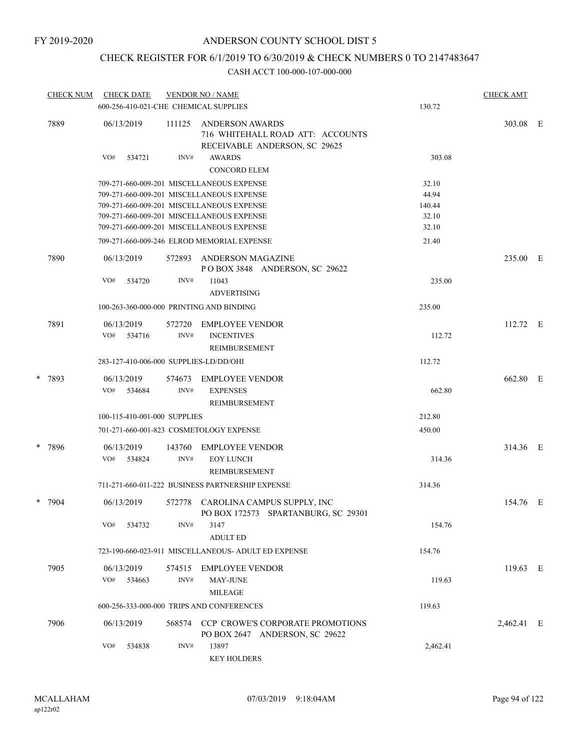FY 2019-2020

# ANDERSON COUNTY SCHOOL DIST 5

## CHECK REGISTER FOR 6/1/2019 TO 6/30/2019 & CHECK NUMBERS 0 TO 2147483647

### CASH ACCT 100-000-107-000-000

| CHECK NUM | CHECK DATE | VENDOR NO / NAME | | CHECK AMT | |
|---|---|---|---|---|---|
| | 600-256-410-021-CHE CHEMICAL SUPPLIES | | 130.72 | | |
| 7889 | 06/13/2019 | 111125 ANDERSON AWARDS 716 WHITEHALL ROAD ATT: ACCOUNTS RECEIVABLE ANDERSON, SC 29625 | | 303.08 | E |
| | VO# 534721 INV# | AWARDS CONCORD ELEM | 303.08 | | |
| | 709-271-660-009-201 MISCELLANEOUS EXPENSE | | 32.10 | | |
| | 709-271-660-009-201 MISCELLANEOUS EXPENSE | | 44.94 | | |
| | 709-271-660-009-201 MISCELLANEOUS EXPENSE | | 140.44 | | |
| | 709-271-660-009-201 MISCELLANEOUS EXPENSE | | 32.10 | | |
| | 709-271-660-009-201 MISCELLANEOUS EXPENSE | | 32.10 | | |
| | 709-271-660-009-246 ELROD MEMORIAL EXPENSE | | 21.40 | | |
| 7890 | 06/13/2019 | 572893 ANDERSON MAGAZINE P O BOX 3848 ANDERSON, SC 29622 | | 235.00 | E |
| | VO# 534720 INV# | 11043 ADVERTISING | 235.00 | | |
| | 100-263-360-000-000 PRINTING AND BINDING | | 235.00 | | |
| 7891 | 06/13/2019 | 572720 EMPLOYEE VENDOR | | 112.72 | E |
| | VO# 534716 INV# | INCENTIVES REIMBURSEMENT | 112.72 | | |
| | 283-127-410-006-000 SUPPLIES-LD/DD/OHI | | 112.72 | | |
| * 7893 | 06/13/2019 | 574673 EMPLOYEE VENDOR | | 662.80 | E |
| | VO# 534684 INV# | EXPENSES REIMBURSEMENT | 662.80 | | |
| | 100-115-410-001-000 SUPPLIES | | 212.80 | | |
| | 701-271-660-001-823 COSMETOLOGY EXPENSE | | 450.00 | | |
| * 7896 | 06/13/2019 | 143760 EMPLOYEE VENDOR | | 314.36 | E |
| | VO# 534824 INV# | EOY LUNCH REIMBURSEMENT | 314.36 | | |
| | 711-271-660-011-222 BUSINESS PARTNERSHIP EXPENSE | | 314.36 | | |
| * 7904 | 06/13/2019 | 572778 CAROLINA CAMPUS SUPPLY, INC PO BOX 172573 SPARTANBURG, SC 29301 | | 154.76 | E |
| | VO# 534732 INV# | 3147 ADULT ED | 154.76 | | |
| | 723-190-660-023-911 MISCELLANEOUS- ADULT ED EXPENSE | | 154.76 | | |
| 7905 | 06/13/2019 | 574515 EMPLOYEE VENDOR | | 119.63 | E |
| | VO# 534663 INV# | MAY-JUNE MILEAGE | 119.63 | | |
| | 600-256-333-000-000 TRIPS AND CONFERENCES | | 119.63 | | |
| 7906 | 06/13/2019 | 568574 CCP CROWE'S CORPORATE PROMOTIONS PO BOX 2647 ANDERSON, SC 29622 | | 2,462.41 | E |
| | VO# 534838 INV# | 13897 KEY HOLDERS | 2,462.41 | | |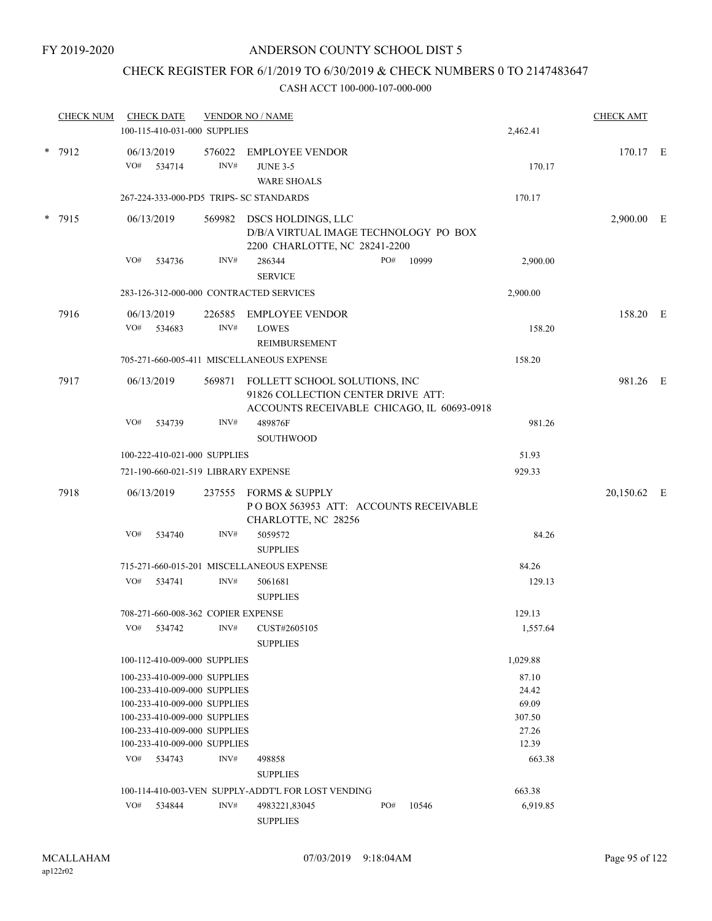FY 2019-2020

# ANDERSON COUNTY SCHOOL DIST 5

## CHECK REGISTER FOR 6/1/2019 TO 6/30/2019 & CHECK NUMBERS 0 TO 2147483647

### CASH ACCT 100-000-107-000-000

| CHECK NUM | CHECK DATE | VENDOR NO / NAME | | CHECK AMT | |
|---|---|---|---|---|---|
| | 100-115-410-031-000 SUPPLIES | | 2,462.41 | | |
| * 7912 | 06/13/2019 | 576022 EMPLOYEE VENDOR | | 170.17 | E |
| | VO# 534714 | INV# JUNE 3-5<br>WARE SHOALS | 170.17 | | |
| | 267-224-333-000-PD5 TRIPS- SC STANDARDS | | 170.17 | | |
| * 7915 | 06/13/2019 | 569982 DSCS HOLDINGS, LLC<br>D/B/A VIRTUAL IMAGE TECHNOLOGY PO BOX 2200 CHARLOTTE, NC 28241-2200 | | 2,900.00 | E |
| | VO# 534736 | INV# 286344 PO# 10999<br>SERVICE | 2,900.00 | | |
| | 283-126-312-000-000 CONTRACTED SERVICES | | 2,900.00 | | |
| 7916 | 06/13/2019 | 226585 EMPLOYEE VENDOR | | 158.20 | E |
| | VO# 534683 | INV# LOWES<br>REIMBURSEMENT | 158.20 | | |
| | 705-271-660-005-411 MISCELLANEOUS EXPENSE | | 158.20 | | |
| 7917 | 06/13/2019 | 569871 FOLLETT SCHOOL SOLUTIONS, INC<br>91826 COLLECTION CENTER DRIVE ATT: ACCOUNTS RECEIVABLE CHICAGO, IL 60693-0918 | | 981.26 | E |
| | VO# 534739 | INV# 489876F<br>SOUTHWOOD | 981.26 | | |
| | 100-222-410-021-000 SUPPLIES | | 51.93 | | |
| | 721-190-660-021-519 LIBRARY EXPENSE | | 929.33 | | |
| 7918 | 06/13/2019 | 237555 FORMS & SUPPLY<br>P O BOX 563953 ATT: ACCOUNTS RECEIVABLE CHARLOTTE, NC 28256 | | 20,150.62 | E |
| | VO# 534740 | INV# 5059572<br>SUPPLIES | 84.26 | | |
| | 715-271-660-015-201 MISCELLANEOUS EXPENSE | | 84.26 | | |
| | VO# 534741 | INV# 5061681<br>SUPPLIES | 129.13 | | |
| | 708-271-660-008-362 COPIER EXPENSE | | 129.13 | | |
| | VO# 534742 | INV# CUST#2605105<br>SUPPLIES | 1,557.64 | | |
| | 100-112-410-009-000 SUPPLIES | | 1,029.88 | | |
| | 100-233-410-009-000 SUPPLIES | | 87.10 | | |
| | 100-233-410-009-000 SUPPLIES | | 24.42 | | |
| | 100-233-410-009-000 SUPPLIES | | 69.09 | | |
| | 100-233-410-009-000 SUPPLIES | | 307.50 | | |
| | 100-233-410-009-000 SUPPLIES | | 27.26 | | |
| | 100-233-410-009-000 SUPPLIES | | 12.39 | | |
| | VO# 534743 | INV# 498858<br>SUPPLIES | 663.38 | | |
| | 100-114-410-003-VEN SUPPLY-ADDT'L FOR LOST VENDING | | 663.38 | | |
| | VO# 534844 | INV# 4983221,83045 PO# 10546<br>SUPPLIES | 6,919.85 | | |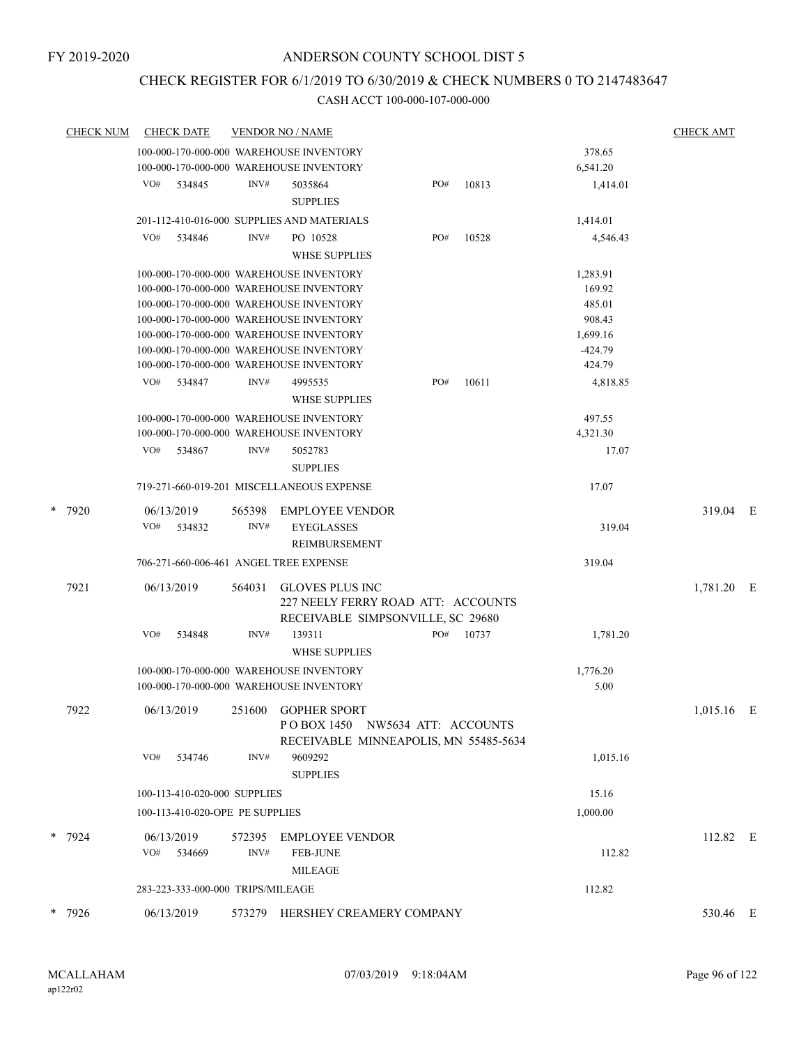FY 2019-2020

# ANDERSON COUNTY SCHOOL DIST 5

## CHECK REGISTER FOR 6/1/2019 TO 6/30/2019 & CHECK NUMBERS 0 TO 2147483647

### CASH ACCT 100-000-107-000-000

| CHECK NUM | CHECK DATE | VENDOR NO / NAME | | CHECK AMT | |
|---|---|---|---|---|---|
| | 100-000-170-000-000 WAREHOUSE INVENTORY | | 378.65 | | |
| | 100-000-170-000-000 WAREHOUSE INVENTORY | | 6,541.20 | | |
| | VO# 534845 | INV# 5035864 SUPPLIES PO# 10813 | 1,414.01 | | |
| | 201-112-410-016-000 SUPPLIES AND MATERIALS | | 1,414.01 | | |
| | VO# 534846 | INV# PO 10528 WHSE SUPPLIES PO# 10528 | 4,546.43 | | |
| | 100-000-170-000-000 WAREHOUSE INVENTORY | | 1,283.91 | | |
| | 100-000-170-000-000 WAREHOUSE INVENTORY | | 169.92 | | |
| | 100-000-170-000-000 WAREHOUSE INVENTORY | | 485.01 | | |
| | 100-000-170-000-000 WAREHOUSE INVENTORY | | 908.43 | | |
| | 100-000-170-000-000 WAREHOUSE INVENTORY | | 1,699.16 | | |
| | 100-000-170-000-000 WAREHOUSE INVENTORY | | -424.79 | | |
| | 100-000-170-000-000 WAREHOUSE INVENTORY | | 424.79 | | |
| | VO# 534847 | INV# 4995535 WHSE SUPPLIES PO# 10611 | 4,818.85 | | |
| | 100-000-170-000-000 WAREHOUSE INVENTORY | | 497.55 | | |
| | 100-000-170-000-000 WAREHOUSE INVENTORY | | 4,321.30 | | |
| | VO# 534867 | INV# 5052783 SUPPLIES | 17.07 | | |
| | 719-271-660-019-201 MISCELLANEOUS EXPENSE | | 17.07 | | |
| * 7920 | 06/13/2019 | 565398 EMPLOYEE VENDOR | | 319.04 | E |
| | VO# 534832 | INV# EYEGLASSES REIMBURSEMENT | 319.04 | | |
| | 706-271-660-006-461 ANGEL TREE EXPENSE | | 319.04 | | |
| 7921 | 06/13/2019 | 564031 GLOVES PLUS INC 227 NEELY FERRY ROAD ATT: ACCOUNTS RECEIVABLE SIMPSONVILLE, SC 29680 | | 1,781.20 | E |
| | VO# 534848 | INV# 139311 WHSE SUPPLIES PO# 10737 | 1,781.20 | | |
| | 100-000-170-000-000 WAREHOUSE INVENTORY | | 1,776.20 | | |
| | 100-000-170-000-000 WAREHOUSE INVENTORY | | 5.00 | | |
| 7922 | 06/13/2019 | 251600 GOPHER SPORT P O BOX 1450 NW5634 ATT: ACCOUNTS RECEIVABLE MINNEAPOLIS, MN 55485-5634 | | 1,015.16 | E |
| | VO# 534746 | INV# 9609292 SUPPLIES | 1,015.16 | | |
| | 100-113-410-020-000 SUPPLIES | | 15.16 | | |
| | 100-113-410-020-OPE PE SUPPLIES | | 1,000.00 | | |
| * 7924 | 06/13/2019 | 572395 EMPLOYEE VENDOR | | 112.82 | E |
| | VO# 534669 | INV# FEB-JUNE MILEAGE | 112.82 | | |
| | 283-223-333-000-000 TRIPS/MILEAGE | | 112.82 | | |
| * 7926 | 06/13/2019 | 573279 HERSHEY CREAMERY COMPANY | | 530.46 | E |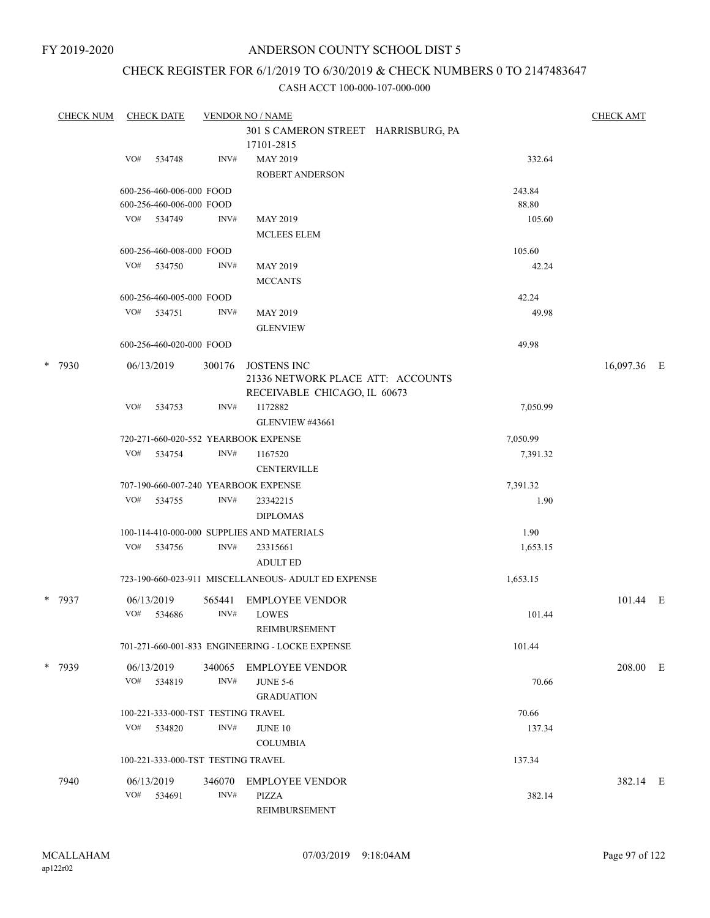FY 2019-2020

# ANDERSON COUNTY SCHOOL DIST 5

## CHECK REGISTER FOR 6/1/2019 TO 6/30/2019 & CHECK NUMBERS 0 TO 2147483647

CASH ACCT 100-000-107-000-000

| CHECK NUM | CHECK DATE | VENDOR NO / NAME | | CHECK AMT | |
|---|---|---|---|---|---|
| | | 301 S CAMERON STREET HARRISBURG, PA 17101-2815 | | | |
| | VO# 534748 | INV# MAY 2019 ROBERT ANDERSON | 332.64 | | |
| | 600-256-460-006-000 FOOD | | 243.84 | | |
| | 600-256-460-006-000 FOOD | | 88.80 | | |
| | VO# 534749 | INV# MAY 2019 MCLEES ELEM | 105.60 | | |
| | 600-256-460-008-000 FOOD | | 105.60 | | |
| | VO# 534750 | INV# MAY 2019 MCCANTS | 42.24 | | |
| | 600-256-460-005-000 FOOD | | 42.24 | | |
| | VO# 534751 | INV# MAY 2019 GLENVIEW | 49.98 | | |
| | 600-256-460-020-000 FOOD | | 49.98 | | |
| * 7930 | 06/13/2019 | 300176 JOSTENS INC 21336 NETWORK PLACE ATT: ACCOUNTS RECEIVABLE CHICAGO, IL 60673 | | 16,097.36 | E |
| | VO# 534753 | INV# 1172882 GLENVIEW #43661 | 7,050.99 | | |
| | 720-271-660-020-552 YEARBOOK EXPENSE | | 7,050.99 | | |
| | VO# 534754 | INV# 1167520 CENTERVILLE | 7,391.32 | | |
| | 707-190-660-007-240 YEARBOOK EXPENSE | | 7,391.32 | | |
| | VO# 534755 | INV# 23342215 DIPLOMAS | 1.90 | | |
| | 100-114-410-000-000 SUPPLIES AND MATERIALS | | 1.90 | | |
| | VO# 534756 | INV# 23315661 ADULT ED | 1,653.15 | | |
| | 723-190-660-023-911 MISCELLANEOUS- ADULT ED EXPENSE | | 1,653.15 | | |
| * 7937 | 06/13/2019 | 565441 EMPLOYEE VENDOR | | 101.44 | E |
| | VO# 534686 | INV# LOWES REIMBURSEMENT | 101.44 | | |
| | 701-271-660-001-833 ENGINEERING - LOCKE EXPENSE | | 101.44 | | |
| * 7939 | 06/13/2019 | 340065 EMPLOYEE VENDOR | | 208.00 | E |
| | VO# 534819 | INV# JUNE 5-6 GRADUATION | 70.66 | | |
| | 100-221-333-000-TST TESTING TRAVEL | | 70.66 | | |
| | VO# 534820 | INV# JUNE 10 COLUMBIA | 137.34 | | |
| | 100-221-333-000-TST TESTING TRAVEL | | 137.34 | | |
| 7940 | 06/13/2019 | 346070 EMPLOYEE VENDOR | | 382.14 | E |
| | VO# 534691 | INV# PIZZA REIMBURSEMENT | 382.14 | | |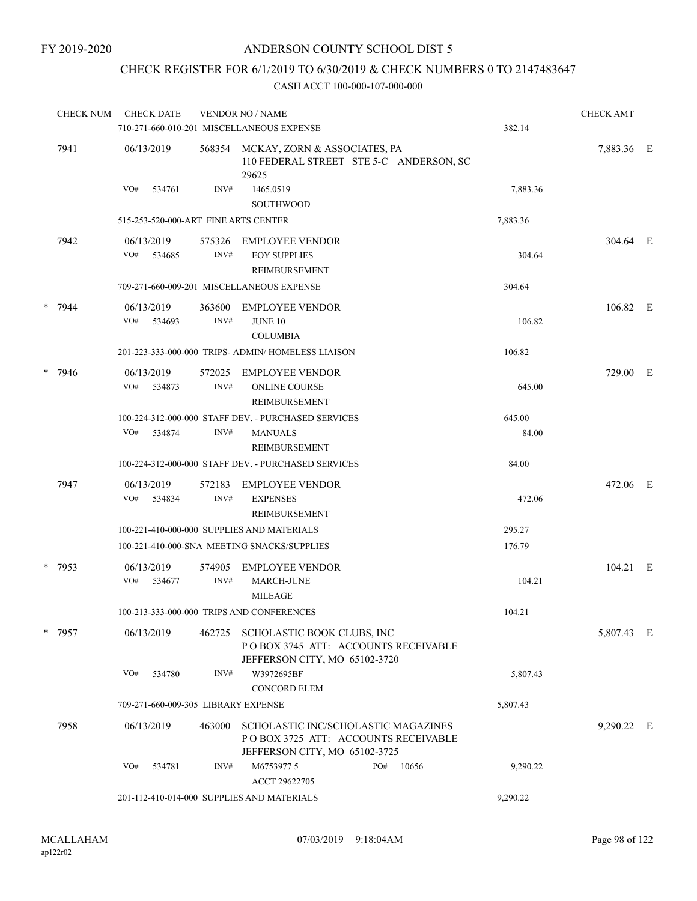FY 2019-2020

# ANDERSON COUNTY SCHOOL DIST 5

## CHECK REGISTER FOR 6/1/2019 TO 6/30/2019 & CHECK NUMBERS 0 TO 2147483647

CASH ACCT 100-000-107-000-000

| CHECK NUM | CHECK DATE | VENDOR NO / NAME | | CHECK AMT | |
|---|---|---|---|---|---|
| | 710-271-660-010-201 MISCELLANEOUS EXPENSE | | 382.14 | | |
| 7941 | 06/13/2019 | 568354 MCKAY, ZORN & ASSOCIATES, PA 110 FEDERAL STREET STE 5-C ANDERSON, SC 29625 | | 7,883.36 | E |
| | VO# 534761 | INV# 1465.0519 SOUTHWOOD | 7,883.36 | | |
| | 515-253-520-000-ART FINE ARTS CENTER | | 7,883.36 | | |
| 7942 | 06/13/2019 | 575326 EMPLOYEE VENDOR | | 304.64 | E |
| | VO# 534685 | INV# EOY SUPPLIES REIMBURSEMENT | 304.64 | | |
| | 709-271-660-009-201 MISCELLANEOUS EXPENSE | | 304.64 | | |
| * 7944 | 06/13/2019 | 363600 EMPLOYEE VENDOR | | 106.82 | E |
| | VO# 534693 | INV# JUNE 10 COLUMBIA | 106.82 | | |
| | 201-223-333-000-000 TRIPS- ADMIN/ HOMELESS LIAISON | | 106.82 | | |
| * 7946 | 06/13/2019 | 572025 EMPLOYEE VENDOR | | 729.00 | E |
| | VO# 534873 | INV# ONLINE COURSE REIMBURSEMENT | 645.00 | | |
| | 100-224-312-000-000 STAFF DEV. - PURCHASED SERVICES | | 645.00 | | |
| | VO# 534874 | INV# MANUALS REIMBURSEMENT | 84.00 | | |
| | 100-224-312-000-000 STAFF DEV. - PURCHASED SERVICES | | 84.00 | | |
| 7947 | 06/13/2019 | 572183 EMPLOYEE VENDOR | | 472.06 | E |
| | VO# 534834 | INV# EXPENSES REIMBURSEMENT | 472.06 | | |
| | 100-221-410-000-000 SUPPLIES AND MATERIALS | | 295.27 | | |
| | 100-221-410-000-SNA MEETING SNACKS/SUPPLIES | | 176.79 | | |
| * 7953 | 06/13/2019 | 574905 EMPLOYEE VENDOR | | 104.21 | E |
| | VO# 534677 | INV# MARCH-JUNE MILEAGE | 104.21 | | |
| | 100-213-333-000-000 TRIPS AND CONFERENCES | | 104.21 | | |
| * 7957 | 06/13/2019 | 462725 SCHOLASTIC BOOK CLUBS, INC P O BOX 3745 ATT: ACCOUNTS RECEIVABLE JEFFERSON CITY, MO 65102-3720 | | 5,807.43 | E |
| | VO# 534780 | INV# W3972695BF CONCORD ELEM | 5,807.43 | | |
| | 709-271-660-009-305 LIBRARY EXPENSE | | 5,807.43 | | |
| 7958 | 06/13/2019 | 463000 SCHOLASTIC INC/SCHOLASTIC MAGAZINES P O BOX 3725 ATT: ACCOUNTS RECEIVABLE JEFFERSON CITY, MO 65102-3725 | | 9,290.22 | E |
| | VO# 534781 | INV# M6753977 5 PO# 10656 ACCT 29622705 | 9,290.22 | | |
| | 201-112-410-014-000 SUPPLIES AND MATERIALS | | 9,290.22 | | |

MCALLAHAM
ap122r02

07/03/2019 9:18:04AM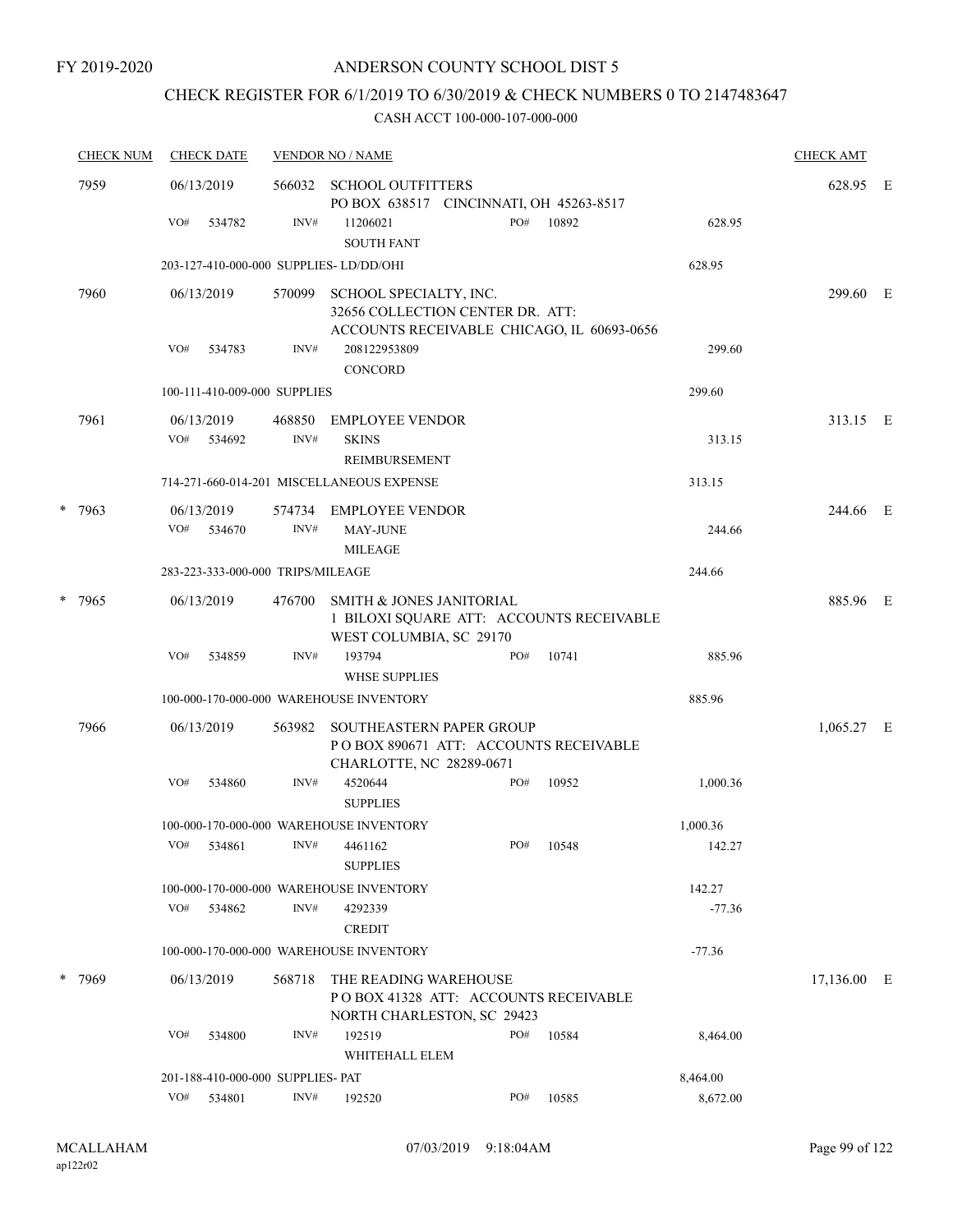FY 2019-2020

# ANDERSON COUNTY SCHOOL DIST 5

## CHECK REGISTER FOR 6/1/2019 TO 6/30/2019 & CHECK NUMBERS 0 TO 2147483647

### CASH ACCT 100-000-107-000-000

| CHECK NUM | CHECK DATE | VENDOR NO / NAME | | | CHECK AMT | |
|---|---|---|---|---|---|---|
| 7959 | 06/13/2019 | 566032 SCHOOL OUTFITTERS<br>PO BOX 638517 CINCINNATI, OH 45263-8517 | | | 628.95 | E |
| | VO# 534782 | INV# 11206021<br>SOUTH FANT | PO# 10892 | 628.95 | | |
| | 203-127-410-000-000 SUPPLIES- LD/DD/OHI | | | 628.95 | | |
| 7960 | 06/13/2019 | 570099 SCHOOL SPECIALTY, INC.<br>32656 COLLECTION CENTER DR. ATT:<br>ACCOUNTS RECEIVABLE CHICAGO, IL 60693-0656 | | | 299.60 | E |
| | VO# 534783 | INV# 208122953809<br>CONCORD | | 299.60 | | |
| | 100-111-410-009-000 SUPPLIES | | | 299.60 | | |
| 7961 | 06/13/2019 | 468850 EMPLOYEE VENDOR | | | 313.15 | E |
| | VO# 534692 | INV# SKINS<br>REIMBURSEMENT | | 313.15 | | |
| | 714-271-660-014-201 MISCELLANEOUS EXPENSE | | | 313.15 | | |
| * 7963 | 06/13/2019 | 574734 EMPLOYEE VENDOR | | | 244.66 | E |
| | VO# 534670 | INV# MAY-JUNE<br>MILEAGE | | 244.66 | | |
| | 283-223-333-000-000 TRIPS/MILEAGE | | | 244.66 | | |
| * 7965 | 06/13/2019 | 476700 SMITH & JONES JANITORIAL<br>1 BILOXI SQUARE ATT: ACCOUNTS RECEIVABLE<br>WEST COLUMBIA, SC 29170 | | | 885.96 | E |
| | VO# 534859 | INV# 193794<br>WHSE SUPPLIES | PO# 10741 | 885.96 | | |
| | 100-000-170-000-000 WAREHOUSE INVENTORY | | | 885.96 | | |
| 7966 | 06/13/2019 | 563982 SOUTHEASTERN PAPER GROUP<br>P O BOX 890671 ATT: ACCOUNTS RECEIVABLE<br>CHARLOTTE, NC 28289-0671 | | | 1,065.27 | E |
| | VO# 534860 | INV# 4520644<br>SUPPLIES | PO# 10952 | 1,000.36 | | |
| | 100-000-170-000-000 WAREHOUSE INVENTORY | | | 1,000.36 | | |
| | VO# 534861 | INV# 4461162<br>SUPPLIES | PO# 10548 | 142.27 | | |
| | 100-000-170-000-000 WAREHOUSE INVENTORY | | | 142.27 | | |
| | VO# 534862 | INV# 4292339<br>CREDIT | | -77.36 | | |
| | 100-000-170-000-000 WAREHOUSE INVENTORY | | | -77.36 | | |
| * 7969 | 06/13/2019 | 568718 THE READING WAREHOUSE<br>P O BOX 41328 ATT: ACCOUNTS RECEIVABLE<br>NORTH CHARLESTON, SC 29423 | | | 17,136.00 | E |
| | VO# 534800 | INV# 192519<br>WHITEHALL ELEM | PO# 10584 | 8,464.00 | | |
| | 201-188-410-000-000 SUPPLIES- PAT | | | 8,464.00 | | |
| | VO# 534801 | INV# 192520 | PO# 10585 | 8,672.00 | | |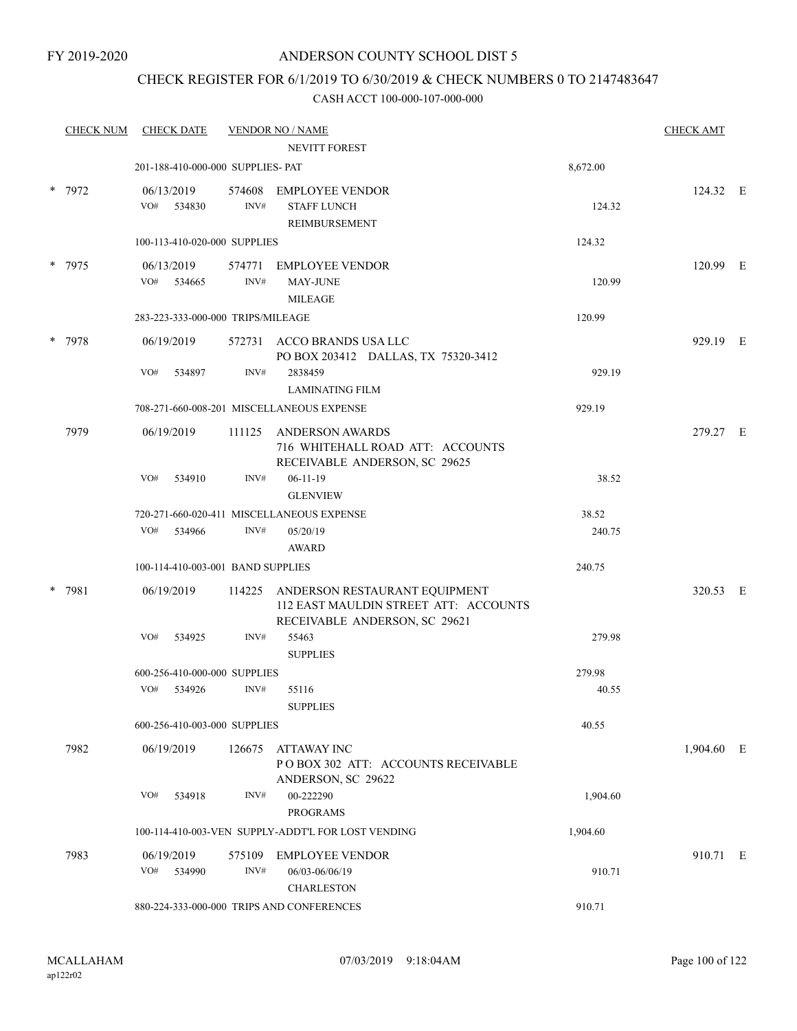FY 2019-2020

# ANDERSON COUNTY SCHOOL DIST 5

## CHECK REGISTER FOR 6/1/2019 TO 6/30/2019 & CHECK NUMBERS 0 TO 2147483647

### CASH ACCT 100-000-107-000-000

| CHECK NUM | CHECK DATE | VENDOR NO / NAME | | CHECK AMT | |
|---|---|---|---|---|---|
| | | NEVITT FOREST | | | |
| | 201-188-410-000-000 SUPPLIES- PAT | | 8,672.00 | | |
| * 7972 | 06/13/2019 | 574608 EMPLOYEE VENDOR | | 124.32 | E |
| | VO# 534830 | INV# STAFF LUNCH REIMBURSEMENT | 124.32 | | |
| | 100-113-410-020-000 SUPPLIES | | 124.32 | | |
| * 7975 | 06/13/2019 | 574771 EMPLOYEE VENDOR | | 120.99 | E |
| | VO# 534665 | INV# MAY-JUNE MILEAGE | 120.99 | | |
| | 283-223-333-000-000 TRIPS/MILEAGE | | 120.99 | | |
| * 7978 | 06/19/2019 | 572731 ACCO BRANDS USA LLC PO BOX 203412 DALLAS, TX 75320-3412 | | 929.19 | E |
| | VO# 534897 | INV# 2838459 LAMINATING FILM | 929.19 | | |
| | 708-271-660-008-201 MISCELLANEOUS EXPENSE | | 929.19 | | |
| 7979 | 06/19/2019 | 111125 ANDERSON AWARDS 716 WHITEHALL ROAD ATT: ACCOUNTS RECEIVABLE ANDERSON, SC 29625 | | 279.27 | E |
| | VO# 534910 | INV# 06-11-19 GLENVIEW | 38.52 | | |
| | 720-271-660-020-411 MISCELLANEOUS EXPENSE | | 38.52 | | |
| | VO# 534966 | INV# 05/20/19 AWARD | 240.75 | | |
| | 100-114-410-003-001 BAND SUPPLIES | | 240.75 | | |
| * 7981 | 06/19/2019 | 114225 ANDERSON RESTAURANT EQUIPMENT 112 EAST MAULDIN STREET ATT: ACCOUNTS RECEIVABLE ANDERSON, SC 29621 | | 320.53 | E |
| | VO# 534925 | INV# 55463 SUPPLIES | 279.98 | | |
| | 600-256-410-000-000 SUPPLIES | | 279.98 | | |
| | VO# 534926 | INV# 55116 SUPPLIES | 40.55 | | |
| | 600-256-410-003-000 SUPPLIES | | 40.55 | | |
| 7982 | 06/19/2019 | 126675 ATTAWAY INC P O BOX 302 ATT: ACCOUNTS RECEIVABLE ANDERSON, SC 29622 | | 1,904.60 | E |
| | VO# 534918 | INV# 00-222290 PROGRAMS | 1,904.60 | | |
| | 100-114-410-003-VEN SUPPLY-ADDT'L FOR LOST VENDING | | 1,904.60 | | |
| 7983 | 06/19/2019 | 575109 EMPLOYEE VENDOR | | 910.71 | E |
| | VO# 534990 | INV# 06/03-06/06/19 CHARLESTON | 910.71 | | |
| | 880-224-333-000-000 TRIPS AND CONFERENCES | | 910.71 | | |

MCALLAHAM ap122r02 07/03/2019 9:18:04AM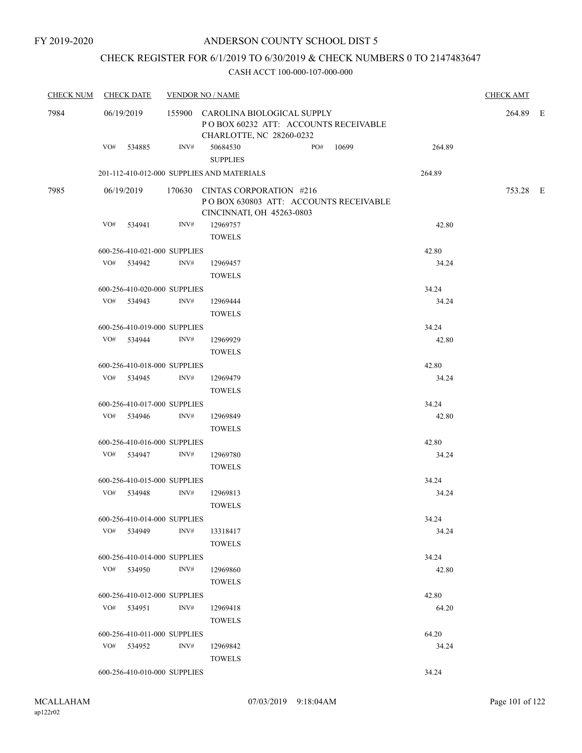FY 2019-2020

ANDERSON COUNTY SCHOOL DIST 5

CHECK REGISTER FOR 6/1/2019 TO 6/30/2019 & CHECK NUMBERS 0 TO 2147483647

CASH ACCT 100-000-107-000-000

| CHECK NUM | CHECK DATE | VENDOR NO / NAME | | CHECK AMT |
|---|---|---|---|---|
| 7984 | 06/19/2019 | 155900 CAROLINA BIOLOGICAL SUPPLY<br>P O BOX 60232 ATT: ACCOUNTS RECEIVABLE<br>CHARLOTTE, NC 28260-0232 | | 264.89 E |
| | VO# 534885 | INV# 50684530 SUPPLIES PO# 10699 | 264.89 | |
| | 201-112-410-012-000 SUPPLIES AND MATERIALS | | 264.89 | |
| 7985 | 06/19/2019 | 170630 CINTAS CORPORATION #216<br>P O BOX 630803 ATT: ACCOUNTS RECEIVABLE<br>CINCINNATI, OH 45263-0803 | | 753.28 E |
| | VO# 534941 | INV# 12969757 TOWELS | 42.80 | |
| | 600-256-410-021-000 SUPPLIES | | 42.80 | |
| | VO# 534942 | INV# 12969457 TOWELS | 34.24 | |
| | 600-256-410-020-000 SUPPLIES | | 34.24 | |
| | VO# 534943 | INV# 12969444 TOWELS | 34.24 | |
| | 600-256-410-019-000 SUPPLIES | | 34.24 | |
| | VO# 534944 | INV# 12969929 TOWELS | 42.80 | |
| | 600-256-410-018-000 SUPPLIES | | 42.80 | |
| | VO# 534945 | INV# 12969479 TOWELS | 34.24 | |
| | 600-256-410-017-000 SUPPLIES | | 34.24 | |
| | VO# 534946 | INV# 12969849 TOWELS | 42.80 | |
| | 600-256-410-016-000 SUPPLIES | | 42.80 | |
| | VO# 534947 | INV# 12969780 TOWELS | 34.24 | |
| | 600-256-410-015-000 SUPPLIES | | 34.24 | |
| | VO# 534948 | INV# 12969813 TOWELS | 34.24 | |
| | 600-256-410-014-000 SUPPLIES | | 34.24 | |
| | VO# 534949 | INV# 13318417 TOWELS | 34.24 | |
| | 600-256-410-014-000 SUPPLIES | | 34.24 | |
| | VO# 534950 | INV# 12969860 TOWELS | 42.80 | |
| | 600-256-410-012-000 SUPPLIES | | 42.80 | |
| | VO# 534951 | INV# 12969418 TOWELS | 64.20 | |
| | 600-256-410-011-000 SUPPLIES | | 64.20 | |
| | VO# 534952 | INV# 12969842 TOWELS | 34.24 | |
| | 600-256-410-010-000 SUPPLIES | | 34.24 | |

MCALLAHAM ap122r02 07/03/2019 9:18:04AM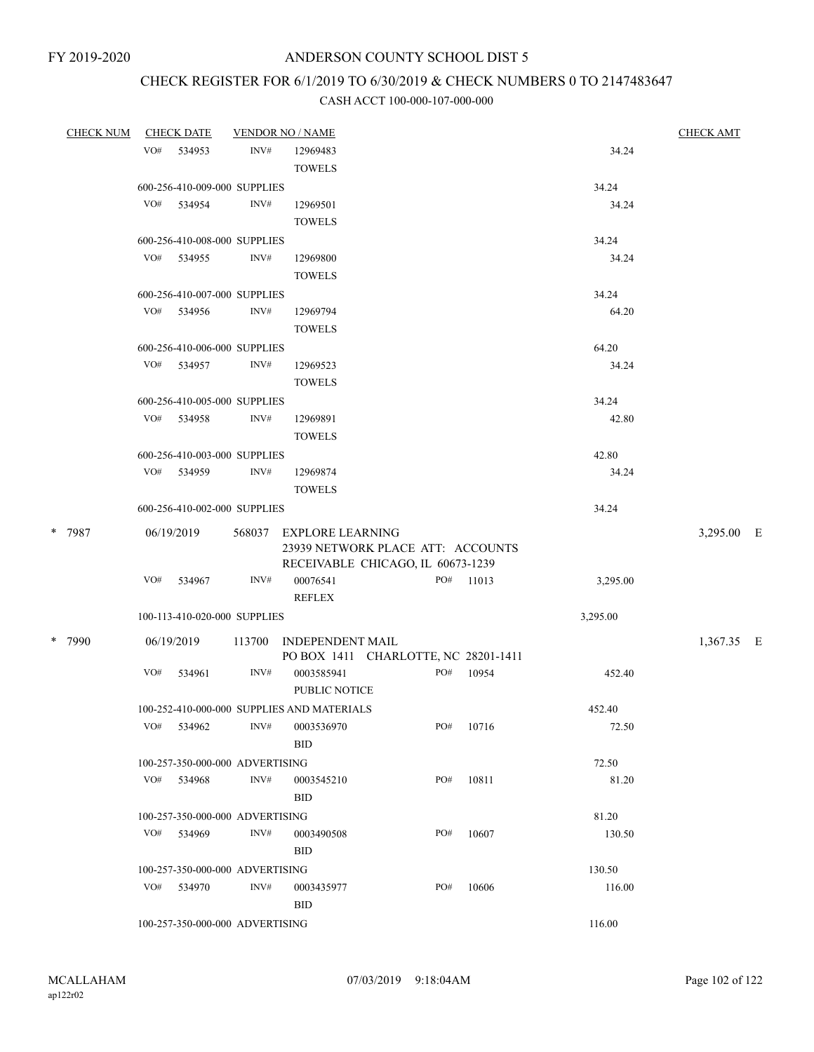FY 2019-2020

# ANDERSON COUNTY SCHOOL DIST 5

## CHECK REGISTER FOR 6/1/2019 TO 6/30/2019 & CHECK NUMBERS 0 TO 2147483647

### CASH ACCT 100-000-107-000-000

| CHECK NUM | CHECK DATE | VENDOR NO / NAME | | | CHECK AMT |
|---|---|---|---|---|---|
| | VO# 534953 | INV# 12969483 TOWELS | | 34.24 | |
| | 600-256-410-009-000 SUPPLIES | | | 34.24 | |
| | VO# 534954 | INV# 12969501 TOWELS | | 34.24 | |
| | 600-256-410-008-000 SUPPLIES | | | 34.24 | |
| | VO# 534955 | INV# 12969800 TOWELS | | 34.24 | |
| | 600-256-410-007-000 SUPPLIES | | | 34.24 | |
| | VO# 534956 | INV# 12969794 TOWELS | | 64.20 | |
| | 600-256-410-006-000 SUPPLIES | | | 64.20 | |
| | VO# 534957 | INV# 12969523 TOWELS | | 34.24 | |
| | 600-256-410-005-000 SUPPLIES | | | 34.24 | |
| | VO# 534958 | INV# 12969891 TOWELS | | 42.80 | |
| | 600-256-410-003-000 SUPPLIES | | | 42.80 | |
| | VO# 534959 | INV# 12969874 TOWELS | | 34.24 | |
| | 600-256-410-002-000 SUPPLIES | | | 34.24 | |
| * 7987 | 06/19/2019 | 568037 EXPLORE LEARNING 23939 NETWORK PLACE ATT: ACCOUNTS RECEIVABLE CHICAGO, IL 60673-1239 | | | 3,295.00 E |
| | VO# 534967 | INV# 00076541 REFLEX | PO# 11013 | 3,295.00 | |
| | 100-113-410-020-000 SUPPLIES | | | 3,295.00 | |
| * 7990 | 06/19/2019 | 113700 INDEPENDENT MAIL PO BOX 1411 CHARLOTTE, NC 28201-1411 | | | 1,367.35 E |
| | VO# 534961 | INV# 0003585941 PUBLIC NOTICE | PO# 10954 | 452.40 | |
| | 100-252-410-000-000 SUPPLIES AND MATERIALS | | | 452.40 | |
| | VO# 534962 | INV# 0003536970 BID | PO# 10716 | 72.50 | |
| | 100-257-350-000-000 ADVERTISING | | | 72.50 | |
| | VO# 534968 | INV# 0003545210 BID | PO# 10811 | 81.20 | |
| | 100-257-350-000-000 ADVERTISING | | | 81.20 | |
| | VO# 534969 | INV# 0003490508 BID | PO# 10607 | 130.50 | |
| | 100-257-350-000-000 ADVERTISING | | | 130.50 | |
| | VO# 534970 | INV# 0003435977 BID | PO# 10606 | 116.00 | |
| | 100-257-350-000-000 ADVERTISING | | | 116.00 | |

MCALLAHAM
ap122r02

07/03/2019 9:18:04AM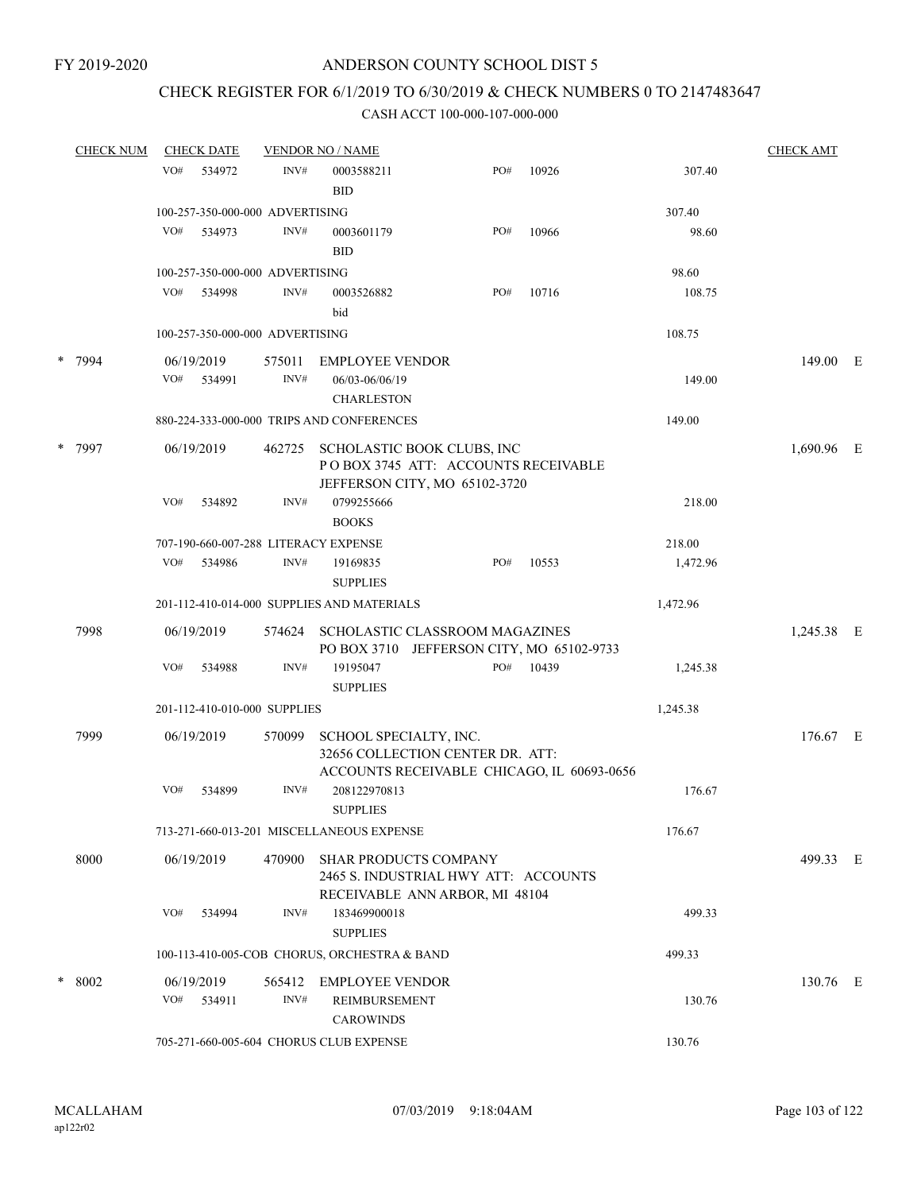FY 2019-2020

# ANDERSON COUNTY SCHOOL DIST 5

## CHECK REGISTER FOR 6/1/2019 TO 6/30/2019 & CHECK NUMBERS 0 TO 2147483647

CASH ACCT 100-000-107-000-000

| CHECK NUM | CHECK DATE | VENDOR NO / NAME | | | | CHECK AMT |
|---|---|---|---|---|---|---|
| | VO# 534972 | INV# | 0003588211 BID | PO# 10926 | 307.40 | |
| | 100-257-350-000-000 ADVERTISING | | | | 307.40 | |
| | VO# 534973 | INV# | 0003601179 BID | PO# 10966 | 98.60 | |
| | 100-257-350-000-000 ADVERTISING | | | | 98.60 | |
| | VO# 534998 | INV# | 0003526882 bid | PO# 10716 | 108.75 | |
| | 100-257-350-000-000 ADVERTISING | | | | 108.75 | |
| * 7994 | 06/19/2019 | 575011 | EMPLOYEE VENDOR | | | 149.00 E |
| | VO# 534991 | INV# | 06/03-06/06/19 CHARLESTON | | 149.00 | |
| | 880-224-333-000-000 TRIPS AND CONFERENCES | | | | 149.00 | |
| * 7997 | 06/19/2019 | 462725 | SCHOLASTIC BOOK CLUBS, INC P O BOX 3745 ATT: ACCOUNTS RECEIVABLE JEFFERSON CITY, MO 65102-3720 | | | 1,690.96 E |
| | VO# 534892 | INV# | 0799255666 BOOKS | | 218.00 | |
| | 707-190-660-007-288 LITERACY EXPENSE | | | | 218.00 | |
| | VO# 534986 | INV# | 19169835 SUPPLIES | PO# 10553 | 1,472.96 | |
| | 201-112-410-014-000 SUPPLIES AND MATERIALS | | | | 1,472.96 | |
| 7998 | 06/19/2019 | 574624 | SCHOLASTIC CLASSROOM MAGAZINES PO BOX 3710 JEFFERSON CITY, MO 65102-9733 | | | 1,245.38 E |
| | VO# 534988 | INV# | 19195047 SUPPLIES | PO# 10439 | 1,245.38 | |
| | 201-112-410-010-000 SUPPLIES | | | | 1,245.38 | |
| 7999 | 06/19/2019 | 570099 | SCHOOL SPECIALTY, INC. 32656 COLLECTION CENTER DR. ATT: ACCOUNTS RECEIVABLE CHICAGO, IL 60693-0656 | | | 176.67 E |
| | VO# 534899 | INV# | 208122970813 SUPPLIES | | 176.67 | |
| | 713-271-660-013-201 MISCELLANEOUS EXPENSE | | | | 176.67 | |
| 8000 | 06/19/2019 | 470900 | SHAR PRODUCTS COMPANY 2465 S. INDUSTRIAL HWY ATT: ACCOUNTS RECEIVABLE ANN ARBOR, MI 48104 | | | 499.33 E |
| | VO# 534994 | INV# | 183469900018 SUPPLIES | | 499.33 | |
| | 100-113-410-005-COB CHORUS, ORCHESTRA & BAND | | | | 499.33 | |
| * 8002 | 06/19/2019 | 565412 | EMPLOYEE VENDOR | | | 130.76 E |
| | VO# 534911 | INV# | REIMBURSEMENT CAROWINDS | | 130.76 | |
| | 705-271-660-005-604 CHORUS CLUB EXPENSE | | | | 130.76 | |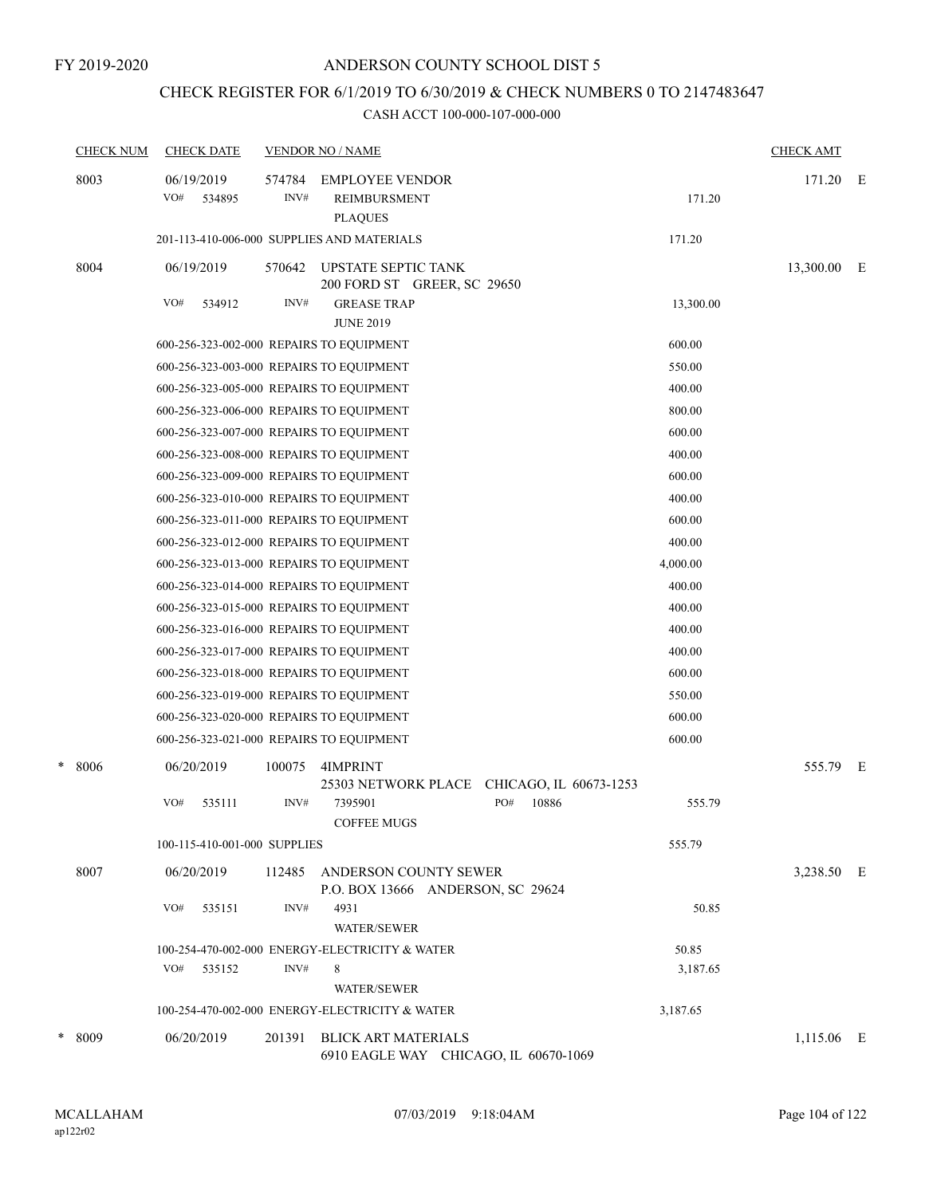FY 2019-2020

# ANDERSON COUNTY SCHOOL DIST 5

## CHECK REGISTER FOR 6/1/2019 TO 6/30/2019 & CHECK NUMBERS 0 TO 2147483647

CASH ACCT 100-000-107-000-000

| CHECK NUM | CHECK DATE | VENDOR NO / NAME | | CHECK AMT | |
|---|---|---|---|---|---|
| 8003 | 06/19/2019 | 574784 EMPLOYEE VENDOR | | 171.20 | E |
| | VO# 534895 | INV# REIMBURSMENT PLAQUES | 171.20 | | |
| | 201-113-410-006-000 SUPPLIES AND MATERIALS | | 171.20 | | |
| 8004 | 06/19/2019 | 570642 UPSTATE SEPTIC TANK 200 FORD ST GREER, SC 29650 | | 13,300.00 | E |
| | VO# 534912 | INV# GREASE TRAP JUNE 2019 | 13,300.00 | | |
| | 600-256-323-002-000 REPAIRS TO EQUIPMENT | | 600.00 | | |
| | 600-256-323-003-000 REPAIRS TO EQUIPMENT | | 550.00 | | |
| | 600-256-323-005-000 REPAIRS TO EQUIPMENT | | 400.00 | | |
| | 600-256-323-006-000 REPAIRS TO EQUIPMENT | | 800.00 | | |
| | 600-256-323-007-000 REPAIRS TO EQUIPMENT | | 600.00 | | |
| | 600-256-323-008-000 REPAIRS TO EQUIPMENT | | 400.00 | | |
| | 600-256-323-009-000 REPAIRS TO EQUIPMENT | | 600.00 | | |
| | 600-256-323-010-000 REPAIRS TO EQUIPMENT | | 400.00 | | |
| | 600-256-323-011-000 REPAIRS TO EQUIPMENT | | 600.00 | | |
| | 600-256-323-012-000 REPAIRS TO EQUIPMENT | | 400.00 | | |
| | 600-256-323-013-000 REPAIRS TO EQUIPMENT | | 4,000.00 | | |
| | 600-256-323-014-000 REPAIRS TO EQUIPMENT | | 400.00 | | |
| | 600-256-323-015-000 REPAIRS TO EQUIPMENT | | 400.00 | | |
| | 600-256-323-016-000 REPAIRS TO EQUIPMENT | | 400.00 | | |
| | 600-256-323-017-000 REPAIRS TO EQUIPMENT | | 400.00 | | |
| | 600-256-323-018-000 REPAIRS TO EQUIPMENT | | 600.00 | | |
| | 600-256-323-019-000 REPAIRS TO EQUIPMENT | | 550.00 | | |
| | 600-256-323-020-000 REPAIRS TO EQUIPMENT | | 600.00 | | |
| | 600-256-323-021-000 REPAIRS TO EQUIPMENT | | 600.00 | | |
| * 8006 | 06/20/2019 | 100075 4IMPRINT 25303 NETWORK PLACE CHICAGO, IL 60673-1253 | | 555.79 | E |
| | VO# 535111 | INV# 7395901 PO# 10886 COFFEE MUGS | 555.79 | | |
| | 100-115-410-001-000 SUPPLIES | | 555.79 | | |
| 8007 | 06/20/2019 | 112485 ANDERSON COUNTY SEWER P.O. BOX 13666 ANDERSON, SC 29624 | | 3,238.50 | E |
| | VO# 535151 | INV# 4931 WATER/SEWER | 50.85 | | |
| | 100-254-470-002-000 ENERGY-ELECTRICITY & WATER | | 50.85 | | |
| | VO# 535152 | INV# 8 WATER/SEWER | 3,187.65 | | |
| | 100-254-470-002-000 ENERGY-ELECTRICITY & WATER | | 3,187.65 | | |
| * 8009 | 06/20/2019 | 201391 BLICK ART MATERIALS 6910 EAGLE WAY CHICAGO, IL 60670-1069 | | 1,115.06 | E |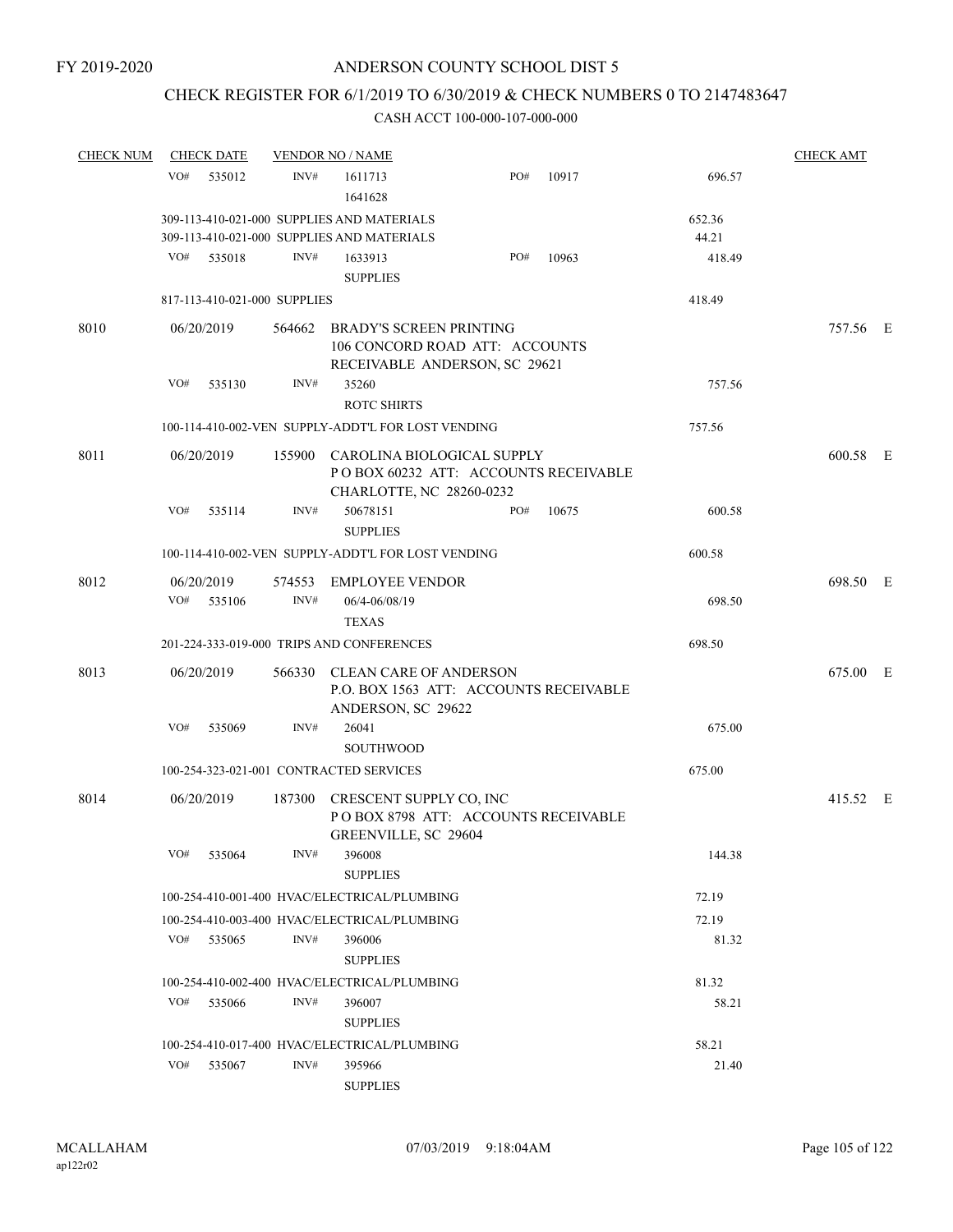FY 2019-2020

# ANDERSON COUNTY SCHOOL DIST 5

## CHECK REGISTER FOR 6/1/2019 TO 6/30/2019 & CHECK NUMBERS 0 TO 2147483647

### CASH ACCT 100-000-107-000-000

| CHECK NUM | CHECK DATE | VENDOR NO / NAME | | | CHECK AMT | |
|---|---|---|---|---|---|---|
| | VO# 535012 | INV# 1611713 1641628 | PO# 10917 | 696.57 | | |
| | 309-113-410-021-000 SUPPLIES AND MATERIALS | | | 652.36 | | |
| | 309-113-410-021-000 SUPPLIES AND MATERIALS | | | 44.21 | | |
| | VO# 535018 | INV# 1633913 SUPPLIES | PO# 10963 | 418.49 | | |
| | 817-113-410-021-000 SUPPLIES | | | 418.49 | | |
| 8010 | 06/20/2019 | 564662 BRADY'S SCREEN PRINTING 106 CONCORD ROAD ATT: ACCOUNTS RECEIVABLE ANDERSON, SC 29621 | | | 757.56 | E |
| | VO# 535130 | INV# 35260 ROTC SHIRTS | | 757.56 | | |
| | 100-114-410-002-VEN SUPPLY-ADDT'L FOR LOST VENDING | | | 757.56 | | |
| 8011 | 06/20/2019 | 155900 CAROLINA BIOLOGICAL SUPPLY P O BOX 60232 ATT: ACCOUNTS RECEIVABLE CHARLOTTE, NC 28260-0232 | | | 600.58 | E |
| | VO# 535114 | INV# 50678151 SUPPLIES | PO# 10675 | 600.58 | | |
| | 100-114-410-002-VEN SUPPLY-ADDT'L FOR LOST VENDING | | | 600.58 | | |
| 8012 | 06/20/2019 | 574553 EMPLOYEE VENDOR | | | 698.50 | E |
| | VO# 535106 | INV# 06/4-06/08/19 TEXAS | | 698.50 | | |
| | 201-224-333-019-000 TRIPS AND CONFERENCES | | | 698.50 | | |
| 8013 | 06/20/2019 | 566330 CLEAN CARE OF ANDERSON P.O. BOX 1563 ATT: ACCOUNTS RECEIVABLE ANDERSON, SC 29622 | | | 675.00 | E |
| | VO# 535069 | INV# 26041 SOUTHWOOD | | 675.00 | | |
| | 100-254-323-021-001 CONTRACTED SERVICES | | | 675.00 | | |
| 8014 | 06/20/2019 | 187300 CRESCENT SUPPLY CO, INC P O BOX 8798 ATT: ACCOUNTS RECEIVABLE GREENVILLE, SC 29604 | | | 415.52 | E |
| | VO# 535064 | INV# 396008 SUPPLIES | | 144.38 | | |
| | 100-254-410-001-400 HVAC/ELECTRICAL/PLUMBING | | | 72.19 | | |
| | 100-254-410-003-400 HVAC/ELECTRICAL/PLUMBING | | | 72.19 | | |
| | VO# 535065 | INV# 396006 SUPPLIES | | 81.32 | | |
| | 100-254-410-002-400 HVAC/ELECTRICAL/PLUMBING | | | 81.32 | | |
| | VO# 535066 | INV# 396007 SUPPLIES | | 58.21 | | |
| | 100-254-410-017-400 HVAC/ELECTRICAL/PLUMBING | | | 58.21 | | |
| | VO# 535067 | INV# 395966 SUPPLIES | | 21.40 | | |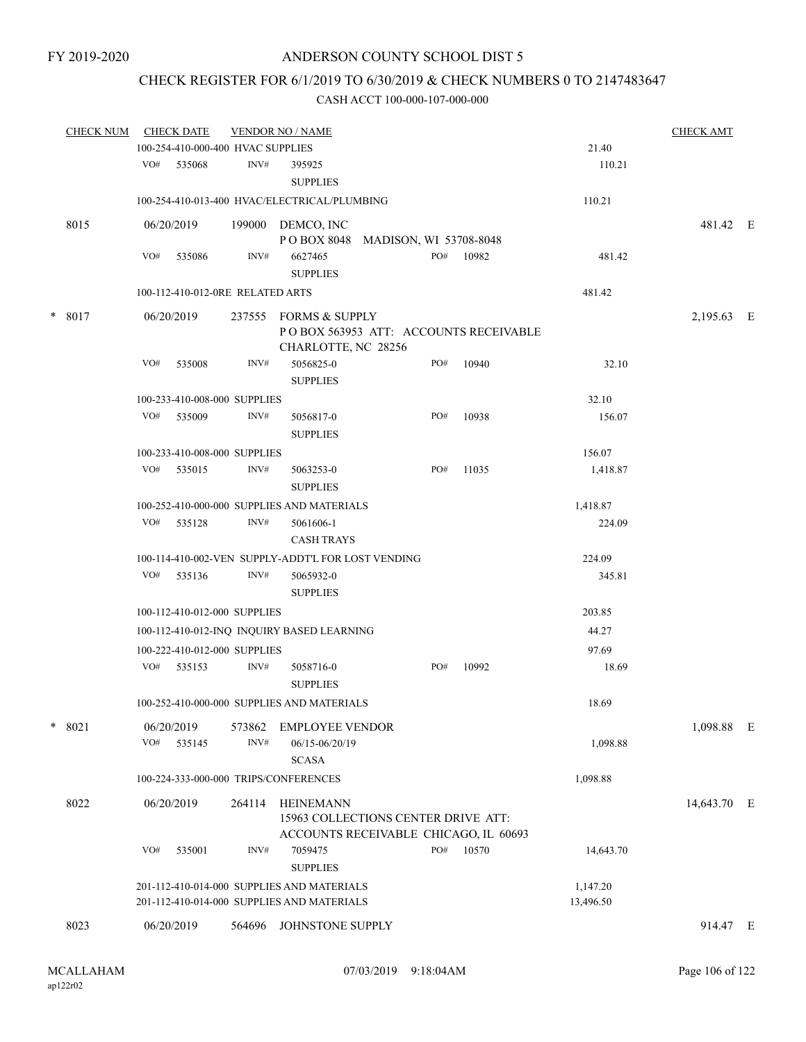FY 2019-2020

ANDERSON COUNTY SCHOOL DIST 5

CHECK REGISTER FOR 6/1/2019 TO 6/30/2019 & CHECK NUMBERS 0 TO 2147483647

CASH ACCT 100-000-107-000-000

| CHECK NUM | CHECK DATE | VENDOR NO / NAME | | | CHECK AMT |
|---|---|---|---|---|---|
| | 100-254-410-000-400 HVAC SUPPLIES | | | 21.40 | |
| | VO# 535068 | INV# 395925 SUPPLIES | | 110.21 | |
| | 100-254-410-013-400 HVAC/ELECTRICAL/PLUMBING | | | 110.21 | |
| 8015 | 06/20/2019 | 199000 DEMCO, INC P O BOX 8048 MADISON, WI 53708-8048 | | | 481.42 E |
| | VO# 535086 | INV# 6627465 SUPPLIES | PO# 10982 | 481.42 | |
| | 100-112-410-012-0RE RELATED ARTS | | | 481.42 | |
| * 8017 | 06/20/2019 | 237555 FORMS & SUPPLY P O BOX 563953 ATT: ACCOUNTS RECEIVABLE CHARLOTTE, NC 28256 | | | 2,195.63 E |
| | VO# 535008 | INV# 5056825-0 SUPPLIES | PO# 10940 | 32.10 | |
| | 100-233-410-008-000 SUPPLIES | | | 32.10 | |
| | VO# 535009 | INV# 5056817-0 SUPPLIES | PO# 10938 | 156.07 | |
| | 100-233-410-008-000 SUPPLIES | | | 156.07 | |
| | VO# 535015 | INV# 5063253-0 SUPPLIES | PO# 11035 | 1,418.87 | |
| | 100-252-410-000-000 SUPPLIES AND MATERIALS | | | 1,418.87 | |
| | VO# 535128 | INV# 5061606-1 CASH TRAYS | | 224.09 | |
| | 100-114-410-002-VEN SUPPLY-ADDT'L FOR LOST VENDING | | | 224.09 | |
| | VO# 535136 | INV# 5065932-0 SUPPLIES | | 345.81 | |
| | 100-112-410-012-000 SUPPLIES | | | 203.85 | |
| | 100-112-410-012-INQ INQUIRY BASED LEARNING | | | 44.27 | |
| | 100-222-410-012-000 SUPPLIES | | | 97.69 | |
| | VO# 535153 | INV# 5058716-0 SUPPLIES | PO# 10992 | 18.69 | |
| | 100-252-410-000-000 SUPPLIES AND MATERIALS | | | 18.69 | |
| * 8021 | 06/20/2019 | 573862 EMPLOYEE VENDOR | | | 1,098.88 E |
| | VO# 535145 | INV# 06/15-06/20/19 SCASA | | 1,098.88 | |
| | 100-224-333-000-000 TRIPS/CONFERENCES | | | 1,098.88 | |
| 8022 | 06/20/2019 | 264114 HEINEMANN 15963 COLLECTIONS CENTER DRIVE ATT: ACCOUNTS RECEIVABLE CHICAGO, IL 60693 | | | 14,643.70 E |
| | VO# 535001 | INV# 7059475 SUPPLIES | PO# 10570 | 14,643.70 | |
| | 201-112-410-014-000 SUPPLIES AND MATERIALS | | | 1,147.20 | |
| | 201-112-410-014-000 SUPPLIES AND MATERIALS | | | 13,496.50 | |
| 8023 | 06/20/2019 | 564696 JOHNSTONE SUPPLY | | | 914.47 E |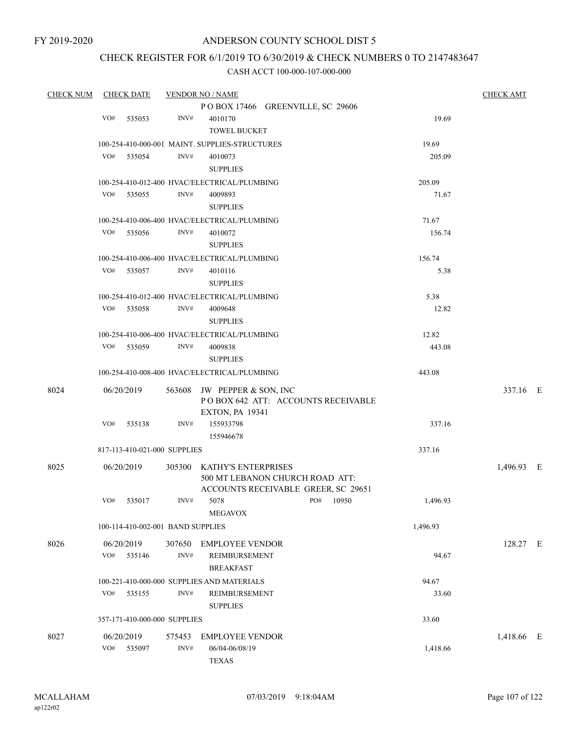FY 2019-2020

# ANDERSON COUNTY SCHOOL DIST 5

## CHECK REGISTER FOR 6/1/2019 TO 6/30/2019 & CHECK NUMBERS 0 TO 2147483647

### CASH ACCT 100-000-107-000-000

| CHECK NUM | CHECK DATE | VENDOR NO / NAME | | CHECK AMT |
|---|---|---|---|---|
| | | P O BOX 17466 GREENVILLE, SC 29606 | | |
| | VO# 535053 | INV# 4010170 TOWEL BUCKET | 19.69 | |
| | 100-254-410-000-001 MAINT. SUPPLIES-STRUCTURES | | 19.69 | |
| | VO# 535054 | INV# 4010073 SUPPLIES | 205.09 | |
| | 100-254-410-012-400 HVAC/ELECTRICAL/PLUMBING | | 205.09 | |
| | VO# 535055 | INV# 4009893 SUPPLIES | 71.67 | |
| | 100-254-410-006-400 HVAC/ELECTRICAL/PLUMBING | | 71.67 | |
| | VO# 535056 | INV# 4010072 SUPPLIES | 156.74 | |
| | 100-254-410-006-400 HVAC/ELECTRICAL/PLUMBING | | 156.74 | |
| | VO# 535057 | INV# 4010116 SUPPLIES | 5.38 | |
| | 100-254-410-012-400 HVAC/ELECTRICAL/PLUMBING | | 5.38 | |
| | VO# 535058 | INV# 4009648 SUPPLIES | 12.82 | |
| | 100-254-410-006-400 HVAC/ELECTRICAL/PLUMBING | | 12.82 | |
| | VO# 535059 | INV# 4009838 SUPPLIES | 443.08 | |
| | 100-254-410-008-400 HVAC/ELECTRICAL/PLUMBING | | 443.08 | |
| 8024 | 06/20/2019 | 563608 JW PEPPER & SON, INC P O BOX 642 ATT: ACCOUNTS RECEIVABLE EXTON, PA 19341 | | 337.16 E |
| | VO# 535138 | INV# 155933798 155946678 | 337.16 | |
| | 817-113-410-021-000 SUPPLIES | | 337.16 | |
| 8025 | 06/20/2019 | 305300 KATHY'S ENTERPRISES 500 MT LEBANON CHURCH ROAD ATT: ACCOUNTS RECEIVABLE GREER, SC 29651 | | 1,496.93 E |
| | VO# 535017 | INV# 5078 PO# 10950 MEGAVOX | 1,496.93 | |
| | 100-114-410-002-001 BAND SUPPLIES | | 1,496.93 | |
| 8026 | 06/20/2019 | 307650 EMPLOYEE VENDOR | | 128.27 E |
| | VO# 535146 | INV# REIMBURSEMENT BREAKFAST | 94.67 | |
| | 100-221-410-000-000 SUPPLIES AND MATERIALS | | 94.67 | |
| | VO# 535155 | INV# REIMBURSEMENT SUPPLIES | 33.60 | |
| | 357-171-410-000-000 SUPPLIES | | 33.60 | |
| 8027 | 06/20/2019 | 575453 EMPLOYEE VENDOR | | 1,418.66 E |
| | VO# 535097 | INV# 06/04-06/08/19 TEXAS | 1,418.66 | |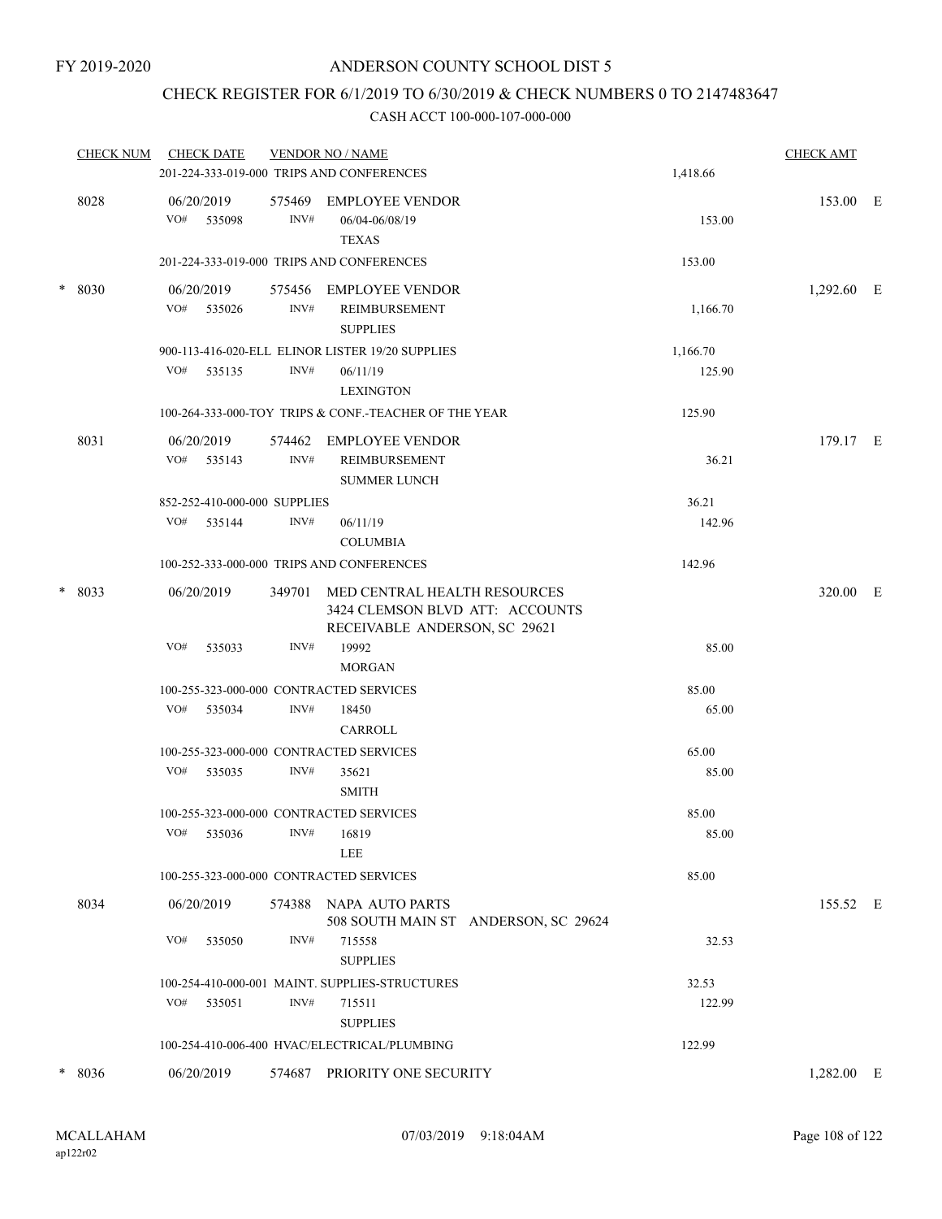FY 2019-2020

# ANDERSON COUNTY SCHOOL DIST 5

## CHECK REGISTER FOR 6/1/2019 TO 6/30/2019 & CHECK NUMBERS 0 TO 2147483647

### CASH ACCT 100-000-107-000-000

| CHECK NUM | CHECK DATE | VENDOR NO / NAME | | CHECK AMT | |
|---|---|---|---|---|---|
| | 201-224-333-019-000 TRIPS AND CONFERENCES | | 1,418.66 | | |
| 8028 | 06/20/2019 | 575469 EMPLOYEE VENDOR | | 153.00 | E |
| | VO# 535098 INV# | 06/04-06/08/19 TEXAS | 153.00 | | |
| | 201-224-333-019-000 TRIPS AND CONFERENCES | | 153.00 | | |
| * 8030 | 06/20/2019 | 575456 EMPLOYEE VENDOR | | 1,292.60 | E |
| | VO# 535026 INV# | REIMBURSEMENT SUPPLIES | 1,166.70 | | |
| | 900-113-416-020-ELL ELINOR LISTER 19/20 SUPPLIES | | 1,166.70 | | |
| | VO# 535135 INV# | 06/11/19 LEXINGTON | 125.90 | | |
| | 100-264-333-000-TOY TRIPS & CONF.-TEACHER OF THE YEAR | | 125.90 | | |
| 8031 | 06/20/2019 | 574462 EMPLOYEE VENDOR | | 179.17 | E |
| | VO# 535143 INV# | REIMBURSEMENT SUMMER LUNCH | 36.21 | | |
| | 852-252-410-000-000 SUPPLIES | | 36.21 | | |
| | VO# 535144 INV# | 06/11/19 COLUMBIA | 142.96 | | |
| | 100-252-333-000-000 TRIPS AND CONFERENCES | | 142.96 | | |
| * 8033 | 06/20/2019 | 349701 MED CENTRAL HEALTH RESOURCES 3424 CLEMSON BLVD ATT: ACCOUNTS RECEIVABLE ANDERSON, SC 29621 | | 320.00 | E |
| | VO# 535033 INV# | 19992 MORGAN | 85.00 | | |
| | 100-255-323-000-000 CONTRACTED SERVICES | | 85.00 | | |
| | VO# 535034 INV# | 18450 CARROLL | 65.00 | | |
| | 100-255-323-000-000 CONTRACTED SERVICES | | 65.00 | | |
| | VO# 535035 INV# | 35621 SMITH | 85.00 | | |
| | 100-255-323-000-000 CONTRACTED SERVICES | | 85.00 | | |
| | VO# 535036 INV# | 16819 LEE | 85.00 | | |
| | 100-255-323-000-000 CONTRACTED SERVICES | | 85.00 | | |
| 8034 | 06/20/2019 | 574388 NAPA AUTO PARTS 508 SOUTH MAIN ST ANDERSON, SC 29624 | | 155.52 | E |
| | VO# 535050 INV# | 715558 SUPPLIES | 32.53 | | |
| | 100-254-410-000-001 MAINT. SUPPLIES-STRUCTURES | | 32.53 | | |
| | VO# 535051 INV# | 715511 SUPPLIES | 122.99 | | |
| | 100-254-410-006-400 HVAC/ELECTRICAL/PLUMBING | | 122.99 | | |
| * 8036 | 06/20/2019 | 574687 PRIORITY ONE SECURITY | | 1,282.00 | E |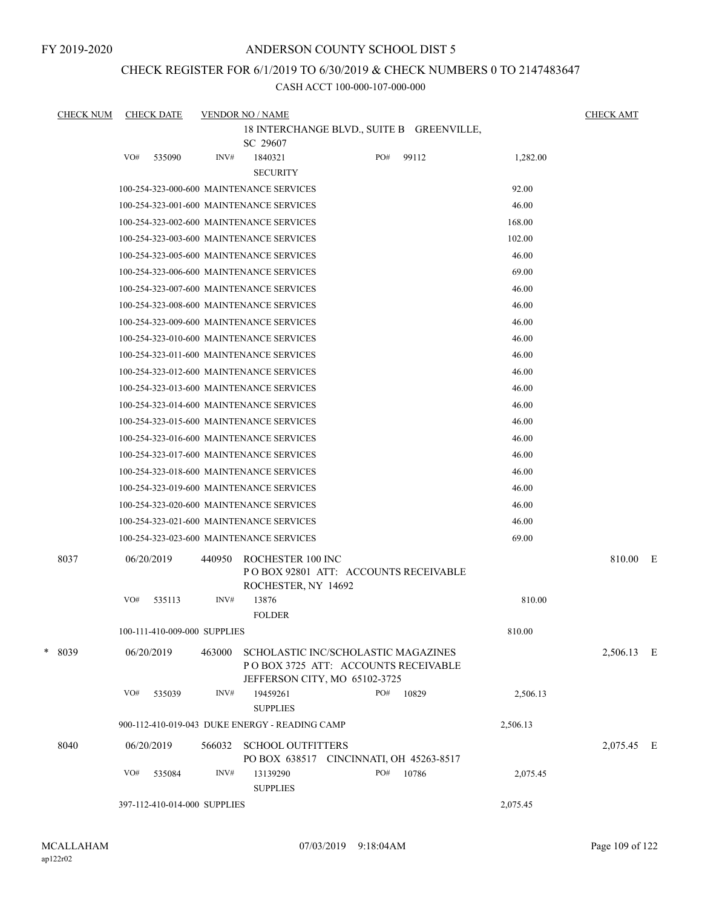FY 2019-2020

# ANDERSON COUNTY SCHOOL DIST 5

## CHECK REGISTER FOR 6/1/2019 TO 6/30/2019 & CHECK NUMBERS 0 TO 2147483647

CASH ACCT 100-000-107-000-000

| CHECK NUM | CHECK DATE | VENDOR NO / NAME | | | CHECK AMT |
|---|---|---|---|---|---|
| | | 18 INTERCHANGE BLVD., SUITE B GREENVILLE, SC 29607 | | | |
| | VO# 535090 | INV# 1840321 SECURITY | PO# 99112 | 1,282.00 | |
| | 100-254-323-000-600 MAINTENANCE SERVICES | | | 92.00 | |
| | 100-254-323-001-600 MAINTENANCE SERVICES | | | 46.00 | |
| | 100-254-323-002-600 MAINTENANCE SERVICES | | | 168.00 | |
| | 100-254-323-003-600 MAINTENANCE SERVICES | | | 102.00 | |
| | 100-254-323-005-600 MAINTENANCE SERVICES | | | 46.00 | |
| | 100-254-323-006-600 MAINTENANCE SERVICES | | | 69.00 | |
| | 100-254-323-007-600 MAINTENANCE SERVICES | | | 46.00 | |
| | 100-254-323-008-600 MAINTENANCE SERVICES | | | 46.00 | |
| | 100-254-323-009-600 MAINTENANCE SERVICES | | | 46.00 | |
| | 100-254-323-010-600 MAINTENANCE SERVICES | | | 46.00 | |
| | 100-254-323-011-600 MAINTENANCE SERVICES | | | 46.00 | |
| | 100-254-323-012-600 MAINTENANCE SERVICES | | | 46.00 | |
| | 100-254-323-013-600 MAINTENANCE SERVICES | | | 46.00 | |
| | 100-254-323-014-600 MAINTENANCE SERVICES | | | 46.00 | |
| | 100-254-323-015-600 MAINTENANCE SERVICES | | | 46.00 | |
| | 100-254-323-016-600 MAINTENANCE SERVICES | | | 46.00 | |
| | 100-254-323-017-600 MAINTENANCE SERVICES | | | 46.00 | |
| | 100-254-323-018-600 MAINTENANCE SERVICES | | | 46.00 | |
| | 100-254-323-019-600 MAINTENANCE SERVICES | | | 46.00 | |
| | 100-254-323-020-600 MAINTENANCE SERVICES | | | 46.00 | |
| | 100-254-323-021-600 MAINTENANCE SERVICES | | | 46.00 | |
| | 100-254-323-023-600 MAINTENANCE SERVICES | | | 69.00 | |
| 8037 | 06/20/2019 | 440950 ROCHESTER 100 INC P O BOX 92801 ATT: ACCOUNTS RECEIVABLE ROCHESTER, NY 14692 | | | 810.00 E |
| | VO# 535113 | INV# 13876 FOLDER | | 810.00 | |
| | 100-111-410-009-000 SUPPLIES | | | 810.00 | |
| * 8039 | 06/20/2019 | 463000 SCHOLASTIC INC/SCHOLASTIC MAGAZINES P O BOX 3725 ATT: ACCOUNTS RECEIVABLE JEFFERSON CITY, MO 65102-3725 | | | 2,506.13 E |
| | VO# 535039 | INV# 19459261 SUPPLIES | PO# 10829 | 2,506.13 | |
| | 900-112-410-019-043 DUKE ENERGY - READING CAMP | | | 2,506.13 | |
| 8040 | 06/20/2019 | 566032 SCHOOL OUTFITTERS PO BOX 638517 CINCINNATI, OH 45263-8517 | | | 2,075.45 E |
| | VO# 535084 | INV# 13139290 SUPPLIES | PO# 10786 | 2,075.45 | |
| | 397-112-410-014-000 SUPPLIES | | | 2,075.45 | |

MCALLAHAM ap122r02 07/03/2019 9:18:04AM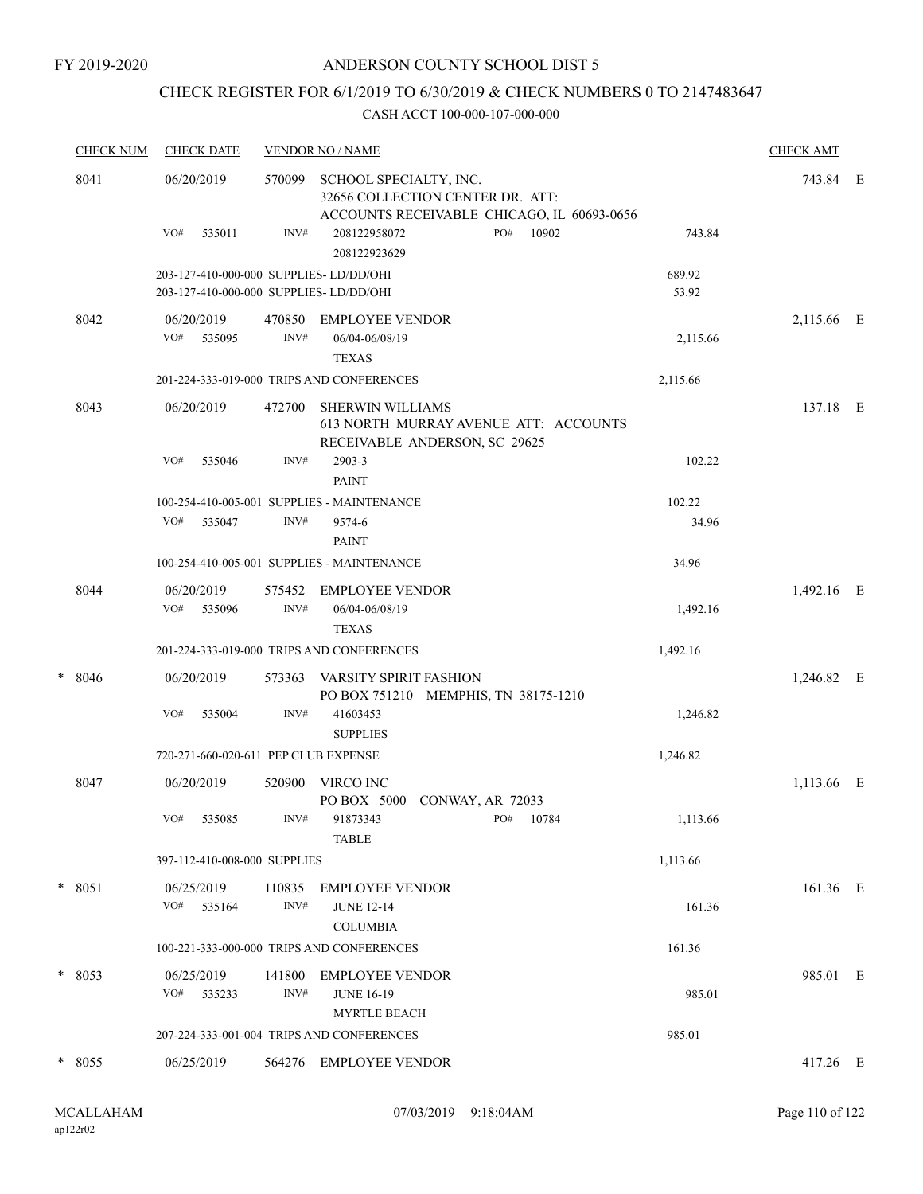FY 2019-2020

# ANDERSON COUNTY SCHOOL DIST 5

## CHECK REGISTER FOR 6/1/2019 TO 6/30/2019 & CHECK NUMBERS 0 TO 2147483647

CASH ACCT 100-000-107-000-000

| CHECK NUM | CHECK DATE | VENDOR NO / NAME | | CHECK AMT | |
|---|---|---|---|---|---|
| 8041 | 06/20/2019 | 570099 SCHOOL SPECIALTY, INC. 32656 COLLECTION CENTER DR. ATT: ACCOUNTS RECEIVABLE CHICAGO, IL 60693-0656 | | 743.84 | E |
| | VO# 535011 | INV# 208122958072 PO# 10902 208122923629 | 743.84 | | |
| | 203-127-410-000-000 SUPPLIES- LD/DD/OHI | | 689.92 | | |
| | 203-127-410-000-000 SUPPLIES- LD/DD/OHI | | 53.92 | | |
| 8042 | 06/20/2019 | 470850 EMPLOYEE VENDOR | | 2,115.66 | E |
| | VO# 535095 | INV# 06/04-06/08/19 TEXAS | 2,115.66 | | |
| | 201-224-333-019-000 TRIPS AND CONFERENCES | | 2,115.66 | | |
| 8043 | 06/20/2019 | 472700 SHERWIN WILLIAMS 613 NORTH MURRAY AVENUE ATT: ACCOUNTS RECEIVABLE ANDERSON, SC 29625 | | 137.18 | E |
| | VO# 535046 | INV# 2903-3 PAINT | 102.22 | | |
| | 100-254-410-005-001 SUPPLIES - MAINTENANCE | | 102.22 | | |
| | VO# 535047 | INV# 9574-6 PAINT | 34.96 | | |
| | 100-254-410-005-001 SUPPLIES - MAINTENANCE | | 34.96 | | |
| 8044 | 06/20/2019 | 575452 EMPLOYEE VENDOR | | 1,492.16 | E |
| | VO# 535096 | INV# 06/04-06/08/19 TEXAS | 1,492.16 | | |
| | 201-224-333-019-000 TRIPS AND CONFERENCES | | 1,492.16 | | |
| * 8046 | 06/20/2019 | 573363 VARSITY SPIRIT FASHION PO BOX 751210 MEMPHIS, TN 38175-1210 | | 1,246.82 | E |
| | VO# 535004 | INV# 41603453 SUPPLIES | 1,246.82 | | |
| | 720-271-660-020-611 PEP CLUB EXPENSE | | 1,246.82 | | |
| 8047 | 06/20/2019 | 520900 VIRCO INC PO BOX 5000 CONWAY, AR 72033 | | 1,113.66 | E |
| | VO# 535085 | INV# 91873343 PO# 10784 TABLE | 1,113.66 | | |
| | 397-112-410-008-000 SUPPLIES | | 1,113.66 | | |
| * 8051 | 06/25/2019 | 110835 EMPLOYEE VENDOR | | 161.36 | E |
| | VO# 535164 | INV# JUNE 12-14 COLUMBIA | 161.36 | | |
| | 100-221-333-000-000 TRIPS AND CONFERENCES | | 161.36 | | |
| * 8053 | 06/25/2019 | 141800 EMPLOYEE VENDOR | | 985.01 | E |
| | VO# 535233 | INV# JUNE 16-19 MYRTLE BEACH | 985.01 | | |
| | 207-224-333-001-004 TRIPS AND CONFERENCES | | 985.01 | | |
| * 8055 | 06/25/2019 | 564276 EMPLOYEE VENDOR | | 417.26 | E |

MCALLAHAM ap122r02 07/03/2019 9:18:04AM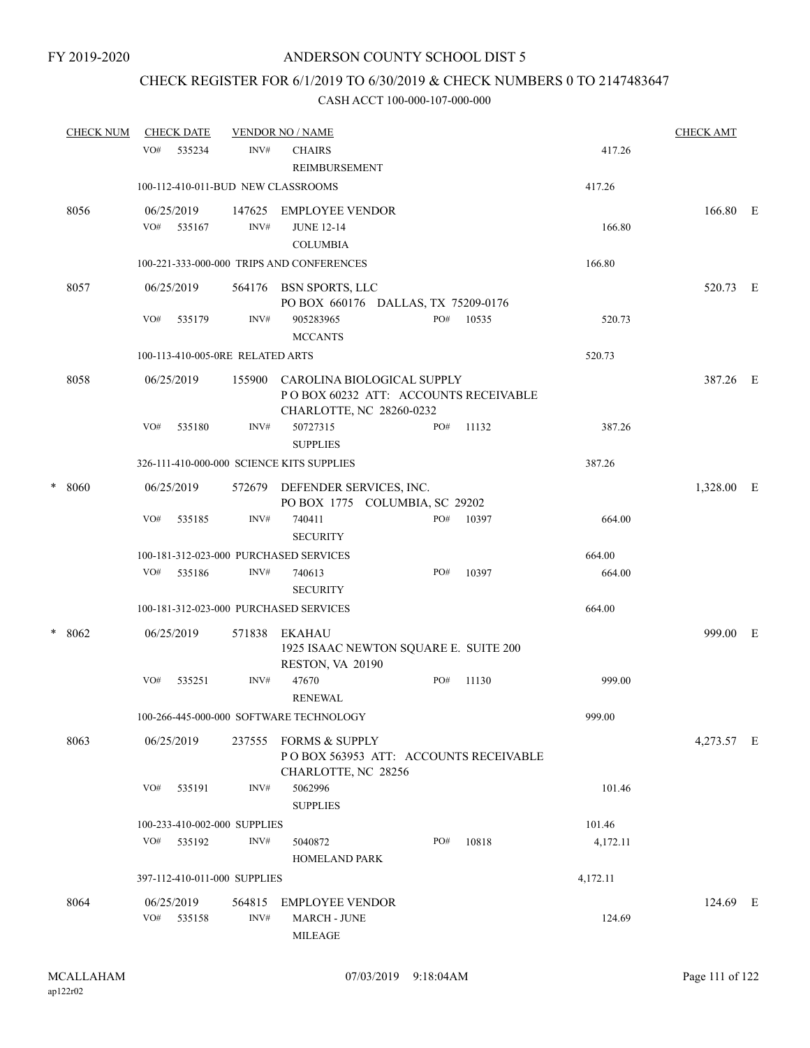FY 2019-2020

# ANDERSON COUNTY SCHOOL DIST 5

## CHECK REGISTER FOR 6/1/2019 TO 6/30/2019 & CHECK NUMBERS 0 TO 2147483647

### CASH ACCT 100-000-107-000-000

| CHECK NUM | CHECK DATE | VENDOR NO / NAME | | | | CHECK AMT | |
|---|---|---|---|---|---|---|---|
| | VO# 535234 | INV# | CHAIRS REIMBURSEMENT | | 417.26 | | |
| | 100-112-410-011-BUD NEW CLASSROOMS | | | | 417.26 | | |
| 8056 | 06/25/2019 | 147625 | EMPLOYEE VENDOR | | | 166.80 | E |
| | VO# 535167 | INV# | JUNE 12-14 COLUMBIA | | 166.80 | | |
| | 100-221-333-000-000 TRIPS AND CONFERENCES | | | | 166.80 | | |
| 8057 | 06/25/2019 | 564176 | BSN SPORTS, LLC PO BOX 660176 DALLAS, TX 75209-0176 | | | 520.73 | E |
| | VO# 535179 | INV# | 905283965 MCCANTS | PO# 10535 | 520.73 | | |
| | 100-113-410-005-0RE RELATED ARTS | | | | 520.73 | | |
| 8058 | 06/25/2019 | 155900 | CAROLINA BIOLOGICAL SUPPLY P O BOX 60232 ATT: ACCOUNTS RECEIVABLE CHARLOTTE, NC 28260-0232 | | | 387.26 | E |
| | VO# 535180 | INV# | 50727315 SUPPLIES | PO# 11132 | 387.26 | | |
| | 326-111-410-000-000 SCIENCE KITS SUPPLIES | | | | 387.26 | | |
| * 8060 | 06/25/2019 | 572679 | DEFENDER SERVICES, INC. PO BOX 1775 COLUMBIA, SC 29202 | | | 1,328.00 | E |
| | VO# 535185 | INV# | 740411 SECURITY | PO# 10397 | 664.00 | | |
| | 100-181-312-023-000 PURCHASED SERVICES | | | | 664.00 | | |
| | VO# 535186 | INV# | 740613 SECURITY | PO# 10397 | 664.00 | | |
| | 100-181-312-023-000 PURCHASED SERVICES | | | | 664.00 | | |
| * 8062 | 06/25/2019 | 571838 | EKAHAU 1925 ISAAC NEWTON SQUARE E. SUITE 200 RESTON, VA 20190 | | | 999.00 | E |
| | VO# 535251 | INV# | 47670 RENEWAL | PO# 11130 | 999.00 | | |
| | 100-266-445-000-000 SOFTWARE TECHNOLOGY | | | | 999.00 | | |
| 8063 | 06/25/2019 | 237555 | FORMS & SUPPLY P O BOX 563953 ATT: ACCOUNTS RECEIVABLE CHARLOTTE, NC 28256 | | | 4,273.57 | E |
| | VO# 535191 | INV# | 5062996 SUPPLIES | | 101.46 | | |
| | 100-233-410-002-000 SUPPLIES | | | | 101.46 | | |
| | VO# 535192 | INV# | 5040872 HOMELAND PARK | PO# 10818 | 4,172.11 | | |
| | 397-112-410-011-000 SUPPLIES | | | | 4,172.11 | | |
| 8064 | 06/25/2019 | 564815 | EMPLOYEE VENDOR | | | 124.69 | E |
| | VO# 535158 | INV# | MARCH - JUNE MILEAGE | | 124.69 | | |

MCALLAHAM ap122r02 07/03/2019 9:18:04AM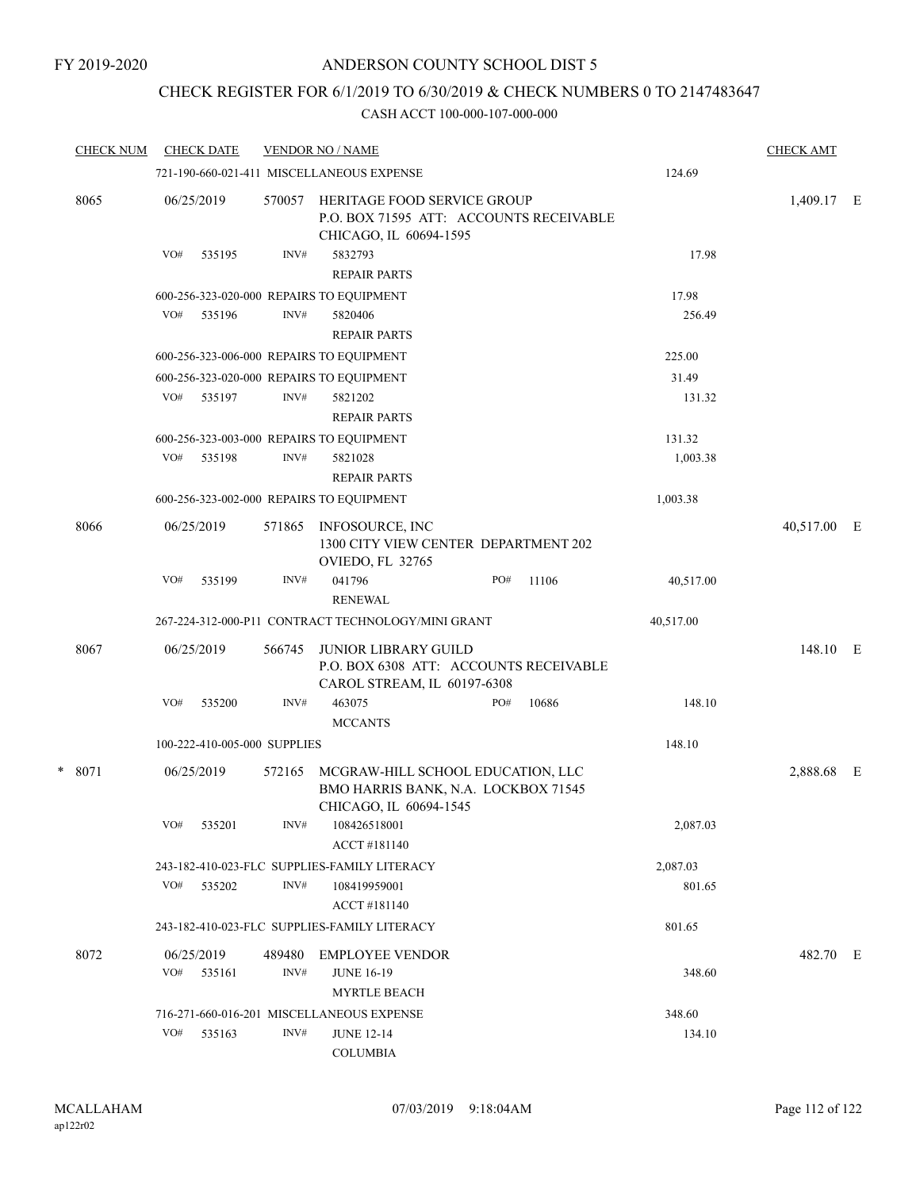FY 2019-2020

# ANDERSON COUNTY SCHOOL DIST 5

## CHECK REGISTER FOR 6/1/2019 TO 6/30/2019 & CHECK NUMBERS 0 TO 2147483647

### CASH ACCT 100-000-107-000-000

| CHECK NUM | CHECK DATE | VENDOR NO / NAME | | CHECK AMT |
|---|---|---|---|---|
| | 721-190-660-021-411 MISCELLANEOUS EXPENSE | | 124.69 | |
| 8065 | 06/25/2019 | 570057 HERITAGE FOOD SERVICE GROUP<br>P.O. BOX 71595 ATT: ACCOUNTS RECEIVABLE<br>CHICAGO, IL 60694-1595 | | 1,409.17 E |
| | VO# 535195 | INV# 5832793<br>REPAIR PARTS | 17.98 | |
| | 600-256-323-020-000 REPAIRS TO EQUIPMENT | | 17.98 | |
| | VO# 535196 | INV# 5820406<br>REPAIR PARTS | 256.49 | |
| | 600-256-323-006-000 REPAIRS TO EQUIPMENT | | 225.00 | |
| | 600-256-323-020-000 REPAIRS TO EQUIPMENT | | 31.49 | |
| | VO# 535197 | INV# 5821202<br>REPAIR PARTS | 131.32 | |
| | 600-256-323-003-000 REPAIRS TO EQUIPMENT | | 131.32 | |
| | VO# 535198 | INV# 5821028<br>REPAIR PARTS | 1,003.38 | |
| | 600-256-323-002-000 REPAIRS TO EQUIPMENT | | 1,003.38 | |
| 8066 | 06/25/2019 | 571865 INFOSOURCE, INC<br>1300 CITY VIEW CENTER DEPARTMENT 202<br>OVIEDO, FL 32765 | | 40,517.00 E |
| | VO# 535199 | INV# 041796 PO# 11106<br>RENEWAL | 40,517.00 | |
| | 267-224-312-000-P11 CONTRACT TECHNOLOGY/MINI GRANT | | 40,517.00 | |
| 8067 | 06/25/2019 | 566745 JUNIOR LIBRARY GUILD<br>P.O. BOX 6308 ATT: ACCOUNTS RECEIVABLE<br>CAROL STREAM, IL 60197-6308 | | 148.10 E |
| | VO# 535200 | INV# 463075 PO# 10686<br>MCCANTS | 148.10 | |
| | 100-222-410-005-000 SUPPLIES | | 148.10 | |
| * 8071 | 06/25/2019 | 572165 MCGRAW-HILL SCHOOL EDUCATION, LLC<br>BMO HARRIS BANK, N.A. LOCKBOX 71545<br>CHICAGO, IL 60694-1545 | | 2,888.68 E |
| | VO# 535201 | INV# 108426518001<br>ACCT #181140 | 2,087.03 | |
| | 243-182-410-023-FLC SUPPLIES-FAMILY LITERACY | | 2,087.03 | |
| | VO# 535202 | INV# 108419959001<br>ACCT #181140 | 801.65 | |
| | 243-182-410-023-FLC SUPPLIES-FAMILY LITERACY | | 801.65 | |
| 8072 | 06/25/2019 | 489480 EMPLOYEE VENDOR | | 482.70 E |
| | VO# 535161 | INV# JUNE 16-19<br>MYRTLE BEACH | 348.60 | |
| | 716-271-660-016-201 MISCELLANEOUS EXPENSE | | 348.60 | |
| | VO# 535163 | INV# JUNE 12-14<br>COLUMBIA | 134.10 | |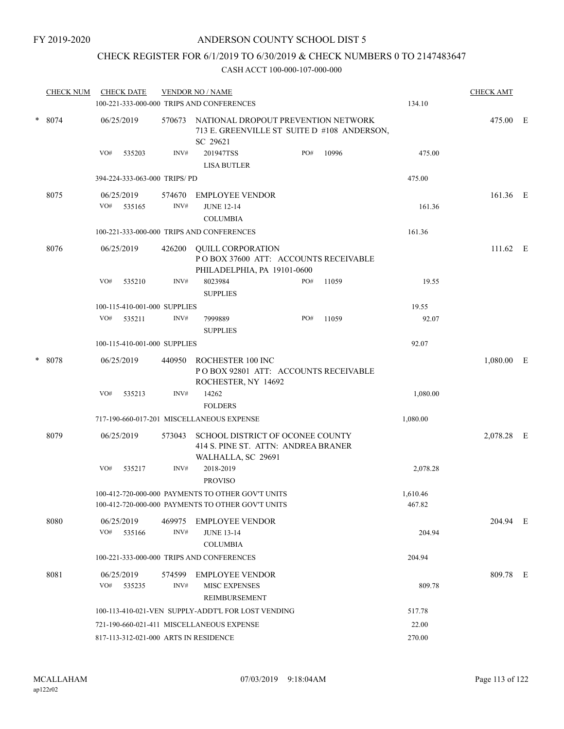FY 2019-2020

# ANDERSON COUNTY SCHOOL DIST 5

## CHECK REGISTER FOR 6/1/2019 TO 6/30/2019 & CHECK NUMBERS 0 TO 2147483647

### CASH ACCT 100-000-107-000-000

| CHECK NUM | CHECK DATE | VENDOR NO / NAME | | | CHECK AMT |
|---|---|---|---|---|---|
| | 100-221-333-000-000 TRIPS AND CONFERENCES | | | 134.10 | |
| * 8074 | 06/25/2019 | 570673 NATIONAL DROPOUT PREVENTION NETWORK 713 E. GREENVILLE ST SUITE D #108 ANDERSON, SC 29621 | | | 475.00 E |
| | VO# 535203 | INV# 201947TSS LISA BUTLER | PO# 10996 | 475.00 | |
| | 394-224-333-063-000 TRIPS/ PD | | | 475.00 | |
| 8075 | 06/25/2019 | 574670 EMPLOYEE VENDOR | | | 161.36 E |
| | VO# 535165 | INV# JUNE 12-14 COLUMBIA | | 161.36 | |
| | 100-221-333-000-000 TRIPS AND CONFERENCES | | | 161.36 | |
| 8076 | 06/25/2019 | 426200 QUILL CORPORATION P O BOX 37600 ATT: ACCOUNTS RECEIVABLE PHILADELPHIA, PA 19101-0600 | | | 111.62 E |
| | VO# 535210 | INV# 8023984 SUPPLIES | PO# 11059 | 19.55 | |
| | 100-115-410-001-000 SUPPLIES | | | 19.55 | |
| | VO# 535211 | INV# 7999889 SUPPLIES | PO# 11059 | 92.07 | |
| | 100-115-410-001-000 SUPPLIES | | | 92.07 | |
| * 8078 | 06/25/2019 | 440950 ROCHESTER 100 INC P O BOX 92801 ATT: ACCOUNTS RECEIVABLE ROCHESTER, NY 14692 | | | 1,080.00 E |
| | VO# 535213 | INV# 14262 FOLDERS | | 1,080.00 | |
| | 717-190-660-017-201 MISCELLANEOUS EXPENSE | | | 1,080.00 | |
| 8079 | 06/25/2019 | 573043 SCHOOL DISTRICT OF OCONEE COUNTY 414 S. PINE ST. ATTN: ANDREA BRANER WALHALLA, SC 29691 | | | 2,078.28 E |
| | VO# 535217 | INV# 2018-2019 PROVISO | | 2,078.28 | |
| | 100-412-720-000-000 PAYMENTS TO OTHER GOV'T UNITS | | | 1,610.46 | |
| | 100-412-720-000-000 PAYMENTS TO OTHER GOV'T UNITS | | | 467.82 | |
| 8080 | 06/25/2019 | 469975 EMPLOYEE VENDOR | | | 204.94 E |
| | VO# 535166 | INV# JUNE 13-14 COLUMBIA | | 204.94 | |
| | 100-221-333-000-000 TRIPS AND CONFERENCES | | | 204.94 | |
| 8081 | 06/25/2019 | 574599 EMPLOYEE VENDOR | | | 809.78 E |
| | VO# 535235 | INV# MISC EXPENSES REIMBURSEMENT | | 809.78 | |
| | 100-113-410-021-VEN SUPPLY-ADDT'L FOR LOST VENDING | | | 517.78 | |
| | 721-190-660-021-411 MISCELLANEOUS EXPENSE | | | 22.00 | |
| | 817-113-312-021-000 ARTS IN RESIDENCE | | | 270.00 | |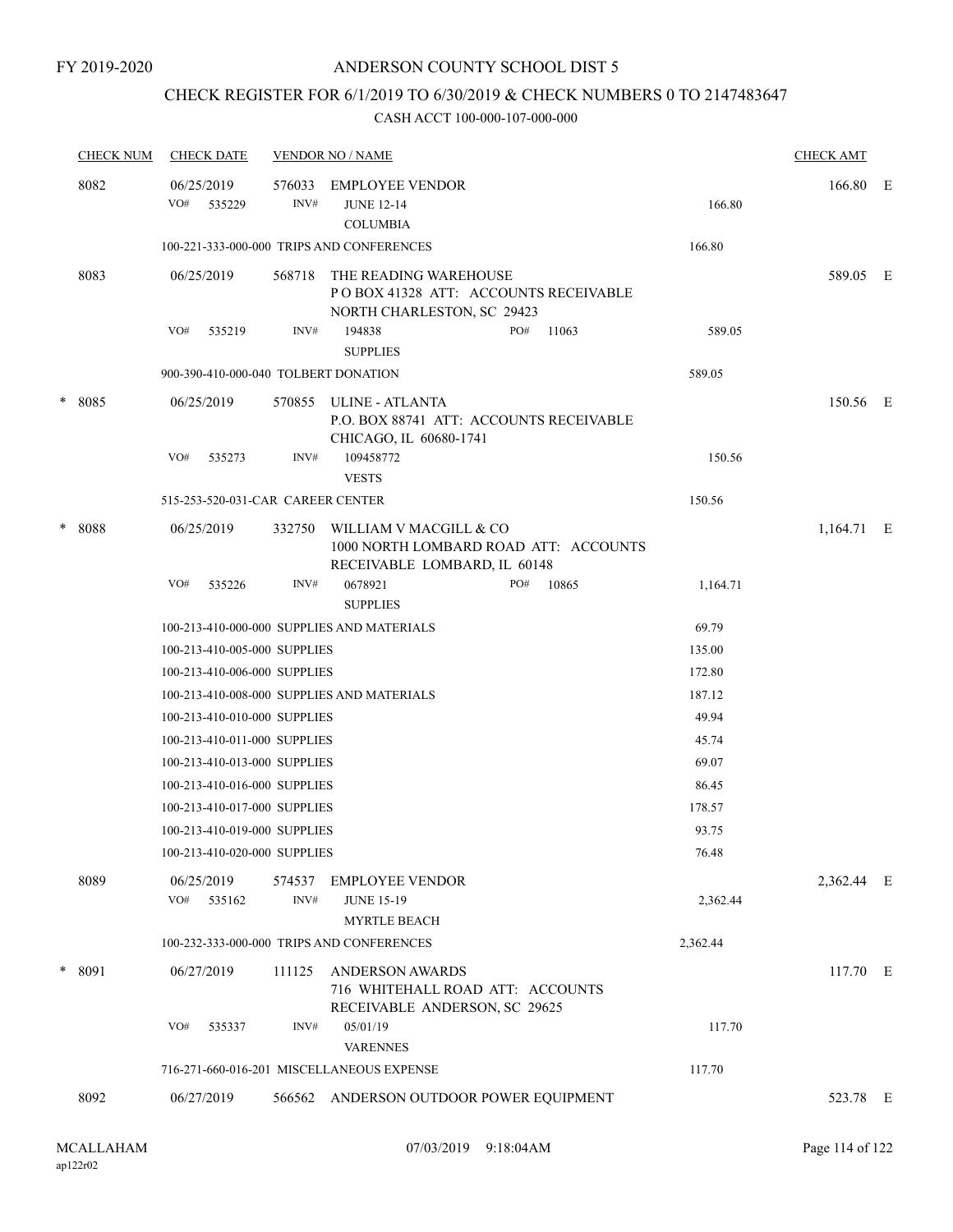FY 2019-2020

# ANDERSON COUNTY SCHOOL DIST 5

## CHECK REGISTER FOR 6/1/2019 TO 6/30/2019 & CHECK NUMBERS 0 TO 2147483647

CASH ACCT 100-000-107-000-000

| CHECK NUM | CHECK DATE | VENDOR NO / NAME | | | CHECK AMT | |
|---|---|---|---|---|---|---|
| 8082 | 06/25/2019 | 576033 EMPLOYEE VENDOR | | | 166.80 | E |
| | VO# 535229 | INV# JUNE 12-14 COLUMBIA | | 166.80 | | |
| | 100-221-333-000-000 TRIPS AND CONFERENCES | | | 166.80 | | |
| 8083 | 06/25/2019 | 568718 THE READING WAREHOUSE P O BOX 41328 ATT: ACCOUNTS RECEIVABLE NORTH CHARLESTON, SC 29423 | | | 589.05 | E |
| | VO# 535219 | INV# 194838 SUPPLIES | PO# 11063 | 589.05 | | |
| | 900-390-410-000-040 TOLBERT DONATION | | | 589.05 | | |
| * 8085 | 06/25/2019 | 570855 ULINE - ATLANTA P.O. BOX 88741 ATT: ACCOUNTS RECEIVABLE CHICAGO, IL 60680-1741 | | | 150.56 | E |
| | VO# 535273 | INV# 109458772 VESTS | | 150.56 | | |
| | 515-253-520-031-CAR CAREER CENTER | | | 150.56 | | |
| * 8088 | 06/25/2019 | 332750 WILLIAM V MACGILL & CO 1000 NORTH LOMBARD ROAD ATT: ACCOUNTS RECEIVABLE LOMBARD, IL 60148 | | | 1,164.71 | E |
| | VO# 535226 | INV# 0678921 SUPPLIES | PO# 10865 | 1,164.71 | | |
| | 100-213-410-000-000 SUPPLIES AND MATERIALS | | | 69.79 | | |
| | 100-213-410-005-000 SUPPLIES | | | 135.00 | | |
| | 100-213-410-006-000 SUPPLIES | | | 172.80 | | |
| | 100-213-410-008-000 SUPPLIES AND MATERIALS | | | 187.12 | | |
| | 100-213-410-010-000 SUPPLIES | | | 49.94 | | |
| | 100-213-410-011-000 SUPPLIES | | | 45.74 | | |
| | 100-213-410-013-000 SUPPLIES | | | 69.07 | | |
| | 100-213-410-016-000 SUPPLIES | | | 86.45 | | |
| | 100-213-410-017-000 SUPPLIES | | | 178.57 | | |
| | 100-213-410-019-000 SUPPLIES | | | 93.75 | | |
| | 100-213-410-020-000 SUPPLIES | | | 76.48 | | |
| 8089 | 06/25/2019 | 574537 EMPLOYEE VENDOR | | | 2,362.44 | E |
| | VO# 535162 | INV# JUNE 15-19 MYRTLE BEACH | | 2,362.44 | | |
| | 100-232-333-000-000 TRIPS AND CONFERENCES | | | 2,362.44 | | |
| * 8091 | 06/27/2019 | 111125 ANDERSON AWARDS 716 WHITEHALL ROAD ATT: ACCOUNTS RECEIVABLE ANDERSON, SC 29625 | | | 117.70 | E |
| | VO# 535337 | INV# 05/01/19 VARENNES | | 117.70 | | |
| | 716-271-660-016-201 MISCELLANEOUS EXPENSE | | | 117.70 | | |
| 8092 | 06/27/2019 | 566562 ANDERSON OUTDOOR POWER EQUIPMENT | | | 523.78 | E |

MCALLAHAM ap122r02 07/03/2019 9:18:04AM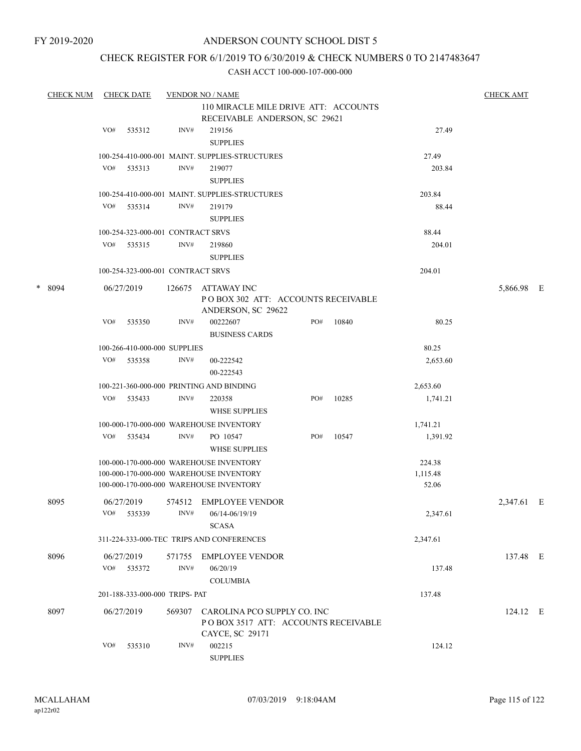FY 2019-2020

# ANDERSON COUNTY SCHOOL DIST 5

## CHECK REGISTER FOR 6/1/2019 TO 6/30/2019 & CHECK NUMBERS 0 TO 2147483647

CASH ACCT 100-000-107-000-000

| CHECK NUM | CHECK DATE | VENDOR NO / NAME | | | CHECK AMT |
|---|---|---|---|---|---|
| | | 110 MIRACLE MILE DRIVE ATT: ACCOUNTS RECEIVABLE ANDERSON, SC 29621 | | | |
| | VO# 535312 | INV# 219156 SUPPLIES | | 27.49 | |
| | | 100-254-410-000-001 MAINT. SUPPLIES-STRUCTURES | | 27.49 | |
| | VO# 535313 | INV# 219077 SUPPLIES | | 203.84 | |
| | | 100-254-410-000-001 MAINT. SUPPLIES-STRUCTURES | | 203.84 | |
| | VO# 535314 | INV# 219179 SUPPLIES | | 88.44 | |
| | | 100-254-323-000-001 CONTRACT SRVS | | 88.44 | |
| | VO# 535315 | INV# 219860 SUPPLIES | | 204.01 | |
| | | 100-254-323-000-001 CONTRACT SRVS | | 204.01 | |
| * 8094 | 06/27/2019 | 126675 ATTAWAY INC P O BOX 302 ATT: ACCOUNTS RECEIVABLE ANDERSON, SC 29622 | | | 5,866.98 E |
| | VO# 535350 | INV# 00222607 BUSINESS CARDS | PO# 10840 | 80.25 | |
| | | 100-266-410-000-000 SUPPLIES | | 80.25 | |
| | VO# 535358 | INV# 00-222542 00-222543 | | 2,653.60 | |
| | | 100-221-360-000-000 PRINTING AND BINDING | | 2,653.60 | |
| | VO# 535433 | INV# 220358 WHSE SUPPLIES | PO# 10285 | 1,741.21 | |
| | | 100-000-170-000-000 WAREHOUSE INVENTORY | | 1,741.21 | |
| | VO# 535434 | INV# PO 10547 WHSE SUPPLIES | PO# 10547 | 1,391.92 | |
| | | 100-000-170-000-000 WAREHOUSE INVENTORY | | 224.38 | |
| | | 100-000-170-000-000 WAREHOUSE INVENTORY | | 1,115.48 | |
| | | 100-000-170-000-000 WAREHOUSE INVENTORY | | 52.06 | |
| 8095 | 06/27/2019 | 574512 EMPLOYEE VENDOR | | | 2,347.61 E |
| | VO# 535339 | INV# 06/14-06/19/19 SCASA | | 2,347.61 | |
| | | 311-224-333-000-TEC TRIPS AND CONFERENCES | | 2,347.61 | |
| 8096 | 06/27/2019 | 571755 EMPLOYEE VENDOR | | | 137.48 E |
| | VO# 535372 | INV# 06/20/19 COLUMBIA | | 137.48 | |
| | | 201-188-333-000-000 TRIPS- PAT | | 137.48 | |
| 8097 | 06/27/2019 | 569307 CAROLINA PCO SUPPLY CO. INC P O BOX 3517 ATT: ACCOUNTS RECEIVABLE CAYCE, SC 29171 | | | 124.12 E |
| | VO# 535310 | INV# 002215 SUPPLIES | | 124.12 | |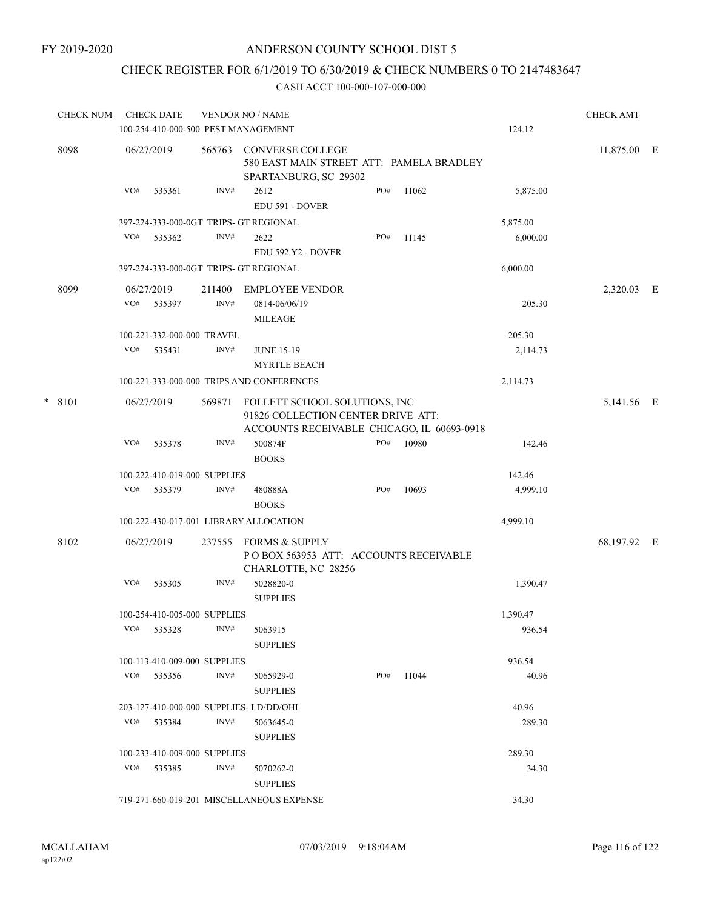FY 2019-2020

# ANDERSON COUNTY SCHOOL DIST 5

## CHECK REGISTER FOR 6/1/2019 TO 6/30/2019 & CHECK NUMBERS 0 TO 2147483647

### CASH ACCT 100-000-107-000-000

| CHECK NUM | CHECK DATE | VENDOR NO / NAME | | | CHECK AMT |
|---|---|---|---|---|---|
| | 100-254-410-000-500 PEST MANAGEMENT | | | 124.12 | |
| 8098 | 06/27/2019 | 565763 CONVERSE COLLEGE<br>580 EAST MAIN STREET ATT: PAMELA BRADLEY<br>SPARTANBURG, SC 29302 | | | 11,875.00 E |
| | VO# 535361 | INV# 2612<br>EDU 591 - DOVER | PO# 11062 | 5,875.00 | |
| | 397-224-333-000-0GT TRIPS- GT REGIONAL | | | 5,875.00 | |
| | VO# 535362 | INV# 2622<br>EDU 592.Y2 - DOVER | PO# 11145 | 6,000.00 | |
| | 397-224-333-000-0GT TRIPS- GT REGIONAL | | | 6,000.00 | |
| 8099 | 06/27/2019 | 211400 EMPLOYEE VENDOR | | | 2,320.03 E |
| | VO# 535397 | INV# 0814-06/06/19<br>MILEAGE | | 205.30 | |
| | 100-221-332-000-000 TRAVEL | | | 205.30 | |
| | VO# 535431 | INV# JUNE 15-19<br>MYRTLE BEACH | | 2,114.73 | |
| | 100-221-333-000-000 TRIPS AND CONFERENCES | | | 2,114.73 | |
| * 8101 | 06/27/2019 | 569871 FOLLETT SCHOOL SOLUTIONS, INC<br>91826 COLLECTION CENTER DRIVE ATT:<br>ACCOUNTS RECEIVABLE CHICAGO, IL 60693-0918 | | | 5,141.56 E |
| | VO# 535378 | INV# 500874F<br>BOOKS | PO# 10980 | 142.46 | |
| | 100-222-410-019-000 SUPPLIES | | | 142.46 | |
| | VO# 535379 | INV# 480888A<br>BOOKS | PO# 10693 | 4,999.10 | |
| | 100-222-430-017-001 LIBRARY ALLOCATION | | | 4,999.10 | |
| 8102 | 06/27/2019 | 237555 FORMS & SUPPLY<br>P O BOX 563953 ATT: ACCOUNTS RECEIVABLE<br>CHARLOTTE, NC 28256 | | | 68,197.92 E |
| | VO# 535305 | INV# 5028820-0<br>SUPPLIES | | 1,390.47 | |
| | 100-254-410-005-000 SUPPLIES | | | 1,390.47 | |
| | VO# 535328 | INV# 5063915<br>SUPPLIES | | 936.54 | |
| | 100-113-410-009-000 SUPPLIES | | | 936.54 | |
| | VO# 535356 | INV# 5065929-0<br>SUPPLIES | PO# 11044 | 40.96 | |
| | 203-127-410-000-000 SUPPLIES- LD/DD/OHI | | | 40.96 | |
| | VO# 535384 | INV# 5063645-0<br>SUPPLIES | | 289.30 | |
| | 100-233-410-009-000 SUPPLIES | | | 289.30 | |
| | VO# 535385 | INV# 5070262-0<br>SUPPLIES | | 34.30 | |
| | 719-271-660-019-201 MISCELLANEOUS EXPENSE | | | 34.30 | |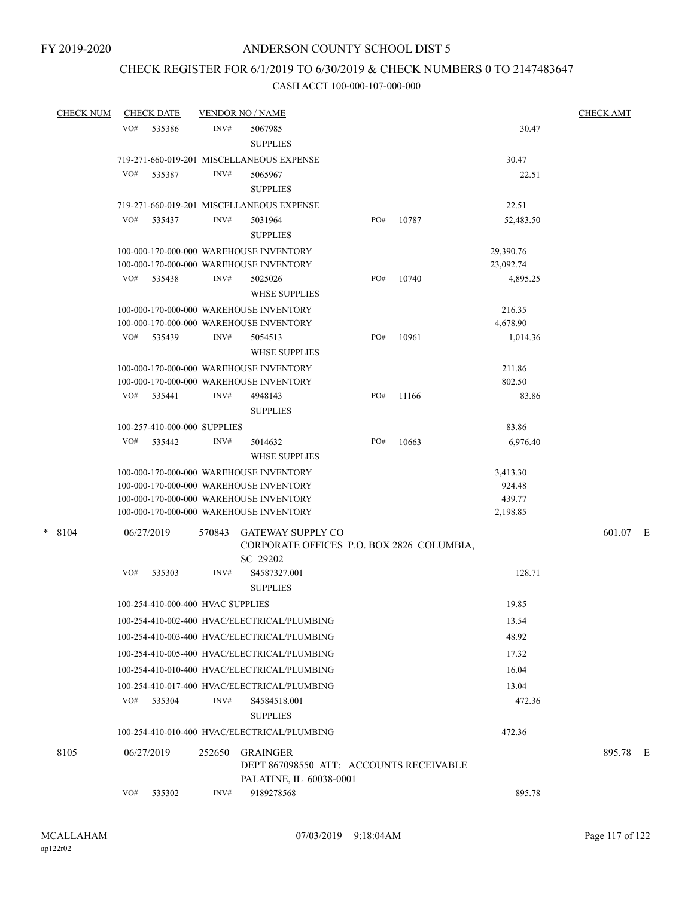FY 2019-2020

# ANDERSON COUNTY SCHOOL DIST 5

## CHECK REGISTER FOR 6/1/2019 TO 6/30/2019 & CHECK NUMBERS 0 TO 2147483647

### CASH ACCT 100-000-107-000-000

| CHECK NUM | CHECK DATE | VENDOR NO / NAME | | | CHECK AMT |
|---|---|---|---|---|---|
| | VO# 535386 | INV# 5067985 SUPPLIES | | 30.47 | |
| | 719-271-660-019-201 MISCELLANEOUS EXPENSE | | | 30.47 | |
| | VO# 535387 | INV# 5065967 SUPPLIES | | 22.51 | |
| | 719-271-660-019-201 MISCELLANEOUS EXPENSE | | | 22.51 | |
| | VO# 535437 | INV# 5031964 SUPPLIES | PO# 10787 | 52,483.50 | |
| | 100-000-170-000-000 WAREHOUSE INVENTORY | | | 29,390.76 | |
| | 100-000-170-000-000 WAREHOUSE INVENTORY | | | 23,092.74 | |
| | VO# 535438 | INV# 5025026 WHSE SUPPLIES | PO# 10740 | 4,895.25 | |
| | 100-000-170-000-000 WAREHOUSE INVENTORY | | | 216.35 | |
| | 100-000-170-000-000 WAREHOUSE INVENTORY | | | 4,678.90 | |
| | VO# 535439 | INV# 5054513 WHSE SUPPLIES | PO# 10961 | 1,014.36 | |
| | 100-000-170-000-000 WAREHOUSE INVENTORY | | | 211.86 | |
| | 100-000-170-000-000 WAREHOUSE INVENTORY | | | 802.50 | |
| | VO# 535441 | INV# 4948143 SUPPLIES | PO# 11166 | 83.86 | |
| | 100-257-410-000-000 SUPPLIES | | | 83.86 | |
| | VO# 535442 | INV# 5014632 WHSE SUPPLIES | PO# 10663 | 6,976.40 | |
| | 100-000-170-000-000 WAREHOUSE INVENTORY | | | 3,413.30 | |
| | 100-000-170-000-000 WAREHOUSE INVENTORY | | | 924.48 | |
| | 100-000-170-000-000 WAREHOUSE INVENTORY | | | 439.77 | |
| | 100-000-170-000-000 WAREHOUSE INVENTORY | | | 2,198.85 | |
| * 8104 | 06/27/2019 | 570843 GATEWAY SUPPLY CO CORPORATE OFFICES P.O. BOX 2826 COLUMBIA, SC 29202 | | | 601.07 E |
| | VO# 535303 | INV# S4587327.001 SUPPLIES | | 128.71 | |
| | 100-254-410-000-400 HVAC SUPPLIES | | | 19.85 | |
| | 100-254-410-002-400 HVAC/ELECTRICAL/PLUMBING | | | 13.54 | |
| | 100-254-410-003-400 HVAC/ELECTRICAL/PLUMBING | | | 48.92 | |
| | 100-254-410-005-400 HVAC/ELECTRICAL/PLUMBING | | | 17.32 | |
| | 100-254-410-010-400 HVAC/ELECTRICAL/PLUMBING | | | 16.04 | |
| | 100-254-410-017-400 HVAC/ELECTRICAL/PLUMBING | | | 13.04 | |
| | VO# 535304 | INV# S4584518.001 SUPPLIES | | 472.36 | |
| | 100-254-410-010-400 HVAC/ELECTRICAL/PLUMBING | | | 472.36 | |
| 8105 | 06/27/2019 | 252650 GRAINGER DEPT 867098550 ATT: ACCOUNTS RECEIVABLE PALATINE, IL 60038-0001 | | | 895.78 E |
| | VO# 535302 | INV# 9189278568 | | 895.78 | |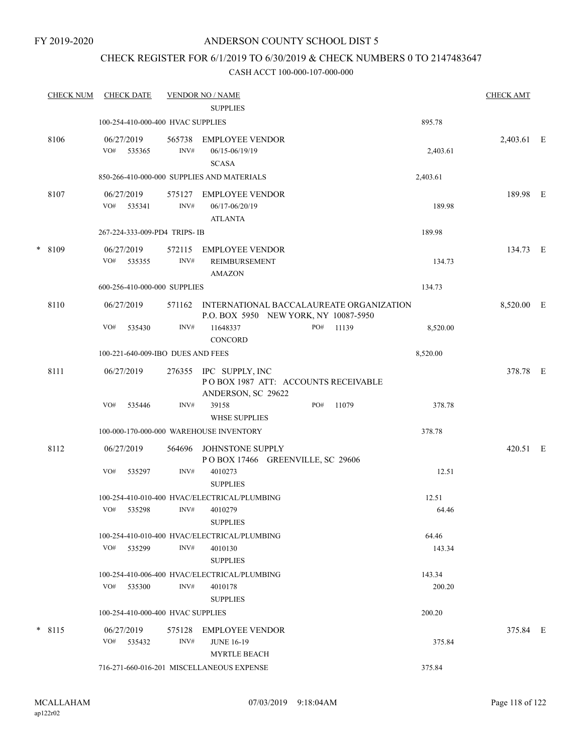FY 2019-2020

# ANDERSON COUNTY SCHOOL DIST 5

## CHECK REGISTER FOR 6/1/2019 TO 6/30/2019 & CHECK NUMBERS 0 TO 2147483647

### CASH ACCT 100-000-107-000-000

| CHECK NUM | CHECK DATE | VENDOR NO / NAME | | CHECK AMT |
|---|---|---|---|---|
| | | SUPPLIES | | |
| | 100-254-410-000-400 HVAC SUPPLIES | | 895.78 | |
| 8106 | 06/27/2019 | 565738 EMPLOYEE VENDOR | | 2,403.61 E |
| | VO# 535365 | INV# 06/15-06/19/19 SCASA | 2,403.61 | |
| | 850-266-410-000-000 SUPPLIES AND MATERIALS | | 2,403.61 | |
| 8107 | 06/27/2019 | 575127 EMPLOYEE VENDOR | | 189.98 E |
| | VO# 535341 | INV# 06/17-06/20/19 ATLANTA | 189.98 | |
| | 267-224-333-009-PD4 TRIPS- IB | | 189.98 | |
| * 8109 | 06/27/2019 | 572115 EMPLOYEE VENDOR | | 134.73 E |
| | VO# 535355 | INV# REIMBURSEMENT AMAZON | 134.73 | |
| | 600-256-410-000-000 SUPPLIES | | 134.73 | |
| 8110 | 06/27/2019 | 571162 INTERNATIONAL BACCALAUREATE ORGANIZATION P.O. BOX 5950 NEW YORK, NY 10087-5950 | | 8,520.00 E |
| | VO# 535430 | INV# 11648337 PO# 11139 CONCORD | 8,520.00 | |
| | 100-221-640-009-IBO DUES AND FEES | | 8,520.00 | |
| 8111 | 06/27/2019 | 276355 IPC SUPPLY, INC P O BOX 1987 ATT: ACCOUNTS RECEIVABLE ANDERSON, SC 29622 | | 378.78 E |
| | VO# 535446 | INV# 39158 PO# 11079 WHSE SUPPLIES | 378.78 | |
| | 100-000-170-000-000 WAREHOUSE INVENTORY | | 378.78 | |
| 8112 | 06/27/2019 | 564696 JOHNSTONE SUPPLY P O BOX 17466 GREENVILLE, SC 29606 | | 420.51 E |
| | VO# 535297 | INV# 4010273 SUPPLIES | 12.51 | |
| | 100-254-410-010-400 HVAC/ELECTRICAL/PLUMBING | | 12.51 | |
| | VO# 535298 | INV# 4010279 SUPPLIES | 64.46 | |
| | 100-254-410-010-400 HVAC/ELECTRICAL/PLUMBING | | 64.46 | |
| | VO# 535299 | INV# 4010130 SUPPLIES | 143.34 | |
| | 100-254-410-006-400 HVAC/ELECTRICAL/PLUMBING | | 143.34 | |
| | VO# 535300 | INV# 4010178 SUPPLIES | 200.20 | |
| | 100-254-410-000-400 HVAC SUPPLIES | | 200.20 | |
| * 8115 | 06/27/2019 | 575128 EMPLOYEE VENDOR | | 375.84 E |
| | VO# 535432 | INV# JUNE 16-19 MYRTLE BEACH | 375.84 | |
| | 716-271-660-016-201 MISCELLANEOUS EXPENSE | | 375.84 | |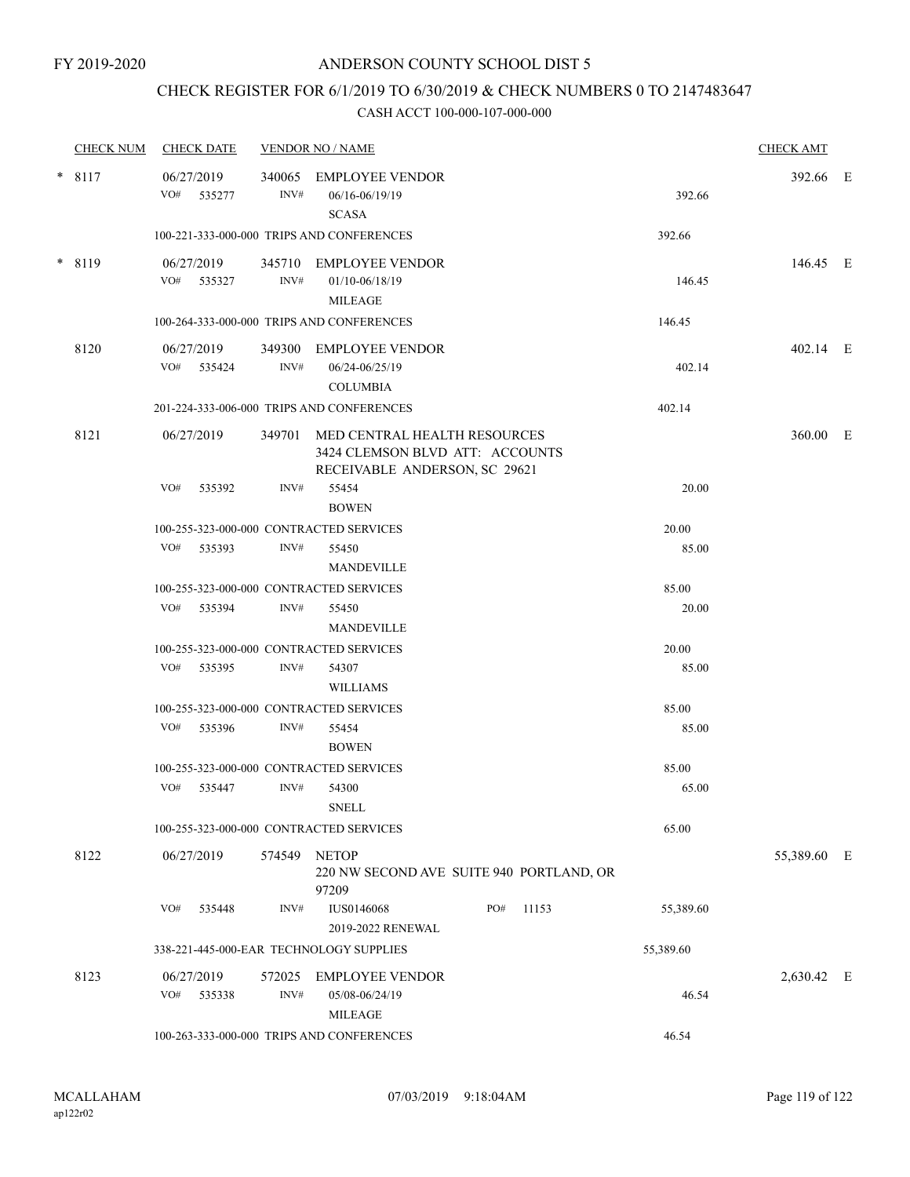FY 2019-2020

# ANDERSON COUNTY SCHOOL DIST 5

## CHECK REGISTER FOR 6/1/2019 TO 6/30/2019 & CHECK NUMBERS 0 TO 2147483647

CASH ACCT 100-000-107-000-000

| CHECK NUM | CHECK DATE | VENDOR NO / NAME | | CHECK AMT | |
|---|---|---|---|---|---|
| * 8117 | 06/27/2019 | 340065 EMPLOYEE VENDOR | | 392.66 | E |
| | VO# 535277 | INV# 06/16-06/19/19 SCASA | 392.66 | | |
| | 100-221-333-000-000 TRIPS AND CONFERENCES | | 392.66 | | |
| * 8119 | 06/27/2019 | 345710 EMPLOYEE VENDOR | | 146.45 | E |
| | VO# 535327 | INV# 01/10-06/18/19 MILEAGE | 146.45 | | |
| | 100-264-333-000-000 TRIPS AND CONFERENCES | | 146.45 | | |
| 8120 | 06/27/2019 | 349300 EMPLOYEE VENDOR | | 402.14 | E |
| | VO# 535424 | INV# 06/24-06/25/19 COLUMBIA | 402.14 | | |
| | 201-224-333-006-000 TRIPS AND CONFERENCES | | 402.14 | | |
| 8121 | 06/27/2019 | 349701 MED CENTRAL HEALTH RESOURCES 3424 CLEMSON BLVD ATT: ACCOUNTS RECEIVABLE ANDERSON, SC 29621 | | 360.00 | E |
| | VO# 535392 | INV# 55454 BOWEN | 20.00 | | |
| | 100-255-323-000-000 CONTRACTED SERVICES | | 20.00 | | |
| | VO# 535393 | INV# 55450 MANDEVILLE | 85.00 | | |
| | 100-255-323-000-000 CONTRACTED SERVICES | | 85.00 | | |
| | VO# 535394 | INV# 55450 MANDEVILLE | 20.00 | | |
| | 100-255-323-000-000 CONTRACTED SERVICES | | 20.00 | | |
| | VO# 535395 | INV# 54307 WILLIAMS | 85.00 | | |
| | 100-255-323-000-000 CONTRACTED SERVICES | | 85.00 | | |
| | VO# 535396 | INV# 55454 BOWEN | 85.00 | | |
| | 100-255-323-000-000 CONTRACTED SERVICES | | 85.00 | | |
| | VO# 535447 | INV# 54300 SNELL | 65.00 | | |
| | 100-255-323-000-000 CONTRACTED SERVICES | | 65.00 | | |
| 8122 | 06/27/2019 | 574549 NETOP 220 NW SECOND AVE SUITE 940 PORTLAND, OR 97209 | | 55,389.60 | E |
| | VO# 535448 | INV# IUS0146068 PO# 11153 2019-2022 RENEWAL | 55,389.60 | | |
| | 338-221-445-000-EAR TECHNOLOGY SUPPLIES | | 55,389.60 | | |
| 8123 | 06/27/2019 | 572025 EMPLOYEE VENDOR | | 2,630.42 | E |
| | VO# 535338 | INV# 05/08-06/24/19 MILEAGE | 46.54 | | |
| | 100-263-333-000-000 TRIPS AND CONFERENCES | | 46.54 | | |

MCALLAHAM
ap122r02

07/03/2019 9:18:04AM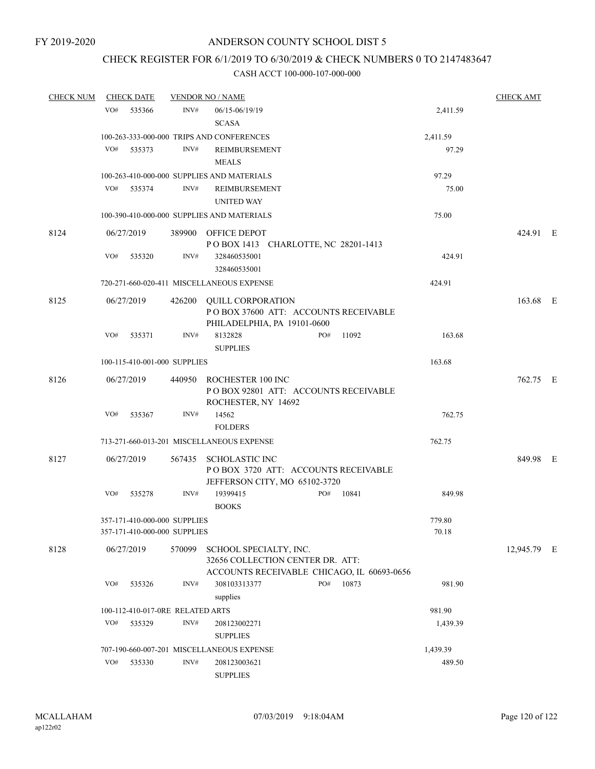FY 2019-2020

ANDERSON COUNTY SCHOOL DIST 5

CHECK REGISTER FOR 6/1/2019 TO 6/30/2019 & CHECK NUMBERS 0 TO 2147483647

CASH ACCT 100-000-107-000-000

| CHECK NUM | CHECK DATE | VENDOR NO / NAME | | CHECK AMT |
|---|---|---|---|---|
| | VO# 535366 | INV# 06/15-06/19/19 SCASA | 2,411.59 | |
| | 100-263-333-000-000 TRIPS AND CONFERENCES | | 2,411.59 | |
| | VO# 535373 | INV# REIMBURSEMENT MEALS | 97.29 | |
| | 100-263-410-000-000 SUPPLIES AND MATERIALS | | 97.29 | |
| | VO# 535374 | INV# REIMBURSEMENT UNITED WAY | 75.00 | |
| | 100-390-410-000-000 SUPPLIES AND MATERIALS | | 75.00 | |
| 8124 | 06/27/2019 | 389900 OFFICE DEPOT P O BOX 1413 CHARLOTTE, NC 28201-1413 | | 424.91 E |
| | VO# 535320 | INV# 328460535001 328460535001 | 424.91 | |
| | 720-271-660-020-411 MISCELLANEOUS EXPENSE | | 424.91 | |
| 8125 | 06/27/2019 | 426200 QUILL CORPORATION P O BOX 37600 ATT: ACCOUNTS RECEIVABLE PHILADELPHIA, PA 19101-0600 | | 163.68 E |
| | VO# 535371 | INV# 8132828 PO# 11092 SUPPLIES | 163.68 | |
| | 100-115-410-001-000 SUPPLIES | | 163.68 | |
| 8126 | 06/27/2019 | 440950 ROCHESTER 100 INC P O BOX 92801 ATT: ACCOUNTS RECEIVABLE ROCHESTER, NY 14692 | | 762.75 E |
| | VO# 535367 | INV# 14562 FOLDERS | 762.75 | |
| | 713-271-660-013-201 MISCELLANEOUS EXPENSE | | 762.75 | |
| 8127 | 06/27/2019 | 567435 SCHOLASTIC INC P O BOX 3720 ATT: ACCOUNTS RECEIVABLE JEFFERSON CITY, MO 65102-3720 | | 849.98 E |
| | VO# 535278 | INV# 19399415 PO# 10841 BOOKS | 849.98 | |
| | 357-171-410-000-000 SUPPLIES | | 779.80 | |
| | 357-171-410-000-000 SUPPLIES | | 70.18 | |
| 8128 | 06/27/2019 | 570099 SCHOOL SPECIALTY, INC. 32656 COLLECTION CENTER DR. ATT: ACCOUNTS RECEIVABLE CHICAGO, IL 60693-0656 | | 12,945.79 E |
| | VO# 535326 | INV# 308103313377 PO# 10873 supplies | 981.90 | |
| | 100-112-410-017-0RE RELATED ARTS | | 981.90 | |
| | VO# 535329 | INV# 208123002271 SUPPLIES | 1,439.39 | |
| | 707-190-660-007-201 MISCELLANEOUS EXPENSE | | 1,439.39 | |
| | VO# 535330 | INV# 208123003621 SUPPLIES | 489.50 | |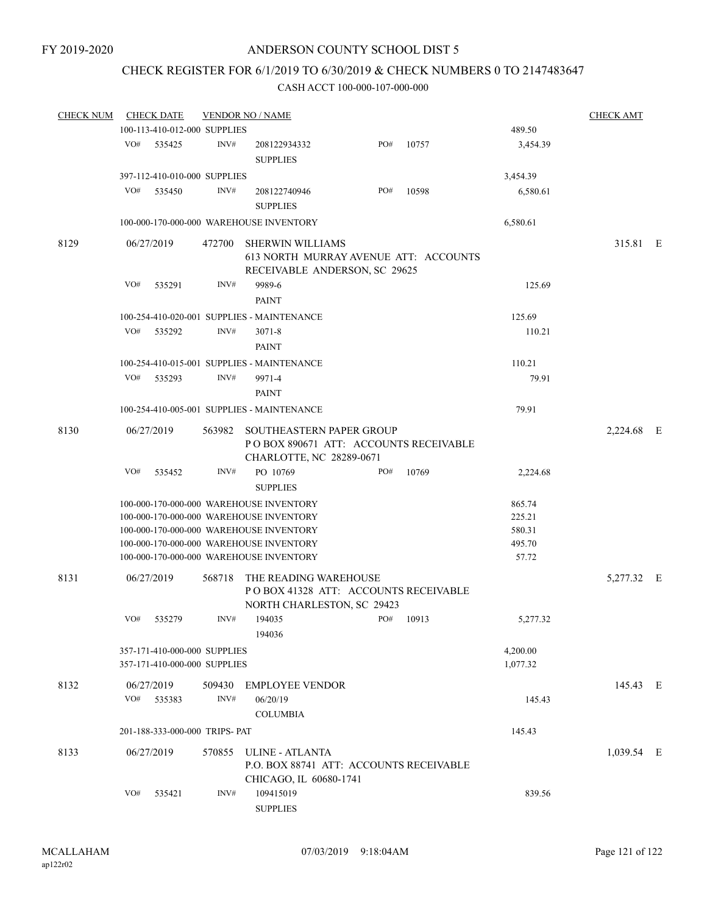FY 2019-2020

# ANDERSON COUNTY SCHOOL DIST 5

## CHECK REGISTER FOR 6/1/2019 TO 6/30/2019 & CHECK NUMBERS 0 TO 2147483647

### CASH ACCT 100-000-107-000-000

| CHECK NUM | CHECK DATE | VENDOR NO / NAME | | | CHECK AMT |
|---|---|---|---|---|---|
| | 100-113-410-012-000 SUPPLIES | | | 489.50 | |
| | VO# 535425 | INV# 208122934332 SUPPLIES | PO# 10757 | 3,454.39 | |
| | 397-112-410-010-000 SUPPLIES | | | 3,454.39 | |
| | VO# 535450 | INV# 208122740946 SUPPLIES | PO# 10598 | 6,580.61 | |
| | 100-000-170-000-000 WAREHOUSE INVENTORY | | | 6,580.61 | |
| 8129 | 06/27/2019 | 472700 SHERWIN WILLIAMS 613 NORTH MURRAY AVENUE ATT: ACCOUNTS RECEIVABLE ANDERSON, SC 29625 | | | 315.81 E |
| | VO# 535291 | INV# 9989-6 PAINT | | 125.69 | |
| | 100-254-410-020-001 SUPPLIES - MAINTENANCE | | | 125.69 | |
| | VO# 535292 | INV# 3071-8 PAINT | | 110.21 | |
| | 100-254-410-015-001 SUPPLIES - MAINTENANCE | | | 110.21 | |
| | VO# 535293 | INV# 9971-4 PAINT | | 79.91 | |
| | 100-254-410-005-001 SUPPLIES - MAINTENANCE | | | 79.91 | |
| 8130 | 06/27/2019 | 563982 SOUTHEASTERN PAPER GROUP P O BOX 890671 ATT: ACCOUNTS RECEIVABLE CHARLOTTE, NC 28289-0671 | | | 2,224.68 E |
| | VO# 535452 | INV# PO 10769 SUPPLIES | PO# 10769 | 2,224.68 | |
| | 100-000-170-000-000 WAREHOUSE INVENTORY | | | 865.74 | |
| | 100-000-170-000-000 WAREHOUSE INVENTORY | | | 225.21 | |
| | 100-000-170-000-000 WAREHOUSE INVENTORY | | | 580.31 | |
| | 100-000-170-000-000 WAREHOUSE INVENTORY | | | 495.70 | |
| | 100-000-170-000-000 WAREHOUSE INVENTORY | | | 57.72 | |
| 8131 | 06/27/2019 | 568718 THE READING WAREHOUSE P O BOX 41328 ATT: ACCOUNTS RECEIVABLE NORTH CHARLESTON, SC 29423 | | | 5,277.32 E |
| | VO# 535279 | INV# 194035 194036 | PO# 10913 | 5,277.32 | |
| | 357-171-410-000-000 SUPPLIES | | | 4,200.00 | |
| | 357-171-410-000-000 SUPPLIES | | | 1,077.32 | |
| 8132 | 06/27/2019 | 509430 EMPLOYEE VENDOR | | | 145.43 E |
| | VO# 535383 | INV# 06/20/19 COLUMBIA | | 145.43 | |
| | 201-188-333-000-000 TRIPS- PAT | | | 145.43 | |
| 8133 | 06/27/2019 | 570855 ULINE - ATLANTA P.O. BOX 88741 ATT: ACCOUNTS RECEIVABLE CHICAGO, IL 60680-1741 | | | 1,039.54 E |
| | VO# 535421 | INV# 109415019 SUPPLIES | | 839.56 | |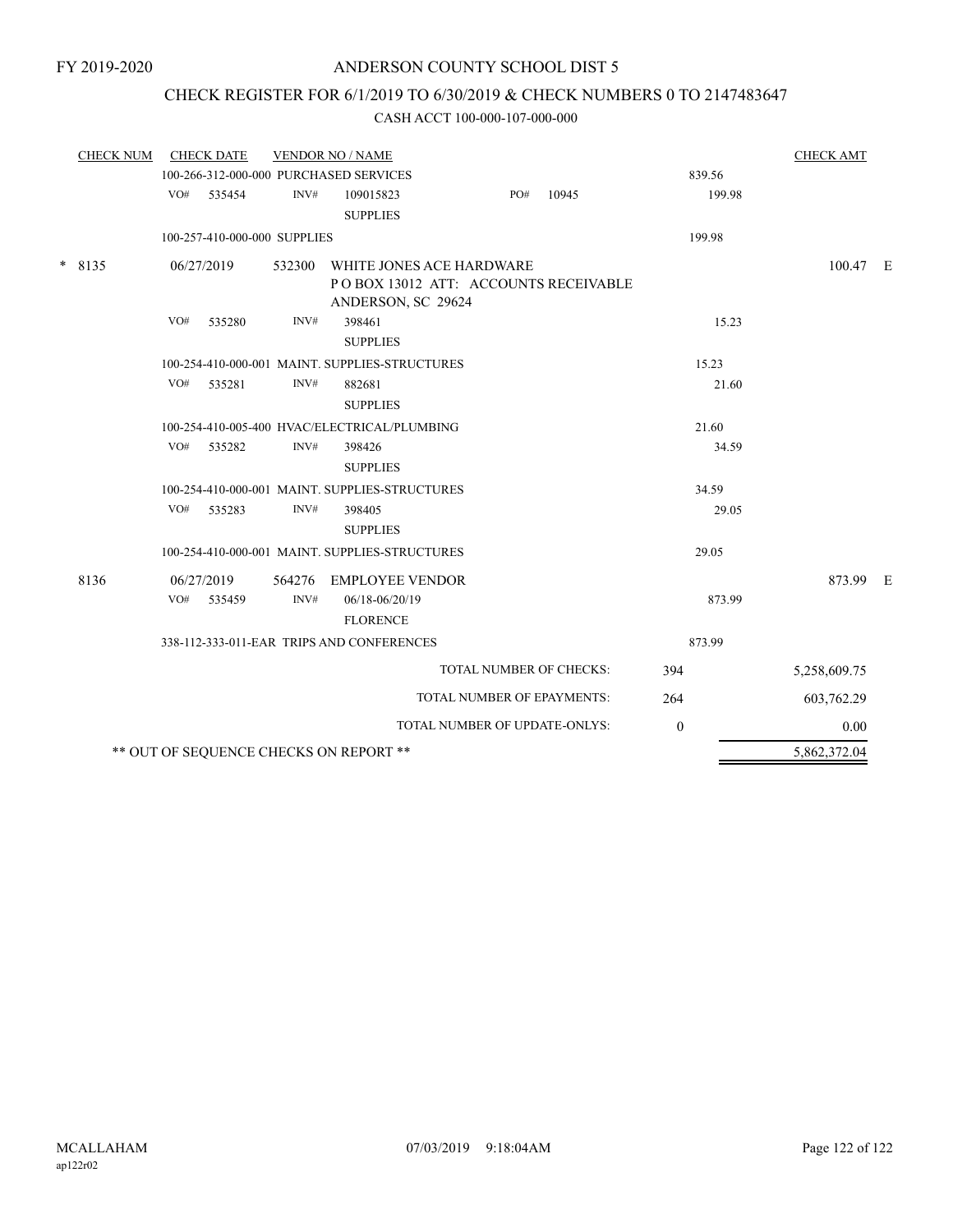# ANDERSON COUNTY SCHOOL DIST 5

## CHECK REGISTER FOR 6/1/2019 TO 6/30/2019 & CHECK NUMBERS 0 TO 2147483647

CASH ACCT 100-000-107-000-000

| CHECK NUM | CHECK DATE | VENDOR NO / NAME | | | CHECK AMT | |
|---|---|---|---|---|---|---|
| | 100-266-312-000-000 PURCHASED SERVICES | | | 839.56 | | |
| | VO# 535454 | INV# 109015823 SUPPLIES | PO# 10945 | 199.98 | | |
| | 100-257-410-000-000 SUPPLIES | | | 199.98 | | |
| * 8135 | 06/27/2019 | 532300 WHITE JONES ACE HARDWARE P O BOX 13012 ATT: ACCOUNTS RECEIVABLE ANDERSON, SC 29624 | | | 100.47 | E |
| | VO# 535280 | INV# 398461 SUPPLIES | | 15.23 | | |
| | 100-254-410-000-001 MAINT. SUPPLIES-STRUCTURES | | | 15.23 | | |
| | VO# 535281 | INV# 882681 SUPPLIES | | 21.60 | | |
| | 100-254-410-005-400 HVAC/ELECTRICAL/PLUMBING | | | 21.60 | | |
| | VO# 535282 | INV# 398426 SUPPLIES | | 34.59 | | |
| | 100-254-410-000-001 MAINT. SUPPLIES-STRUCTURES | | | 34.59 | | |
| | VO# 535283 | INV# 398405 SUPPLIES | | 29.05 | | |
| | 100-254-410-000-001 MAINT. SUPPLIES-STRUCTURES | | | 29.05 | | |
| 8136 | 06/27/2019 | 564276 EMPLOYEE VENDOR | | | 873.99 | E |
| | VO# 535459 | INV# 06/18-06/20/19 FLORENCE | | 873.99 | | |
| | 338-112-333-011-EAR TRIPS AND CONFERENCES | | | 873.99 | | |

| | | |
|---|---|---|
| TOTAL NUMBER OF CHECKS: | 394 | 5,258,609.75 |
| TOTAL NUMBER OF EPAYMENTS: | 264 | 603,762.29 |
| TOTAL NUMBER OF UPDATE-ONLYS: | 0 | 0.00 |
| ** OUT OF SEQUENCE CHECKS ON REPORT ** | | 5,862,372.04 |

MCALLAHAM
ap122r02

07/03/2019 9:18:04AM